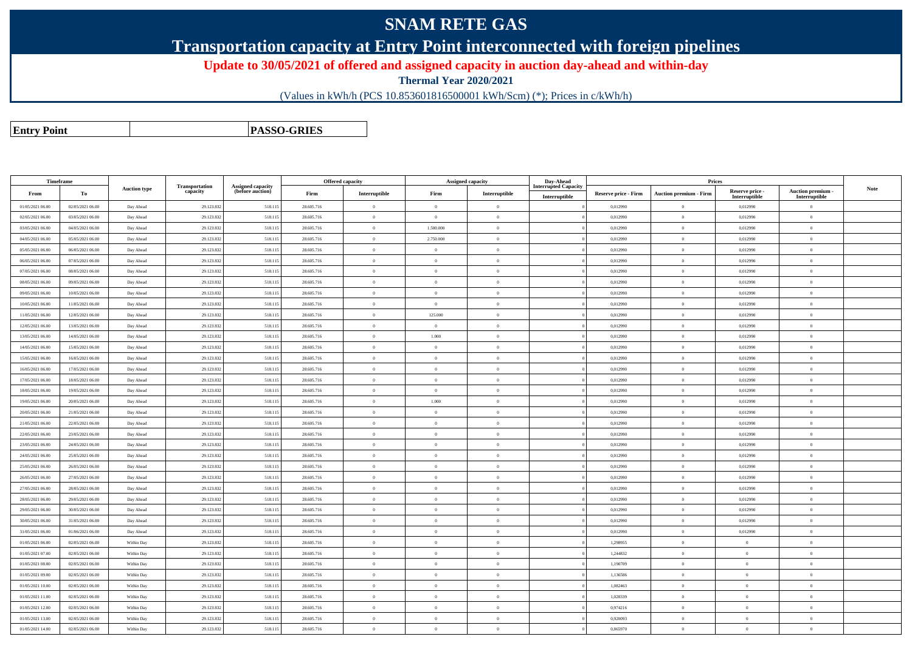# SNAM RETE GAS

## Transportation capacity at Entry Point interconnected with foreign pipelines

**Update to 30/05/2021 of offered and assigned capacity in auction day-ahead and within-day**

**Thermal Year 2020/2021**

(Values in kWh/h (PCS 10.853601816500001 kWh/Scm) (*); Prices in c/kWh/h)

| **Entry Point** | | **PASSO-GRIES** |
|---|---|---|

| Timeframe | | Auction type | Transportation capacity | Assigned capacity (before auction) | Offered capacity | | Assigned capacity | | Day-Ahead Interrupted Capacity | Prices | | | | Note |
|---|---|---|---|---|---|---|---|---|---|---|---|---|---|---|
| From | To | | | | Firm | Interruptible | Firm | Interruptible | Interruptible | Reserve price - Firm | Auction premium - Firm | Reserve price - Interruptible | Auction premium - Interruptible | |
| 01/05/2021 06.00 | 02/05/2021 06.00 | Day Ahead | 29.123.832 | 518.115 | 28.605.716 | 0 | 0 | 0 | 0 | 0,012990 | 0 | 0,012990 | 0 | |
| 02/05/2021 06.00 | 03/05/2021 06.00 | Day Ahead | 29.123.832 | 518.115 | 28.605.716 | 0 | 0 | 0 | 0 | 0,012990 | 0 | 0,012990 | 0 | |
| 03/05/2021 06.00 | 04/05/2021 06.00 | Day Ahead | 29.123.832 | 518.115 | 28.605.716 | 0 | 1.500.000 | 0 | 0 | 0,012990 | 0 | 0,012990 | 0 | |
| 04/05/2021 06.00 | 05/05/2021 06.00 | Day Ahead | 29.123.832 | 518.115 | 28.605.716 | 0 | 2.750.000 | 0 | 0 | 0,012990 | 0 | 0,012990 | 0 | |
| 05/05/2021 06.00 | 06/05/2021 06.00 | Day Ahead | 29.123.832 | 518.115 | 28.605.716 | 0 | 0 | 0 | 0 | 0,012990 | 0 | 0,012990 | 0 | |
| 06/05/2021 06.00 | 07/05/2021 06.00 | Day Ahead | 29.123.832 | 518.115 | 28.605.716 | 0 | 0 | 0 | 0 | 0,012990 | 0 | 0,012990 | 0 | |
| 07/05/2021 06.00 | 08/05/2021 06.00 | Day Ahead | 29.123.832 | 518.115 | 28.605.716 | 0 | 0 | 0 | 0 | 0,012990 | 0 | 0,012990 | 0 | |
| 08/05/2021 06.00 | 09/05/2021 06.00 | Day Ahead | 29.123.832 | 518.115 | 28.605.716 | 0 | 0 | 0 | 0 | 0,012990 | 0 | 0,012990 | 0 | |
| 09/05/2021 06.00 | 10/05/2021 06.00 | Day Ahead | 29.123.832 | 518.115 | 28.605.716 | 0 | 0 | 0 | 0 | 0,012990 | 0 | 0,012990 | 0 | |
| 10/05/2021 06.00 | 11/05/2021 06.00 | Day Ahead | 29.123.832 | 518.115 | 28.605.716 | 0 | 0 | 0 | 0 | 0,012990 | 0 | 0,012990 | 0 | |
| 11/05/2021 06.00 | 12/05/2021 06.00 | Day Ahead | 29.123.832 | 518.115 | 28.605.716 | 0 | 125.000 | 0 | 0 | 0,012990 | 0 | 0,012990 | 0 | |
| 12/05/2021 06.00 | 13/05/2021 06.00 | Day Ahead | 29.123.832 | 518.115 | 28.605.716 | 0 | 0 | 0 | 0 | 0,012990 | 0 | 0,012990 | 0 | |
| 13/05/2021 06.00 | 14/05/2021 06.00 | Day Ahead | 29.123.832 | 518.115 | 28.605.716 | 0 | 1.000 | 0 | 0 | 0,012990 | 0 | 0,012990 | 0 | |
| 14/05/2021 06.00 | 15/05/2021 06.00 | Day Ahead | 29.123.832 | 518.115 | 28.605.716 | 0 | 0 | 0 | 0 | 0,012990 | 0 | 0,012990 | 0 | |
| 15/05/2021 06.00 | 16/05/2021 06.00 | Day Ahead | 29.123.832 | 518.115 | 28.605.716 | 0 | 0 | 0 | 0 | 0,012990 | 0 | 0,012990 | 0 | |
| 16/05/2021 06.00 | 17/05/2021 06.00 | Day Ahead | 29.123.832 | 518.115 | 28.605.716 | 0 | 0 | 0 | 0 | 0,012990 | 0 | 0,012990 | 0 | |
| 17/05/2021 06.00 | 18/05/2021 06.00 | Day Ahead | 29.123.832 | 518.115 | 28.605.716 | 0 | 0 | 0 | 0 | 0,012990 | 0 | 0,012990 | 0 | |
| 18/05/2021 06.00 | 19/05/2021 06.00 | Day Ahead | 29.123.832 | 518.115 | 28.605.716 | 0 | 0 | 0 | 0 | 0,012990 | 0 | 0,012990 | 0 | |
| 19/05/2021 06.00 | 20/05/2021 06.00 | Day Ahead | 29.123.832 | 518.115 | 28.605.716 | 0 | 1.000 | 0 | 0 | 0,012990 | 0 | 0,012990 | 0 | |
| 20/05/2021 06.00 | 21/05/2021 06.00 | Day Ahead | 29.123.832 | 518.115 | 28.605.716 | 0 | 0 | 0 | 0 | 0,012990 | 0 | 0,012990 | 0 | |
| 21/05/2021 06.00 | 22/05/2021 06.00 | Day Ahead | 29.123.832 | 518.115 | 28.605.716 | 0 | 0 | 0 | 0 | 0,012990 | 0 | 0,012990 | 0 | |
| 22/05/2021 06.00 | 23/05/2021 06.00 | Day Ahead | 29.123.832 | 518.115 | 28.605.716 | 0 | 0 | 0 | 0 | 0,012990 | 0 | 0,012990 | 0 | |
| 23/05/2021 06.00 | 24/05/2021 06.00 | Day Ahead | 29.123.832 | 518.115 | 28.605.716 | 0 | 0 | 0 | 0 | 0,012990 | 0 | 0,012990 | 0 | |
| 24/05/2021 06.00 | 25/05/2021 06.00 | Day Ahead | 29.123.832 | 518.115 | 28.605.716 | 0 | 0 | 0 | 0 | 0,012990 | 0 | 0,012990 | 0 | |
| 25/05/2021 06.00 | 26/05/2021 06.00 | Day Ahead | 29.123.832 | 518.115 | 28.605.716 | 0 | 0 | 0 | 0 | 0,012990 | 0 | 0,012990 | 0 | |
| 26/05/2021 06.00 | 27/05/2021 06.00 | Day Ahead | 29.123.832 | 518.115 | 28.605.716 | 0 | 0 | 0 | 0 | 0,012990 | 0 | 0,012990 | 0 | |
| 27/05/2021 06.00 | 28/05/2021 06.00 | Day Ahead | 29.123.832 | 518.115 | 28.605.716 | 0 | 0 | 0 | 0 | 0,012990 | 0 | 0,012990 | 0 | |
| 28/05/2021 06.00 | 29/05/2021 06.00 | Day Ahead | 29.123.832 | 518.115 | 28.605.716 | 0 | 0 | 0 | 0 | 0,012990 | 0 | 0,012990 | 0 | |
| 29/05/2021 06.00 | 30/05/2021 06.00 | Day Ahead | 29.123.832 | 518.115 | 28.605.716 | 0 | 0 | 0 | 0 | 0,012990 | 0 | 0,012990 | 0 | |
| 30/05/2021 06.00 | 31/05/2021 06.00 | Day Ahead | 29.123.832 | 518.115 | 28.605.716 | 0 | 0 | 0 | 0 | 0,012990 | 0 | 0,012990 | 0 | |
| 31/05/2021 06.00 | 01/06/2021 06.00 | Day Ahead | 29.123.832 | 518.115 | 28.605.716 | 0 | 0 | 0 | 0 | 0,012990 | 0 | 0,012990 | 0 | |
| 01/05/2021 06.00 | 02/05/2021 06.00 | Within Day | 29.123.832 | 518.115 | 28.605.716 | 0 | 0 | 0 | 0 | 1,298955 | 0 | 0 | 0 | |
| 01/05/2021 07.00 | 02/05/2021 06.00 | Within Day | 29.123.832 | 518.115 | 28.605.716 | 0 | 0 | 0 | 0 | 1,244832 | 0 | 0 | 0 | |
| 01/05/2021 08.00 | 02/05/2021 06.00 | Within Day | 29.123.832 | 518.115 | 28.605.716 | 0 | 0 | 0 | 0 | 1,190709 | 0 | 0 | 0 | |
| 01/05/2021 09.00 | 02/05/2021 06.00 | Within Day | 29.123.832 | 518.115 | 28.605.716 | 0 | 0 | 0 | 0 | 1,136586 | 0 | 0 | 0 | |
| 01/05/2021 10.00 | 02/05/2021 06.00 | Within Day | 29.123.832 | 518.115 | 28.605.716 | 0 | 0 | 0 | 0 | 1,082463 | 0 | 0 | 0 | |
| 01/05/2021 11.00 | 02/05/2021 06.00 | Within Day | 29.123.832 | 518.115 | 28.605.716 | 0 | 0 | 0 | 0 | 1,028339 | 0 | 0 | 0 | |
| 01/05/2021 12.00 | 02/05/2021 06.00 | Within Day | 29.123.832 | 518.115 | 28.605.716 | 0 | 0 | 0 | 0 | 0,974216 | 0 | 0 | 0 | |
| 01/05/2021 13.00 | 02/05/2021 06.00 | Within Day | 29.123.832 | 518.115 | 28.605.716 | 0 | 0 | 0 | 0 | 0,920093 | 0 | 0 | 0 | |
| 01/05/2021 14.00 | 02/05/2021 06.00 | Within Day | 29.123.832 | 518.115 | 28.605.716 | 0 | 0 | 0 | 0 | 0,865970 | 0 | 0 | 0 | |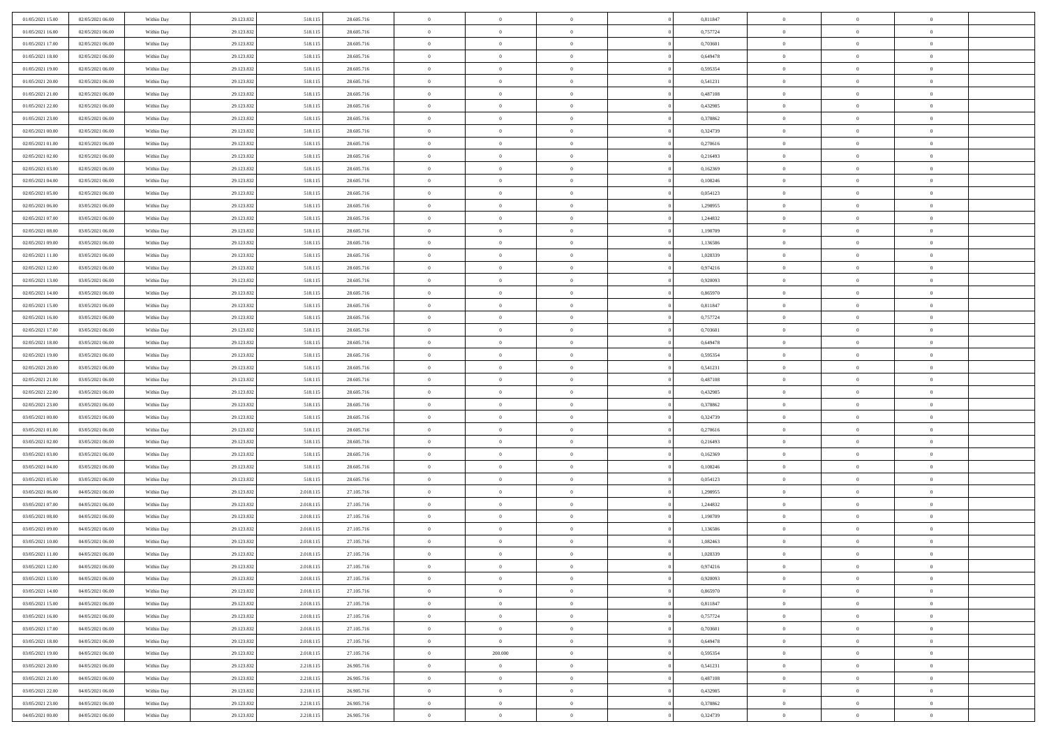| | | | | | | | | | | | | | | |
|---|---|---|---|---|---|---|---|---|---|---|---|---|---|---|
| 01/05/2021 15:00 | 02/05/2021 06:00 | Within Day | 29.123.832 | 518.115 | 28.605.716 | 0 | 0 | 0 | | 0 | 0,811847 | 0 | 0 | 0 |
| 01/05/2021 16:00 | 02/05/2021 06:00 | Within Day | 29.123.832 | 518.115 | 28.605.716 | 0 | 0 | 0 | | 0 | 0,757724 | 0 | 0 | 0 |
| 01/05/2021 17:00 | 02/05/2021 06:00 | Within Day | 29.123.832 | 518.115 | 28.605.716 | 0 | 0 | 0 | | 0 | 0,703601 | 0 | 0 | 0 |
| 01/05/2021 18:00 | 02/05/2021 06:00 | Within Day | 29.123.832 | 518.115 | 28.605.716 | 0 | 0 | 0 | | 0 | 0,649478 | 0 | 0 | 0 |
| 01/05/2021 19:00 | 02/05/2021 06:00 | Within Day | 29.123.832 | 518.115 | 28.605.716 | 0 | 0 | 0 | | 0 | 0,595354 | 0 | 0 | 0 |
| 01/05/2021 20:00 | 02/05/2021 06:00 | Within Day | 29.123.832 | 518.115 | 28.605.716 | 0 | 0 | 0 | | 0 | 0,541231 | 0 | 0 | 0 |
| 01/05/2021 21:00 | 02/05/2021 06:00 | Within Day | 29.123.832 | 518.115 | 28.605.716 | 0 | 0 | 0 | | 0 | 0,487108 | 0 | 0 | 0 |
| 01/05/2021 22:00 | 02/05/2021 06:00 | Within Day | 29.123.832 | 518.115 | 28.605.716 | 0 | 0 | 0 | | 0 | 0,432985 | 0 | 0 | 0 |
| 01/05/2021 23:00 | 02/05/2021 06:00 | Within Day | 29.123.832 | 518.115 | 28.605.716 | 0 | 0 | 0 | | 0 | 0,378862 | 0 | 0 | 0 |
| 02/05/2021 00:00 | 02/05/2021 06:00 | Within Day | 29.123.832 | 518.115 | 28.605.716 | 0 | 0 | 0 | | 0 | 0,324739 | 0 | 0 | 0 |
| 02/05/2021 01:00 | 02/05/2021 06:00 | Within Day | 29.123.832 | 518.115 | 28.605.716 | 0 | 0 | 0 | | 0 | 0,270616 | 0 | 0 | 0 |
| 02/05/2021 02:00 | 02/05/2021 06:00 | Within Day | 29.123.832 | 518.115 | 28.605.716 | 0 | 0 | 0 | | 0 | 0,216493 | 0 | 0 | 0 |
| 02/05/2021 03:00 | 02/05/2021 06:00 | Within Day | 29.123.832 | 518.115 | 28.605.716 | 0 | 0 | 0 | | 0 | 0,162369 | 0 | 0 | 0 |
| 02/05/2021 04:00 | 02/05/2021 06:00 | Within Day | 29.123.832 | 518.115 | 28.605.716 | 0 | 0 | 0 | | 0 | 0,108246 | 0 | 0 | 0 |
| 02/05/2021 05:00 | 02/05/2021 06:00 | Within Day | 29.123.832 | 518.115 | 28.605.716 | 0 | 0 | 0 | | 0 | 0,054123 | 0 | 0 | 0 |
| 02/05/2021 06:00 | 03/05/2021 06:00 | Within Day | 29.123.832 | 518.115 | 28.605.716 | 0 | 0 | 0 | | 0 | 1,298955 | 0 | 0 | 0 |
| 02/05/2021 07:00 | 03/05/2021 06:00 | Within Day | 29.123.832 | 518.115 | 28.605.716 | 0 | 0 | 0 | | 0 | 1,244832 | 0 | 0 | 0 |
| 02/05/2021 08:00 | 03/05/2021 06:00 | Within Day | 29.123.832 | 518.115 | 28.605.716 | 0 | 0 | 0 | | 0 | 1,190709 | 0 | 0 | 0 |
| 02/05/2021 09:00 | 03/05/2021 06:00 | Within Day | 29.123.832 | 518.115 | 28.605.716 | 0 | 0 | 0 | | 0 | 1,136586 | 0 | 0 | 0 |
| 02/05/2021 11:00 | 03/05/2021 06:00 | Within Day | 29.123.832 | 518.115 | 28.605.716 | 0 | 0 | 0 | | 0 | 1,028339 | 0 | 0 | 0 |
| 02/05/2021 12:00 | 03/05/2021 06:00 | Within Day | 29.123.832 | 518.115 | 28.605.716 | 0 | 0 | 0 | | 0 | 0,974216 | 0 | 0 | 0 |
| 02/05/2021 13:00 | 03/05/2021 06:00 | Within Day | 29.123.832 | 518.115 | 28.605.716 | 0 | 0 | 0 | | 0 | 0,920093 | 0 | 0 | 0 |
| 02/05/2021 14:00 | 03/05/2021 06:00 | Within Day | 29.123.832 | 518.115 | 28.605.716 | 0 | 0 | 0 | | 0 | 0,865970 | 0 | 0 | 0 |
| 02/05/2021 15:00 | 03/05/2021 06:00 | Within Day | 29.123.832 | 518.115 | 28.605.716 | 0 | 0 | 0 | | 0 | 0,811847 | 0 | 0 | 0 |
| 02/05/2021 16:00 | 03/05/2021 06:00 | Within Day | 29.123.832 | 518.115 | 28.605.716 | 0 | 0 | 0 | | 0 | 0,757724 | 0 | 0 | 0 |
| 02/05/2021 17:00 | 03/05/2021 06:00 | Within Day | 29.123.832 | 518.115 | 28.605.716 | 0 | 0 | 0 | | 0 | 0,703601 | 0 | 0 | 0 |
| 02/05/2021 18:00 | 03/05/2021 06:00 | Within Day | 29.123.832 | 518.115 | 28.605.716 | 0 | 0 | 0 | | 0 | 0,649478 | 0 | 0 | 0 |
| 02/05/2021 19:00 | 03/05/2021 06:00 | Within Day | 29.123.832 | 518.115 | 28.605.716 | 0 | 0 | 0 | | 0 | 0,595354 | 0 | 0 | 0 |
| 02/05/2021 20:00 | 03/05/2021 06:00 | Within Day | 29.123.832 | 518.115 | 28.605.716 | 0 | 0 | 0 | | 0 | 0,541231 | 0 | 0 | 0 |
| 02/05/2021 21:00 | 03/05/2021 06:00 | Within Day | 29.123.832 | 518.115 | 28.605.716 | 0 | 0 | 0 | | 0 | 0,487108 | 0 | 0 | 0 |
| 02/05/2021 22:00 | 03/05/2021 06:00 | Within Day | 29.123.832 | 518.115 | 28.605.716 | 0 | 0 | 0 | | 0 | 0,432985 | 0 | 0 | 0 |
| 02/05/2021 23:00 | 03/05/2021 06:00 | Within Day | 29.123.832 | 518.115 | 28.605.716 | 0 | 0 | 0 | | 0 | 0,378862 | 0 | 0 | 0 |
| 03/05/2021 00:00 | 03/05/2021 06:00 | Within Day | 29.123.832 | 518.115 | 28.605.716 | 0 | 0 | 0 | | 0 | 0,324739 | 0 | 0 | 0 |
| 03/05/2021 01:00 | 03/05/2021 06:00 | Within Day | 29.123.832 | 518.115 | 28.605.716 | 0 | 0 | 0 | | 0 | 0,270616 | 0 | 0 | 0 |
| 03/05/2021 02:00 | 03/05/2021 06:00 | Within Day | 29.123.832 | 518.115 | 28.605.716 | 0 | 0 | 0 | | 0 | 0,216493 | 0 | 0 | 0 |
| 03/05/2021 03:00 | 03/05/2021 06:00 | Within Day | 29.123.832 | 518.115 | 28.605.716 | 0 | 0 | 0 | | 0 | 0,162369 | 0 | 0 | 0 |
| 03/05/2021 04:00 | 03/05/2021 06:00 | Within Day | 29.123.832 | 518.115 | 28.605.716 | 0 | 0 | 0 | | 0 | 0,108246 | 0 | 0 | 0 |
| 03/05/2021 05:00 | 03/05/2021 06:00 | Within Day | 29.123.832 | 518.115 | 28.605.716 | 0 | 0 | 0 | | 0 | 0,054123 | 0 | 0 | 0 |
| 03/05/2021 06:00 | 04/05/2021 06:00 | Within Day | 29.123.832 | 2.018.115 | 27.105.716 | 0 | 0 | 0 | | 0 | 1,298955 | 0 | 0 | 0 |
| 03/05/2021 07:00 | 04/05/2021 06:00 | Within Day | 29.123.832 | 2.018.115 | 27.105.716 | 0 | 0 | 0 | | 0 | 1,244832 | 0 | 0 | 0 |
| 03/05/2021 08:00 | 04/05/2021 06:00 | Within Day | 29.123.832 | 2.018.115 | 27.105.716 | 0 | 0 | 0 | | 0 | 1,190709 | 0 | 0 | 0 |
| 03/05/2021 09:00 | 04/05/2021 06:00 | Within Day | 29.123.832 | 2.018.115 | 27.105.716 | 0 | 0 | 0 | | 0 | 1,136586 | 0 | 0 | 0 |
| 03/05/2021 10:00 | 04/05/2021 06:00 | Within Day | 29.123.832 | 2.018.115 | 27.105.716 | 0 | 0 | 0 | | 0 | 1,082463 | 0 | 0 | 0 |
| 03/05/2021 11:00 | 04/05/2021 06:00 | Within Day | 29.123.832 | 2.018.115 | 27.105.716 | 0 | 0 | 0 | | 0 | 1,028339 | 0 | 0 | 0 |
| 03/05/2021 12:00 | 04/05/2021 06:00 | Within Day | 29.123.832 | 2.018.115 | 27.105.716 | 0 | 0 | 0 | | 0 | 0,974216 | 0 | 0 | 0 |
| 03/05/2021 13:00 | 04/05/2021 06:00 | Within Day | 29.123.832 | 2.018.115 | 27.105.716 | 0 | 0 | 0 | | 0 | 0,920093 | 0 | 0 | 0 |
| 03/05/2021 14:00 | 04/05/2021 06:00 | Within Day | 29.123.832 | 2.018.115 | 27.105.716 | 0 | 0 | 0 | | 0 | 0,865970 | 0 | 0 | 0 |
| 03/05/2021 15:00 | 04/05/2021 06:00 | Within Day | 29.123.832 | 2.018.115 | 27.105.716 | 0 | 0 | 0 | | 0 | 0,811847 | 0 | 0 | 0 |
| 03/05/2021 16:00 | 04/05/2021 06:00 | Within Day | 29.123.832 | 2.018.115 | 27.105.716 | 0 | 0 | 0 | | 0 | 0,757724 | 0 | 0 | 0 |
| 03/05/2021 17:00 | 04/05/2021 06:00 | Within Day | 29.123.832 | 2.018.115 | 27.105.716 | 0 | 0 | 0 | | 0 | 0,703601 | 0 | 0 | 0 |
| 03/05/2021 18:00 | 04/05/2021 06:00 | Within Day | 29.123.832 | 2.018.115 | 27.105.716 | 0 | 0 | 0 | | 0 | 0,649478 | 0 | 0 | 0 |
| 03/05/2021 19:00 | 04/05/2021 06:00 | Within Day | 29.123.832 | 2.018.115 | 27.105.716 | 0 | 200.000 | 0 | | 0 | 0,595354 | 0 | 0 | 0 |
| 03/05/2021 20:00 | 04/05/2021 06:00 | Within Day | 29.123.832 | 2.218.115 | 26.905.716 | 0 | 0 | 0 | | 0 | 0,541231 | 0 | 0 | 0 |
| 03/05/2021 21:00 | 04/05/2021 06:00 | Within Day | 29.123.832 | 2.218.115 | 26.905.716 | 0 | 0 | 0 | | 0 | 0,487108 | 0 | 0 | 0 |
| 03/05/2021 22:00 | 04/05/2021 06:00 | Within Day | 29.123.832 | 2.218.115 | 26.905.716 | 0 | 0 | 0 | | 0 | 0,432985 | 0 | 0 | 0 |
| 03/05/2021 23:00 | 04/05/2021 06:00 | Within Day | 29.123.832 | 2.218.115 | 26.905.716 | 0 | 0 | 0 | | 0 | 0,378862 | 0 | 0 | 0 |
| 04/05/2021 00:00 | 04/05/2021 06:00 | Within Day | 29.123.832 | 2.218.115 | 26.905.716 | 0 | 0 | 0 | | 0 | 0,324739 | 0 | 0 | 0 |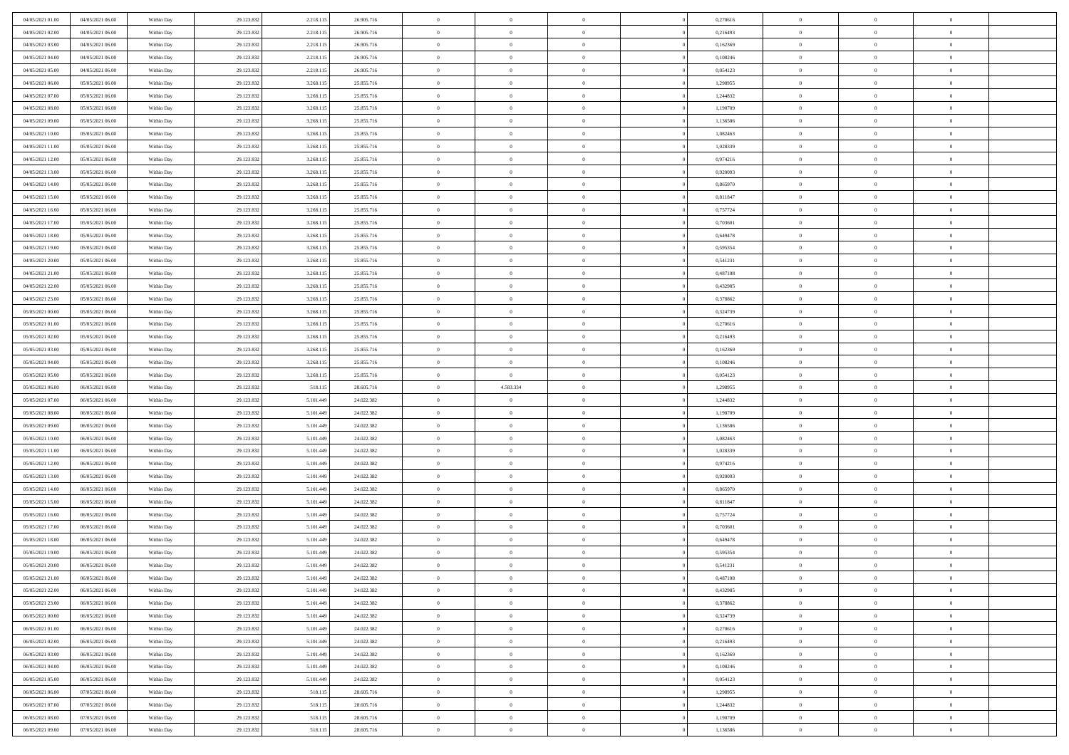| | | | | | | | | | | | | | | |
|---|---|---|---|---|---|---|---|---|---|---|---|---|---|---|
| 04/05/2021 01:00 | 04/05/2021 06:00 | Within Day | 29.123.832 | 2.218.115 | 26.905.716 | 0 | 0 | 0 | | 0 | 0,270616 | 0 | 0 | 0 |
| 04/05/2021 02:00 | 04/05/2021 06:00 | Within Day | 29.123.832 | 2.218.115 | 26.905.716 | 0 | 0 | 0 | | 0 | 0,216493 | 0 | 0 | 0 |
| 04/05/2021 03:00 | 04/05/2021 06:00 | Within Day | 29.123.832 | 2.218.115 | 26.905.716 | 0 | 0 | 0 | | 0 | 0,162369 | 0 | 0 | 0 |
| 04/05/2021 04:00 | 04/05/2021 06:00 | Within Day | 29.123.832 | 2.218.115 | 26.905.716 | 0 | 0 | 0 | | 0 | 0,108246 | 0 | 0 | 0 |
| 04/05/2021 05:00 | 04/05/2021 06:00 | Within Day | 29.123.832 | 2.218.115 | 26.905.716 | 0 | 0 | 0 | | 0 | 0,054123 | 0 | 0 | 0 |
| 04/05/2021 06:00 | 05/05/2021 06:00 | Within Day | 29.123.832 | 3.268.115 | 25.855.716 | 0 | 0 | 0 | | 0 | 1,298955 | 0 | 0 | 0 |
| 04/05/2021 07:00 | 05/05/2021 06:00 | Within Day | 29.123.832 | 3.268.115 | 25.855.716 | 0 | 0 | 0 | | 0 | 1,244832 | 0 | 0 | 0 |
| 04/05/2021 08:00 | 05/05/2021 06:00 | Within Day | 29.123.832 | 3.268.115 | 25.855.716 | 0 | 0 | 0 | | 0 | 1,190709 | 0 | 0 | 0 |
| 04/05/2021 09:00 | 05/05/2021 06:00 | Within Day | 29.123.832 | 3.268.115 | 25.855.716 | 0 | 0 | 0 | | 0 | 1,136586 | 0 | 0 | 0 |
| 04/05/2021 10:00 | 05/05/2021 06:00 | Within Day | 29.123.832 | 3.268.115 | 25.855.716 | 0 | 0 | 0 | | 0 | 1,082463 | 0 | 0 | 0 |
| 04/05/2021 11:00 | 05/05/2021 06:00 | Within Day | 29.123.832 | 3.268.115 | 25.855.716 | 0 | 0 | 0 | | 0 | 1,028339 | 0 | 0 | 0 |
| 04/05/2021 12:00 | 05/05/2021 06:00 | Within Day | 29.123.832 | 3.268.115 | 25.855.716 | 0 | 0 | 0 | | 0 | 0,974216 | 0 | 0 | 0 |
| 04/05/2021 13:00 | 05/05/2021 06:00 | Within Day | 29.123.832 | 3.268.115 | 25.855.716 | 0 | 0 | 0 | | 0 | 0,920093 | 0 | 0 | 0 |
| 04/05/2021 14:00 | 05/05/2021 06:00 | Within Day | 29.123.832 | 3.268.115 | 25.855.716 | 0 | 0 | 0 | | 0 | 0,865970 | 0 | 0 | 0 |
| 04/05/2021 15:00 | 05/05/2021 06:00 | Within Day | 29.123.832 | 3.268.115 | 25.855.716 | 0 | 0 | 0 | | 0 | 0,811847 | 0 | 0 | 0 |
| 04/05/2021 16:00 | 05/05/2021 06:00 | Within Day | 29.123.832 | 3.268.115 | 25.855.716 | 0 | 0 | 0 | | 0 | 0,757724 | 0 | 0 | 0 |
| 04/05/2021 17:00 | 05/05/2021 06:00 | Within Day | 29.123.832 | 3.268.115 | 25.855.716 | 0 | 0 | 0 | | 0 | 0,703601 | 0 | 0 | 0 |
| 04/05/2021 18:00 | 05/05/2021 06:00 | Within Day | 29.123.832 | 3.268.115 | 25.855.716 | 0 | 0 | 0 | | 0 | 0,649478 | 0 | 0 | 0 |
| 04/05/2021 19:00 | 05/05/2021 06:00 | Within Day | 29.123.832 | 3.268.115 | 25.855.716 | 0 | 0 | 0 | | 0 | 0,595354 | 0 | 0 | 0 |
| 04/05/2021 20:00 | 05/05/2021 06:00 | Within Day | 29.123.832 | 3.268.115 | 25.855.716 | 0 | 0 | 0 | | 0 | 0,541231 | 0 | 0 | 0 |
| 04/05/2021 21:00 | 05/05/2021 06:00 | Within Day | 29.123.832 | 3.268.115 | 25.855.716 | 0 | 0 | 0 | | 0 | 0,487108 | 0 | 0 | 0 |
| 04/05/2021 22:00 | 05/05/2021 06:00 | Within Day | 29.123.832 | 3.268.115 | 25.855.716 | 0 | 0 | 0 | | 0 | 0,432985 | 0 | 0 | 0 |
| 04/05/2021 23:00 | 05/05/2021 06:00 | Within Day | 29.123.832 | 3.268.115 | 25.855.716 | 0 | 0 | 0 | | 0 | 0,378862 | 0 | 0 | 0 |
| 05/05/2021 00:00 | 05/05/2021 06:00 | Within Day | 29.123.832 | 3.268.115 | 25.855.716 | 0 | 0 | 0 | | 0 | 0,324739 | 0 | 0 | 0 |
| 05/05/2021 01:00 | 05/05/2021 06:00 | Within Day | 29.123.832 | 3.268.115 | 25.855.716 | 0 | 0 | 0 | | 0 | 0,270616 | 0 | 0 | 0 |
| 05/05/2021 02:00 | 05/05/2021 06:00 | Within Day | 29.123.832 | 3.268.115 | 25.855.716 | 0 | 0 | 0 | | 0 | 0,216493 | 0 | 0 | 0 |
| 05/05/2021 03:00 | 05/05/2021 06:00 | Within Day | 29.123.832 | 3.268.115 | 25.855.716 | 0 | 0 | 0 | | 0 | 0,162369 | 0 | 0 | 0 |
| 05/05/2021 04:00 | 05/05/2021 06:00 | Within Day | 29.123.832 | 3.268.115 | 25.855.716 | 0 | 0 | 0 | | 0 | 0,108246 | 0 | 0 | 0 |
| 05/05/2021 05:00 | 05/05/2021 06:00 | Within Day | 29.123.832 | 3.268.115 | 25.855.716 | 0 | 0 | 0 | | 0 | 0,054123 | 0 | 0 | 0 |
| 05/05/2021 06:00 | 06/05/2021 06:00 | Within Day | 29.123.832 | 518.115 | 28.605.716 | 0 | 4.583.334 | 0 | | 0 | 1,298955 | 0 | 0 | 0 |
| 05/05/2021 07:00 | 06/05/2021 06:00 | Within Day | 29.123.832 | 5.101.449 | 24.022.382 | 0 | 0 | 0 | | 0 | 1,244832 | 0 | 0 | 0 |
| 05/05/2021 08:00 | 06/05/2021 06:00 | Within Day | 29.123.832 | 5.101.449 | 24.022.382 | 0 | 0 | 0 | | 0 | 1,190709 | 0 | 0 | 0 |
| 05/05/2021 09:00 | 06/05/2021 06:00 | Within Day | 29.123.832 | 5.101.449 | 24.022.382 | 0 | 0 | 0 | | 0 | 1,136586 | 0 | 0 | 0 |
| 05/05/2021 10:00 | 06/05/2021 06:00 | Within Day | 29.123.832 | 5.101.449 | 24.022.382 | 0 | 0 | 0 | | 0 | 1,082463 | 0 | 0 | 0 |
| 05/05/2021 11:00 | 06/05/2021 06:00 | Within Day | 29.123.832 | 5.101.449 | 24.022.382 | 0 | 0 | 0 | | 0 | 1,028339 | 0 | 0 | 0 |
| 05/05/2021 12:00 | 06/05/2021 06:00 | Within Day | 29.123.832 | 5.101.449 | 24.022.382 | 0 | 0 | 0 | | 0 | 0,974216 | 0 | 0 | 0 |
| 05/05/2021 13:00 | 06/05/2021 06:00 | Within Day | 29.123.832 | 5.101.449 | 24.022.382 | 0 | 0 | 0 | | 0 | 0,920093 | 0 | 0 | 0 |
| 05/05/2021 14:00 | 06/05/2021 06:00 | Within Day | 29.123.832 | 5.101.449 | 24.022.382 | 0 | 0 | 0 | | 0 | 0,865970 | 0 | 0 | 0 |
| 05/05/2021 15:00 | 06/05/2021 06:00 | Within Day | 29.123.832 | 5.101.449 | 24.022.382 | 0 | 0 | 0 | | 0 | 0,811847 | 0 | 0 | 0 |
| 05/05/2021 16:00 | 06/05/2021 06:00 | Within Day | 29.123.832 | 5.101.449 | 24.022.382 | 0 | 0 | 0 | | 0 | 0,757724 | 0 | 0 | 0 |
| 05/05/2021 17:00 | 06/05/2021 06:00 | Within Day | 29.123.832 | 5.101.449 | 24.022.382 | 0 | 0 | 0 | | 0 | 0,703601 | 0 | 0 | 0 |
| 05/05/2021 18:00 | 06/05/2021 06:00 | Within Day | 29.123.832 | 5.101.449 | 24.022.382 | 0 | 0 | 0 | | 0 | 0,649478 | 0 | 0 | 0 |
| 05/05/2021 19:00 | 06/05/2021 06:00 | Within Day | 29.123.832 | 5.101.449 | 24.022.382 | 0 | 0 | 0 | | 0 | 0,595354 | 0 | 0 | 0 |
| 05/05/2021 20:00 | 06/05/2021 06:00 | Within Day | 29.123.832 | 5.101.449 | 24.022.382 | 0 | 0 | 0 | | 0 | 0,541231 | 0 | 0 | 0 |
| 05/05/2021 21:00 | 06/05/2021 06:00 | Within Day | 29.123.832 | 5.101.449 | 24.022.382 | 0 | 0 | 0 | | 0 | 0,487108 | 0 | 0 | 0 |
| 05/05/2021 22:00 | 06/05/2021 06:00 | Within Day | 29.123.832 | 5.101.449 | 24.022.382 | 0 | 0 | 0 | | 0 | 0,432985 | 0 | 0 | 0 |
| 05/05/2021 23:00 | 06/05/2021 06:00 | Within Day | 29.123.832 | 5.101.449 | 24.022.382 | 0 | 0 | 0 | | 0 | 0,378862 | 0 | 0 | 0 |
| 06/05/2021 00:00 | 06/05/2021 06:00 | Within Day | 29.123.832 | 5.101.449 | 24.022.382 | 0 | 0 | 0 | | 0 | 0,324739 | 0 | 0 | 0 |
| 06/05/2021 01:00 | 06/05/2021 06:00 | Within Day | 29.123.832 | 5.101.449 | 24.022.382 | 0 | 0 | 0 | | 0 | 0,270616 | 0 | 0 | 0 |
| 06/05/2021 02:00 | 06/05/2021 06:00 | Within Day | 29.123.832 | 5.101.449 | 24.022.382 | 0 | 0 | 0 | | 0 | 0,216493 | 0 | 0 | 0 |
| 06/05/2021 03:00 | 06/05/2021 06:00 | Within Day | 29.123.832 | 5.101.449 | 24.022.382 | 0 | 0 | 0 | | 0 | 0,162369 | 0 | 0 | 0 |
| 06/05/2021 04:00 | 06/05/2021 06:00 | Within Day | 29.123.832 | 5.101.449 | 24.022.382 | 0 | 0 | 0 | | 0 | 0,108246 | 0 | 0 | 0 |
| 06/05/2021 05:00 | 06/05/2021 06:00 | Within Day | 29.123.832 | 5.101.449 | 24.022.382 | 0 | 0 | 0 | | 0 | 0,054123 | 0 | 0 | 0 |
| 06/05/2021 06:00 | 07/05/2021 06:00 | Within Day | 29.123.832 | 518.115 | 28.605.716 | 0 | 0 | 0 | | 0 | 1,298955 | 0 | 0 | 0 |
| 06/05/2021 07:00 | 07/05/2021 06:00 | Within Day | 29.123.832 | 518.115 | 28.605.716 | 0 | 0 | 0 | | 0 | 1,244832 | 0 | 0 | 0 |
| 06/05/2021 08:00 | 07/05/2021 06:00 | Within Day | 29.123.832 | 518.115 | 28.605.716 | 0 | 0 | 0 | | 0 | 1,190709 | 0 | 0 | 0 |
| 06/05/2021 09:00 | 07/05/2021 06:00 | Within Day | 29.123.832 | 518.115 | 28.605.716 | 0 | 0 | 0 | | 0 | 1,136586 | 0 | 0 | 0 |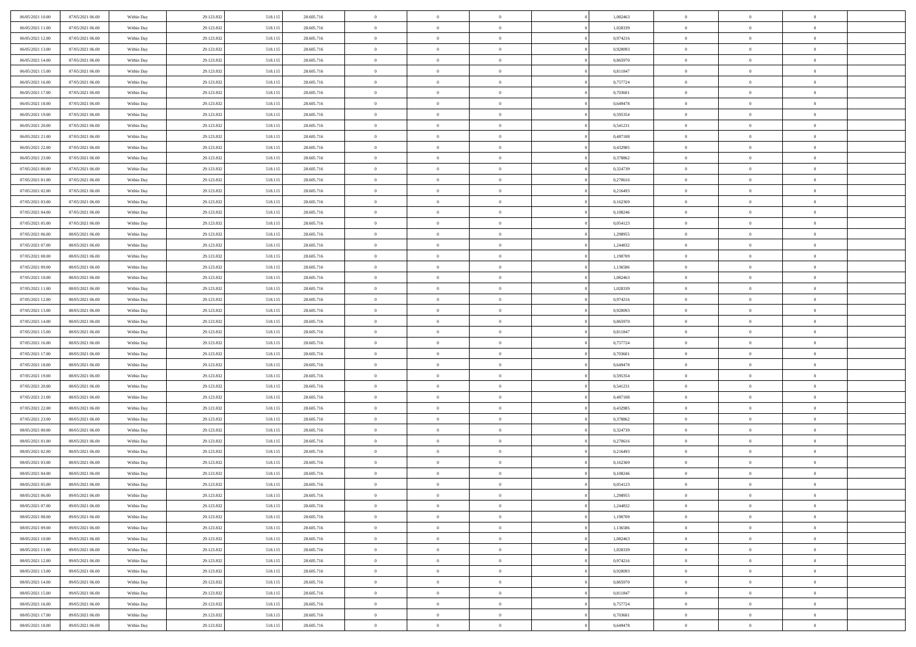| | | | | | | | | | | | | | | |
|---|---|---|---|---|---|---|---|---|---|---|---|---|---|---|
| 06/05/2021 10:00 | 07/05/2021 06:00 | Within Day | 29.123.832 | 518.115 | 28.605.716 | 0 | 0 | 0 | | 1,082463 | 0 | 0 | 0 | |
| 06/05/2021 11:00 | 07/05/2021 06:00 | Within Day | 29.123.832 | 518.115 | 28.605.716 | 0 | 0 | 0 | | 1,028339 | 0 | 0 | 0 | |
| 06/05/2021 12:00 | 07/05/2021 06:00 | Within Day | 29.123.832 | 518.115 | 28.605.716 | 0 | 0 | 0 | | 0,974216 | 0 | 0 | 0 | |
| 06/05/2021 13:00 | 07/05/2021 06:00 | Within Day | 29.123.832 | 518.115 | 28.605.716 | 0 | 0 | 0 | | 0,920093 | 0 | 0 | 0 | |
| 06/05/2021 14:00 | 07/05/2021 06:00 | Within Day | 29.123.832 | 518.115 | 28.605.716 | 0 | 0 | 0 | | 0,865970 | 0 | 0 | 0 | |
| 06/05/2021 15:00 | 07/05/2021 06:00 | Within Day | 29.123.832 | 518.115 | 28.605.716 | 0 | 0 | 0 | | 0,811847 | 0 | 0 | 0 | |
| 06/05/2021 16:00 | 07/05/2021 06:00 | Within Day | 29.123.832 | 518.115 | 28.605.716 | 0 | 0 | 0 | | 0,757724 | 0 | 0 | 0 | |
| 06/05/2021 17:00 | 07/05/2021 06:00 | Within Day | 29.123.832 | 518.115 | 28.605.716 | 0 | 0 | 0 | | 0,703601 | 0 | 0 | 0 | |
| 06/05/2021 18:00 | 07/05/2021 06:00 | Within Day | 29.123.832 | 518.115 | 28.605.716 | 0 | 0 | 0 | | 0,649478 | 0 | 0 | 0 | |
| 06/05/2021 19:00 | 07/05/2021 06:00 | Within Day | 29.123.832 | 518.115 | 28.605.716 | 0 | 0 | 0 | | 0,595354 | 0 | 0 | 0 | |
| 06/05/2021 20:00 | 07/05/2021 06:00 | Within Day | 29.123.832 | 518.115 | 28.605.716 | 0 | 0 | 0 | | 0,541231 | 0 | 0 | 0 | |
| 06/05/2021 21:00 | 07/05/2021 06:00 | Within Day | 29.123.832 | 518.115 | 28.605.716 | 0 | 0 | 0 | | 0,487108 | 0 | 0 | 0 | |
| 06/05/2021 22:00 | 07/05/2021 06:00 | Within Day | 29.123.832 | 518.115 | 28.605.716 | 0 | 0 | 0 | | 0,432985 | 0 | 0 | 0 | |
| 06/05/2021 23:00 | 07/05/2021 06:00 | Within Day | 29.123.832 | 518.115 | 28.605.716 | 0 | 0 | 0 | | 0,378862 | 0 | 0 | 0 | |
| 07/05/2021 00:00 | 07/05/2021 06:00 | Within Day | 29.123.832 | 518.115 | 28.605.716 | 0 | 0 | 0 | | 0,324739 | 0 | 0 | 0 | |
| 07/05/2021 01:00 | 07/05/2021 06:00 | Within Day | 29.123.832 | 518.115 | 28.605.716 | 0 | 0 | 0 | | 0,270616 | 0 | 0 | 0 | |
| 07/05/2021 02:00 | 07/05/2021 06:00 | Within Day | 29.123.832 | 518.115 | 28.605.716 | 0 | 0 | 0 | | 0,216493 | 0 | 0 | 0 | |
| 07/05/2021 03:00 | 07/05/2021 06:00 | Within Day | 29.123.832 | 518.115 | 28.605.716 | 0 | 0 | 0 | | 0,162369 | 0 | 0 | 0 | |
| 07/05/2021 04:00 | 07/05/2021 06:00 | Within Day | 29.123.832 | 518.115 | 28.605.716 | 0 | 0 | 0 | | 0,108246 | 0 | 0 | 0 | |
| 07/05/2021 05:00 | 07/05/2021 06:00 | Within Day | 29.123.832 | 518.115 | 28.605.716 | 0 | 0 | 0 | | 0,054123 | 0 | 0 | 0 | |
| 07/05/2021 06:00 | 08/05/2021 06:00 | Within Day | 29.123.832 | 518.115 | 28.605.716 | 0 | 0 | 0 | | 1,298955 | 0 | 0 | 0 | |
| 07/05/2021 07:00 | 08/05/2021 06:00 | Within Day | 29.123.832 | 518.115 | 28.605.716 | 0 | 0 | 0 | | 1,244832 | 0 | 0 | 0 | |
| 07/05/2021 08:00 | 08/05/2021 06:00 | Within Day | 29.123.832 | 518.115 | 28.605.716 | 0 | 0 | 0 | | 1,190709 | 0 | 0 | 0 | |
| 07/05/2021 09:00 | 08/05/2021 06:00 | Within Day | 29.123.832 | 518.115 | 28.605.716 | 0 | 0 | 0 | | 1,136586 | 0 | 0 | 0 | |
| 07/05/2021 10:00 | 08/05/2021 06:00 | Within Day | 29.123.832 | 518.115 | 28.605.716 | 0 | 0 | 0 | | 1,082463 | 0 | 0 | 0 | |
| 07/05/2021 11:00 | 08/05/2021 06:00 | Within Day | 29.123.832 | 518.115 | 28.605.716 | 0 | 0 | 0 | | 1,028339 | 0 | 0 | 0 | |
| 07/05/2021 12:00 | 08/05/2021 06:00 | Within Day | 29.123.832 | 518.115 | 28.605.716 | 0 | 0 | 0 | | 0,974216 | 0 | 0 | 0 | |
| 07/05/2021 13:00 | 08/05/2021 06:00 | Within Day | 29.123.832 | 518.115 | 28.605.716 | 0 | 0 | 0 | | 0,920093 | 0 | 0 | 0 | |
| 07/05/2021 14:00 | 08/05/2021 06:00 | Within Day | 29.123.832 | 518.115 | 28.605.716 | 0 | 0 | 0 | | 0,865970 | 0 | 0 | 0 | |
| 07/05/2021 15:00 | 08/05/2021 06:00 | Within Day | 29.123.832 | 518.115 | 28.605.716 | 0 | 0 | 0 | | 0,811847 | 0 | 0 | 0 | |
| 07/05/2021 16:00 | 08/05/2021 06:00 | Within Day | 29.123.832 | 518.115 | 28.605.716 | 0 | 0 | 0 | | 0,757724 | 0 | 0 | 0 | |
| 07/05/2021 17:00 | 08/05/2021 06:00 | Within Day | 29.123.832 | 518.115 | 28.605.716 | 0 | 0 | 0 | | 0,703601 | 0 | 0 | 0 | |
| 07/05/2021 18:00 | 08/05/2021 06:00 | Within Day | 29.123.832 | 518.115 | 28.605.716 | 0 | 0 | 0 | | 0,649478 | 0 | 0 | 0 | |
| 07/05/2021 19:00 | 08/05/2021 06:00 | Within Day | 29.123.832 | 518.115 | 28.605.716 | 0 | 0 | 0 | | 0,595354 | 0 | 0 | 0 | |
| 07/05/2021 20:00 | 08/05/2021 06:00 | Within Day | 29.123.832 | 518.115 | 28.605.716 | 0 | 0 | 0 | | 0,541231 | 0 | 0 | 0 | |
| 07/05/2021 21:00 | 08/05/2021 06:00 | Within Day | 29.123.832 | 518.115 | 28.605.716 | 0 | 0 | 0 | | 0,487108 | 0 | 0 | 0 | |
| 07/05/2021 22:00 | 08/05/2021 06:00 | Within Day | 29.123.832 | 518.115 | 28.605.716 | 0 | 0 | 0 | | 0,432985 | 0 | 0 | 0 | |
| 07/05/2021 23:00 | 08/05/2021 06:00 | Within Day | 29.123.832 | 518.115 | 28.605.716 | 0 | 0 | 0 | | 0,378862 | 0 | 0 | 0 | |
| 08/05/2021 00:00 | 08/05/2021 06:00 | Within Day | 29.123.832 | 518.115 | 28.605.716 | 0 | 0 | 0 | | 0,324739 | 0 | 0 | 0 | |
| 08/05/2021 01:00 | 08/05/2021 06:00 | Within Day | 29.123.832 | 518.115 | 28.605.716 | 0 | 0 | 0 | | 0,270616 | 0 | 0 | 0 | |
| 08/05/2021 02:00 | 08/05/2021 06:00 | Within Day | 29.123.832 | 518.115 | 28.605.716 | 0 | 0 | 0 | | 0,216493 | 0 | 0 | 0 | |
| 08/05/2021 03:00 | 08/05/2021 06:00 | Within Day | 29.123.832 | 518.115 | 28.605.716 | 0 | 0 | 0 | | 0,162369 | 0 | 0 | 0 | |
| 08/05/2021 04:00 | 08/05/2021 06:00 | Within Day | 29.123.832 | 518.115 | 28.605.716 | 0 | 0 | 0 | | 0,108246 | 0 | 0 | 0 | |
| 08/05/2021 05:00 | 08/05/2021 06:00 | Within Day | 29.123.832 | 518.115 | 28.605.716 | 0 | 0 | 0 | | 0,054123 | 0 | 0 | 0 | |
| 08/05/2021 06:00 | 09/05/2021 06:00 | Within Day | 29.123.832 | 518.115 | 28.605.716 | 0 | 0 | 0 | | 1,298955 | 0 | 0 | 0 | |
| 08/05/2021 07:00 | 09/05/2021 06:00 | Within Day | 29.123.832 | 518.115 | 28.605.716 | 0 | 0 | 0 | | 1,244832 | 0 | 0 | 0 | |
| 08/05/2021 08:00 | 09/05/2021 06:00 | Within Day | 29.123.832 | 518.115 | 28.605.716 | 0 | 0 | 0 | | 1,190709 | 0 | 0 | 0 | |
| 08/05/2021 09:00 | 09/05/2021 06:00 | Within Day | 29.123.832 | 518.115 | 28.605.716 | 0 | 0 | 0 | | 1,136586 | 0 | 0 | 0 | |
| 08/05/2021 10:00 | 09/05/2021 06:00 | Within Day | 29.123.832 | 518.115 | 28.605.716 | 0 | 0 | 0 | | 1,082463 | 0 | 0 | 0 | |
| 08/05/2021 11:00 | 09/05/2021 06:00 | Within Day | 29.123.832 | 518.115 | 28.605.716 | 0 | 0 | 0 | | 1,028339 | 0 | 0 | 0 | |
| 08/05/2021 12:00 | 09/05/2021 06:00 | Within Day | 29.123.832 | 518.115 | 28.605.716 | 0 | 0 | 0 | | 0,974216 | 0 | 0 | 0 | |
| 08/05/2021 13:00 | 09/05/2021 06:00 | Within Day | 29.123.832 | 518.115 | 28.605.716 | 0 | 0 | 0 | | 0,920093 | 0 | 0 | 0 | |
| 08/05/2021 14:00 | 09/05/2021 06:00 | Within Day | 29.123.832 | 518.115 | 28.605.716 | 0 | 0 | 0 | | 0,865970 | 0 | 0 | 0 | |
| 08/05/2021 15:00 | 09/05/2021 06:00 | Within Day | 29.123.832 | 518.115 | 28.605.716 | 0 | 0 | 0 | | 0,811847 | 0 | 0 | 0 | |
| 08/05/2021 16:00 | 09/05/2021 06:00 | Within Day | 29.123.832 | 518.115 | 28.605.716 | 0 | 0 | 0 | | 0,757724 | 0 | 0 | 0 | |
| 08/05/2021 17:00 | 09/05/2021 06:00 | Within Day | 29.123.832 | 518.115 | 28.605.716 | 0 | 0 | 0 | | 0,703601 | 0 | 0 | 0 | |
| 08/05/2021 18:00 | 09/05/2021 06:00 | Within Day | 29.123.832 | 518.115 | 28.605.716 | 0 | 0 | 0 | | 0,649478 | 0 | 0 | 0 | |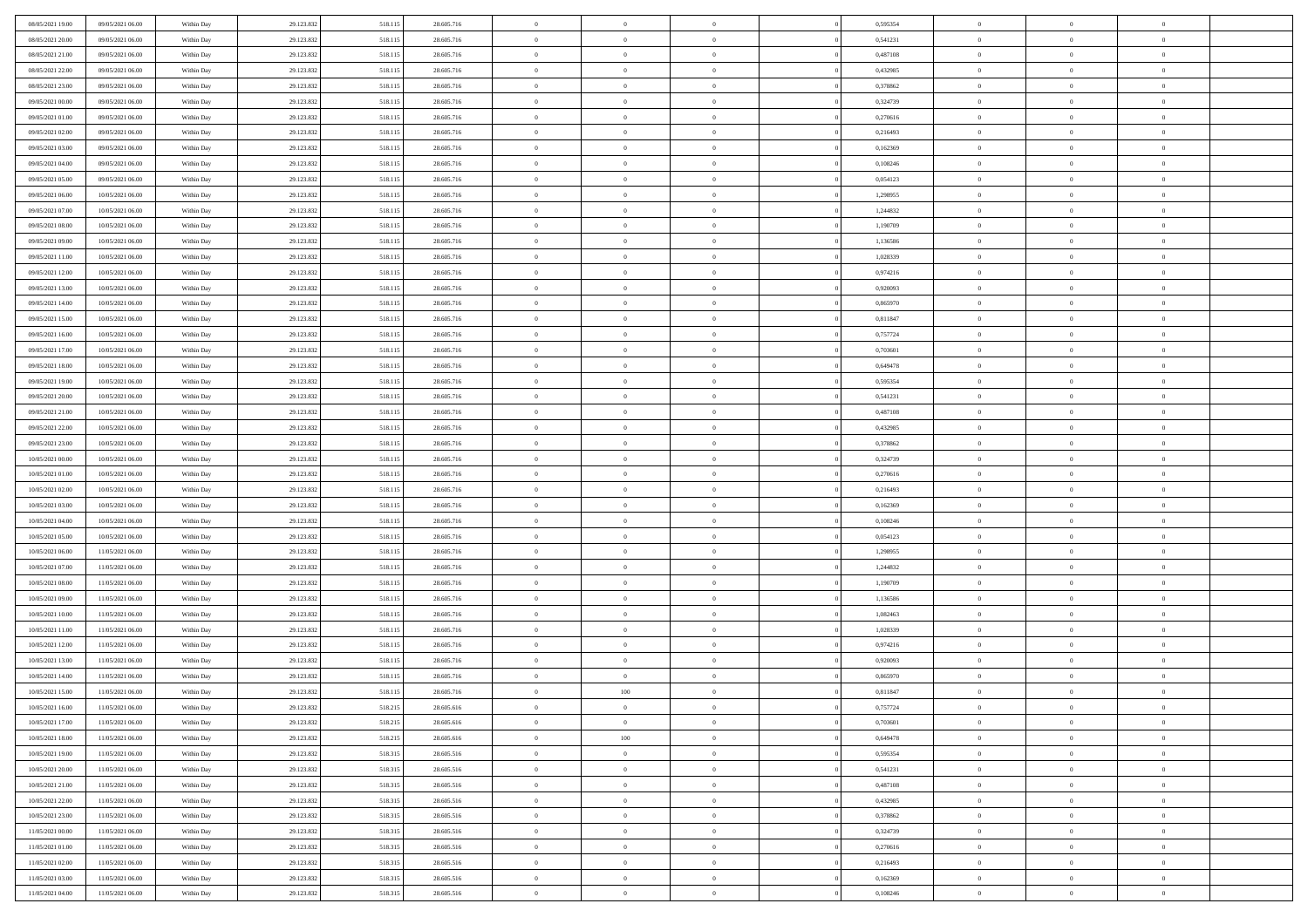| | | | | | | | | | | | | | | |
|---|---|---|---|---|---|---|---|---|---|---|---|---|---|---|
| 08/05/2021 19:00 | 09/05/2021 06:00 | Within Day | 29.123.832 | 518.115 | 28.605.716 | 0 | 0 | 0 | 0 | 0,595354 | 0 | 0 | 0 | |
| 08/05/2021 20:00 | 09/05/2021 06:00 | Within Day | 29.123.832 | 518.115 | 28.605.716 | 0 | 0 | 0 | 0 | 0,541231 | 0 | 0 | 0 | |
| 08/05/2021 21:00 | 09/05/2021 06:00 | Within Day | 29.123.832 | 518.115 | 28.605.716 | 0 | 0 | 0 | 0 | 0,487108 | 0 | 0 | 0 | |
| 08/05/2021 22:00 | 09/05/2021 06:00 | Within Day | 29.123.832 | 518.115 | 28.605.716 | 0 | 0 | 0 | 0 | 0,432985 | 0 | 0 | 0 | |
| 08/05/2021 23:00 | 09/05/2021 06:00 | Within Day | 29.123.832 | 518.115 | 28.605.716 | 0 | 0 | 0 | 0 | 0,378862 | 0 | 0 | 0 | |
| 09/05/2021 00:00 | 09/05/2021 06:00 | Within Day | 29.123.832 | 518.115 | 28.605.716 | 0 | 0 | 0 | 0 | 0,324739 | 0 | 0 | 0 | |
| 09/05/2021 01:00 | 09/05/2021 06:00 | Within Day | 29.123.832 | 518.115 | 28.605.716 | 0 | 0 | 0 | 0 | 0,270616 | 0 | 0 | 0 | |
| 09/05/2021 02:00 | 09/05/2021 06:00 | Within Day | 29.123.832 | 518.115 | 28.605.716 | 0 | 0 | 0 | 0 | 0,216493 | 0 | 0 | 0 | |
| 09/05/2021 03:00 | 09/05/2021 06:00 | Within Day | 29.123.832 | 518.115 | 28.605.716 | 0 | 0 | 0 | 0 | 0,162369 | 0 | 0 | 0 | |
| 09/05/2021 04:00 | 09/05/2021 06:00 | Within Day | 29.123.832 | 518.115 | 28.605.716 | 0 | 0 | 0 | 0 | 0,108246 | 0 | 0 | 0 | |
| 09/05/2021 05:00 | 09/05/2021 06:00 | Within Day | 29.123.832 | 518.115 | 28.605.716 | 0 | 0 | 0 | 0 | 0,054123 | 0 | 0 | 0 | |
| 09/05/2021 06:00 | 10/05/2021 06:00 | Within Day | 29.123.832 | 518.115 | 28.605.716 | 0 | 0 | 0 | 0 | 1,298955 | 0 | 0 | 0 | |
| 09/05/2021 07:00 | 10/05/2021 06:00 | Within Day | 29.123.832 | 518.115 | 28.605.716 | 0 | 0 | 0 | 0 | 1,244832 | 0 | 0 | 0 | |
| 09/05/2021 08:00 | 10/05/2021 06:00 | Within Day | 29.123.832 | 518.115 | 28.605.716 | 0 | 0 | 0 | 0 | 1,190709 | 0 | 0 | 0 | |
| 09/05/2021 09:00 | 10/05/2021 06:00 | Within Day | 29.123.832 | 518.115 | 28.605.716 | 0 | 0 | 0 | 0 | 1,136586 | 0 | 0 | 0 | |
| 09/05/2021 11:00 | 10/05/2021 06:00 | Within Day | 29.123.832 | 518.115 | 28.605.716 | 0 | 0 | 0 | 0 | 1,028339 | 0 | 0 | 0 | |
| 09/05/2021 12:00 | 10/05/2021 06:00 | Within Day | 29.123.832 | 518.115 | 28.605.716 | 0 | 0 | 0 | 0 | 0,974216 | 0 | 0 | 0 | |
| 09/05/2021 13:00 | 10/05/2021 06:00 | Within Day | 29.123.832 | 518.115 | 28.605.716 | 0 | 0 | 0 | 0 | 0,920093 | 0 | 0 | 0 | |
| 09/05/2021 14:00 | 10/05/2021 06:00 | Within Day | 29.123.832 | 518.115 | 28.605.716 | 0 | 0 | 0 | 0 | 0,865970 | 0 | 0 | 0 | |
| 09/05/2021 15:00 | 10/05/2021 06:00 | Within Day | 29.123.832 | 518.115 | 28.605.716 | 0 | 0 | 0 | 0 | 0,811847 | 0 | 0 | 0 | |
| 09/05/2021 16:00 | 10/05/2021 06:00 | Within Day | 29.123.832 | 518.115 | 28.605.716 | 0 | 0 | 0 | 0 | 0,757724 | 0 | 0 | 0 | |
| 09/05/2021 17:00 | 10/05/2021 06:00 | Within Day | 29.123.832 | 518.115 | 28.605.716 | 0 | 0 | 0 | 0 | 0,703601 | 0 | 0 | 0 | |
| 09/05/2021 18:00 | 10/05/2021 06:00 | Within Day | 29.123.832 | 518.115 | 28.605.716 | 0 | 0 | 0 | 0 | 0,649478 | 0 | 0 | 0 | |
| 09/05/2021 19:00 | 10/05/2021 06:00 | Within Day | 29.123.832 | 518.115 | 28.605.716 | 0 | 0 | 0 | 0 | 0,595354 | 0 | 0 | 0 | |
| 09/05/2021 20:00 | 10/05/2021 06:00 | Within Day | 29.123.832 | 518.115 | 28.605.716 | 0 | 0 | 0 | 0 | 0,541231 | 0 | 0 | 0 | |
| 09/05/2021 21:00 | 10/05/2021 06:00 | Within Day | 29.123.832 | 518.115 | 28.605.716 | 0 | 0 | 0 | 0 | 0,487108 | 0 | 0 | 0 | |
| 09/05/2021 22:00 | 10/05/2021 06:00 | Within Day | 29.123.832 | 518.115 | 28.605.716 | 0 | 0 | 0 | 0 | 0,432985 | 0 | 0 | 0 | |
| 09/05/2021 23:00 | 10/05/2021 06:00 | Within Day | 29.123.832 | 518.115 | 28.605.716 | 0 | 0 | 0 | 0 | 0,378862 | 0 | 0 | 0 | |
| 10/05/2021 00:00 | 10/05/2021 06:00 | Within Day | 29.123.832 | 518.115 | 28.605.716 | 0 | 0 | 0 | 0 | 0,324739 | 0 | 0 | 0 | |
| 10/05/2021 01:00 | 10/05/2021 06:00 | Within Day | 29.123.832 | 518.115 | 28.605.716 | 0 | 0 | 0 | 0 | 0,270616 | 0 | 0 | 0 | |
| 10/05/2021 02:00 | 10/05/2021 06:00 | Within Day | 29.123.832 | 518.115 | 28.605.716 | 0 | 0 | 0 | 0 | 0,216493 | 0 | 0 | 0 | |
| 10/05/2021 03:00 | 10/05/2021 06:00 | Within Day | 29.123.832 | 518.115 | 28.605.716 | 0 | 0 | 0 | 0 | 0,162369 | 0 | 0 | 0 | |
| 10/05/2021 04:00 | 10/05/2021 06:00 | Within Day | 29.123.832 | 518.115 | 28.605.716 | 0 | 0 | 0 | 0 | 0,108246 | 0 | 0 | 0 | |
| 10/05/2021 05:00 | 10/05/2021 06:00 | Within Day | 29.123.832 | 518.115 | 28.605.716 | 0 | 0 | 0 | 0 | 0,054123 | 0 | 0 | 0 | |
| 10/05/2021 06:00 | 11/05/2021 06:00 | Within Day | 29.123.832 | 518.115 | 28.605.716 | 0 | 0 | 0 | 0 | 1,298955 | 0 | 0 | 0 | |
| 10/05/2021 07:00 | 11/05/2021 06:00 | Within Day | 29.123.832 | 518.115 | 28.605.716 | 0 | 0 | 0 | 0 | 1,244832 | 0 | 0 | 0 | |
| 10/05/2021 08:00 | 11/05/2021 06:00 | Within Day | 29.123.832 | 518.115 | 28.605.716 | 0 | 0 | 0 | 0 | 1,190709 | 0 | 0 | 0 | |
| 10/05/2021 09:00 | 11/05/2021 06:00 | Within Day | 29.123.832 | 518.115 | 28.605.716 | 0 | 0 | 0 | 0 | 1,136586 | 0 | 0 | 0 | |
| 10/05/2021 10:00 | 11/05/2021 06:00 | Within Day | 29.123.832 | 518.115 | 28.605.716 | 0 | 0 | 0 | 0 | 1,082463 | 0 | 0 | 0 | |
| 10/05/2021 11:00 | 11/05/2021 06:00 | Within Day | 29.123.832 | 518.115 | 28.605.716 | 0 | 0 | 0 | 0 | 1,028339 | 0 | 0 | 0 | |
| 10/05/2021 12:00 | 11/05/2021 06:00 | Within Day | 29.123.832 | 518.115 | 28.605.716 | 0 | 0 | 0 | 0 | 0,974216 | 0 | 0 | 0 | |
| 10/05/2021 13:00 | 11/05/2021 06:00 | Within Day | 29.123.832 | 518.115 | 28.605.716 | 0 | 0 | 0 | 0 | 0,920093 | 0 | 0 | 0 | |
| 10/05/2021 14:00 | 11/05/2021 06:00 | Within Day | 29.123.832 | 518.115 | 28.605.716 | 0 | 0 | 0 | 0 | 0,865970 | 0 | 0 | 0 | |
| 10/05/2021 15:00 | 11/05/2021 06:00 | Within Day | 29.123.832 | 518.115 | 28.605.716 | 0 | 100 | 0 | 0 | 0,811847 | 0 | 0 | 0 | |
| 10/05/2021 16:00 | 11/05/2021 06:00 | Within Day | 29.123.832 | 518.215 | 28.605.616 | 0 | 0 | 0 | 0 | 0,757724 | 0 | 0 | 0 | |
| 10/05/2021 17:00 | 11/05/2021 06:00 | Within Day | 29.123.832 | 518.215 | 28.605.616 | 0 | 0 | 0 | 0 | 0,703601 | 0 | 0 | 0 | |
| 10/05/2021 18:00 | 11/05/2021 06:00 | Within Day | 29.123.832 | 518.215 | 28.605.616 | 0 | 100 | 0 | 0 | 0,649478 | 0 | 0 | 0 | |
| 10/05/2021 19:00 | 11/05/2021 06:00 | Within Day | 29.123.832 | 518.315 | 28.605.516 | 0 | 0 | 0 | 0 | 0,595354 | 0 | 0 | 0 | |
| 10/05/2021 20:00 | 11/05/2021 06:00 | Within Day | 29.123.832 | 518.315 | 28.605.516 | 0 | 0 | 0 | 0 | 0,541231 | 0 | 0 | 0 | |
| 10/05/2021 21:00 | 11/05/2021 06:00 | Within Day | 29.123.832 | 518.315 | 28.605.516 | 0 | 0 | 0 | 0 | 0,487108 | 0 | 0 | 0 | |
| 10/05/2021 22:00 | 11/05/2021 06:00 | Within Day | 29.123.832 | 518.315 | 28.605.516 | 0 | 0 | 0 | 0 | 0,432985 | 0 | 0 | 0 | |
| 10/05/2021 23:00 | 11/05/2021 06:00 | Within Day | 29.123.832 | 518.315 | 28.605.516 | 0 | 0 | 0 | 0 | 0,378862 | 0 | 0 | 0 | |
| 11/05/2021 00:00 | 11/05/2021 06:00 | Within Day | 29.123.832 | 518.315 | 28.605.516 | 0 | 0 | 0 | 0 | 0,324739 | 0 | 0 | 0 | |
| 11/05/2021 01:00 | 11/05/2021 06:00 | Within Day | 29.123.832 | 518.315 | 28.605.516 | 0 | 0 | 0 | 0 | 0,270616 | 0 | 0 | 0 | |
| 11/05/2021 02:00 | 11/05/2021 06:00 | Within Day | 29.123.832 | 518.315 | 28.605.516 | 0 | 0 | 0 | 0 | 0,216493 | 0 | 0 | 0 | |
| 11/05/2021 03:00 | 11/05/2021 06:00 | Within Day | 29.123.832 | 518.315 | 28.605.516 | 0 | 0 | 0 | 0 | 0,162369 | 0 | 0 | 0 | |
| 11/05/2021 04:00 | 11/05/2021 06:00 | Within Day | 29.123.832 | 518.315 | 28.605.516 | 0 | 0 | 0 | 0 | 0,108246 | 0 | 0 | 0 | |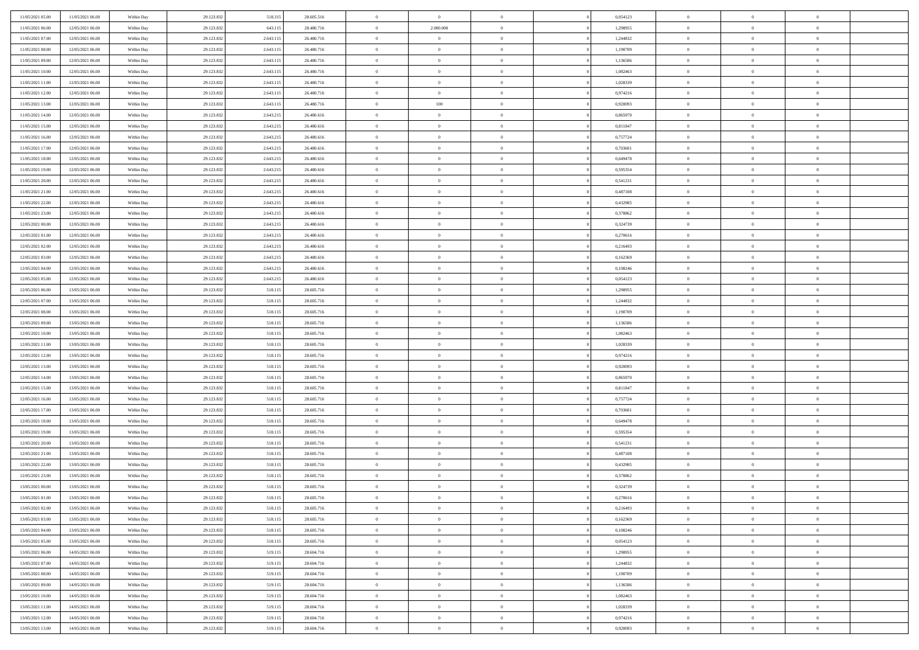| | | | | | | | | | | | | | | |
|---|---|---|---|---|---|---|---|---|---|---|---|---|---|---|
| 11/05/2021 05:00 | 11/05/2021 06:00 | Within Day | 29.123.832 | 518.315 | 28.605.516 | 0 | 0 | 0 | | 0 | 0,054123 | 0 | 0 | 0 |
| 11/05/2021 06:00 | 12/05/2021 06:00 | Within Day | 29.123.832 | 643.115 | 28.480.716 | 0 | 2.000.000 | 0 | | 0 | 1,298955 | 0 | 0 | 0 |
| 11/05/2021 07:00 | 12/05/2021 06:00 | Within Day | 29.123.832 | 2.643.115 | 26.480.716 | 0 | 0 | 0 | | 0 | 1,244832 | 0 | 0 | 0 |
| 11/05/2021 08:00 | 12/05/2021 06:00 | Within Day | 29.123.832 | 2.643.115 | 26.480.716 | 0 | 0 | 0 | | 0 | 1,190709 | 0 | 0 | 0 |
| 11/05/2021 09:00 | 12/05/2021 06:00 | Within Day | 29.123.832 | 2.643.115 | 26.480.716 | 0 | 0 | 0 | | 0 | 1,136586 | 0 | 0 | 0 |
| 11/05/2021 10:00 | 12/05/2021 06:00 | Within Day | 29.123.832 | 2.643.115 | 26.480.716 | 0 | 0 | 0 | | 0 | 1,082463 | 0 | 0 | 0 |
| 11/05/2021 11:00 | 12/05/2021 06:00 | Within Day | 29.123.832 | 2.643.115 | 26.480.716 | 0 | 0 | 0 | | 0 | 1,028339 | 0 | 0 | 0 |
| 11/05/2021 12:00 | 12/05/2021 06:00 | Within Day | 29.123.832 | 2.643.115 | 26.480.716 | 0 | 0 | 0 | | 0 | 0,974216 | 0 | 0 | 0 |
| 11/05/2021 13:00 | 12/05/2021 06:00 | Within Day | 29.123.832 | 2.643.115 | 26.480.716 | 0 | 100 | 0 | | 0 | 0,920093 | 0 | 0 | 0 |
| 11/05/2021 14:00 | 12/05/2021 06:00 | Within Day | 29.123.832 | 2.643.215 | 26.480.616 | 0 | 0 | 0 | | 0 | 0,865970 | 0 | 0 | 0 |
| 11/05/2021 15:00 | 12/05/2021 06:00 | Within Day | 29.123.832 | 2.643.215 | 26.480.616 | 0 | 0 | 0 | | 0 | 0,811847 | 0 | 0 | 0 |
| 11/05/2021 16:00 | 12/05/2021 06:00 | Within Day | 29.123.832 | 2.643.215 | 26.480.616 | 0 | 0 | 0 | | 0 | 0,757724 | 0 | 0 | 0 |
| 11/05/2021 17:00 | 12/05/2021 06:00 | Within Day | 29.123.832 | 2.643.215 | 26.480.616 | 0 | 0 | 0 | | 0 | 0,703601 | 0 | 0 | 0 |
| 11/05/2021 18:00 | 12/05/2021 06:00 | Within Day | 29.123.832 | 2.643.215 | 26.480.616 | 0 | 0 | 0 | | 0 | 0,649478 | 0 | 0 | 0 |
| 11/05/2021 19:00 | 12/05/2021 06:00 | Within Day | 29.123.832 | 2.643.215 | 26.480.616 | 0 | 0 | 0 | | 0 | 0,595354 | 0 | 0 | 0 |
| 11/05/2021 20:00 | 12/05/2021 06:00 | Within Day | 29.123.832 | 2.643.215 | 26.480.616 | 0 | 0 | 0 | | 0 | 0,541231 | 0 | 0 | 0 |
| 11/05/2021 21:00 | 12/05/2021 06:00 | Within Day | 29.123.832 | 2.643.215 | 26.480.616 | 0 | 0 | 0 | | 0 | 0,487108 | 0 | 0 | 0 |
| 11/05/2021 22:00 | 12/05/2021 06:00 | Within Day | 29.123.832 | 2.643.215 | 26.480.616 | 0 | 0 | 0 | | 0 | 0,432985 | 0 | 0 | 0 |
| 11/05/2021 23:00 | 12/05/2021 06:00 | Within Day | 29.123.832 | 2.643.215 | 26.480.616 | 0 | 0 | 0 | | 0 | 0,378862 | 0 | 0 | 0 |
| 12/05/2021 00:00 | 12/05/2021 06:00 | Within Day | 29.123.832 | 2.643.215 | 26.480.616 | 0 | 0 | 0 | | 0 | 0,324739 | 0 | 0 | 0 |
| 12/05/2021 01:00 | 12/05/2021 06:00 | Within Day | 29.123.832 | 2.643.215 | 26.480.616 | 0 | 0 | 0 | | 0 | 0,270616 | 0 | 0 | 0 |
| 12/05/2021 02:00 | 12/05/2021 06:00 | Within Day | 29.123.832 | 2.643.215 | 26.480.616 | 0 | 0 | 0 | | 0 | 0,216493 | 0 | 0 | 0 |
| 12/05/2021 03:00 | 12/05/2021 06:00 | Within Day | 29.123.832 | 2.643.215 | 26.480.616 | 0 | 0 | 0 | | 0 | 0,162369 | 0 | 0 | 0 |
| 12/05/2021 04:00 | 12/05/2021 06:00 | Within Day | 29.123.832 | 2.643.215 | 26.480.616 | 0 | 0 | 0 | | 0 | 0,108246 | 0 | 0 | 0 |
| 12/05/2021 05:00 | 12/05/2021 06:00 | Within Day | 29.123.832 | 2.643.215 | 26.480.616 | 0 | 0 | 0 | | 0 | 0,054123 | 0 | 0 | 0 |
| 12/05/2021 06:00 | 13/05/2021 06:00 | Within Day | 29.123.832 | 518.115 | 28.605.716 | 0 | 0 | 0 | | 0 | 1,298955 | 0 | 0 | 0 |
| 12/05/2021 07:00 | 13/05/2021 06:00 | Within Day | 29.123.832 | 518.115 | 28.605.716 | 0 | 0 | 0 | | 0 | 1,244832 | 0 | 0 | 0 |
| 12/05/2021 08:00 | 13/05/2021 06:00 | Within Day | 29.123.832 | 518.115 | 28.605.716 | 0 | 0 | 0 | | 0 | 1,190709 | 0 | 0 | 0 |
| 12/05/2021 09:00 | 13/05/2021 06:00 | Within Day | 29.123.832 | 518.115 | 28.605.716 | 0 | 0 | 0 | | 0 | 1,136586 | 0 | 0 | 0 |
| 12/05/2021 10:00 | 13/05/2021 06:00 | Within Day | 29.123.832 | 518.115 | 28.605.716 | 0 | 0 | 0 | | 0 | 1,082463 | 0 | 0 | 0 |
| 12/05/2021 11:00 | 13/05/2021 06:00 | Within Day | 29.123.832 | 518.115 | 28.605.716 | 0 | 0 | 0 | | 0 | 1,028339 | 0 | 0 | 0 |
| 12/05/2021 12:00 | 13/05/2021 06:00 | Within Day | 29.123.832 | 518.115 | 28.605.716 | 0 | 0 | 0 | | 0 | 0,974216 | 0 | 0 | 0 |
| 12/05/2021 13:00 | 13/05/2021 06:00 | Within Day | 29.123.832 | 518.115 | 28.605.716 | 0 | 0 | 0 | | 0 | 0,920093 | 0 | 0 | 0 |
| 12/05/2021 14:00 | 13/05/2021 06:00 | Within Day | 29.123.832 | 518.115 | 28.605.716 | 0 | 0 | 0 | | 0 | 0,865970 | 0 | 0 | 0 |
| 12/05/2021 15:00 | 13/05/2021 06:00 | Within Day | 29.123.832 | 518.115 | 28.605.716 | 0 | 0 | 0 | | 0 | 0,811847 | 0 | 0 | 0 |
| 12/05/2021 16:00 | 13/05/2021 06:00 | Within Day | 29.123.832 | 518.115 | 28.605.716 | 0 | 0 | 0 | | 0 | 0,757724 | 0 | 0 | 0 |
| 12/05/2021 17:00 | 13/05/2021 06:00 | Within Day | 29.123.832 | 518.115 | 28.605.716 | 0 | 0 | 0 | | 0 | 0,703601 | 0 | 0 | 0 |
| 12/05/2021 18:00 | 13/05/2021 06:00 | Within Day | 29.123.832 | 518.115 | 28.605.716 | 0 | 0 | 0 | | 0 | 0,649478 | 0 | 0 | 0 |
| 12/05/2021 19:00 | 13/05/2021 06:00 | Within Day | 29.123.832 | 518.115 | 28.605.716 | 0 | 0 | 0 | | 0 | 0,595354 | 0 | 0 | 0 |
| 12/05/2021 20:00 | 13/05/2021 06:00 | Within Day | 29.123.832 | 518.115 | 28.605.716 | 0 | 0 | 0 | | 0 | 0,541231 | 0 | 0 | 0 |
| 12/05/2021 21:00 | 13/05/2021 06:00 | Within Day | 29.123.832 | 518.115 | 28.605.716 | 0 | 0 | 0 | | 0 | 0,487108 | 0 | 0 | 0 |
| 12/05/2021 22:00 | 13/05/2021 06:00 | Within Day | 29.123.832 | 518.115 | 28.605.716 | 0 | 0 | 0 | | 0 | 0,432985 | 0 | 0 | 0 |
| 12/05/2021 23:00 | 13/05/2021 06:00 | Within Day | 29.123.832 | 518.115 | 28.605.716 | 0 | 0 | 0 | | 0 | 0,378862 | 0 | 0 | 0 |
| 13/05/2021 00:00 | 13/05/2021 06:00 | Within Day | 29.123.832 | 518.115 | 28.605.716 | 0 | 0 | 0 | | 0 | 0,324739 | 0 | 0 | 0 |
| 13/05/2021 01:00 | 13/05/2021 06:00 | Within Day | 29.123.832 | 518.115 | 28.605.716 | 0 | 0 | 0 | | 0 | 0,270616 | 0 | 0 | 0 |
| 13/05/2021 02:00 | 13/05/2021 06:00 | Within Day | 29.123.832 | 518.115 | 28.605.716 | 0 | 0 | 0 | | 0 | 0,216493 | 0 | 0 | 0 |
| 13/05/2021 03:00 | 13/05/2021 06:00 | Within Day | 29.123.832 | 518.115 | 28.605.716 | 0 | 0 | 0 | | 0 | 0,162369 | 0 | 0 | 0 |
| 13/05/2021 04:00 | 13/05/2021 06:00 | Within Day | 29.123.832 | 518.115 | 28.605.716 | 0 | 0 | 0 | | 0 | 0,108246 | 0 | 0 | 0 |
| 13/05/2021 05:00 | 13/05/2021 06:00 | Within Day | 29.123.832 | 518.115 | 28.605.716 | 0 | 0 | 0 | | 0 | 0,054123 | 0 | 0 | 0 |
| 13/05/2021 06:00 | 14/05/2021 06:00 | Within Day | 29.123.832 | 519.115 | 28.604.716 | 0 | 0 | 0 | | 0 | 1,298955 | 0 | 0 | 0 |
| 13/05/2021 07:00 | 14/05/2021 06:00 | Within Day | 29.123.832 | 519.115 | 28.604.716 | 0 | 0 | 0 | | 0 | 1,244832 | 0 | 0 | 0 |
| 13/05/2021 08:00 | 14/05/2021 06:00 | Within Day | 29.123.832 | 519.115 | 28.604.716 | 0 | 0 | 0 | | 0 | 1,190709 | 0 | 0 | 0 |
| 13/05/2021 09:00 | 14/05/2021 06:00 | Within Day | 29.123.832 | 519.115 | 28.604.716 | 0 | 0 | 0 | | 0 | 1,136586 | 0 | 0 | 0 |
| 13/05/2021 10:00 | 14/05/2021 06:00 | Within Day | 29.123.832 | 519.115 | 28.604.716 | 0 | 0 | 0 | | 0 | 1,082463 | 0 | 0 | 0 |
| 13/05/2021 11:00 | 14/05/2021 06:00 | Within Day | 29.123.832 | 519.115 | 28.604.716 | 0 | 0 | 0 | | 0 | 1,028339 | 0 | 0 | 0 |
| 13/05/2021 12:00 | 14/05/2021 06:00 | Within Day | 29.123.832 | 519.115 | 28.604.716 | 0 | 0 | 0 | | 0 | 0,974216 | 0 | 0 | 0 |
| 13/05/2021 13:00 | 14/05/2021 06:00 | Within Day | 29.123.832 | 519.115 | 28.604.716 | 0 | 0 | 0 | | 0 | 0,920093 | 0 | 0 | 0 |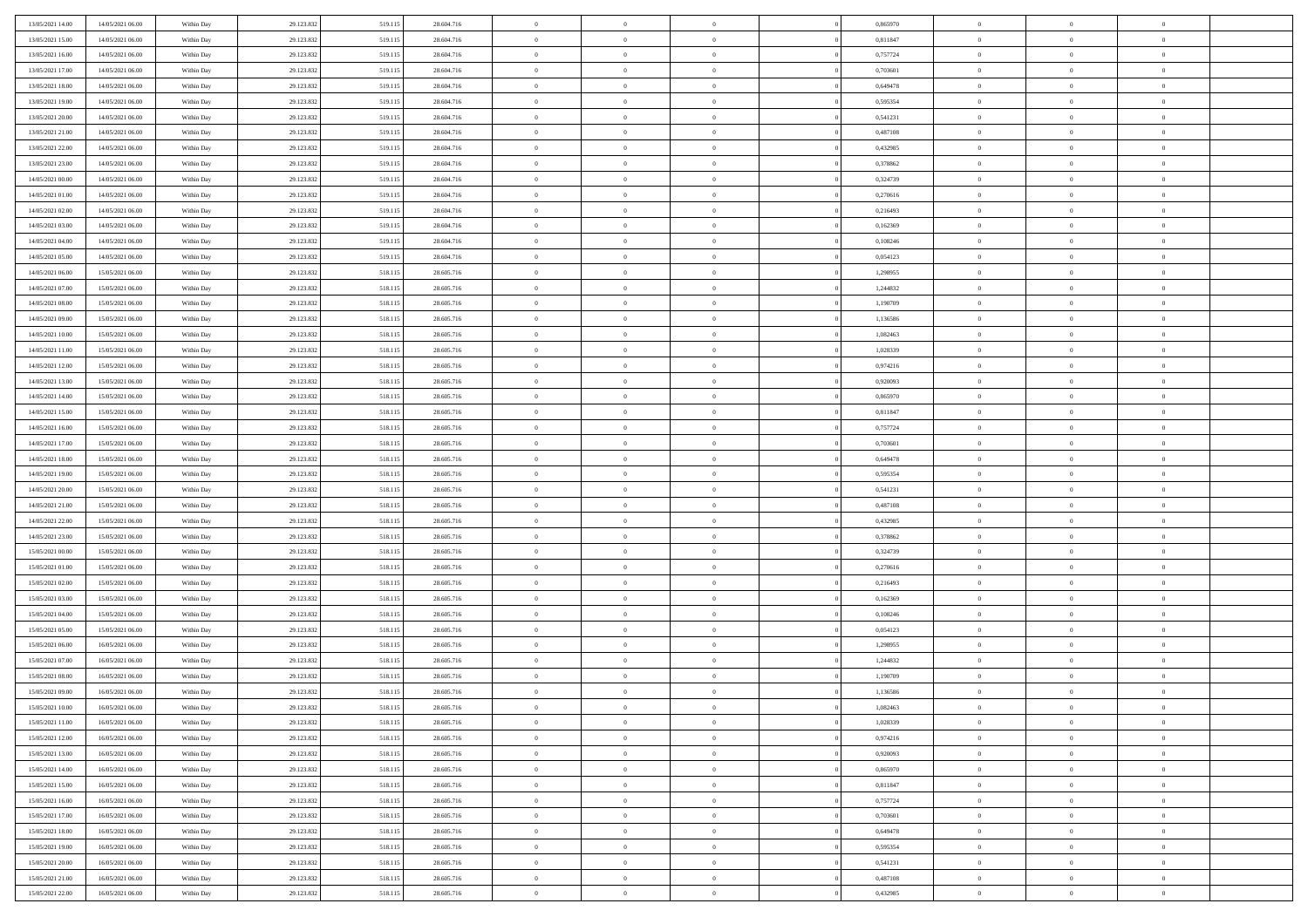| | | | | | | | | | | | | | | |
|---|---|---|---|---|---|---|---|---|---|---|---|---|---|---|
| 13/05/2021 14:00 | 14/05/2021 06:00 | Within Day | 29.123.832 | 519.115 | 28.604.716 | 0 | 0 | 0 | | 0,865970 | 0 | 0 | 0 | |
| 13/05/2021 15:00 | 14/05/2021 06:00 | Within Day | 29.123.832 | 519.115 | 28.604.716 | 0 | 0 | 0 | | 0,811847 | 0 | 0 | 0 | |
| 13/05/2021 16:00 | 14/05/2021 06:00 | Within Day | 29.123.832 | 519.115 | 28.604.716 | 0 | 0 | 0 | | 0,757724 | 0 | 0 | 0 | |
| 13/05/2021 17:00 | 14/05/2021 06:00 | Within Day | 29.123.832 | 519.115 | 28.604.716 | 0 | 0 | 0 | | 0,703601 | 0 | 0 | 0 | |
| 13/05/2021 18:00 | 14/05/2021 06:00 | Within Day | 29.123.832 | 519.115 | 28.604.716 | 0 | 0 | 0 | | 0,649478 | 0 | 0 | 0 | |
| 13/05/2021 19:00 | 14/05/2021 06:00 | Within Day | 29.123.832 | 519.115 | 28.604.716 | 0 | 0 | 0 | | 0,595354 | 0 | 0 | 0 | |
| 13/05/2021 20:00 | 14/05/2021 06:00 | Within Day | 29.123.832 | 519.115 | 28.604.716 | 0 | 0 | 0 | | 0,541231 | 0 | 0 | 0 | |
| 13/05/2021 21:00 | 14/05/2021 06:00 | Within Day | 29.123.832 | 519.115 | 28.604.716 | 0 | 0 | 0 | | 0,487108 | 0 | 0 | 0 | |
| 13/05/2021 22:00 | 14/05/2021 06:00 | Within Day | 29.123.832 | 519.115 | 28.604.716 | 0 | 0 | 0 | | 0,432985 | 0 | 0 | 0 | |
| 13/05/2021 23:00 | 14/05/2021 06:00 | Within Day | 29.123.832 | 519.115 | 28.604.716 | 0 | 0 | 0 | | 0,378862 | 0 | 0 | 0 | |
| 14/05/2021 00:00 | 14/05/2021 06:00 | Within Day | 29.123.832 | 519.115 | 28.604.716 | 0 | 0 | 0 | | 0,324739 | 0 | 0 | 0 | |
| 14/05/2021 01:00 | 14/05/2021 06:00 | Within Day | 29.123.832 | 519.115 | 28.604.716 | 0 | 0 | 0 | | 0,270616 | 0 | 0 | 0 | |
| 14/05/2021 02:00 | 14/05/2021 06:00 | Within Day | 29.123.832 | 519.115 | 28.604.716 | 0 | 0 | 0 | | 0,216493 | 0 | 0 | 0 | |
| 14/05/2021 03:00 | 14/05/2021 06:00 | Within Day | 29.123.832 | 519.115 | 28.604.716 | 0 | 0 | 0 | | 0,162369 | 0 | 0 | 0 | |
| 14/05/2021 04:00 | 14/05/2021 06:00 | Within Day | 29.123.832 | 519.115 | 28.604.716 | 0 | 0 | 0 | | 0,108246 | 0 | 0 | 0 | |
| 14/05/2021 05:00 | 14/05/2021 06:00 | Within Day | 29.123.832 | 519.115 | 28.604.716 | 0 | 0 | 0 | | 0,054123 | 0 | 0 | 0 | |
| 14/05/2021 06:00 | 15/05/2021 06:00 | Within Day | 29.123.832 | 518.115 | 28.605.716 | 0 | 0 | 0 | | 1,298955 | 0 | 0 | 0 | |
| 14/05/2021 07:00 | 15/05/2021 06:00 | Within Day | 29.123.832 | 518.115 | 28.605.716 | 0 | 0 | 0 | | 1,244832 | 0 | 0 | 0 | |
| 14/05/2021 08:00 | 15/05/2021 06:00 | Within Day | 29.123.832 | 518.115 | 28.605.716 | 0 | 0 | 0 | | 1,190709 | 0 | 0 | 0 | |
| 14/05/2021 09:00 | 15/05/2021 06:00 | Within Day | 29.123.832 | 518.115 | 28.605.716 | 0 | 0 | 0 | | 1,136586 | 0 | 0 | 0 | |
| 14/05/2021 10:00 | 15/05/2021 06:00 | Within Day | 29.123.832 | 518.115 | 28.605.716 | 0 | 0 | 0 | | 1,082463 | 0 | 0 | 0 | |
| 14/05/2021 11:00 | 15/05/2021 06:00 | Within Day | 29.123.832 | 518.115 | 28.605.716 | 0 | 0 | 0 | | 1,028339 | 0 | 0 | 0 | |
| 14/05/2021 12:00 | 15/05/2021 06:00 | Within Day | 29.123.832 | 518.115 | 28.605.716 | 0 | 0 | 0 | | 0,974216 | 0 | 0 | 0 | |
| 14/05/2021 13:00 | 15/05/2021 06:00 | Within Day | 29.123.832 | 518.115 | 28.605.716 | 0 | 0 | 0 | | 0,920093 | 0 | 0 | 0 | |
| 14/05/2021 14:00 | 15/05/2021 06:00 | Within Day | 29.123.832 | 518.115 | 28.605.716 | 0 | 0 | 0 | | 0,865970 | 0 | 0 | 0 | |
| 14/05/2021 15:00 | 15/05/2021 06:00 | Within Day | 29.123.832 | 518.115 | 28.605.716 | 0 | 0 | 0 | | 0,811847 | 0 | 0 | 0 | |
| 14/05/2021 16:00 | 15/05/2021 06:00 | Within Day | 29.123.832 | 518.115 | 28.605.716 | 0 | 0 | 0 | | 0,757724 | 0 | 0 | 0 | |
| 14/05/2021 17:00 | 15/05/2021 06:00 | Within Day | 29.123.832 | 518.115 | 28.605.716 | 0 | 0 | 0 | | 0,703601 | 0 | 0 | 0 | |
| 14/05/2021 18:00 | 15/05/2021 06:00 | Within Day | 29.123.832 | 518.115 | 28.605.716 | 0 | 0 | 0 | | 0,649478 | 0 | 0 | 0 | |
| 14/05/2021 19:00 | 15/05/2021 06:00 | Within Day | 29.123.832 | 518.115 | 28.605.716 | 0 | 0 | 0 | | 0,595354 | 0 | 0 | 0 | |
| 14/05/2021 20:00 | 15/05/2021 06:00 | Within Day | 29.123.832 | 518.115 | 28.605.716 | 0 | 0 | 0 | | 0,541231 | 0 | 0 | 0 | |
| 14/05/2021 21:00 | 15/05/2021 06:00 | Within Day | 29.123.832 | 518.115 | 28.605.716 | 0 | 0 | 0 | | 0,487108 | 0 | 0 | 0 | |
| 14/05/2021 22:00 | 15/05/2021 06:00 | Within Day | 29.123.832 | 518.115 | 28.605.716 | 0 | 0 | 0 | | 0,432985 | 0 | 0 | 0 | |
| 14/05/2021 23:00 | 15/05/2021 06:00 | Within Day | 29.123.832 | 518.115 | 28.605.716 | 0 | 0 | 0 | | 0,378862 | 0 | 0 | 0 | |
| 15/05/2021 00:00 | 15/05/2021 06:00 | Within Day | 29.123.832 | 518.115 | 28.605.716 | 0 | 0 | 0 | | 0,324739 | 0 | 0 | 0 | |
| 15/05/2021 01:00 | 15/05/2021 06:00 | Within Day | 29.123.832 | 518.115 | 28.605.716 | 0 | 0 | 0 | | 0,270616 | 0 | 0 | 0 | |
| 15/05/2021 02:00 | 15/05/2021 06:00 | Within Day | 29.123.832 | 518.115 | 28.605.716 | 0 | 0 | 0 | | 0,216493 | 0 | 0 | 0 | |
| 15/05/2021 03:00 | 15/05/2021 06:00 | Within Day | 29.123.832 | 518.115 | 28.605.716 | 0 | 0 | 0 | | 0,162369 | 0 | 0 | 0 | |
| 15/05/2021 04:00 | 15/05/2021 06:00 | Within Day | 29.123.832 | 518.115 | 28.605.716 | 0 | 0 | 0 | | 0,108246 | 0 | 0 | 0 | |
| 15/05/2021 05:00 | 15/05/2021 06:00 | Within Day | 29.123.832 | 518.115 | 28.605.716 | 0 | 0 | 0 | | 0,054123 | 0 | 0 | 0 | |
| 15/05/2021 06:00 | 16/05/2021 06:00 | Within Day | 29.123.832 | 518.115 | 28.605.716 | 0 | 0 | 0 | | 1,298955 | 0 | 0 | 0 | |
| 15/05/2021 07:00 | 16/05/2021 06:00 | Within Day | 29.123.832 | 518.115 | 28.605.716 | 0 | 0 | 0 | | 1,244832 | 0 | 0 | 0 | |
| 15/05/2021 08:00 | 16/05/2021 06:00 | Within Day | 29.123.832 | 518.115 | 28.605.716 | 0 | 0 | 0 | | 1,190709 | 0 | 0 | 0 | |
| 15/05/2021 09:00 | 16/05/2021 06:00 | Within Day | 29.123.832 | 518.115 | 28.605.716 | 0 | 0 | 0 | | 1,136586 | 0 | 0 | 0 | |
| 15/05/2021 10:00 | 16/05/2021 06:00 | Within Day | 29.123.832 | 518.115 | 28.605.716 | 0 | 0 | 0 | | 1,082463 | 0 | 0 | 0 | |
| 15/05/2021 11:00 | 16/05/2021 06:00 | Within Day | 29.123.832 | 518.115 | 28.605.716 | 0 | 0 | 0 | | 1,028339 | 0 | 0 | 0 | |
| 15/05/2021 12:00 | 16/05/2021 06:00 | Within Day | 29.123.832 | 518.115 | 28.605.716 | 0 | 0 | 0 | | 0,974216 | 0 | 0 | 0 | |
| 15/05/2021 13:00 | 16/05/2021 06:00 | Within Day | 29.123.832 | 518.115 | 28.605.716 | 0 | 0 | 0 | | 0,920093 | 0 | 0 | 0 | |
| 15/05/2021 14:00 | 16/05/2021 06:00 | Within Day | 29.123.832 | 518.115 | 28.605.716 | 0 | 0 | 0 | | 0,865970 | 0 | 0 | 0 | |
| 15/05/2021 15:00 | 16/05/2021 06:00 | Within Day | 29.123.832 | 518.115 | 28.605.716 | 0 | 0 | 0 | | 0,811847 | 0 | 0 | 0 | |
| 15/05/2021 16:00 | 16/05/2021 06:00 | Within Day | 29.123.832 | 518.115 | 28.605.716 | 0 | 0 | 0 | | 0,757724 | 0 | 0 | 0 | |
| 15/05/2021 17:00 | 16/05/2021 06:00 | Within Day | 29.123.832 | 518.115 | 28.605.716 | 0 | 0 | 0 | | 0,703601 | 0 | 0 | 0 | |
| 15/05/2021 18:00 | 16/05/2021 06:00 | Within Day | 29.123.832 | 518.115 | 28.605.716 | 0 | 0 | 0 | | 0,649478 | 0 | 0 | 0 | |
| 15/05/2021 19:00 | 16/05/2021 06:00 | Within Day | 29.123.832 | 518.115 | 28.605.716 | 0 | 0 | 0 | | 0,595354 | 0 | 0 | 0 | |
| 15/05/2021 20:00 | 16/05/2021 06:00 | Within Day | 29.123.832 | 518.115 | 28.605.716 | 0 | 0 | 0 | | 0,541231 | 0 | 0 | 0 | |
| 15/05/2021 21:00 | 16/05/2021 06:00 | Within Day | 29.123.832 | 518.115 | 28.605.716 | 0 | 0 | 0 | | 0,487108 | 0 | 0 | 0 | |
| 15/05/2021 22:00 | 16/05/2021 06:00 | Within Day | 29.123.832 | 518.115 | 28.605.716 | 0 | 0 | 0 | | 0,432985 | 0 | 0 | 0 | |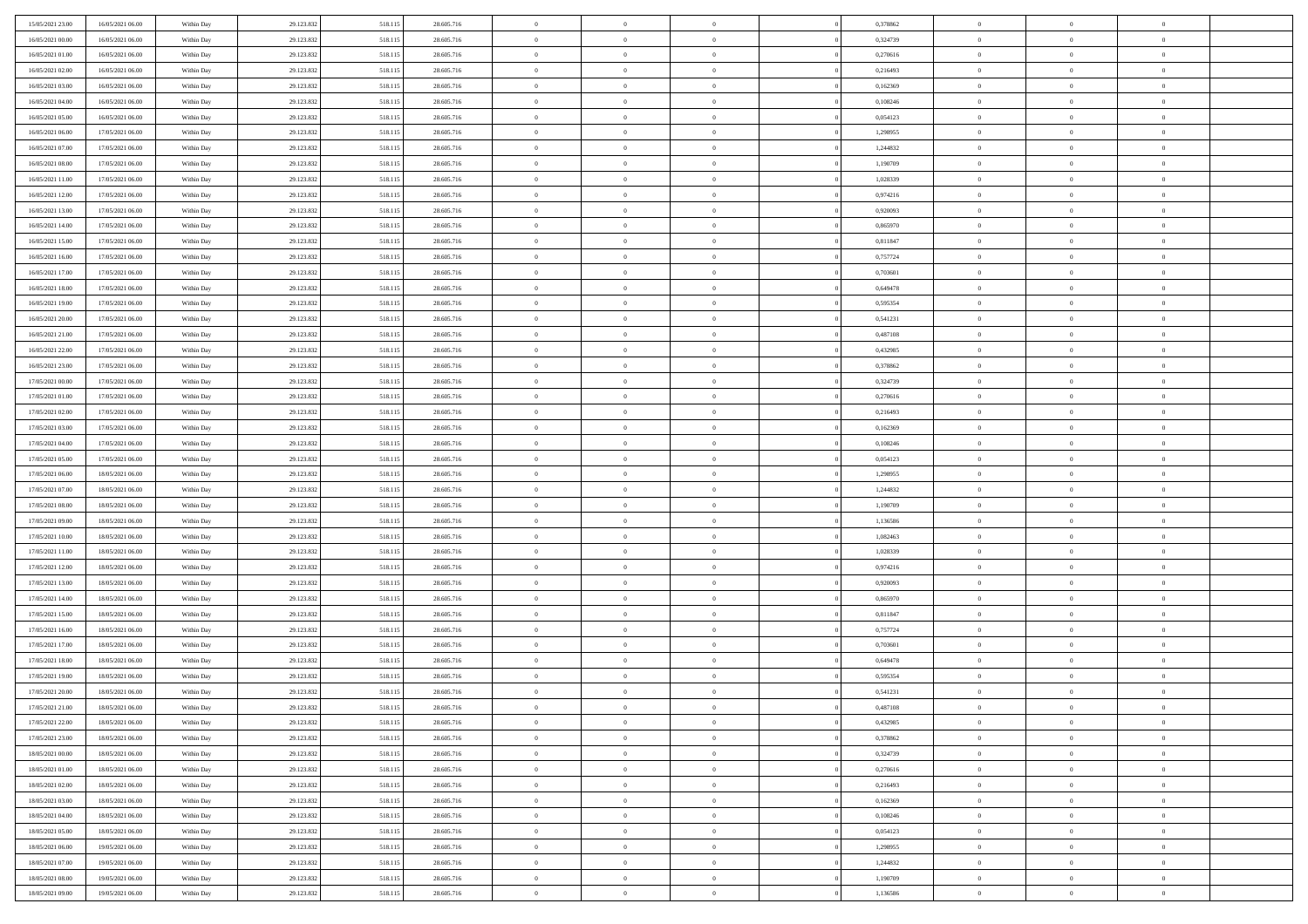| | | | | | | | | | | | | | | |
|---|---|---|---|---|---|---|---|---|---|---|---|---|---|---|
| 15/05/2021 23:00 | 16/05/2021 06:00 | Within Day | 29.123.832 | 518.115 | 28.605.716 | 0 | 0 | 0 | | 0,378862 | 0 | 0 | 0 | |
| 16/05/2021 00:00 | 16/05/2021 06:00 | Within Day | 29.123.832 | 518.115 | 28.605.716 | 0 | 0 | 0 | | 0,324739 | 0 | 0 | 0 | |
| 16/05/2021 01:00 | 16/05/2021 06:00 | Within Day | 29.123.832 | 518.115 | 28.605.716 | 0 | 0 | 0 | | 0,270616 | 0 | 0 | 0 | |
| 16/05/2021 02:00 | 16/05/2021 06:00 | Within Day | 29.123.832 | 518.115 | 28.605.716 | 0 | 0 | 0 | | 0,216493 | 0 | 0 | 0 | |
| 16/05/2021 03:00 | 16/05/2021 06:00 | Within Day | 29.123.832 | 518.115 | 28.605.716 | 0 | 0 | 0 | | 0,162369 | 0 | 0 | 0 | |
| 16/05/2021 04:00 | 16/05/2021 06:00 | Within Day | 29.123.832 | 518.115 | 28.605.716 | 0 | 0 | 0 | | 0,108246 | 0 | 0 | 0 | |
| 16/05/2021 05:00 | 16/05/2021 06:00 | Within Day | 29.123.832 | 518.115 | 28.605.716 | 0 | 0 | 0 | | 0,054123 | 0 | 0 | 0 | |
| 16/05/2021 06:00 | 17/05/2021 06:00 | Within Day | 29.123.832 | 518.115 | 28.605.716 | 0 | 0 | 0 | | 1,298955 | 0 | 0 | 0 | |
| 16/05/2021 07:00 | 17/05/2021 06:00 | Within Day | 29.123.832 | 518.115 | 28.605.716 | 0 | 0 | 0 | | 1,244832 | 0 | 0 | 0 | |
| 16/05/2021 08:00 | 17/05/2021 06:00 | Within Day | 29.123.832 | 518.115 | 28.605.716 | 0 | 0 | 0 | | 1,190709 | 0 | 0 | 0 | |
| 16/05/2021 11:00 | 17/05/2021 06:00 | Within Day | 29.123.832 | 518.115 | 28.605.716 | 0 | 0 | 0 | | 1,028339 | 0 | 0 | 0 | |
| 16/05/2021 12:00 | 17/05/2021 06:00 | Within Day | 29.123.832 | 518.115 | 28.605.716 | 0 | 0 | 0 | | 0,974216 | 0 | 0 | 0 | |
| 16/05/2021 13:00 | 17/05/2021 06:00 | Within Day | 29.123.832 | 518.115 | 28.605.716 | 0 | 0 | 0 | | 0,920093 | 0 | 0 | 0 | |
| 16/05/2021 14:00 | 17/05/2021 06:00 | Within Day | 29.123.832 | 518.115 | 28.605.716 | 0 | 0 | 0 | | 0,865970 | 0 | 0 | 0 | |
| 16/05/2021 15:00 | 17/05/2021 06:00 | Within Day | 29.123.832 | 518.115 | 28.605.716 | 0 | 0 | 0 | | 0,811847 | 0 | 0 | 0 | |
| 16/05/2021 16:00 | 17/05/2021 06:00 | Within Day | 29.123.832 | 518.115 | 28.605.716 | 0 | 0 | 0 | | 0,757724 | 0 | 0 | 0 | |
| 16/05/2021 17:00 | 17/05/2021 06:00 | Within Day | 29.123.832 | 518.115 | 28.605.716 | 0 | 0 | 0 | | 0,703601 | 0 | 0 | 0 | |
| 16/05/2021 18:00 | 17/05/2021 06:00 | Within Day | 29.123.832 | 518.115 | 28.605.716 | 0 | 0 | 0 | | 0,649478 | 0 | 0 | 0 | |
| 16/05/2021 19:00 | 17/05/2021 06:00 | Within Day | 29.123.832 | 518.115 | 28.605.716 | 0 | 0 | 0 | | 0,595354 | 0 | 0 | 0 | |
| 16/05/2021 20:00 | 17/05/2021 06:00 | Within Day | 29.123.832 | 518.115 | 28.605.716 | 0 | 0 | 0 | | 0,541231 | 0 | 0 | 0 | |
| 16/05/2021 21:00 | 17/05/2021 06:00 | Within Day | 29.123.832 | 518.115 | 28.605.716 | 0 | 0 | 0 | | 0,487108 | 0 | 0 | 0 | |
| 16/05/2021 22:00 | 17/05/2021 06:00 | Within Day | 29.123.832 | 518.115 | 28.605.716 | 0 | 0 | 0 | | 0,432985 | 0 | 0 | 0 | |
| 16/05/2021 23:00 | 17/05/2021 06:00 | Within Day | 29.123.832 | 518.115 | 28.605.716 | 0 | 0 | 0 | | 0,378862 | 0 | 0 | 0 | |
| 17/05/2021 00:00 | 17/05/2021 06:00 | Within Day | 29.123.832 | 518.115 | 28.605.716 | 0 | 0 | 0 | | 0,324739 | 0 | 0 | 0 | |
| 17/05/2021 01:00 | 17/05/2021 06:00 | Within Day | 29.123.832 | 518.115 | 28.605.716 | 0 | 0 | 0 | | 0,270616 | 0 | 0 | 0 | |
| 17/05/2021 02:00 | 17/05/2021 06:00 | Within Day | 29.123.832 | 518.115 | 28.605.716 | 0 | 0 | 0 | | 0,216493 | 0 | 0 | 0 | |
| 17/05/2021 03:00 | 17/05/2021 06:00 | Within Day | 29.123.832 | 518.115 | 28.605.716 | 0 | 0 | 0 | | 0,162369 | 0 | 0 | 0 | |
| 17/05/2021 04:00 | 17/05/2021 06:00 | Within Day | 29.123.832 | 518.115 | 28.605.716 | 0 | 0 | 0 | | 0,108246 | 0 | 0 | 0 | |
| 17/05/2021 05:00 | 17/05/2021 06:00 | Within Day | 29.123.832 | 518.115 | 28.605.716 | 0 | 0 | 0 | | 0,054123 | 0 | 0 | 0 | |
| 17/05/2021 06:00 | 18/05/2021 06:00 | Within Day | 29.123.832 | 518.115 | 28.605.716 | 0 | 0 | 0 | | 1,298955 | 0 | 0 | 0 | |
| 17/05/2021 07:00 | 18/05/2021 06:00 | Within Day | 29.123.832 | 518.115 | 28.605.716 | 0 | 0 | 0 | | 1,244832 | 0 | 0 | 0 | |
| 17/05/2021 08:00 | 18/05/2021 06:00 | Within Day | 29.123.832 | 518.115 | 28.605.716 | 0 | 0 | 0 | | 1,190709 | 0 | 0 | 0 | |
| 17/05/2021 09:00 | 18/05/2021 06:00 | Within Day | 29.123.832 | 518.115 | 28.605.716 | 0 | 0 | 0 | | 1,136586 | 0 | 0 | 0 | |
| 17/05/2021 10:00 | 18/05/2021 06:00 | Within Day | 29.123.832 | 518.115 | 28.605.716 | 0 | 0 | 0 | | 1,082463 | 0 | 0 | 0 | |
| 17/05/2021 11:00 | 18/05/2021 06:00 | Within Day | 29.123.832 | 518.115 | 28.605.716 | 0 | 0 | 0 | | 1,028339 | 0 | 0 | 0 | |
| 17/05/2021 12:00 | 18/05/2021 06:00 | Within Day | 29.123.832 | 518.115 | 28.605.716 | 0 | 0 | 0 | | 0,974216 | 0 | 0 | 0 | |
| 17/05/2021 13:00 | 18/05/2021 06:00 | Within Day | 29.123.832 | 518.115 | 28.605.716 | 0 | 0 | 0 | | 0,920093 | 0 | 0 | 0 | |
| 17/05/2021 14:00 | 18/05/2021 06:00 | Within Day | 29.123.832 | 518.115 | 28.605.716 | 0 | 0 | 0 | | 0,865970 | 0 | 0 | 0 | |
| 17/05/2021 15:00 | 18/05/2021 06:00 | Within Day | 29.123.832 | 518.115 | 28.605.716 | 0 | 0 | 0 | | 0,811847 | 0 | 0 | 0 | |
| 17/05/2021 16:00 | 18/05/2021 06:00 | Within Day | 29.123.832 | 518.115 | 28.605.716 | 0 | 0 | 0 | | 0,757724 | 0 | 0 | 0 | |
| 17/05/2021 17:00 | 18/05/2021 06:00 | Within Day | 29.123.832 | 518.115 | 28.605.716 | 0 | 0 | 0 | | 0,703601 | 0 | 0 | 0 | |
| 17/05/2021 18:00 | 18/05/2021 06:00 | Within Day | 29.123.832 | 518.115 | 28.605.716 | 0 | 0 | 0 | | 0,649478 | 0 | 0 | 0 | |
| 17/05/2021 19:00 | 18/05/2021 06:00 | Within Day | 29.123.832 | 518.115 | 28.605.716 | 0 | 0 | 0 | | 0,595354 | 0 | 0 | 0 | |
| 17/05/2021 20:00 | 18/05/2021 06:00 | Within Day | 29.123.832 | 518.115 | 28.605.716 | 0 | 0 | 0 | | 0,541231 | 0 | 0 | 0 | |
| 17/05/2021 21:00 | 18/05/2021 06:00 | Within Day | 29.123.832 | 518.115 | 28.605.716 | 0 | 0 | 0 | | 0,487108 | 0 | 0 | 0 | |
| 17/05/2021 22:00 | 18/05/2021 06:00 | Within Day | 29.123.832 | 518.115 | 28.605.716 | 0 | 0 | 0 | | 0,432985 | 0 | 0 | 0 | |
| 17/05/2021 23:00 | 18/05/2021 06:00 | Within Day | 29.123.832 | 518.115 | 28.605.716 | 0 | 0 | 0 | | 0,378862 | 0 | 0 | 0 | |
| 18/05/2021 00:00 | 18/05/2021 06:00 | Within Day | 29.123.832 | 518.115 | 28.605.716 | 0 | 0 | 0 | | 0,324739 | 0 | 0 | 0 | |
| 18/05/2021 01:00 | 18/05/2021 06:00 | Within Day | 29.123.832 | 518.115 | 28.605.716 | 0 | 0 | 0 | | 0,270616 | 0 | 0 | 0 | |
| 18/05/2021 02:00 | 18/05/2021 06:00 | Within Day | 29.123.832 | 518.115 | 28.605.716 | 0 | 0 | 0 | | 0,216493 | 0 | 0 | 0 | |
| 18/05/2021 03:00 | 18/05/2021 06:00 | Within Day | 29.123.832 | 518.115 | 28.605.716 | 0 | 0 | 0 | | 0,162369 | 0 | 0 | 0 | |
| 18/05/2021 04:00 | 18/05/2021 06:00 | Within Day | 29.123.832 | 518.115 | 28.605.716 | 0 | 0 | 0 | | 0,108246 | 0 | 0 | 0 | |
| 18/05/2021 05:00 | 18/05/2021 06:00 | Within Day | 29.123.832 | 518.115 | 28.605.716 | 0 | 0 | 0 | | 0,054123 | 0 | 0 | 0 | |
| 18/05/2021 06:00 | 19/05/2021 06:00 | Within Day | 29.123.832 | 518.115 | 28.605.716 | 0 | 0 | 0 | | 1,298955 | 0 | 0 | 0 | |
| 18/05/2021 07:00 | 19/05/2021 06:00 | Within Day | 29.123.832 | 518.115 | 28.605.716 | 0 | 0 | 0 | | 1,244832 | 0 | 0 | 0 | |
| 18/05/2021 08:00 | 19/05/2021 06:00 | Within Day | 29.123.832 | 518.115 | 28.605.716 | 0 | 0 | 0 | | 1,190709 | 0 | 0 | 0 | |
| 18/05/2021 09:00 | 19/05/2021 06:00 | Within Day | 29.123.832 | 518.115 | 28.605.716 | 0 | 0 | 0 | | 1,136586 | 0 | 0 | 0 | |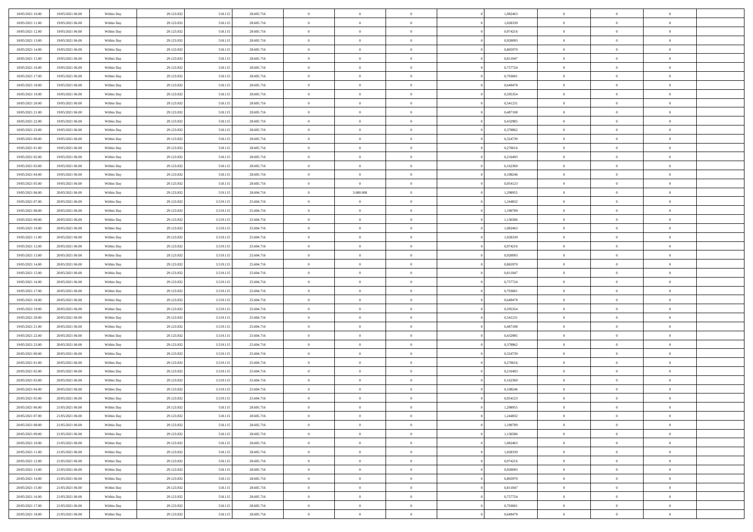| | | | | | | | | | | | | | | |
|---|---|---|---|---|---|---|---|---|---|---|---|---|---|---|
| 18/05/2021 10:00 | 19/05/2021 06:00 | Within Day | 29.123.832 | 518.115 | 28.605.716 | 0 | 0 | 0 | | 1,082463 | 0 | 0 | 0 | |
| 18/05/2021 11:00 | 19/05/2021 06:00 | Within Day | 29.123.832 | 518.115 | 28.605.716 | 0 | 0 | 0 | | 1,028339 | 0 | 0 | 0 | |
| 18/05/2021 12:00 | 19/05/2021 06:00 | Within Day | 29.123.832 | 518.115 | 28.605.716 | 0 | 0 | 0 | | 0,974216 | 0 | 0 | 0 | |
| 18/05/2021 13:00 | 19/05/2021 06:00 | Within Day | 29.123.832 | 518.115 | 28.605.716 | 0 | 0 | 0 | | 0,920093 | 0 | 0 | 0 | |
| 18/05/2021 14:00 | 19/05/2021 06:00 | Within Day | 29.123.832 | 518.115 | 28.605.716 | 0 | 0 | 0 | | 0,865970 | 0 | 0 | 0 | |
| 18/05/2021 15:00 | 19/05/2021 06:00 | Within Day | 29.123.832 | 518.115 | 28.605.716 | 0 | 0 | 0 | | 0,811847 | 0 | 0 | 0 | |
| 18/05/2021 16:00 | 19/05/2021 06:00 | Within Day | 29.123.832 | 518.115 | 28.605.716 | 0 | 0 | 0 | | 0,757724 | 0 | 0 | 0 | |
| 18/05/2021 17:00 | 19/05/2021 06:00 | Within Day | 29.123.832 | 518.115 | 28.605.716 | 0 | 0 | 0 | | 0,703601 | 0 | 0 | 0 | |
| 18/05/2021 18:00 | 19/05/2021 06:00 | Within Day | 29.123.832 | 518.115 | 28.605.716 | 0 | 0 | 0 | | 0,649478 | 0 | 0 | 0 | |
| 18/05/2021 19:00 | 19/05/2021 06:00 | Within Day | 29.123.832 | 518.115 | 28.605.716 | 0 | 0 | 0 | | 0,595354 | 0 | 0 | 0 | |
| 18/05/2021 20:00 | 19/05/2021 06:00 | Within Day | 29.123.832 | 518.115 | 28.605.716 | 0 | 0 | 0 | | 0,541231 | 0 | 0 | 0 | |
| 18/05/2021 21:00 | 19/05/2021 06:00 | Within Day | 29.123.832 | 518.115 | 28.605.716 | 0 | 0 | 0 | | 0,487108 | 0 | 0 | 0 | |
| 18/05/2021 22:00 | 19/05/2021 06:00 | Within Day | 29.123.832 | 518.115 | 28.605.716 | 0 | 0 | 0 | | 0,432985 | 0 | 0 | 0 | |
| 18/05/2021 23:00 | 19/05/2021 06:00 | Within Day | 29.123.832 | 518.115 | 28.605.716 | 0 | 0 | 0 | | 0,378862 | 0 | 0 | 0 | |
| 19/05/2021 00:00 | 19/05/2021 06:00 | Within Day | 29.123.832 | 518.115 | 28.605.716 | 0 | 0 | 0 | | 0,324739 | 0 | 0 | 0 | |
| 19/05/2021 01:00 | 19/05/2021 06:00 | Within Day | 29.123.832 | 518.115 | 28.605.716 | 0 | 0 | 0 | | 0,270616 | 0 | 0 | 0 | |
| 19/05/2021 02:00 | 19/05/2021 06:00 | Within Day | 29.123.832 | 518.115 | 28.605.716 | 0 | 0 | 0 | | 0,216493 | 0 | 0 | 0 | |
| 19/05/2021 03:00 | 19/05/2021 06:00 | Within Day | 29.123.832 | 518.115 | 28.605.716 | 0 | 0 | 0 | | 0,162369 | 0 | 0 | 0 | |
| 19/05/2021 04:00 | 19/05/2021 06:00 | Within Day | 29.123.832 | 518.115 | 28.605.716 | 0 | 0 | 0 | | 0,108246 | 0 | 0 | 0 | |
| 19/05/2021 05:00 | 19/05/2021 06:00 | Within Day | 29.123.832 | 518.115 | 28.605.716 | 0 | 0 | 0 | | 0,054123 | 0 | 0 | 0 | |
| 19/05/2021 06:00 | 20/05/2021 06:00 | Within Day | 29.123.832 | 519.115 | 28.604.716 | 0 | 3.000.000 | 0 | | 1,298955 | 0 | 0 | 0 | |
| 19/05/2021 07:00 | 20/05/2021 06:00 | Within Day | 29.123.832 | 3.519.115 | 25.604.716 | 0 | 0 | 0 | | 1,244832 | 0 | 0 | 0 | |
| 19/05/2021 08:00 | 20/05/2021 06:00 | Within Day | 29.123.832 | 3.519.115 | 25.604.716 | 0 | 0 | 0 | | 1,190709 | 0 | 0 | 0 | |
| 19/05/2021 09:00 | 20/05/2021 06:00 | Within Day | 29.123.832 | 3.519.115 | 25.604.716 | 0 | 0 | 0 | | 1,136586 | 0 | 0 | 0 | |
| 19/05/2021 10:00 | 20/05/2021 06:00 | Within Day | 29.123.832 | 3.519.115 | 25.604.716 | 0 | 0 | 0 | | 1,082463 | 0 | 0 | 0 | |
| 19/05/2021 11:00 | 20/05/2021 06:00 | Within Day | 29.123.832 | 3.519.115 | 25.604.716 | 0 | 0 | 0 | | 1,028339 | 0 | 0 | 0 | |
| 19/05/2021 12:00 | 20/05/2021 06:00 | Within Day | 29.123.832 | 3.519.115 | 25.604.716 | 0 | 0 | 0 | | 0,974216 | 0 | 0 | 0 | |
| 19/05/2021 13:00 | 20/05/2021 06:00 | Within Day | 29.123.832 | 3.519.115 | 25.604.716 | 0 | 0 | 0 | | 0,920093 | 0 | 0 | 0 | |
| 19/05/2021 14:00 | 20/05/2021 06:00 | Within Day | 29.123.832 | 3.519.115 | 25.604.716 | 0 | 0 | 0 | | 0,865970 | 0 | 0 | 0 | |
| 19/05/2021 15:00 | 20/05/2021 06:00 | Within Day | 29.123.832 | 3.519.115 | 25.604.716 | 0 | 0 | 0 | | 0,811847 | 0 | 0 | 0 | |
| 19/05/2021 16:00 | 20/05/2021 06:00 | Within Day | 29.123.832 | 3.519.115 | 25.604.716 | 0 | 0 | 0 | | 0,757724 | 0 | 0 | 0 | |
| 19/05/2021 17:00 | 20/05/2021 06:00 | Within Day | 29.123.832 | 3.519.115 | 25.604.716 | 0 | 0 | 0 | | 0,703601 | 0 | 0 | 0 | |
| 19/05/2021 18:00 | 20/05/2021 06:00 | Within Day | 29.123.832 | 3.519.115 | 25.604.716 | 0 | 0 | 0 | | 0,649478 | 0 | 0 | 0 | |
| 19/05/2021 19:00 | 20/05/2021 06:00 | Within Day | 29.123.832 | 3.519.115 | 25.604.716 | 0 | 0 | 0 | | 0,595354 | 0 | 0 | 0 | |
| 19/05/2021 20:00 | 20/05/2021 06:00 | Within Day | 29.123.832 | 3.519.115 | 25.604.716 | 0 | 0 | 0 | | 0,541231 | 0 | 0 | 0 | |
| 19/05/2021 21:00 | 20/05/2021 06:00 | Within Day | 29.123.832 | 3.519.115 | 25.604.716 | 0 | 0 | 0 | | 0,487108 | 0 | 0 | 0 | |
| 19/05/2021 22:00 | 20/05/2021 06:00 | Within Day | 29.123.832 | 3.519.115 | 25.604.716 | 0 | 0 | 0 | | 0,432985 | 0 | 0 | 0 | |
| 19/05/2021 23:00 | 20/05/2021 06:00 | Within Day | 29.123.832 | 3.519.115 | 25.604.716 | 0 | 0 | 0 | | 0,378862 | 0 | 0 | 0 | |
| 20/05/2021 00:00 | 20/05/2021 06:00 | Within Day | 29.123.832 | 3.519.115 | 25.604.716 | 0 | 0 | 0 | | 0,324739 | 0 | 0 | 0 | |
| 20/05/2021 01:00 | 20/05/2021 06:00 | Within Day | 29.123.832 | 3.519.115 | 25.604.716 | 0 | 0 | 0 | | 0,270616 | 0 | 0 | 0 | |
| 20/05/2021 02:00 | 20/05/2021 06:00 | Within Day | 29.123.832 | 3.519.115 | 25.604.716 | 0 | 0 | 0 | | 0,216493 | 0 | 0 | 0 | |
| 20/05/2021 03:00 | 20/05/2021 06:00 | Within Day | 29.123.832 | 3.519.115 | 25.604.716 | 0 | 0 | 0 | | 0,162369 | 0 | 0 | 0 | |
| 20/05/2021 04:00 | 20/05/2021 06:00 | Within Day | 29.123.832 | 3.519.115 | 25.604.716 | 0 | 0 | 0 | | 0,108246 | 0 | 0 | 0 | |
| 20/05/2021 05:00 | 20/05/2021 06:00 | Within Day | 29.123.832 | 3.519.115 | 25.604.716 | 0 | 0 | 0 | | 0,054123 | 0 | 0 | 0 | |
| 20/05/2021 06:00 | 21/05/2021 06:00 | Within Day | 29.123.832 | 518.115 | 28.605.716 | 0 | 0 | 0 | | 1,298955 | 0 | 0 | 0 | |
| 20/05/2021 07:00 | 21/05/2021 06:00 | Within Day | 29.123.832 | 518.115 | 28.605.716 | 0 | 0 | 0 | | 1,244832 | 0 | 0 | 0 | |
| 20/05/2021 08:00 | 21/05/2021 06:00 | Within Day | 29.123.832 | 518.115 | 28.605.716 | 0 | 0 | 0 | | 1,190709 | 0 | 0 | 0 | |
| 20/05/2021 09:00 | 21/05/2021 06:00 | Within Day | 29.123.832 | 518.115 | 28.605.716 | 0 | 0 | 0 | | 1,136586 | 0 | 0 | 0 | |
| 20/05/2021 10:00 | 21/05/2021 06:00 | Within Day | 29.123.832 | 518.115 | 28.605.716 | 0 | 0 | 0 | | 1,082463 | 0 | 0 | 0 | |
| 20/05/2021 11:00 | 21/05/2021 06:00 | Within Day | 29.123.832 | 518.115 | 28.605.716 | 0 | 0 | 0 | | 1,028339 | 0 | 0 | 0 | |
| 20/05/2021 12:00 | 21/05/2021 06:00 | Within Day | 29.123.832 | 518.115 | 28.605.716 | 0 | 0 | 0 | | 0,974216 | 0 | 0 | 0 | |
| 20/05/2021 13:00 | 21/05/2021 06:00 | Within Day | 29.123.832 | 518.115 | 28.605.716 | 0 | 0 | 0 | | 0,920093 | 0 | 0 | 0 | |
| 20/05/2021 14:00 | 21/05/2021 06:00 | Within Day | 29.123.832 | 518.115 | 28.605.716 | 0 | 0 | 0 | | 0,865970 | 0 | 0 | 0 | |
| 20/05/2021 15:00 | 21/05/2021 06:00 | Within Day | 29.123.832 | 518.115 | 28.605.716 | 0 | 0 | 0 | | 0,811847 | 0 | 0 | 0 | |
| 20/05/2021 16:00 | 21/05/2021 06:00 | Within Day | 29.123.832 | 518.115 | 28.605.716 | 0 | 0 | 0 | | 0,757724 | 0 | 0 | 0 | |
| 20/05/2021 17:00 | 21/05/2021 06:00 | Within Day | 29.123.832 | 518.115 | 28.605.716 | 0 | 0 | 0 | | 0,703601 | 0 | 0 | 0 | |
| 20/05/2021 18:00 | 21/05/2021 06:00 | Within Day | 29.123.832 | 518.115 | 28.605.716 | 0 | 0 | 0 | | 0,649478 | 0 | 0 | 0 | |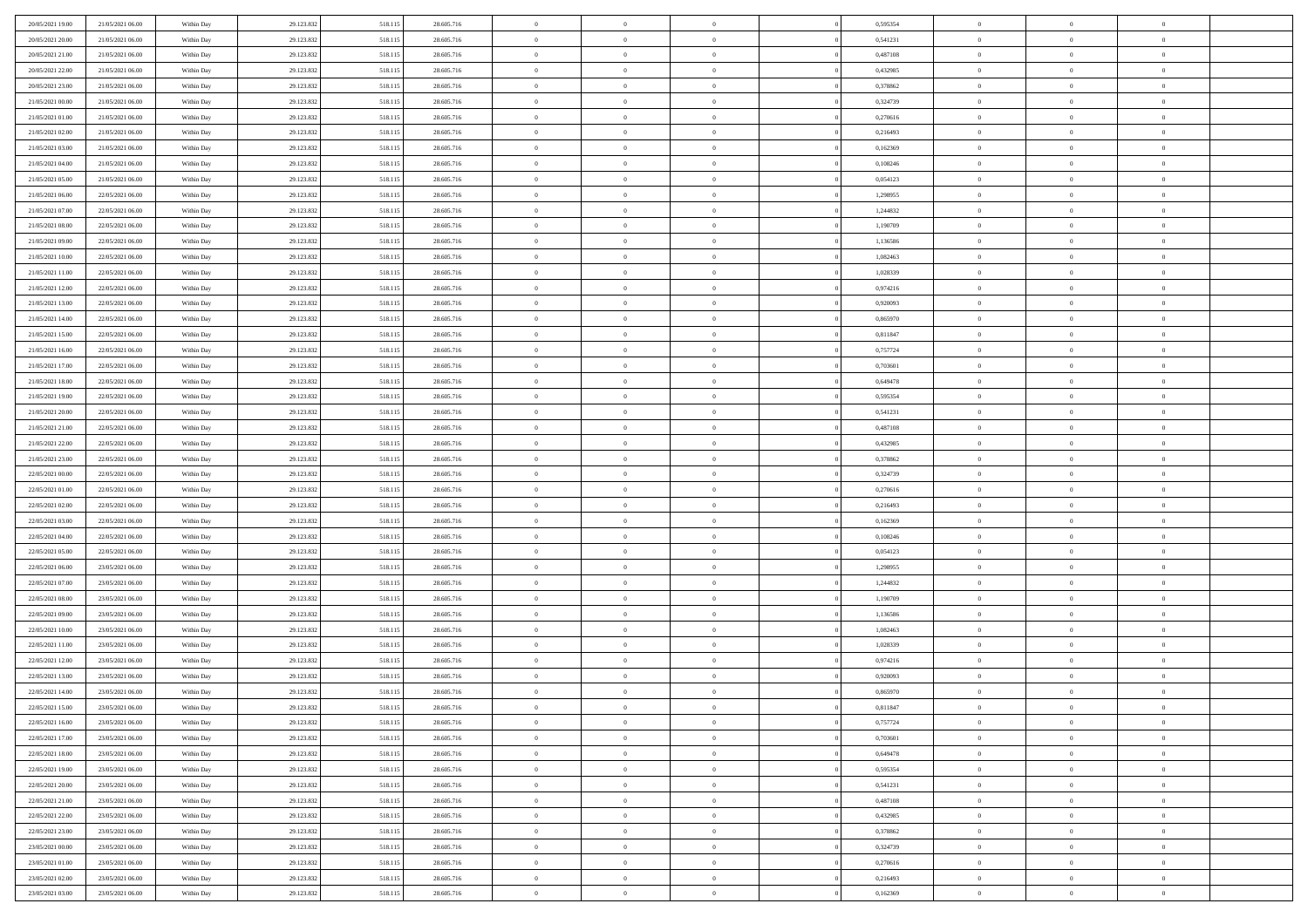| | | | | | | | | | | | | | | |
|---|---|---|---|---|---|---|---|---|---|---|---|---|---|---|
| 20/05/2021 19:00 | 21/05/2021 06:00 | Within Day | 29.123.832 | 518.115 | 28.605.716 | 0 | 0 | 0 | | 0 | 0,595354 | 0 | 0 | 0 |
| 20/05/2021 20:00 | 21/05/2021 06:00 | Within Day | 29.123.832 | 518.115 | 28.605.716 | 0 | 0 | 0 | | 0 | 0,541231 | 0 | 0 | 0 |
| 20/05/2021 21:00 | 21/05/2021 06:00 | Within Day | 29.123.832 | 518.115 | 28.605.716 | 0 | 0 | 0 | | 0 | 0,487108 | 0 | 0 | 0 |
| 20/05/2021 22:00 | 21/05/2021 06:00 | Within Day | 29.123.832 | 518.115 | 28.605.716 | 0 | 0 | 0 | | 0 | 0,432985 | 0 | 0 | 0 |
| 20/05/2021 23:00 | 21/05/2021 06:00 | Within Day | 29.123.832 | 518.115 | 28.605.716 | 0 | 0 | 0 | | 0 | 0,378862 | 0 | 0 | 0 |
| 21/05/2021 00:00 | 21/05/2021 06:00 | Within Day | 29.123.832 | 518.115 | 28.605.716 | 0 | 0 | 0 | | 0 | 0,324739 | 0 | 0 | 0 |
| 21/05/2021 01:00 | 21/05/2021 06:00 | Within Day | 29.123.832 | 518.115 | 28.605.716 | 0 | 0 | 0 | | 0 | 0,270616 | 0 | 0 | 0 |
| 21/05/2021 02:00 | 21/05/2021 06:00 | Within Day | 29.123.832 | 518.115 | 28.605.716 | 0 | 0 | 0 | | 0 | 0,216493 | 0 | 0 | 0 |
| 21/05/2021 03:00 | 21/05/2021 06:00 | Within Day | 29.123.832 | 518.115 | 28.605.716 | 0 | 0 | 0 | | 0 | 0,162369 | 0 | 0 | 0 |
| 21/05/2021 04:00 | 21/05/2021 06:00 | Within Day | 29.123.832 | 518.115 | 28.605.716 | 0 | 0 | 0 | | 0 | 0,108246 | 0 | 0 | 0 |
| 21/05/2021 05:00 | 21/05/2021 06:00 | Within Day | 29.123.832 | 518.115 | 28.605.716 | 0 | 0 | 0 | | 0 | 0,054123 | 0 | 0 | 0 |
| 21/05/2021 06:00 | 22/05/2021 06:00 | Within Day | 29.123.832 | 518.115 | 28.605.716 | 0 | 0 | 0 | | 0 | 1,298955 | 0 | 0 | 0 |
| 21/05/2021 07:00 | 22/05/2021 06:00 | Within Day | 29.123.832 | 518.115 | 28.605.716 | 0 | 0 | 0 | | 0 | 1,244832 | 0 | 0 | 0 |
| 21/05/2021 08:00 | 22/05/2021 06:00 | Within Day | 29.123.832 | 518.115 | 28.605.716 | 0 | 0 | 0 | | 0 | 1,190709 | 0 | 0 | 0 |
| 21/05/2021 09:00 | 22/05/2021 06:00 | Within Day | 29.123.832 | 518.115 | 28.605.716 | 0 | 0 | 0 | | 0 | 1,136586 | 0 | 0 | 0 |
| 21/05/2021 10:00 | 22/05/2021 06:00 | Within Day | 29.123.832 | 518.115 | 28.605.716 | 0 | 0 | 0 | | 0 | 1,082463 | 0 | 0 | 0 |
| 21/05/2021 11:00 | 22/05/2021 06:00 | Within Day | 29.123.832 | 518.115 | 28.605.716 | 0 | 0 | 0 | | 0 | 1,028339 | 0 | 0 | 0 |
| 21/05/2021 12:00 | 22/05/2021 06:00 | Within Day | 29.123.832 | 518.115 | 28.605.716 | 0 | 0 | 0 | | 0 | 0,974216 | 0 | 0 | 0 |
| 21/05/2021 13:00 | 22/05/2021 06:00 | Within Day | 29.123.832 | 518.115 | 28.605.716 | 0 | 0 | 0 | | 0 | 0,920093 | 0 | 0 | 0 |
| 21/05/2021 14:00 | 22/05/2021 06:00 | Within Day | 29.123.832 | 518.115 | 28.605.716 | 0 | 0 | 0 | | 0 | 0,865970 | 0 | 0 | 0 |
| 21/05/2021 15:00 | 22/05/2021 06:00 | Within Day | 29.123.832 | 518.115 | 28.605.716 | 0 | 0 | 0 | | 0 | 0,811847 | 0 | 0 | 0 |
| 21/05/2021 16:00 | 22/05/2021 06:00 | Within Day | 29.123.832 | 518.115 | 28.605.716 | 0 | 0 | 0 | | 0 | 0,757724 | 0 | 0 | 0 |
| 21/05/2021 17:00 | 22/05/2021 06:00 | Within Day | 29.123.832 | 518.115 | 28.605.716 | 0 | 0 | 0 | | 0 | 0,703601 | 0 | 0 | 0 |
| 21/05/2021 18:00 | 22/05/2021 06:00 | Within Day | 29.123.832 | 518.115 | 28.605.716 | 0 | 0 | 0 | | 0 | 0,649478 | 0 | 0 | 0 |
| 21/05/2021 19:00 | 22/05/2021 06:00 | Within Day | 29.123.832 | 518.115 | 28.605.716 | 0 | 0 | 0 | | 0 | 0,595354 | 0 | 0 | 0 |
| 21/05/2021 20:00 | 22/05/2021 06:00 | Within Day | 29.123.832 | 518.115 | 28.605.716 | 0 | 0 | 0 | | 0 | 0,541231 | 0 | 0 | 0 |
| 21/05/2021 21:00 | 22/05/2021 06:00 | Within Day | 29.123.832 | 518.115 | 28.605.716 | 0 | 0 | 0 | | 0 | 0,487108 | 0 | 0 | 0 |
| 21/05/2021 22:00 | 22/05/2021 06:00 | Within Day | 29.123.832 | 518.115 | 28.605.716 | 0 | 0 | 0 | | 0 | 0,432985 | 0 | 0 | 0 |
| 21/05/2021 23:00 | 22/05/2021 06:00 | Within Day | 29.123.832 | 518.115 | 28.605.716 | 0 | 0 | 0 | | 0 | 0,378862 | 0 | 0 | 0 |
| 22/05/2021 00:00 | 22/05/2021 06:00 | Within Day | 29.123.832 | 518.115 | 28.605.716 | 0 | 0 | 0 | | 0 | 0,324739 | 0 | 0 | 0 |
| 22/05/2021 01:00 | 22/05/2021 06:00 | Within Day | 29.123.832 | 518.115 | 28.605.716 | 0 | 0 | 0 | | 0 | 0,270616 | 0 | 0 | 0 |
| 22/05/2021 02:00 | 22/05/2021 06:00 | Within Day | 29.123.832 | 518.115 | 28.605.716 | 0 | 0 | 0 | | 0 | 0,216493 | 0 | 0 | 0 |
| 22/05/2021 03:00 | 22/05/2021 06:00 | Within Day | 29.123.832 | 518.115 | 28.605.716 | 0 | 0 | 0 | | 0 | 0,162369 | 0 | 0 | 0 |
| 22/05/2021 04:00 | 22/05/2021 06:00 | Within Day | 29.123.832 | 518.115 | 28.605.716 | 0 | 0 | 0 | | 0 | 0,108246 | 0 | 0 | 0 |
| 22/05/2021 05:00 | 22/05/2021 06:00 | Within Day | 29.123.832 | 518.115 | 28.605.716 | 0 | 0 | 0 | | 0 | 0,054123 | 0 | 0 | 0 |
| 22/05/2021 06:00 | 23/05/2021 06:00 | Within Day | 29.123.832 | 518.115 | 28.605.716 | 0 | 0 | 0 | | 0 | 1,298955 | 0 | 0 | 0 |
| 22/05/2021 07:00 | 23/05/2021 06:00 | Within Day | 29.123.832 | 518.115 | 28.605.716 | 0 | 0 | 0 | | 0 | 1,244832 | 0 | 0 | 0 |
| 22/05/2021 08:00 | 23/05/2021 06:00 | Within Day | 29.123.832 | 518.115 | 28.605.716 | 0 | 0 | 0 | | 0 | 1,190709 | 0 | 0 | 0 |
| 22/05/2021 09:00 | 23/05/2021 06:00 | Within Day | 29.123.832 | 518.115 | 28.605.716 | 0 | 0 | 0 | | 0 | 1,136586 | 0 | 0 | 0 |
| 22/05/2021 10:00 | 23/05/2021 06:00 | Within Day | 29.123.832 | 518.115 | 28.605.716 | 0 | 0 | 0 | | 0 | 1,082463 | 0 | 0 | 0 |
| 22/05/2021 11:00 | 23/05/2021 06:00 | Within Day | 29.123.832 | 518.115 | 28.605.716 | 0 | 0 | 0 | | 0 | 1,028339 | 0 | 0 | 0 |
| 22/05/2021 12:00 | 23/05/2021 06:00 | Within Day | 29.123.832 | 518.115 | 28.605.716 | 0 | 0 | 0 | | 0 | 0,974216 | 0 | 0 | 0 |
| 22/05/2021 13:00 | 23/05/2021 06:00 | Within Day | 29.123.832 | 518.115 | 28.605.716 | 0 | 0 | 0 | | 0 | 0,920093 | 0 | 0 | 0 |
| 22/05/2021 14:00 | 23/05/2021 06:00 | Within Day | 29.123.832 | 518.115 | 28.605.716 | 0 | 0 | 0 | | 0 | 0,865970 | 0 | 0 | 0 |
| 22/05/2021 15:00 | 23/05/2021 06:00 | Within Day | 29.123.832 | 518.115 | 28.605.716 | 0 | 0 | 0 | | 0 | 0,811847 | 0 | 0 | 0 |
| 22/05/2021 16:00 | 23/05/2021 06:00 | Within Day | 29.123.832 | 518.115 | 28.605.716 | 0 | 0 | 0 | | 0 | 0,757724 | 0 | 0 | 0 |
| 22/05/2021 17:00 | 23/05/2021 06:00 | Within Day | 29.123.832 | 518.115 | 28.605.716 | 0 | 0 | 0 | | 0 | 0,703601 | 0 | 0 | 0 |
| 22/05/2021 18:00 | 23/05/2021 06:00 | Within Day | 29.123.832 | 518.115 | 28.605.716 | 0 | 0 | 0 | | 0 | 0,649478 | 0 | 0 | 0 |
| 22/05/2021 19:00 | 23/05/2021 06:00 | Within Day | 29.123.832 | 518.115 | 28.605.716 | 0 | 0 | 0 | | 0 | 0,595354 | 0 | 0 | 0 |
| 22/05/2021 20:00 | 23/05/2021 06:00 | Within Day | 29.123.832 | 518.115 | 28.605.716 | 0 | 0 | 0 | | 0 | 0,541231 | 0 | 0 | 0 |
| 22/05/2021 21:00 | 23/05/2021 06:00 | Within Day | 29.123.832 | 518.115 | 28.605.716 | 0 | 0 | 0 | | 0 | 0,487108 | 0 | 0 | 0 |
| 22/05/2021 22:00 | 23/05/2021 06:00 | Within Day | 29.123.832 | 518.115 | 28.605.716 | 0 | 0 | 0 | | 0 | 0,432985 | 0 | 0 | 0 |
| 22/05/2021 23:00 | 23/05/2021 06:00 | Within Day | 29.123.832 | 518.115 | 28.605.716 | 0 | 0 | 0 | | 0 | 0,378862 | 0 | 0 | 0 |
| 23/05/2021 00:00 | 23/05/2021 06:00 | Within Day | 29.123.832 | 518.115 | 28.605.716 | 0 | 0 | 0 | | 0 | 0,324739 | 0 | 0 | 0 |
| 23/05/2021 01:00 | 23/05/2021 06:00 | Within Day | 29.123.832 | 518.115 | 28.605.716 | 0 | 0 | 0 | | 0 | 0,270616 | 0 | 0 | 0 |
| 23/05/2021 02:00 | 23/05/2021 06:00 | Within Day | 29.123.832 | 518.115 | 28.605.716 | 0 | 0 | 0 | | 0 | 0,216493 | 0 | 0 | 0 |
| 23/05/2021 03:00 | 23/05/2021 06:00 | Within Day | 29.123.832 | 518.115 | 28.605.716 | 0 | 0 | 0 | | 0 | 0,162369 | 0 | 0 | 0 |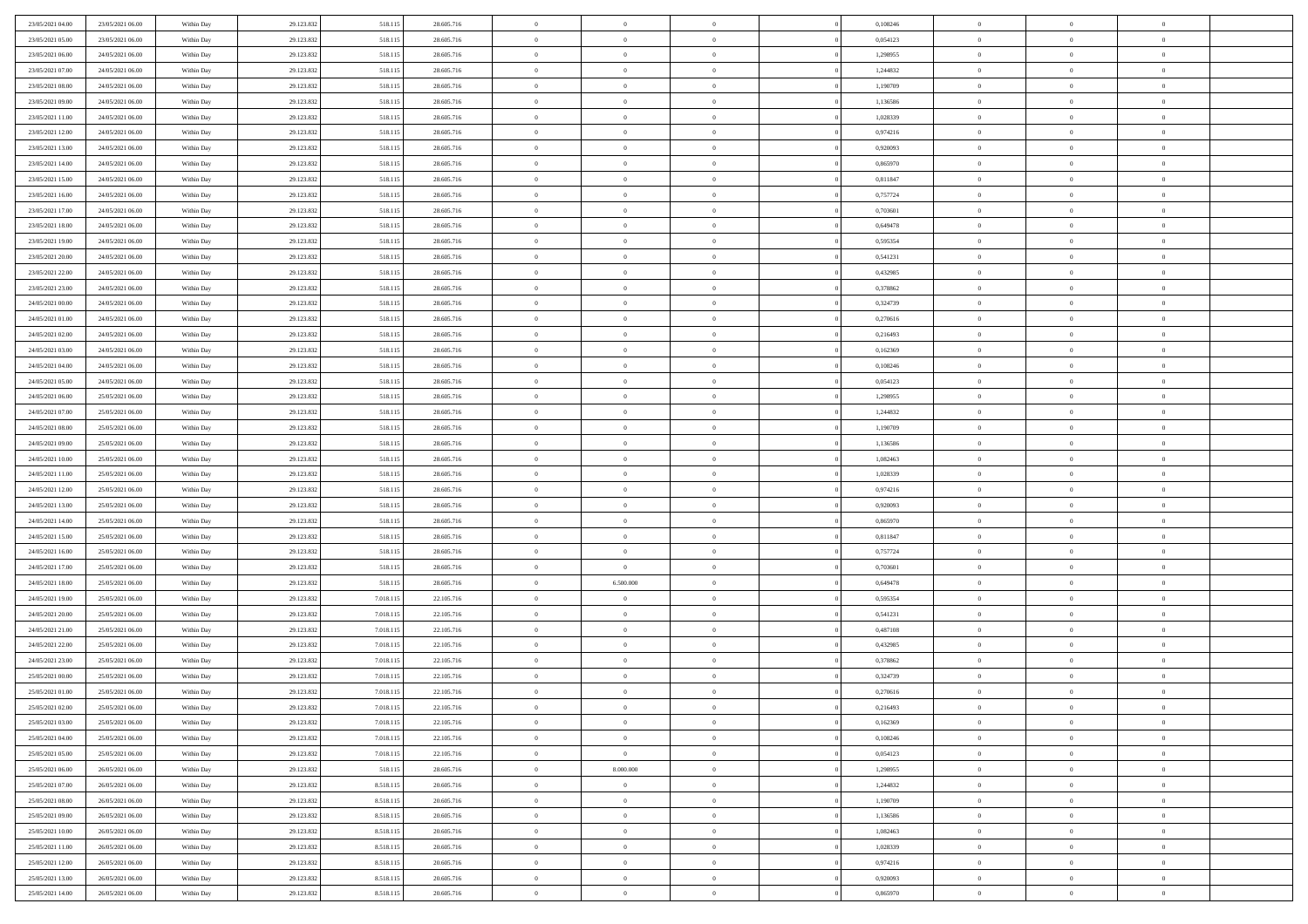| | | | | | | | | | | | | | | |
|---|---|---|---|---|---|---|---|---|---|---|---|---|---|---|
| 23/05/2021 04:00 | 23/05/2021 06:00 | Within Day | 29.123.832 | 518.115 | 28.605.716 | 0 | 0 | 0 | | 0,108246 | 0 | 0 | 0 | |
| 23/05/2021 05:00 | 23/05/2021 06:00 | Within Day | 29.123.832 | 518.115 | 28.605.716 | 0 | 0 | 0 | | 0,054123 | 0 | 0 | 0 | |
| 23/05/2021 06:00 | 24/05/2021 06:00 | Within Day | 29.123.832 | 518.115 | 28.605.716 | 0 | 0 | 0 | | 1,298955 | 0 | 0 | 0 | |
| 23/05/2021 07:00 | 24/05/2021 06:00 | Within Day | 29.123.832 | 518.115 | 28.605.716 | 0 | 0 | 0 | | 1,244832 | 0 | 0 | 0 | |
| 23/05/2021 08:00 | 24/05/2021 06:00 | Within Day | 29.123.832 | 518.115 | 28.605.716 | 0 | 0 | 0 | | 1,190709 | 0 | 0 | 0 | |
| 23/05/2021 09:00 | 24/05/2021 06:00 | Within Day | 29.123.832 | 518.115 | 28.605.716 | 0 | 0 | 0 | | 1,136586 | 0 | 0 | 0 | |
| 23/05/2021 11:00 | 24/05/2021 06:00 | Within Day | 29.123.832 | 518.115 | 28.605.716 | 0 | 0 | 0 | | 1,028339 | 0 | 0 | 0 | |
| 23/05/2021 12:00 | 24/05/2021 06:00 | Within Day | 29.123.832 | 518.115 | 28.605.716 | 0 | 0 | 0 | | 0,974216 | 0 | 0 | 0 | |
| 23/05/2021 13:00 | 24/05/2021 06:00 | Within Day | 29.123.832 | 518.115 | 28.605.716 | 0 | 0 | 0 | | 0,920093 | 0 | 0 | 0 | |
| 23/05/2021 14:00 | 24/05/2021 06:00 | Within Day | 29.123.832 | 518.115 | 28.605.716 | 0 | 0 | 0 | | 0,865970 | 0 | 0 | 0 | |
| 23/05/2021 15:00 | 24/05/2021 06:00 | Within Day | 29.123.832 | 518.115 | 28.605.716 | 0 | 0 | 0 | | 0,811847 | 0 | 0 | 0 | |
| 23/05/2021 16:00 | 24/05/2021 06:00 | Within Day | 29.123.832 | 518.115 | 28.605.716 | 0 | 0 | 0 | | 0,757724 | 0 | 0 | 0 | |
| 23/05/2021 17:00 | 24/05/2021 06:00 | Within Day | 29.123.832 | 518.115 | 28.605.716 | 0 | 0 | 0 | | 0,703601 | 0 | 0 | 0 | |
| 23/05/2021 18:00 | 24/05/2021 06:00 | Within Day | 29.123.832 | 518.115 | 28.605.716 | 0 | 0 | 0 | | 0,649478 | 0 | 0 | 0 | |
| 23/05/2021 19:00 | 24/05/2021 06:00 | Within Day | 29.123.832 | 518.115 | 28.605.716 | 0 | 0 | 0 | | 0,595354 | 0 | 0 | 0 | |
| 23/05/2021 20:00 | 24/05/2021 06:00 | Within Day | 29.123.832 | 518.115 | 28.605.716 | 0 | 0 | 0 | | 0,541231 | 0 | 0 | 0 | |
| 23/05/2021 22:00 | 24/05/2021 06:00 | Within Day | 29.123.832 | 518.115 | 28.605.716 | 0 | 0 | 0 | | 0,432985 | 0 | 0 | 0 | |
| 23/05/2021 23:00 | 24/05/2021 06:00 | Within Day | 29.123.832 | 518.115 | 28.605.716 | 0 | 0 | 0 | | 0,378862 | 0 | 0 | 0 | |
| 24/05/2021 00:00 | 24/05/2021 06:00 | Within Day | 29.123.832 | 518.115 | 28.605.716 | 0 | 0 | 0 | | 0,324739 | 0 | 0 | 0 | |
| 24/05/2021 01:00 | 24/05/2021 06:00 | Within Day | 29.123.832 | 518.115 | 28.605.716 | 0 | 0 | 0 | | 0,270616 | 0 | 0 | 0 | |
| 24/05/2021 02:00 | 24/05/2021 06:00 | Within Day | 29.123.832 | 518.115 | 28.605.716 | 0 | 0 | 0 | | 0,216493 | 0 | 0 | 0 | |
| 24/05/2021 03:00 | 24/05/2021 06:00 | Within Day | 29.123.832 | 518.115 | 28.605.716 | 0 | 0 | 0 | | 0,162369 | 0 | 0 | 0 | |
| 24/05/2021 04:00 | 24/05/2021 06:00 | Within Day | 29.123.832 | 518.115 | 28.605.716 | 0 | 0 | 0 | | 0,108246 | 0 | 0 | 0 | |
| 24/05/2021 05:00 | 24/05/2021 06:00 | Within Day | 29.123.832 | 518.115 | 28.605.716 | 0 | 0 | 0 | | 0,054123 | 0 | 0 | 0 | |
| 24/05/2021 06:00 | 25/05/2021 06:00 | Within Day | 29.123.832 | 518.115 | 28.605.716 | 0 | 0 | 0 | | 1,298955 | 0 | 0 | 0 | |
| 24/05/2021 07:00 | 25/05/2021 06:00 | Within Day | 29.123.832 | 518.115 | 28.605.716 | 0 | 0 | 0 | | 1,244832 | 0 | 0 | 0 | |
| 24/05/2021 08:00 | 25/05/2021 06:00 | Within Day | 29.123.832 | 518.115 | 28.605.716 | 0 | 0 | 0 | | 1,190709 | 0 | 0 | 0 | |
| 24/05/2021 09:00 | 25/05/2021 06:00 | Within Day | 29.123.832 | 518.115 | 28.605.716 | 0 | 0 | 0 | | 1,136586 | 0 | 0 | 0 | |
| 24/05/2021 10:00 | 25/05/2021 06:00 | Within Day | 29.123.832 | 518.115 | 28.605.716 | 0 | 0 | 0 | | 1,082463 | 0 | 0 | 0 | |
| 24/05/2021 11:00 | 25/05/2021 06:00 | Within Day | 29.123.832 | 518.115 | 28.605.716 | 0 | 0 | 0 | | 1,028339 | 0 | 0 | 0 | |
| 24/05/2021 12:00 | 25/05/2021 06:00 | Within Day | 29.123.832 | 518.115 | 28.605.716 | 0 | 0 | 0 | | 0,974216 | 0 | 0 | 0 | |
| 24/05/2021 13:00 | 25/05/2021 06:00 | Within Day | 29.123.832 | 518.115 | 28.605.716 | 0 | 0 | 0 | | 0,920093 | 0 | 0 | 0 | |
| 24/05/2021 14:00 | 25/05/2021 06:00 | Within Day | 29.123.832 | 518.115 | 28.605.716 | 0 | 0 | 0 | | 0,865970 | 0 | 0 | 0 | |
| 24/05/2021 15:00 | 25/05/2021 06:00 | Within Day | 29.123.832 | 518.115 | 28.605.716 | 0 | 0 | 0 | | 0,811847 | 0 | 0 | 0 | |
| 24/05/2021 16:00 | 25/05/2021 06:00 | Within Day | 29.123.832 | 518.115 | 28.605.716 | 0 | 0 | 0 | | 0,757724 | 0 | 0 | 0 | |
| 24/05/2021 17:00 | 25/05/2021 06:00 | Within Day | 29.123.832 | 518.115 | 28.605.716 | 0 | 0 | 0 | | 0,703601 | 0 | 0 | 0 | |
| 24/05/2021 18:00 | 25/05/2021 06:00 | Within Day | 29.123.832 | 518.115 | 28.605.716 | 0 | 6.500.000 | 0 | | 0,649478 | 0 | 0 | 0 | |
| 24/05/2021 19:00 | 25/05/2021 06:00 | Within Day | 29.123.832 | 7.018.115 | 22.105.716 | 0 | 0 | 0 | | 0,595354 | 0 | 0 | 0 | |
| 24/05/2021 20:00 | 25/05/2021 06:00 | Within Day | 29.123.832 | 7.018.115 | 22.105.716 | 0 | 0 | 0 | | 0,541231 | 0 | 0 | 0 | |
| 24/05/2021 21:00 | 25/05/2021 06:00 | Within Day | 29.123.832 | 7.018.115 | 22.105.716 | 0 | 0 | 0 | | 0,487108 | 0 | 0 | 0 | |
| 24/05/2021 22:00 | 25/05/2021 06:00 | Within Day | 29.123.832 | 7.018.115 | 22.105.716 | 0 | 0 | 0 | | 0,432985 | 0 | 0 | 0 | |
| 24/05/2021 23:00 | 25/05/2021 06:00 | Within Day | 29.123.832 | 7.018.115 | 22.105.716 | 0 | 0 | 0 | | 0,378862 | 0 | 0 | 0 | |
| 25/05/2021 00:00 | 25/05/2021 06:00 | Within Day | 29.123.832 | 7.018.115 | 22.105.716 | 0 | 0 | 0 | | 0,324739 | 0 | 0 | 0 | |
| 25/05/2021 01:00 | 25/05/2021 06:00 | Within Day | 29.123.832 | 7.018.115 | 22.105.716 | 0 | 0 | 0 | | 0,270616 | 0 | 0 | 0 | |
| 25/05/2021 02:00 | 25/05/2021 06:00 | Within Day | 29.123.832 | 7.018.115 | 22.105.716 | 0 | 0 | 0 | | 0,216493 | 0 | 0 | 0 | |
| 25/05/2021 03:00 | 25/05/2021 06:00 | Within Day | 29.123.832 | 7.018.115 | 22.105.716 | 0 | 0 | 0 | | 0,162369 | 0 | 0 | 0 | |
| 25/05/2021 04:00 | 25/05/2021 06:00 | Within Day | 29.123.832 | 7.018.115 | 22.105.716 | 0 | 0 | 0 | | 0,108246 | 0 | 0 | 0 | |
| 25/05/2021 05:00 | 25/05/2021 06:00 | Within Day | 29.123.832 | 7.018.115 | 22.105.716 | 0 | 0 | 0 | | 0,054123 | 0 | 0 | 0 | |
| 25/05/2021 06:00 | 26/05/2021 06:00 | Within Day | 29.123.832 | 518.115 | 28.605.716 | 0 | 8.000.000 | 0 | | 1,298955 | 0 | 0 | 0 | |
| 25/05/2021 07:00 | 26/05/2021 06:00 | Within Day | 29.123.832 | 8.518.115 | 20.605.716 | 0 | 0 | 0 | | 1,244832 | 0 | 0 | 0 | |
| 25/05/2021 08:00 | 26/05/2021 06:00 | Within Day | 29.123.832 | 8.518.115 | 20.605.716 | 0 | 0 | 0 | | 1,190709 | 0 | 0 | 0 | |
| 25/05/2021 09:00 | 26/05/2021 06:00 | Within Day | 29.123.832 | 8.518.115 | 20.605.716 | 0 | 0 | 0 | | 1,136586 | 0 | 0 | 0 | |
| 25/05/2021 10:00 | 26/05/2021 06:00 | Within Day | 29.123.832 | 8.518.115 | 20.605.716 | 0 | 0 | 0 | | 1,082463 | 0 | 0 | 0 | |
| 25/05/2021 11:00 | 26/05/2021 06:00 | Within Day | 29.123.832 | 8.518.115 | 20.605.716 | 0 | 0 | 0 | | 1,028339 | 0 | 0 | 0 | |
| 25/05/2021 12:00 | 26/05/2021 06:00 | Within Day | 29.123.832 | 8.518.115 | 20.605.716 | 0 | 0 | 0 | | 0,974216 | 0 | 0 | 0 | |
| 25/05/2021 13:00 | 26/05/2021 06:00 | Within Day | 29.123.832 | 8.518.115 | 20.605.716 | 0 | 0 | 0 | | 0,920093 | 0 | 0 | 0 | |
| 25/05/2021 14:00 | 26/05/2021 06:00 | Within Day | 29.123.832 | 8.518.115 | 20.605.716 | 0 | 0 | 0 | | 0,865970 | 0 | 0 | 0 | |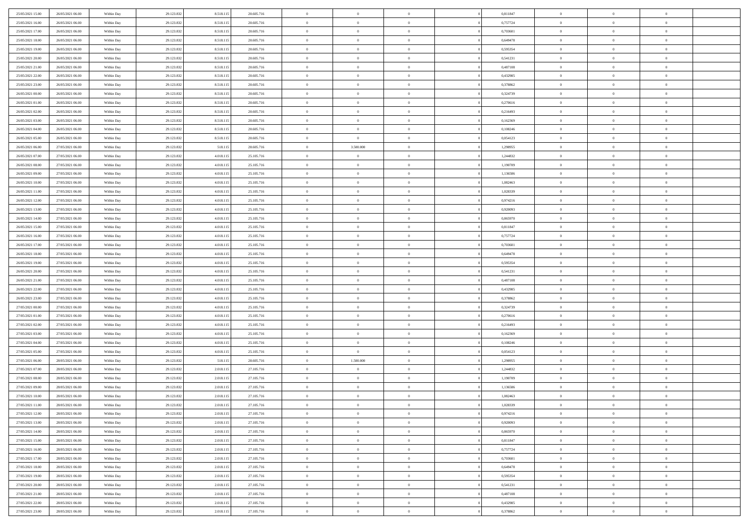| | | | | | | | | | | | | | | |
|---|---|---|---|---|---|---|---|---|---|---|---|---|---|---|
| 25/05/2021 15:00 | 26/05/2021 06:00 | Within Day | 29.123.832 | 8.518.115 | 20.605.716 | 0 | 0 | 0 | | 0,811847 | 0 | 0 | 0 | |
| 25/05/2021 16:00 | 26/05/2021 06:00 | Within Day | 29.123.832 | 8.518.115 | 20.605.716 | 0 | 0 | 0 | | 0,757724 | 0 | 0 | 0 | |
| 25/05/2021 17:00 | 26/05/2021 06:00 | Within Day | 29.123.832 | 8.518.115 | 20.605.716 | 0 | 0 | 0 | | 0,703601 | 0 | 0 | 0 | |
| 25/05/2021 18:00 | 26/05/2021 06:00 | Within Day | 29.123.832 | 8.518.115 | 20.605.716 | 0 | 0 | 0 | | 0,649478 | 0 | 0 | 0 | |
| 25/05/2021 19:00 | 26/05/2021 06:00 | Within Day | 29.123.832 | 8.518.115 | 20.605.716 | 0 | 0 | 0 | | 0,595354 | 0 | 0 | 0 | |
| 25/05/2021 20:00 | 26/05/2021 06:00 | Within Day | 29.123.832 | 8.518.115 | 20.605.716 | 0 | 0 | 0 | | 0,541231 | 0 | 0 | 0 | |
| 25/05/2021 21:00 | 26/05/2021 06:00 | Within Day | 29.123.832 | 8.518.115 | 20.605.716 | 0 | 0 | 0 | | 0,487108 | 0 | 0 | 0 | |
| 25/05/2021 22:00 | 26/05/2021 06:00 | Within Day | 29.123.832 | 8.518.115 | 20.605.716 | 0 | 0 | 0 | | 0,432985 | 0 | 0 | 0 | |
| 25/05/2021 23:00 | 26/05/2021 06:00 | Within Day | 29.123.832 | 8.518.115 | 20.605.716 | 0 | 0 | 0 | | 0,378862 | 0 | 0 | 0 | |
| 26/05/2021 00:00 | 26/05/2021 06:00 | Within Day | 29.123.832 | 8.518.115 | 20.605.716 | 0 | 0 | 0 | | 0,324739 | 0 | 0 | 0 | |
| 26/05/2021 01:00 | 26/05/2021 06:00 | Within Day | 29.123.832 | 8.518.115 | 20.605.716 | 0 | 0 | 0 | | 0,270616 | 0 | 0 | 0 | |
| 26/05/2021 02:00 | 26/05/2021 06:00 | Within Day | 29.123.832 | 8.518.115 | 20.605.716 | 0 | 0 | 0 | | 0,216493 | 0 | 0 | 0 | |
| 26/05/2021 03:00 | 26/05/2021 06:00 | Within Day | 29.123.832 | 8.518.115 | 20.605.716 | 0 | 0 | 0 | | 0,162369 | 0 | 0 | 0 | |
| 26/05/2021 04:00 | 26/05/2021 06:00 | Within Day | 29.123.832 | 8.518.115 | 20.605.716 | 0 | 0 | 0 | | 0,108246 | 0 | 0 | 0 | |
| 26/05/2021 05:00 | 26/05/2021 06:00 | Within Day | 29.123.832 | 8.518.115 | 20.605.716 | 0 | 0 | 0 | | 0,054123 | 0 | 0 | 0 | |
| 26/05/2021 06:00 | 27/05/2021 06:00 | Within Day | 29.123.832 | 518.115 | 28.605.716 | 0 | 3.500.000 | 0 | | 1,298955 | 0 | 0 | 0 | |
| 26/05/2021 07:00 | 27/05/2021 06:00 | Within Day | 29.123.832 | 4.018.115 | 25.105.716 | 0 | 0 | 0 | | 1,244832 | 0 | 0 | 0 | |
| 26/05/2021 08:00 | 27/05/2021 06:00 | Within Day | 29.123.832 | 4.018.115 | 25.105.716 | 0 | 0 | 0 | | 1,190709 | 0 | 0 | 0 | |
| 26/05/2021 09:00 | 27/05/2021 06:00 | Within Day | 29.123.832 | 4.018.115 | 25.105.716 | 0 | 0 | 0 | | 1,136586 | 0 | 0 | 0 | |
| 26/05/2021 10:00 | 27/05/2021 06:00 | Within Day | 29.123.832 | 4.018.115 | 25.105.716 | 0 | 0 | 0 | | 1,082463 | 0 | 0 | 0 | |
| 26/05/2021 11:00 | 27/05/2021 06:00 | Within Day | 29.123.832 | 4.018.115 | 25.105.716 | 0 | 0 | 0 | | 1,028339 | 0 | 0 | 0 | |
| 26/05/2021 12:00 | 27/05/2021 06:00 | Within Day | 29.123.832 | 4.018.115 | 25.105.716 | 0 | 0 | 0 | | 0,974216 | 0 | 0 | 0 | |
| 26/05/2021 13:00 | 27/05/2021 06:00 | Within Day | 29.123.832 | 4.018.115 | 25.105.716 | 0 | 0 | 0 | | 0,920093 | 0 | 0 | 0 | |
| 26/05/2021 14:00 | 27/05/2021 06:00 | Within Day | 29.123.832 | 4.018.115 | 25.105.716 | 0 | 0 | 0 | | 0,865970 | 0 | 0 | 0 | |
| 26/05/2021 15:00 | 27/05/2021 06:00 | Within Day | 29.123.832 | 4.018.115 | 25.105.716 | 0 | 0 | 0 | | 0,811847 | 0 | 0 | 0 | |
| 26/05/2021 16:00 | 27/05/2021 06:00 | Within Day | 29.123.832 | 4.018.115 | 25.105.716 | 0 | 0 | 0 | | 0,757724 | 0 | 0 | 0 | |
| 26/05/2021 17:00 | 27/05/2021 06:00 | Within Day | 29.123.832 | 4.018.115 | 25.105.716 | 0 | 0 | 0 | | 0,703601 | 0 | 0 | 0 | |
| 26/05/2021 18:00 | 27/05/2021 06:00 | Within Day | 29.123.832 | 4.018.115 | 25.105.716 | 0 | 0 | 0 | | 0,649478 | 0 | 0 | 0 | |
| 26/05/2021 19:00 | 27/05/2021 06:00 | Within Day | 29.123.832 | 4.018.115 | 25.105.716 | 0 | 0 | 0 | | 0,595354 | 0 | 0 | 0 | |
| 26/05/2021 20:00 | 27/05/2021 06:00 | Within Day | 29.123.832 | 4.018.115 | 25.105.716 | 0 | 0 | 0 | | 0,541231 | 0 | 0 | 0 | |
| 26/05/2021 21:00 | 27/05/2021 06:00 | Within Day | 29.123.832 | 4.018.115 | 25.105.716 | 0 | 0 | 0 | | 0,487108 | 0 | 0 | 0 | |
| 26/05/2021 22:00 | 27/05/2021 06:00 | Within Day | 29.123.832 | 4.018.115 | 25.105.716 | 0 | 0 | 0 | | 0,432985 | 0 | 0 | 0 | |
| 26/05/2021 23:00 | 27/05/2021 06:00 | Within Day | 29.123.832 | 4.018.115 | 25.105.716 | 0 | 0 | 0 | | 0,378862 | 0 | 0 | 0 | |
| 27/05/2021 00:00 | 27/05/2021 06:00 | Within Day | 29.123.832 | 4.018.115 | 25.105.716 | 0 | 0 | 0 | | 0,324739 | 0 | 0 | 0 | |
| 27/05/2021 01:00 | 27/05/2021 06:00 | Within Day | 29.123.832 | 4.018.115 | 25.105.716 | 0 | 0 | 0 | | 0,270616 | 0 | 0 | 0 | |
| 27/05/2021 02:00 | 27/05/2021 06:00 | Within Day | 29.123.832 | 4.018.115 | 25.105.716 | 0 | 0 | 0 | | 0,216493 | 0 | 0 | 0 | |
| 27/05/2021 03:00 | 27/05/2021 06:00 | Within Day | 29.123.832 | 4.018.115 | 25.105.716 | 0 | 0 | 0 | | 0,162369 | 0 | 0 | 0 | |
| 27/05/2021 04:00 | 27/05/2021 06:00 | Within Day | 29.123.832 | 4.018.115 | 25.105.716 | 0 | 0 | 0 | | 0,108246 | 0 | 0 | 0 | |
| 27/05/2021 05:00 | 27/05/2021 06:00 | Within Day | 29.123.832 | 4.018.115 | 25.105.716 | 0 | 0 | 0 | | 0,054123 | 0 | 0 | 0 | |
| 27/05/2021 06:00 | 28/05/2021 06:00 | Within Day | 29.123.832 | 518.115 | 28.605.716 | 0 | 1.500.000 | 0 | | 1,298955 | 0 | 0 | 0 | |
| 27/05/2021 07:00 | 28/05/2021 06:00 | Within Day | 29.123.832 | 2.018.115 | 27.105.716 | 0 | 0 | 0 | | 1,244832 | 0 | 0 | 0 | |
| 27/05/2021 08:00 | 28/05/2021 06:00 | Within Day | 29.123.832 | 2.018.115 | 27.105.716 | 0 | 0 | 0 | | 1,190709 | 0 | 0 | 0 | |
| 27/05/2021 09:00 | 28/05/2021 06:00 | Within Day | 29.123.832 | 2.018.115 | 27.105.716 | 0 | 0 | 0 | | 1,136586 | 0 | 0 | 0 | |
| 27/05/2021 10:00 | 28/05/2021 06:00 | Within Day | 29.123.832 | 2.018.115 | 27.105.716 | 0 | 0 | 0 | | 1,082463 | 0 | 0 | 0 | |
| 27/05/2021 11:00 | 28/05/2021 06:00 | Within Day | 29.123.832 | 2.018.115 | 27.105.716 | 0 | 0 | 0 | | 1,028339 | 0 | 0 | 0 | |
| 27/05/2021 12:00 | 28/05/2021 06:00 | Within Day | 29.123.832 | 2.018.115 | 27.105.716 | 0 | 0 | 0 | | 0,974216 | 0 | 0 | 0 | |
| 27/05/2021 13:00 | 28/05/2021 06:00 | Within Day | 29.123.832 | 2.018.115 | 27.105.716 | 0 | 0 | 0 | | 0,920093 | 0 | 0 | 0 | |
| 27/05/2021 14:00 | 28/05/2021 06:00 | Within Day | 29.123.832 | 2.018.115 | 27.105.716 | 0 | 0 | 0 | | 0,865970 | 0 | 0 | 0 | |
| 27/05/2021 15:00 | 28/05/2021 06:00 | Within Day | 29.123.832 | 2.018.115 | 27.105.716 | 0 | 0 | 0 | | 0,811847 | 0 | 0 | 0 | |
| 27/05/2021 16:00 | 28/05/2021 06:00 | Within Day | 29.123.832 | 2.018.115 | 27.105.716 | 0 | 0 | 0 | | 0,757724 | 0 | 0 | 0 | |
| 27/05/2021 17:00 | 28/05/2021 06:00 | Within Day | 29.123.832 | 2.018.115 | 27.105.716 | 0 | 0 | 0 | | 0,703601 | 0 | 0 | 0 | |
| 27/05/2021 18:00 | 28/05/2021 06:00 | Within Day | 29.123.832 | 2.018.115 | 27.105.716 | 0 | 0 | 0 | | 0,649478 | 0 | 0 | 0 | |
| 27/05/2021 19:00 | 28/05/2021 06:00 | Within Day | 29.123.832 | 2.018.115 | 27.105.716 | 0 | 0 | 0 | | 0,595354 | 0 | 0 | 0 | |
| 27/05/2021 20:00 | 28/05/2021 06:00 | Within Day | 29.123.832 | 2.018.115 | 27.105.716 | 0 | 0 | 0 | | 0,541231 | 0 | 0 | 0 | |
| 27/05/2021 21:00 | 28/05/2021 06:00 | Within Day | 29.123.832 | 2.018.115 | 27.105.716 | 0 | 0 | 0 | | 0,487108 | 0 | 0 | 0 | |
| 27/05/2021 22:00 | 28/05/2021 06:00 | Within Day | 29.123.832 | 2.018.115 | 27.105.716 | 0 | 0 | 0 | | 0,432985 | 0 | 0 | 0 | |
| 27/05/2021 23:00 | 28/05/2021 06:00 | Within Day | 29.123.832 | 2.018.115 | 27.105.716 | 0 | 0 | 0 | | 0,378862 | 0 | 0 | 0 | |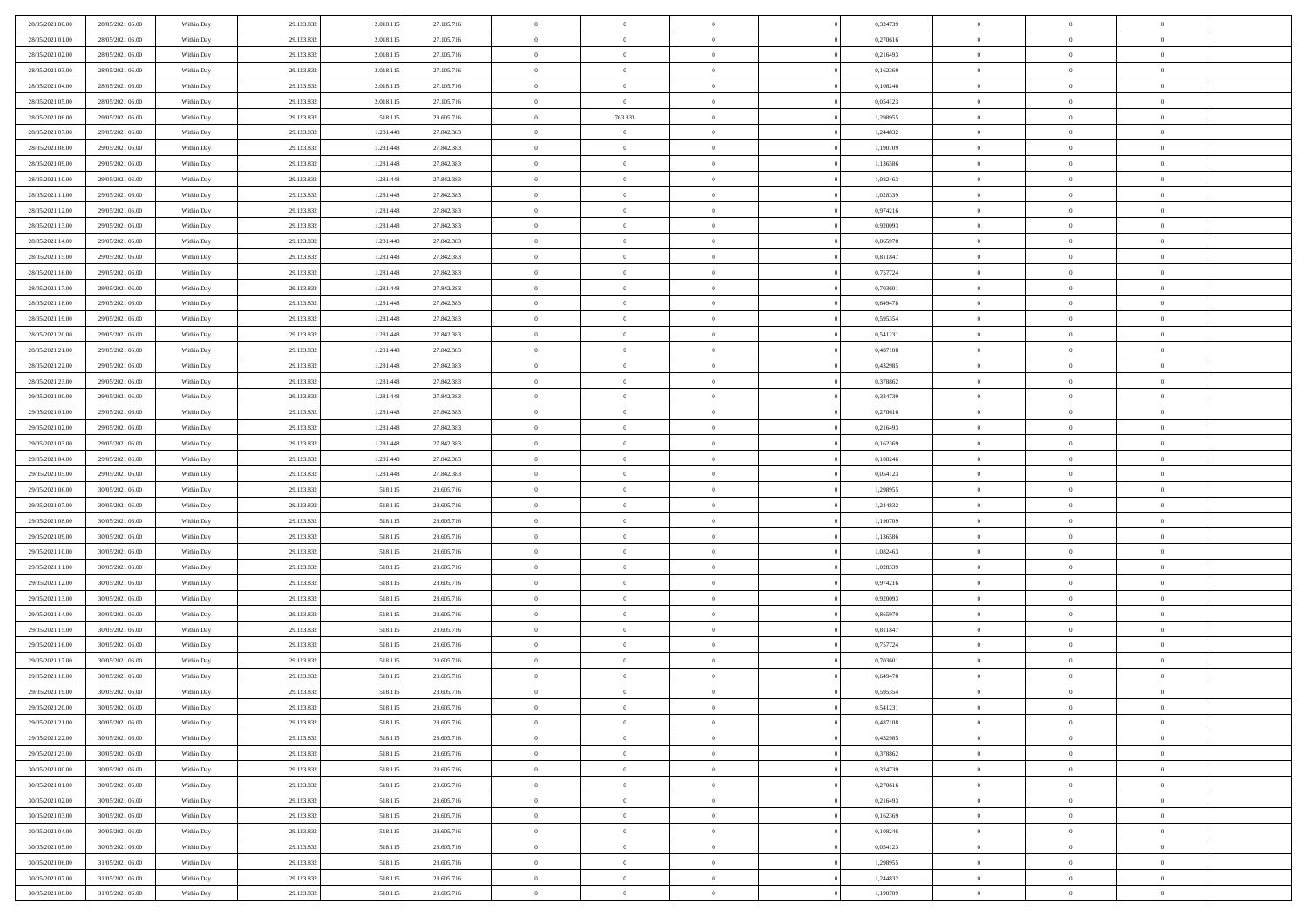| | | | | | | | | | | | | | | |
|---|---|---|---|---|---|---|---|---|---|---|---|---|---|---|
| 28/05/2021 00.00 | 28/05/2021 06.00 | Within Day | 29.123.832 | 2.018.115 | 27.105.716 | 0 | 0 | 0 | | 0 | 0,324739 | 0 | 0 | 0 |
| 28/05/2021 01.00 | 28/05/2021 06.00 | Within Day | 29.123.832 | 2.018.115 | 27.105.716 | 0 | 0 | 0 | | 0 | 0,270616 | 0 | 0 | 0 |
| 28/05/2021 02.00 | 28/05/2021 06.00 | Within Day | 29.123.832 | 2.018.115 | 27.105.716 | 0 | 0 | 0 | | 0 | 0,216493 | 0 | 0 | 0 |
| 28/05/2021 03.00 | 28/05/2021 06.00 | Within Day | 29.123.832 | 2.018.115 | 27.105.716 | 0 | 0 | 0 | | 0 | 0,162369 | 0 | 0 | 0 |
| 28/05/2021 04.00 | 28/05/2021 06.00 | Within Day | 29.123.832 | 2.018.115 | 27.105.716 | 0 | 0 | 0 | | 0 | 0,108246 | 0 | 0 | 0 |
| 28/05/2021 05.00 | 28/05/2021 06.00 | Within Day | 29.123.832 | 2.018.115 | 27.105.716 | 0 | 0 | 0 | | 0 | 0,054123 | 0 | 0 | 0 |
| 28/05/2021 06.00 | 29/05/2021 06.00 | Within Day | 29.123.832 | 518.115 | 28.605.716 | 0 | 763.333 | 0 | | 0 | 1,298955 | 0 | 0 | 0 |
| 28/05/2021 07.00 | 29/05/2021 06.00 | Within Day | 29.123.832 | 1.281.448 | 27.842.383 | 0 | 0 | 0 | | 0 | 1,244832 | 0 | 0 | 0 |
| 28/05/2021 08.00 | 29/05/2021 06.00 | Within Day | 29.123.832 | 1.281.448 | 27.842.383 | 0 | 0 | 0 | | 0 | 1,190709 | 0 | 0 | 0 |
| 28/05/2021 09.00 | 29/05/2021 06.00 | Within Day | 29.123.832 | 1.281.448 | 27.842.383 | 0 | 0 | 0 | | 0 | 1,136586 | 0 | 0 | 0 |
| 28/05/2021 10.00 | 29/05/2021 06.00 | Within Day | 29.123.832 | 1.281.448 | 27.842.383 | 0 | 0 | 0 | | 0 | 1,082463 | 0 | 0 | 0 |
| 28/05/2021 11.00 | 29/05/2021 06.00 | Within Day | 29.123.832 | 1.281.448 | 27.842.383 | 0 | 0 | 0 | | 0 | 1,028339 | 0 | 0 | 0 |
| 28/05/2021 12.00 | 29/05/2021 06.00 | Within Day | 29.123.832 | 1.281.448 | 27.842.383 | 0 | 0 | 0 | | 0 | 0,974216 | 0 | 0 | 0 |
| 28/05/2021 13.00 | 29/05/2021 06.00 | Within Day | 29.123.832 | 1.281.448 | 27.842.383 | 0 | 0 | 0 | | 0 | 0,920093 | 0 | 0 | 0 |
| 28/05/2021 14.00 | 29/05/2021 06.00 | Within Day | 29.123.832 | 1.281.448 | 27.842.383 | 0 | 0 | 0 | | 0 | 0,865970 | 0 | 0 | 0 |
| 28/05/2021 15.00 | 29/05/2021 06.00 | Within Day | 29.123.832 | 1.281.448 | 27.842.383 | 0 | 0 | 0 | | 0 | 0,811847 | 0 | 0 | 0 |
| 28/05/2021 16.00 | 29/05/2021 06.00 | Within Day | 29.123.832 | 1.281.448 | 27.842.383 | 0 | 0 | 0 | | 0 | 0,757724 | 0 | 0 | 0 |
| 28/05/2021 17.00 | 29/05/2021 06.00 | Within Day | 29.123.832 | 1.281.448 | 27.842.383 | 0 | 0 | 0 | | 0 | 0,703601 | 0 | 0 | 0 |
| 28/05/2021 18.00 | 29/05/2021 06.00 | Within Day | 29.123.832 | 1.281.448 | 27.842.383 | 0 | 0 | 0 | | 0 | 0,649478 | 0 | 0 | 0 |
| 28/05/2021 19.00 | 29/05/2021 06.00 | Within Day | 29.123.832 | 1.281.448 | 27.842.383 | 0 | 0 | 0 | | 0 | 0,595354 | 0 | 0 | 0 |
| 28/05/2021 20.00 | 29/05/2021 06.00 | Within Day | 29.123.832 | 1.281.448 | 27.842.383 | 0 | 0 | 0 | | 0 | 0,541231 | 0 | 0 | 0 |
| 28/05/2021 21.00 | 29/05/2021 06.00 | Within Day | 29.123.832 | 1.281.448 | 27.842.383 | 0 | 0 | 0 | | 0 | 0,487108 | 0 | 0 | 0 |
| 28/05/2021 22.00 | 29/05/2021 06.00 | Within Day | 29.123.832 | 1.281.448 | 27.842.383 | 0 | 0 | 0 | | 0 | 0,432985 | 0 | 0 | 0 |
| 28/05/2021 23.00 | 29/05/2021 06.00 | Within Day | 29.123.832 | 1.281.448 | 27.842.383 | 0 | 0 | 0 | | 0 | 0,378862 | 0 | 0 | 0 |
| 29/05/2021 00.00 | 29/05/2021 06.00 | Within Day | 29.123.832 | 1.281.448 | 27.842.383 | 0 | 0 | 0 | | 0 | 0,324739 | 0 | 0 | 0 |
| 29/05/2021 01.00 | 29/05/2021 06.00 | Within Day | 29.123.832 | 1.281.448 | 27.842.383 | 0 | 0 | 0 | | 0 | 0,270616 | 0 | 0 | 0 |
| 29/05/2021 02.00 | 29/05/2021 06.00 | Within Day | 29.123.832 | 1.281.448 | 27.842.383 | 0 | 0 | 0 | | 0 | 0,216493 | 0 | 0 | 0 |
| 29/05/2021 03.00 | 29/05/2021 06.00 | Within Day | 29.123.832 | 1.281.448 | 27.842.383 | 0 | 0 | 0 | | 0 | 0,162369 | 0 | 0 | 0 |
| 29/05/2021 04.00 | 29/05/2021 06.00 | Within Day | 29.123.832 | 1.281.448 | 27.842.383 | 0 | 0 | 0 | | 0 | 0,108246 | 0 | 0 | 0 |
| 29/05/2021 05.00 | 29/05/2021 06.00 | Within Day | 29.123.832 | 1.281.448 | 27.842.383 | 0 | 0 | 0 | | 0 | 0,054123 | 0 | 0 | 0 |
| 29/05/2021 06.00 | 30/05/2021 06.00 | Within Day | 29.123.832 | 518.115 | 28.605.716 | 0 | 0 | 0 | | 0 | 1,298955 | 0 | 0 | 0 |
| 29/05/2021 07.00 | 30/05/2021 06.00 | Within Day | 29.123.832 | 518.115 | 28.605.716 | 0 | 0 | 0 | | 0 | 1,244832 | 0 | 0 | 0 |
| 29/05/2021 08.00 | 30/05/2021 06.00 | Within Day | 29.123.832 | 518.115 | 28.605.716 | 0 | 0 | 0 | | 0 | 1,190709 | 0 | 0 | 0 |
| 29/05/2021 09.00 | 30/05/2021 06.00 | Within Day | 29.123.832 | 518.115 | 28.605.716 | 0 | 0 | 0 | | 0 | 1,136586 | 0 | 0 | 0 |
| 29/05/2021 10.00 | 30/05/2021 06.00 | Within Day | 29.123.832 | 518.115 | 28.605.716 | 0 | 0 | 0 | | 0 | 1,082463 | 0 | 0 | 0 |
| 29/05/2021 11.00 | 30/05/2021 06.00 | Within Day | 29.123.832 | 518.115 | 28.605.716 | 0 | 0 | 0 | | 0 | 1,028339 | 0 | 0 | 0 |
| 29/05/2021 12.00 | 30/05/2021 06.00 | Within Day | 29.123.832 | 518.115 | 28.605.716 | 0 | 0 | 0 | | 0 | 0,974216 | 0 | 0 | 0 |
| 29/05/2021 13.00 | 30/05/2021 06.00 | Within Day | 29.123.832 | 518.115 | 28.605.716 | 0 | 0 | 0 | | 0 | 0,920093 | 0 | 0 | 0 |
| 29/05/2021 14.00 | 30/05/2021 06.00 | Within Day | 29.123.832 | 518.115 | 28.605.716 | 0 | 0 | 0 | | 0 | 0,865970 | 0 | 0 | 0 |
| 29/05/2021 15.00 | 30/05/2021 06.00 | Within Day | 29.123.832 | 518.115 | 28.605.716 | 0 | 0 | 0 | | 0 | 0,811847 | 0 | 0 | 0 |
| 29/05/2021 16.00 | 30/05/2021 06.00 | Within Day | 29.123.832 | 518.115 | 28.605.716 | 0 | 0 | 0 | | 0 | 0,757724 | 0 | 0 | 0 |
| 29/05/2021 17.00 | 30/05/2021 06.00 | Within Day | 29.123.832 | 518.115 | 28.605.716 | 0 | 0 | 0 | | 0 | 0,703601 | 0 | 0 | 0 |
| 29/05/2021 18.00 | 30/05/2021 06.00 | Within Day | 29.123.832 | 518.115 | 28.605.716 | 0 | 0 | 0 | | 0 | 0,649478 | 0 | 0 | 0 |
| 29/05/2021 19.00 | 30/05/2021 06.00 | Within Day | 29.123.832 | 518.115 | 28.605.716 | 0 | 0 | 0 | | 0 | 0,595354 | 0 | 0 | 0 |
| 29/05/2021 20.00 | 30/05/2021 06.00 | Within Day | 29.123.832 | 518.115 | 28.605.716 | 0 | 0 | 0 | | 0 | 0,541231 | 0 | 0 | 0 |
| 29/05/2021 21.00 | 30/05/2021 06.00 | Within Day | 29.123.832 | 518.115 | 28.605.716 | 0 | 0 | 0 | | 0 | 0,487108 | 0 | 0 | 0 |
| 29/05/2021 22.00 | 30/05/2021 06.00 | Within Day | 29.123.832 | 518.115 | 28.605.716 | 0 | 0 | 0 | | 0 | 0,432985 | 0 | 0 | 0 |
| 29/05/2021 23.00 | 30/05/2021 06.00 | Within Day | 29.123.832 | 518.115 | 28.605.716 | 0 | 0 | 0 | | 0 | 0,378862 | 0 | 0 | 0 |
| 30/05/2021 00.00 | 30/05/2021 06.00 | Within Day | 29.123.832 | 518.115 | 28.605.716 | 0 | 0 | 0 | | 0 | 0,324739 | 0 | 0 | 0 |
| 30/05/2021 01.00 | 30/05/2021 06.00 | Within Day | 29.123.832 | 518.115 | 28.605.716 | 0 | 0 | 0 | | 0 | 0,270616 | 0 | 0 | 0 |
| 30/05/2021 02.00 | 30/05/2021 06.00 | Within Day | 29.123.832 | 518.115 | 28.605.716 | 0 | 0 | 0 | | 0 | 0,216493 | 0 | 0 | 0 |
| 30/05/2021 03.00 | 30/05/2021 06.00 | Within Day | 29.123.832 | 518.115 | 28.605.716 | 0 | 0 | 0 | | 0 | 0,162369 | 0 | 0 | 0 |
| 30/05/2021 04.00 | 30/05/2021 06.00 | Within Day | 29.123.832 | 518.115 | 28.605.716 | 0 | 0 | 0 | | 0 | 0,108246 | 0 | 0 | 0 |
| 30/05/2021 05.00 | 30/05/2021 06.00 | Within Day | 29.123.832 | 518.115 | 28.605.716 | 0 | 0 | 0 | | 0 | 0,054123 | 0 | 0 | 0 |
| 30/05/2021 06.00 | 31/05/2021 06.00 | Within Day | 29.123.832 | 518.115 | 28.605.716 | 0 | 0 | 0 | | 0 | 1,298955 | 0 | 0 | 0 |
| 30/05/2021 07.00 | 31/05/2021 06.00 | Within Day | 29.123.832 | 518.115 | 28.605.716 | 0 | 0 | 0 | | 0 | 1,244832 | 0 | 0 | 0 |
| 30/05/2021 08.00 | 31/05/2021 06.00 | Within Day | 29.123.832 | 518.115 | 28.605.716 | 0 | 0 | 0 | | 0 | 1,190709 | 0 | 0 | 0 |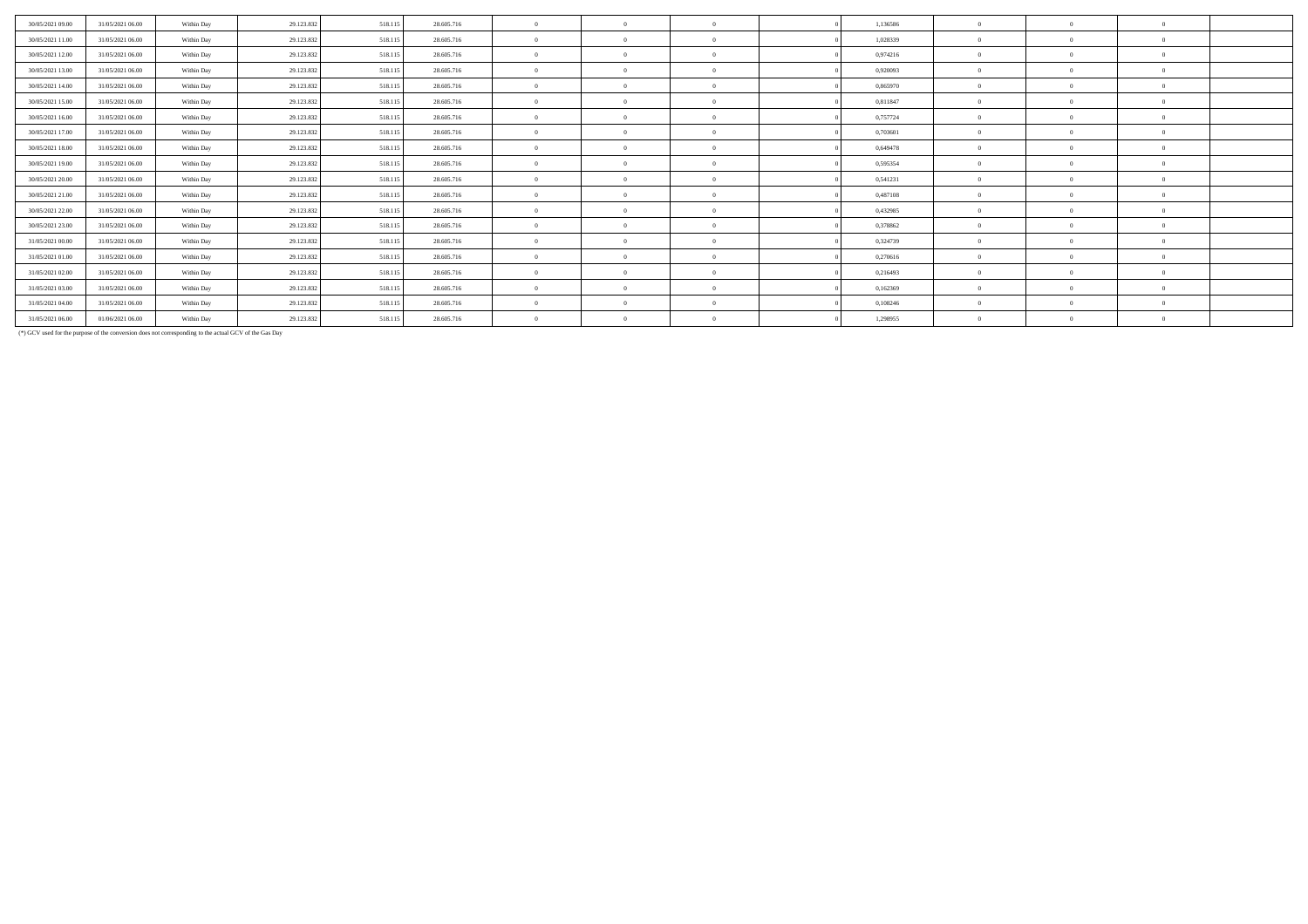| | | | | | | | | | | | | | | |
|---|---|---|---|---|---|---|---|---|---|---|---|---|---|---|
| 30/05/2021 09.00 | 31/05/2021 06.00 | Within Day | 29.123.832 | 518.115 | 28.605.716 | 0 | 0 | 0 | 0 | 1,136586 | 0 | 0 | 0 | |
| 30/05/2021 11.00 | 31/05/2021 06.00 | Within Day | 29.123.832 | 518.115 | 28.605.716 | 0 | 0 | 0 | 0 | 1,028339 | 0 | 0 | 0 | |
| 30/05/2021 12.00 | 31/05/2021 06.00 | Within Day | 29.123.832 | 518.115 | 28.605.716 | 0 | 0 | 0 | 0 | 0,974216 | 0 | 0 | 0 | |
| 30/05/2021 13.00 | 31/05/2021 06.00 | Within Day | 29.123.832 | 518.115 | 28.605.716 | 0 | 0 | 0 | 0 | 0,920093 | 0 | 0 | 0 | |
| 30/05/2021 14.00 | 31/05/2021 06.00 | Within Day | 29.123.832 | 518.115 | 28.605.716 | 0 | 0 | 0 | 0 | 0,865970 | 0 | 0 | 0 | |
| 30/05/2021 15.00 | 31/05/2021 06.00 | Within Day | 29.123.832 | 518.115 | 28.605.716 | 0 | 0 | 0 | 0 | 0,811847 | 0 | 0 | 0 | |
| 30/05/2021 16.00 | 31/05/2021 06.00 | Within Day | 29.123.832 | 518.115 | 28.605.716 | 0 | 0 | 0 | 0 | 0,757724 | 0 | 0 | 0 | |
| 30/05/2021 17.00 | 31/05/2021 06.00 | Within Day | 29.123.832 | 518.115 | 28.605.716 | 0 | 0 | 0 | 0 | 0,703601 | 0 | 0 | 0 | |
| 30/05/2021 18.00 | 31/05/2021 06.00 | Within Day | 29.123.832 | 518.115 | 28.605.716 | 0 | 0 | 0 | 0 | 0,649478 | 0 | 0 | 0 | |
| 30/05/2021 19.00 | 31/05/2021 06.00 | Within Day | 29.123.832 | 518.115 | 28.605.716 | 0 | 0 | 0 | 0 | 0,595354 | 0 | 0 | 0 | |
| 30/05/2021 20.00 | 31/05/2021 06.00 | Within Day | 29.123.832 | 518.115 | 28.605.716 | 0 | 0 | 0 | 0 | 0,541231 | 0 | 0 | 0 | |
| 30/05/2021 21.00 | 31/05/2021 06.00 | Within Day | 29.123.832 | 518.115 | 28.605.716 | 0 | 0 | 0 | 0 | 0,487108 | 0 | 0 | 0 | |
| 30/05/2021 22.00 | 31/05/2021 06.00 | Within Day | 29.123.832 | 518.115 | 28.605.716 | 0 | 0 | 0 | 0 | 0,432985 | 0 | 0 | 0 | |
| 30/05/2021 23.00 | 31/05/2021 06.00 | Within Day | 29.123.832 | 518.115 | 28.605.716 | 0 | 0 | 0 | 0 | 0,378862 | 0 | 0 | 0 | |
| 31/05/2021 00.00 | 31/05/2021 06.00 | Within Day | 29.123.832 | 518.115 | 28.605.716 | 0 | 0 | 0 | 0 | 0,324739 | 0 | 0 | 0 | |
| 31/05/2021 01.00 | 31/05/2021 06.00 | Within Day | 29.123.832 | 518.115 | 28.605.716 | 0 | 0 | 0 | 0 | 0,270616 | 0 | 0 | 0 | |
| 31/05/2021 02.00 | 31/05/2021 06.00 | Within Day | 29.123.832 | 518.115 | 28.605.716 | 0 | 0 | 0 | 0 | 0,216493 | 0 | 0 | 0 | |
| 31/05/2021 03.00 | 31/05/2021 06.00 | Within Day | 29.123.832 | 518.115 | 28.605.716 | 0 | 0 | 0 | 0 | 0,162369 | 0 | 0 | 0 | |
| 31/05/2021 04.00 | 31/05/2021 06.00 | Within Day | 29.123.832 | 518.115 | 28.605.716 | 0 | 0 | 0 | 0 | 0,108246 | 0 | 0 | 0 | |
| 31/05/2021 06.00 | 01/06/2021 06.00 | Within Day | 29.123.832 | 518.115 | 28.605.716 | 0 | 0 | 0 | 0 | 1,298955 | 0 | 0 | 0 | |

(*) GCV used for the purpose of the conversion does not corresponding to the actual GCV of the Gas Day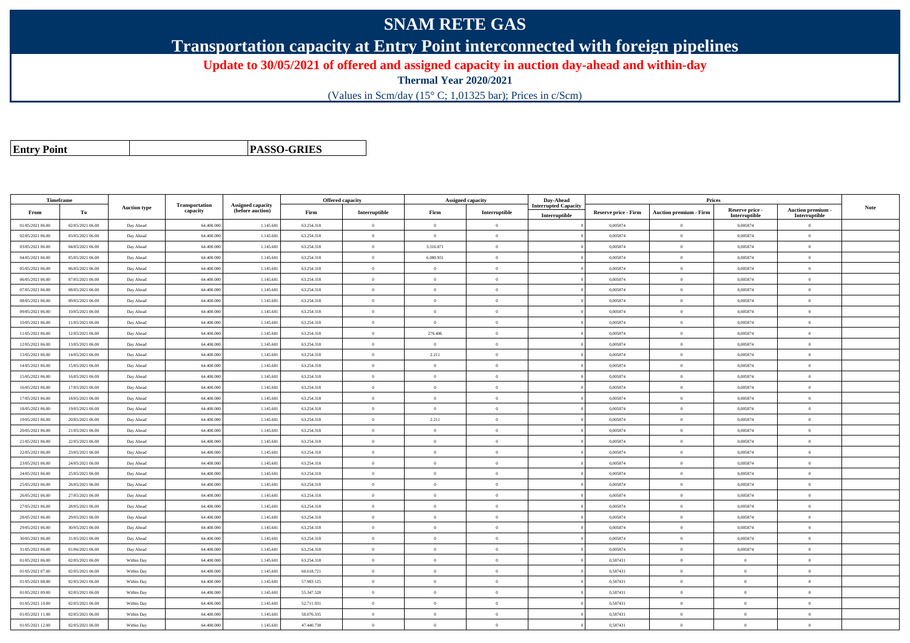# SNAM RETE GAS

## Transportation capacity at Entry Point interconnected with foreign pipelines

**Update to 30/05/2021 of offered and assigned capacity in auction day-ahead and within-day**

**Thermal Year 2020/2021**

(Values in Scm/day (15° C; 1,01325 bar); Prices in c/Scm)

| **Entry Point** | | **PASSO-GRIES** |
|---|---|---|

| Timeframe | | Auction type | Transportation capacity | Assigned capacity (before auction) | Offered capacity | | Assigned capacity | | Day-Ahead Interrupted Capacity | Prices | | | | Note |
|---|---|---|---|---|---|---|---|---|---|---|---|---|---|---|
| From | To | | | | Firm | Interruptible | Firm | Interruptible | Interruptible | Reserve price - Firm | Auction premium - Firm | Reserve price - Interruptible | Auction premium - Interruptible | |
| 01/05/2021 06.00 | 02/05/2021 06.00 | Day Ahead | 64.400.000 | 1.145.681 | 63.254.318 | 0 | 0 | 0 | 0 | 0,005874 | 0 | 0,005874 | 0 | |
| 02/05/2021 06.00 | 03/05/2021 06.00 | Day Ahead | 64.400.000 | 1.145.681 | 63.254.318 | 0 | 0 | 0 | 0 | 0,005874 | 0 | 0,005874 | 0 | |
| 03/05/2021 06.00 | 04/05/2021 06.00 | Day Ahead | 64.400.000 | 1.145.681 | 63.254.318 | 0 | 3.316.871 | 0 | 0 | 0,005874 | 0 | 0,005874 | 0 | |
| 04/05/2021 06.00 | 05/05/2021 06.00 | Day Ahead | 64.400.000 | 1.145.681 | 63.254.318 | 0 | 6.080.931 | 0 | 0 | 0,005874 | 0 | 0,005874 | 0 | |
| 05/05/2021 06.00 | 06/05/2021 06.00 | Day Ahead | 64.400.000 | 1.145.681 | 63.254.318 | 0 | 0 | 0 | 0 | 0,005874 | 0 | 0,005874 | 0 | |
| 06/05/2021 06.00 | 07/05/2021 06.00 | Day Ahead | 64.400.000 | 1.145.681 | 63.254.318 | 0 | 0 | 0 | 0 | 0,005874 | 0 | 0,005874 | 0 | |
| 07/05/2021 06.00 | 08/05/2021 06.00 | Day Ahead | 64.400.000 | 1.145.681 | 63.254.318 | 0 | 0 | 0 | 0 | 0,005874 | 0 | 0,005874 | 0 | |
| 08/05/2021 06.00 | 09/05/2021 06.00 | Day Ahead | 64.400.000 | 1.145.681 | 63.254.318 | 0 | 0 | 0 | 0 | 0,005874 | 0 | 0,005874 | 0 | |
| 09/05/2021 06.00 | 10/05/2021 06.00 | Day Ahead | 64.400.000 | 1.145.681 | 63.254.318 | 0 | 0 | 0 | 0 | 0,005874 | 0 | 0,005874 | 0 | |
| 10/05/2021 06.00 | 11/05/2021 06.00 | Day Ahead | 64.400.000 | 1.145.681 | 63.254.318 | 0 | 0 | 0 | 0 | 0,005874 | 0 | 0,005874 | 0 | |
| 11/05/2021 06.00 | 12/05/2021 06.00 | Day Ahead | 64.400.000 | 1.145.681 | 63.254.318 | 0 | 276.406 | 0 | 0 | 0,005874 | 0 | 0,005874 | 0 | |
| 12/05/2021 06.00 | 13/05/2021 06.00 | Day Ahead | 64.400.000 | 1.145.681 | 63.254.318 | 0 | 0 | 0 | 0 | 0,005874 | 0 | 0,005874 | 0 | |
| 13/05/2021 06.00 | 14/05/2021 06.00 | Day Ahead | 64.400.000 | 1.145.681 | 63.254.318 | 0 | 2.211 | 0 | 0 | 0,005874 | 0 | 0,005874 | 0 | |
| 14/05/2021 06.00 | 15/05/2021 06.00 | Day Ahead | 64.400.000 | 1.145.681 | 63.254.318 | 0 | 0 | 0 | 0 | 0,005874 | 0 | 0,005874 | 0 | |
| 15/05/2021 06.00 | 16/05/2021 06.00 | Day Ahead | 64.400.000 | 1.145.681 | 63.254.318 | 0 | 0 | 0 | 0 | 0,005874 | 0 | 0,005874 | 0 | |
| 16/05/2021 06.00 | 17/05/2021 06.00 | Day Ahead | 64.400.000 | 1.145.681 | 63.254.318 | 0 | 0 | 0 | 0 | 0,005874 | 0 | 0,005874 | 0 | |
| 17/05/2021 06.00 | 18/05/2021 06.00 | Day Ahead | 64.400.000 | 1.145.681 | 63.254.318 | 0 | 0 | 0 | 0 | 0,005874 | 0 | 0,005874 | 0 | |
| 18/05/2021 06.00 | 19/05/2021 06.00 | Day Ahead | 64.400.000 | 1.145.681 | 63.254.318 | 0 | 0 | 0 | 0 | 0,005874 | 0 | 0,005874 | 0 | |
| 19/05/2021 06.00 | 20/05/2021 06.00 | Day Ahead | 64.400.000 | 1.145.681 | 63.254.318 | 0 | 2.211 | 0 | 0 | 0,005874 | 0 | 0,005874 | 0 | |
| 20/05/2021 06.00 | 21/05/2021 06.00 | Day Ahead | 64.400.000 | 1.145.681 | 63.254.318 | 0 | 0 | 0 | 0 | 0,005874 | 0 | 0,005874 | 0 | |
| 21/05/2021 06.00 | 22/05/2021 06.00 | Day Ahead | 64.400.000 | 1.145.681 | 63.254.318 | 0 | 0 | 0 | 0 | 0,005874 | 0 | 0,005874 | 0 | |
| 22/05/2021 06.00 | 23/05/2021 06.00 | Day Ahead | 64.400.000 | 1.145.681 | 63.254.318 | 0 | 0 | 0 | 0 | 0,005874 | 0 | 0,005874 | 0 | |
| 23/05/2021 06.00 | 24/05/2021 06.00 | Day Ahead | 64.400.000 | 1.145.681 | 63.254.318 | 0 | 0 | 0 | 0 | 0,005874 | 0 | 0,005874 | 0 | |
| 24/05/2021 06.00 | 25/05/2021 06.00 | Day Ahead | 64.400.000 | 1.145.681 | 63.254.318 | 0 | 0 | 0 | 0 | 0,005874 | 0 | 0,005874 | 0 | |
| 25/05/2021 06.00 | 26/05/2021 06.00 | Day Ahead | 64.400.000 | 1.145.681 | 63.254.318 | 0 | 0 | 0 | 0 | 0,005874 | 0 | 0,005874 | 0 | |
| 26/05/2021 06.00 | 27/05/2021 06.00 | Day Ahead | 64.400.000 | 1.145.681 | 63.254.318 | 0 | 0 | 0 | 0 | 0,005874 | 0 | 0,005874 | 0 | |
| 27/05/2021 06.00 | 28/05/2021 06.00 | Day Ahead | 64.400.000 | 1.145.681 | 63.254.318 | 0 | 0 | 0 | 0 | 0,005874 | 0 | 0,005874 | 0 | |
| 28/05/2021 06.00 | 29/05/2021 06.00 | Day Ahead | 64.400.000 | 1.145.681 | 63.254.318 | 0 | 0 | 0 | 0 | 0,005874 | 0 | 0,005874 | 0 | |
| 29/05/2021 06.00 | 30/05/2021 06.00 | Day Ahead | 64.400.000 | 1.145.681 | 63.254.318 | 0 | 0 | 0 | 0 | 0,005874 | 0 | 0,005874 | 0 | |
| 30/05/2021 06.00 | 31/05/2021 06.00 | Day Ahead | 64.400.000 | 1.145.681 | 63.254.318 | 0 | 0 | 0 | 0 | 0,005874 | 0 | 0,005874 | 0 | |
| 31/05/2021 06.00 | 01/06/2021 06.00 | Day Ahead | 64.400.000 | 1.145.681 | 63.254.318 | 0 | 0 | 0 | 0 | 0,005874 | 0 | 0,005874 | 0 | |
| 01/05/2021 06.00 | 02/05/2021 06.00 | Within Day | 64.400.000 | 1.145.681 | 63.254.318 | 0 | 0 | 0 | 0 | 0,587431 | 0 | 0 | 0 | |
| 01/05/2021 07.00 | 02/05/2021 06.00 | Within Day | 64.400.000 | 1.145.681 | 60.618.721 | 0 | 0 | 0 | 0 | 0,587431 | 0 | 0 | 0 | |
| 01/05/2021 08.00 | 02/05/2021 06.00 | Within Day | 64.400.000 | 1.145.681 | 57.983.125 | 0 | 0 | 0 | 0 | 0,587431 | 0 | 0 | 0 | |
| 01/05/2021 09.00 | 02/05/2021 06.00 | Within Day | 64.400.000 | 1.145.681 | 55.347.528 | 0 | 0 | 0 | 0 | 0,587431 | 0 | 0 | 0 | |
| 01/05/2021 10.00 | 02/05/2021 06.00 | Within Day | 64.400.000 | 1.145.681 | 52.711.931 | 0 | 0 | 0 | 0 | 0,587431 | 0 | 0 | 0 | |
| 01/05/2021 11.00 | 02/05/2021 06.00 | Within Day | 64.400.000 | 1.145.681 | 50.076.335 | 0 | 0 | 0 | 0 | 0,587431 | 0 | 0 | 0 | |
| 01/05/2021 12.00 | 02/05/2021 06.00 | Within Day | 64.400.000 | 1.145.681 | 47.440.738 | 0 | 0 | 0 | 0 | 0,587431 | 0 | 0 | 0 | |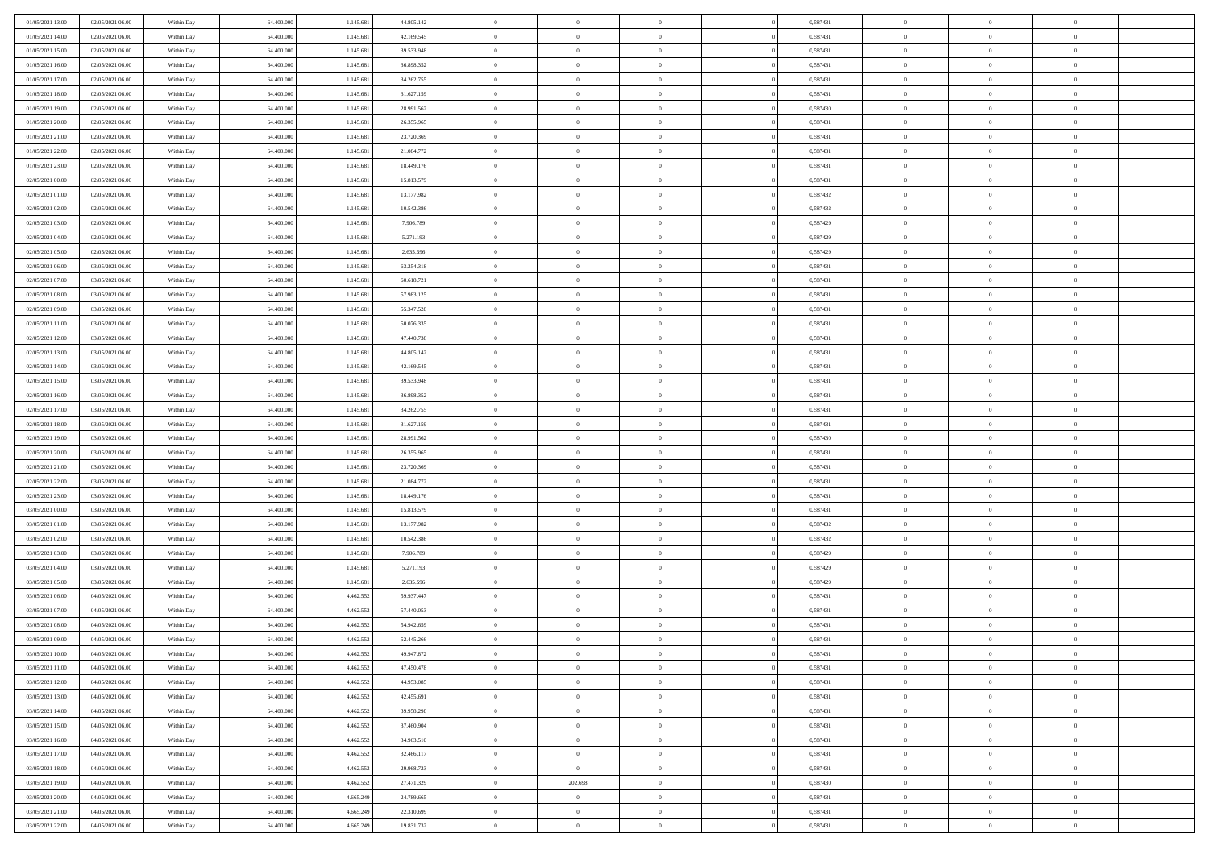| | | | | | | | | | | | | | | |
|---|---|---|---|---|---|---|---|---|---|---|---|---|---|---|
| 01/05/2021 13:00 | 02/05/2021 06:00 | Within Day | 64.400.000 | 1.145.681 | 44.805.142 | 0 | 0 | 0 | | 0,587431 | 0 | 0 | 0 | |
| 01/05/2021 14:00 | 02/05/2021 06:00 | Within Day | 64.400.000 | 1.145.681 | 42.169.545 | 0 | 0 | 0 | | 0,587431 | 0 | 0 | 0 | |
| 01/05/2021 15:00 | 02/05/2021 06:00 | Within Day | 64.400.000 | 1.145.681 | 39.533.948 | 0 | 0 | 0 | | 0,587431 | 0 | 0 | 0 | |
| 01/05/2021 16:00 | 02/05/2021 06:00 | Within Day | 64.400.000 | 1.145.681 | 36.898.352 | 0 | 0 | 0 | | 0,587431 | 0 | 0 | 0 | |
| 01/05/2021 17:00 | 02/05/2021 06:00 | Within Day | 64.400.000 | 1.145.681 | 34.262.755 | 0 | 0 | 0 | | 0,587431 | 0 | 0 | 0 | |
| 01/05/2021 18:00 | 02/05/2021 06:00 | Within Day | 64.400.000 | 1.145.681 | 31.627.159 | 0 | 0 | 0 | | 0,587431 | 0 | 0 | 0 | |
| 01/05/2021 19:00 | 02/05/2021 06:00 | Within Day | 64.400.000 | 1.145.681 | 28.991.562 | 0 | 0 | 0 | | 0,587430 | 0 | 0 | 0 | |
| 01/05/2021 20:00 | 02/05/2021 06:00 | Within Day | 64.400.000 | 1.145.681 | 26.355.965 | 0 | 0 | 0 | | 0,587431 | 0 | 0 | 0 | |
| 01/05/2021 21:00 | 02/05/2021 06:00 | Within Day | 64.400.000 | 1.145.681 | 23.720.369 | 0 | 0 | 0 | | 0,587431 | 0 | 0 | 0 | |
| 01/05/2021 22:00 | 02/05/2021 06:00 | Within Day | 64.400.000 | 1.145.681 | 21.084.772 | 0 | 0 | 0 | | 0,587431 | 0 | 0 | 0 | |
| 01/05/2021 23:00 | 02/05/2021 06:00 | Within Day | 64.400.000 | 1.145.681 | 18.449.176 | 0 | 0 | 0 | | 0,587431 | 0 | 0 | 0 | |
| 02/05/2021 00:00 | 02/05/2021 06:00 | Within Day | 64.400.000 | 1.145.681 | 15.813.579 | 0 | 0 | 0 | | 0,587431 | 0 | 0 | 0 | |
| 02/05/2021 01:00 | 02/05/2021 06:00 | Within Day | 64.400.000 | 1.145.681 | 13.177.982 | 0 | 0 | 0 | | 0,587432 | 0 | 0 | 0 | |
| 02/05/2021 02:00 | 02/05/2021 06:00 | Within Day | 64.400.000 | 1.145.681 | 10.542.386 | 0 | 0 | 0 | | 0,587432 | 0 | 0 | 0 | |
| 02/05/2021 03:00 | 02/05/2021 06:00 | Within Day | 64.400.000 | 1.145.681 | 7.906.789 | 0 | 0 | 0 | | 0,587429 | 0 | 0 | 0 | |
| 02/05/2021 04:00 | 02/05/2021 06:00 | Within Day | 64.400.000 | 1.145.681 | 5.271.193 | 0 | 0 | 0 | | 0,587429 | 0 | 0 | 0 | |
| 02/05/2021 05:00 | 02/05/2021 06:00 | Within Day | 64.400.000 | 1.145.681 | 2.635.596 | 0 | 0 | 0 | | 0,587429 | 0 | 0 | 0 | |
| 02/05/2021 06:00 | 03/05/2021 06:00 | Within Day | 64.400.000 | 1.145.681 | 63.254.318 | 0 | 0 | 0 | | 0,587431 | 0 | 0 | 0 | |
| 02/05/2021 07:00 | 03/05/2021 06:00 | Within Day | 64.400.000 | 1.145.681 | 60.618.721 | 0 | 0 | 0 | | 0,587431 | 0 | 0 | 0 | |
| 02/05/2021 08:00 | 03/05/2021 06:00 | Within Day | 64.400.000 | 1.145.681 | 57.983.125 | 0 | 0 | 0 | | 0,587431 | 0 | 0 | 0 | |
| 02/05/2021 09:00 | 03/05/2021 06:00 | Within Day | 64.400.000 | 1.145.681 | 55.347.528 | 0 | 0 | 0 | | 0,587431 | 0 | 0 | 0 | |
| 02/05/2021 11:00 | 03/05/2021 06:00 | Within Day | 64.400.000 | 1.145.681 | 50.076.335 | 0 | 0 | 0 | | 0,587431 | 0 | 0 | 0 | |
| 02/05/2021 12:00 | 03/05/2021 06:00 | Within Day | 64.400.000 | 1.145.681 | 47.440.738 | 0 | 0 | 0 | | 0,587431 | 0 | 0 | 0 | |
| 02/05/2021 13:00 | 03/05/2021 06:00 | Within Day | 64.400.000 | 1.145.681 | 44.805.142 | 0 | 0 | 0 | | 0,587431 | 0 | 0 | 0 | |
| 02/05/2021 14:00 | 03/05/2021 06:00 | Within Day | 64.400.000 | 1.145.681 | 42.169.545 | 0 | 0 | 0 | | 0,587431 | 0 | 0 | 0 | |
| 02/05/2021 15:00 | 03/05/2021 06:00 | Within Day | 64.400.000 | 1.145.681 | 39.533.948 | 0 | 0 | 0 | | 0,587431 | 0 | 0 | 0 | |
| 02/05/2021 16:00 | 03/05/2021 06:00 | Within Day | 64.400.000 | 1.145.681 | 36.898.352 | 0 | 0 | 0 | | 0,587431 | 0 | 0 | 0 | |
| 02/05/2021 17:00 | 03/05/2021 06:00 | Within Day | 64.400.000 | 1.145.681 | 34.262.755 | 0 | 0 | 0 | | 0,587431 | 0 | 0 | 0 | |
| 02/05/2021 18:00 | 03/05/2021 06:00 | Within Day | 64.400.000 | 1.145.681 | 31.627.159 | 0 | 0 | 0 | | 0,587431 | 0 | 0 | 0 | |
| 02/05/2021 19:00 | 03/05/2021 06:00 | Within Day | 64.400.000 | 1.145.681 | 28.991.562 | 0 | 0 | 0 | | 0,587430 | 0 | 0 | 0 | |
| 02/05/2021 20:00 | 03/05/2021 06:00 | Within Day | 64.400.000 | 1.145.681 | 26.355.965 | 0 | 0 | 0 | | 0,587431 | 0 | 0 | 0 | |
| 02/05/2021 21:00 | 03/05/2021 06:00 | Within Day | 64.400.000 | 1.145.681 | 23.720.369 | 0 | 0 | 0 | | 0,587431 | 0 | 0 | 0 | |
| 02/05/2021 22:00 | 03/05/2021 06:00 | Within Day | 64.400.000 | 1.145.681 | 21.084.772 | 0 | 0 | 0 | | 0,587431 | 0 | 0 | 0 | |
| 02/05/2021 23:00 | 03/05/2021 06:00 | Within Day | 64.400.000 | 1.145.681 | 18.449.176 | 0 | 0 | 0 | | 0,587431 | 0 | 0 | 0 | |
| 03/05/2021 00:00 | 03/05/2021 06:00 | Within Day | 64.400.000 | 1.145.681 | 15.813.579 | 0 | 0 | 0 | | 0,587431 | 0 | 0 | 0 | |
| 03/05/2021 01:00 | 03/05/2021 06:00 | Within Day | 64.400.000 | 1.145.681 | 13.177.982 | 0 | 0 | 0 | | 0,587432 | 0 | 0 | 0 | |
| 03/05/2021 02:00 | 03/05/2021 06:00 | Within Day | 64.400.000 | 1.145.681 | 10.542.386 | 0 | 0 | 0 | | 0,587432 | 0 | 0 | 0 | |
| 03/05/2021 03:00 | 03/05/2021 06:00 | Within Day | 64.400.000 | 1.145.681 | 7.906.789 | 0 | 0 | 0 | | 0,587429 | 0 | 0 | 0 | |
| 03/05/2021 04:00 | 03/05/2021 06:00 | Within Day | 64.400.000 | 1.145.681 | 5.271.193 | 0 | 0 | 0 | | 0,587429 | 0 | 0 | 0 | |
| 03/05/2021 05:00 | 03/05/2021 06:00 | Within Day | 64.400.000 | 1.145.681 | 2.635.596 | 0 | 0 | 0 | | 0,587429 | 0 | 0 | 0 | |
| 03/05/2021 06:00 | 04/05/2021 06:00 | Within Day | 64.400.000 | 4.462.552 | 59.937.447 | 0 | 0 | 0 | | 0,587431 | 0 | 0 | 0 | |
| 03/05/2021 07:00 | 04/05/2021 06:00 | Within Day | 64.400.000 | 4.462.552 | 57.440.053 | 0 | 0 | 0 | | 0,587431 | 0 | 0 | 0 | |
| 03/05/2021 08:00 | 04/05/2021 06:00 | Within Day | 64.400.000 | 4.462.552 | 54.942.659 | 0 | 0 | 0 | | 0,587431 | 0 | 0 | 0 | |
| 03/05/2021 09:00 | 04/05/2021 06:00 | Within Day | 64.400.000 | 4.462.552 | 52.445.266 | 0 | 0 | 0 | | 0,587431 | 0 | 0 | 0 | |
| 03/05/2021 10:00 | 04/05/2021 06:00 | Within Day | 64.400.000 | 4.462.552 | 49.947.872 | 0 | 0 | 0 | | 0,587431 | 0 | 0 | 0 | |
| 03/05/2021 11:00 | 04/05/2021 06:00 | Within Day | 64.400.000 | 4.462.552 | 47.450.478 | 0 | 0 | 0 | | 0,587431 | 0 | 0 | 0 | |
| 03/05/2021 12:00 | 04/05/2021 06:00 | Within Day | 64.400.000 | 4.462.552 | 44.953.085 | 0 | 0 | 0 | | 0,587431 | 0 | 0 | 0 | |
| 03/05/2021 13:00 | 04/05/2021 06:00 | Within Day | 64.400.000 | 4.462.552 | 42.455.691 | 0 | 0 | 0 | | 0,587431 | 0 | 0 | 0 | |
| 03/05/2021 14:00 | 04/05/2021 06:00 | Within Day | 64.400.000 | 4.462.552 | 39.958.298 | 0 | 0 | 0 | | 0,587431 | 0 | 0 | 0 | |
| 03/05/2021 15:00 | 04/05/2021 06:00 | Within Day | 64.400.000 | 4.462.552 | 37.460.904 | 0 | 0 | 0 | | 0,587431 | 0 | 0 | 0 | |
| 03/05/2021 16:00 | 04/05/2021 06:00 | Within Day | 64.400.000 | 4.462.552 | 34.963.510 | 0 | 0 | 0 | | 0,587431 | 0 | 0 | 0 | |
| 03/05/2021 17:00 | 04/05/2021 06:00 | Within Day | 64.400.000 | 4.462.552 | 32.466.117 | 0 | 0 | 0 | | 0,587431 | 0 | 0 | 0 | |
| 03/05/2021 18:00 | 04/05/2021 06:00 | Within Day | 64.400.000 | 4.462.552 | 29.968.723 | 0 | 0 | 0 | | 0,587431 | 0 | 0 | 0 | |
| 03/05/2021 19:00 | 04/05/2021 06:00 | Within Day | 64.400.000 | 4.462.552 | 27.471.329 | 0 | 202.698 | 0 | | 0,587430 | 0 | 0 | 0 | |
| 03/05/2021 20:00 | 04/05/2021 06:00 | Within Day | 64.400.000 | 4.665.249 | 24.789.665 | 0 | 0 | 0 | | 0,587431 | 0 | 0 | 0 | |
| 03/05/2021 21:00 | 04/05/2021 06:00 | Within Day | 64.400.000 | 4.665.249 | 22.310.699 | 0 | 0 | 0 | | 0,587431 | 0 | 0 | 0 | |
| 03/05/2021 22:00 | 04/05/2021 06:00 | Within Day | 64.400.000 | 4.665.249 | 19.831.732 | 0 | 0 | 0 | | 0,587431 | 0 | 0 | 0 | |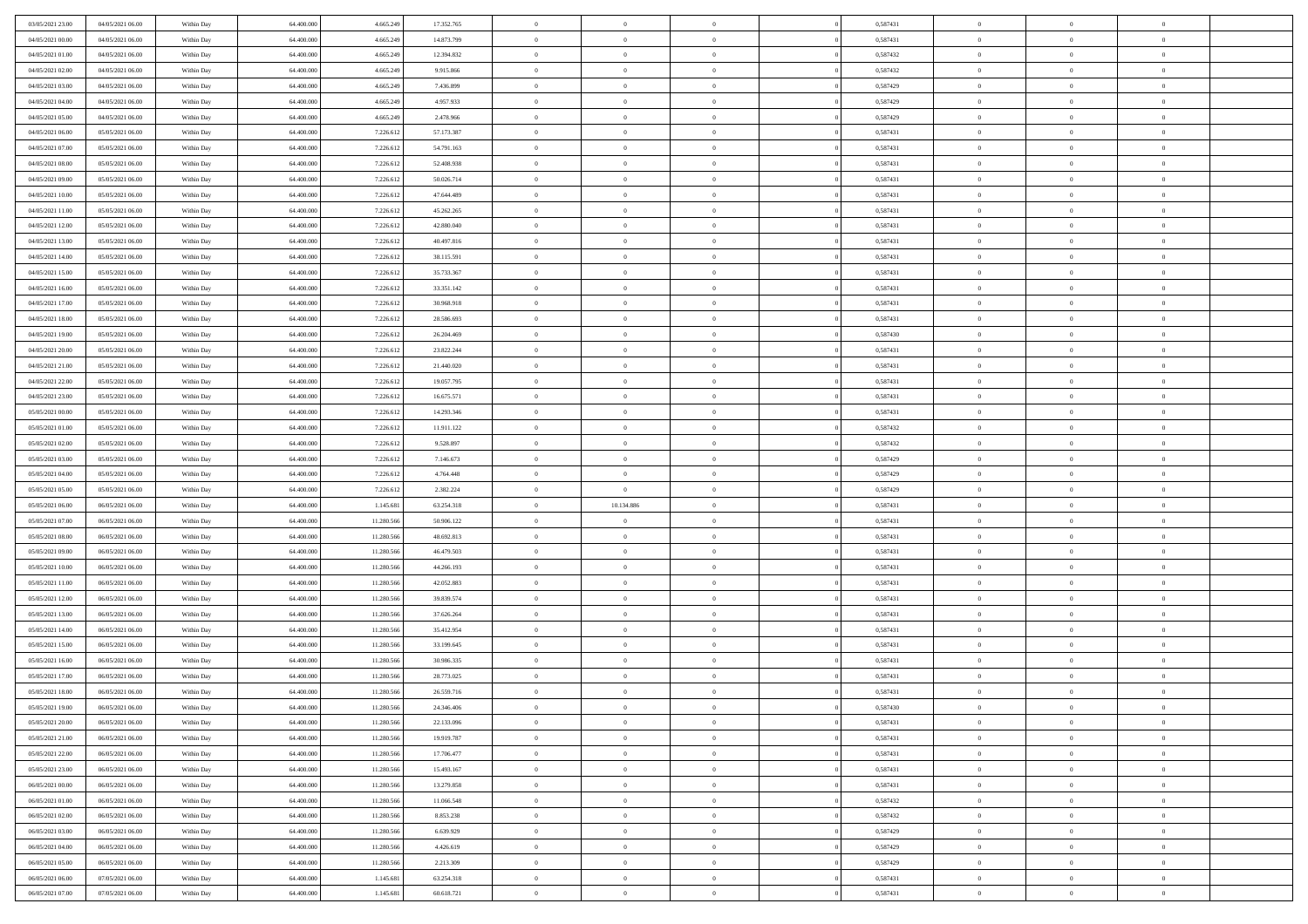| | | | | | | | | | | | | | | |
|---|---|---|---|---|---|---|---|---|---|---|---|---|---|---|
| 03/05/2021 23:00 | 04/05/2021 06.00 | Within Day | 64.400.000 | 4.665.249 | 17.352.765 | 0 | 0 | 0 | | 0,587431 | 0 | 0 | 0 | |
| 04/05/2021 00:00 | 04/05/2021 06.00 | Within Day | 64.400.000 | 4.665.249 | 14.873.799 | 0 | 0 | 0 | | 0,587431 | 0 | 0 | 0 | |
| 04/05/2021 01:00 | 04/05/2021 06.00 | Within Day | 64.400.000 | 4.665.249 | 12.394.832 | 0 | 0 | 0 | | 0,587432 | 0 | 0 | 0 | |
| 04/05/2021 02:00 | 04/05/2021 06.00 | Within Day | 64.400.000 | 4.665.249 | 9.915.866 | 0 | 0 | 0 | | 0,587432 | 0 | 0 | 0 | |
| 04/05/2021 03:00 | 04/05/2021 06.00 | Within Day | 64.400.000 | 4.665.249 | 7.436.899 | 0 | 0 | 0 | | 0,587429 | 0 | 0 | 0 | |
| 04/05/2021 04:00 | 04/05/2021 06.00 | Within Day | 64.400.000 | 4.665.249 | 4.957.933 | 0 | 0 | 0 | | 0,587429 | 0 | 0 | 0 | |
| 04/05/2021 05:00 | 04/05/2021 06.00 | Within Day | 64.400.000 | 4.665.249 | 2.478.966 | 0 | 0 | 0 | | 0,587429 | 0 | 0 | 0 | |
| 04/05/2021 06:00 | 05/05/2021 06:00 | Within Day | 64.400.000 | 7.226.612 | 57.173.387 | 0 | 0 | 0 | | 0,587431 | 0 | 0 | 0 | |
| 04/05/2021 07:00 | 05/05/2021 06:00 | Within Day | 64.400.000 | 7.226.612 | 54.791.163 | 0 | 0 | 0 | | 0,587431 | 0 | 0 | 0 | |
| 04/05/2021 08:00 | 05/05/2021 06:00 | Within Day | 64.400.000 | 7.226.612 | 52.408.938 | 0 | 0 | 0 | | 0,587431 | 0 | 0 | 0 | |
| 04/05/2021 09:00 | 05/05/2021 06:00 | Within Day | 64.400.000 | 7.226.612 | 50.026.714 | 0 | 0 | 0 | | 0,587431 | 0 | 0 | 0 | |
| 04/05/2021 10:00 | 05/05/2021 06:00 | Within Day | 64.400.000 | 7.226.612 | 47.644.489 | 0 | 0 | 0 | | 0,587431 | 0 | 0 | 0 | |
| 04/05/2021 11:00 | 05/05/2021 06:00 | Within Day | 64.400.000 | 7.226.612 | 45.262.265 | 0 | 0 | 0 | | 0,587431 | 0 | 0 | 0 | |
| 04/05/2021 12:00 | 05/05/2021 06:00 | Within Day | 64.400.000 | 7.226.612 | 42.880.040 | 0 | 0 | 0 | | 0,587431 | 0 | 0 | 0 | |
| 04/05/2021 13:00 | 05/05/2021 06:00 | Within Day | 64.400.000 | 7.226.612 | 40.497.816 | 0 | 0 | 0 | | 0,587431 | 0 | 0 | 0 | |
| 04/05/2021 14:00 | 05/05/2021 06:00 | Within Day | 64.400.000 | 7.226.612 | 38.115.591 | 0 | 0 | 0 | | 0,587431 | 0 | 0 | 0 | |
| 04/05/2021 15:00 | 05/05/2021 06:00 | Within Day | 64.400.000 | 7.226.612 | 35.733.367 | 0 | 0 | 0 | | 0,587431 | 0 | 0 | 0 | |
| 04/05/2021 16:00 | 05/05/2021 06:00 | Within Day | 64.400.000 | 7.226.612 | 33.351.142 | 0 | 0 | 0 | | 0,587431 | 0 | 0 | 0 | |
| 04/05/2021 17:00 | 05/05/2021 06:00 | Within Day | 64.400.000 | 7.226.612 | 30.968.918 | 0 | 0 | 0 | | 0,587431 | 0 | 0 | 0 | |
| 04/05/2021 18:00 | 05/05/2021 06:00 | Within Day | 64.400.000 | 7.226.612 | 28.586.693 | 0 | 0 | 0 | | 0,587431 | 0 | 0 | 0 | |
| 04/05/2021 19:00 | 05/05/2021 06:00 | Within Day | 64.400.000 | 7.226.612 | 26.204.469 | 0 | 0 | 0 | | 0,587430 | 0 | 0 | 0 | |
| 04/05/2021 20:00 | 05/05/2021 06:00 | Within Day | 64.400.000 | 7.226.612 | 23.822.244 | 0 | 0 | 0 | | 0,587431 | 0 | 0 | 0 | |
| 04/05/2021 21:00 | 05/05/2021 06:00 | Within Day | 64.400.000 | 7.226.612 | 21.440.020 | 0 | 0 | 0 | | 0,587431 | 0 | 0 | 0 | |
| 04/05/2021 22:00 | 05/05/2021 06:00 | Within Day | 64.400.000 | 7.226.612 | 19.057.795 | 0 | 0 | 0 | | 0,587431 | 0 | 0 | 0 | |
| 04/05/2021 23:00 | 05/05/2021 06:00 | Within Day | 64.400.000 | 7.226.612 | 16.675.571 | 0 | 0 | 0 | | 0,587431 | 0 | 0 | 0 | |
| 05/05/2021 00:00 | 05/05/2021 06:00 | Within Day | 64.400.000 | 7.226.612 | 14.293.346 | 0 | 0 | 0 | | 0,587431 | 0 | 0 | 0 | |
| 05/05/2021 01:00 | 05/05/2021 06:00 | Within Day | 64.400.000 | 7.226.612 | 11.911.122 | 0 | 0 | 0 | | 0,587432 | 0 | 0 | 0 | |
| 05/05/2021 02:00 | 05/05/2021 06:00 | Within Day | 64.400.000 | 7.226.612 | 9.528.897 | 0 | 0 | 0 | | 0,587432 | 0 | 0 | 0 | |
| 05/05/2021 03:00 | 05/05/2021 06:00 | Within Day | 64.400.000 | 7.226.612 | 7.146.673 | 0 | 0 | 0 | | 0,587429 | 0 | 0 | 0 | |
| 05/05/2021 04:00 | 05/05/2021 06:00 | Within Day | 64.400.000 | 7.226.612 | 4.764.448 | 0 | 0 | 0 | | 0,587429 | 0 | 0 | 0 | |
| 05/05/2021 05:00 | 05/05/2021 06:00 | Within Day | 64.400.000 | 7.226.612 | 2.382.224 | 0 | 0 | 0 | | 0,587429 | 0 | 0 | 0 | |
| 05/05/2021 06:00 | 06/05/2021 06:00 | Within Day | 64.400.000 | 1.145.681 | 63.254.318 | 0 | 10.134.886 | 0 | | 0,587431 | 0 | 0 | 0 | |
| 05/05/2021 07:00 | 06/05/2021 06:00 | Within Day | 64.400.000 | 11.280.566 | 50.906.122 | 0 | 0 | 0 | | 0,587431 | 0 | 0 | 0 | |
| 05/05/2021 08:00 | 06/05/2021 06:00 | Within Day | 64.400.000 | 11.280.566 | 48.692.813 | 0 | 0 | 0 | | 0,587431 | 0 | 0 | 0 | |
| 05/05/2021 09:00 | 06/05/2021 06:00 | Within Day | 64.400.000 | 11.280.566 | 46.479.503 | 0 | 0 | 0 | | 0,587431 | 0 | 0 | 0 | |
| 05/05/2021 10:00 | 06/05/2021 06:00 | Within Day | 64.400.000 | 11.280.566 | 44.266.193 | 0 | 0 | 0 | | 0,587431 | 0 | 0 | 0 | |
| 05/05/2021 11:00 | 06/05/2021 06:00 | Within Day | 64.400.000 | 11.280.566 | 42.052.883 | 0 | 0 | 0 | | 0,587431 | 0 | 0 | 0 | |
| 05/05/2021 12:00 | 06/05/2021 06:00 | Within Day | 64.400.000 | 11.280.566 | 39.839.574 | 0 | 0 | 0 | | 0,587431 | 0 | 0 | 0 | |
| 05/05/2021 13:00 | 06/05/2021 06:00 | Within Day | 64.400.000 | 11.280.566 | 37.626.264 | 0 | 0 | 0 | | 0,587431 | 0 | 0 | 0 | |
| 05/05/2021 14:00 | 06/05/2021 06:00 | Within Day | 64.400.000 | 11.280.566 | 35.412.954 | 0 | 0 | 0 | | 0,587431 | 0 | 0 | 0 | |
| 05/05/2021 15:00 | 06/05/2021 06:00 | Within Day | 64.400.000 | 11.280.566 | 33.199.645 | 0 | 0 | 0 | | 0,587431 | 0 | 0 | 0 | |
| 05/05/2021 16:00 | 06/05/2021 06:00 | Within Day | 64.400.000 | 11.280.566 | 30.986.335 | 0 | 0 | 0 | | 0,587431 | 0 | 0 | 0 | |
| 05/05/2021 17:00 | 06/05/2021 06:00 | Within Day | 64.400.000 | 11.280.566 | 28.773.025 | 0 | 0 | 0 | | 0,587431 | 0 | 0 | 0 | |
| 05/05/2021 18:00 | 06/05/2021 06:00 | Within Day | 64.400.000 | 11.280.566 | 26.559.716 | 0 | 0 | 0 | | 0,587431 | 0 | 0 | 0 | |
| 05/05/2021 19:00 | 06/05/2021 06:00 | Within Day | 64.400.000 | 11.280.566 | 24.346.406 | 0 | 0 | 0 | | 0,587430 | 0 | 0 | 0 | |
| 05/05/2021 20:00 | 06/05/2021 06:00 | Within Day | 64.400.000 | 11.280.566 | 22.133.096 | 0 | 0 | 0 | | 0,587431 | 0 | 0 | 0 | |
| 05/05/2021 21:00 | 06/05/2021 06:00 | Within Day | 64.400.000 | 11.280.566 | 19.919.787 | 0 | 0 | 0 | | 0,587431 | 0 | 0 | 0 | |
| 05/05/2021 22:00 | 06/05/2021 06:00 | Within Day | 64.400.000 | 11.280.566 | 17.706.477 | 0 | 0 | 0 | | 0,587431 | 0 | 0 | 0 | |
| 05/05/2021 23:00 | 06/05/2021 06:00 | Within Day | 64.400.000 | 11.280.566 | 15.493.167 | 0 | 0 | 0 | | 0,587431 | 0 | 0 | 0 | |
| 06/05/2021 00:00 | 06/05/2021 06:00 | Within Day | 64.400.000 | 11.280.566 | 13.279.858 | 0 | 0 | 0 | | 0,587431 | 0 | 0 | 0 | |
| 06/05/2021 01:00 | 06/05/2021 06:00 | Within Day | 64.400.000 | 11.280.566 | 11.066.548 | 0 | 0 | 0 | | 0,587432 | 0 | 0 | 0 | |
| 06/05/2021 02:00 | 06/05/2021 06:00 | Within Day | 64.400.000 | 11.280.566 | 8.853.238 | 0 | 0 | 0 | | 0,587432 | 0 | 0 | 0 | |
| 06/05/2021 03:00 | 06/05/2021 06:00 | Within Day | 64.400.000 | 11.280.566 | 6.639.929 | 0 | 0 | 0 | | 0,587429 | 0 | 0 | 0 | |
| 06/05/2021 04:00 | 06/05/2021 06:00 | Within Day | 64.400.000 | 11.280.566 | 4.426.619 | 0 | 0 | 0 | | 0,587429 | 0 | 0 | 0 | |
| 06/05/2021 05:00 | 06/05/2021 06:00 | Within Day | 64.400.000 | 11.280.566 | 2.213.309 | 0 | 0 | 0 | | 0,587429 | 0 | 0 | 0 | |
| 06/05/2021 06:00 | 07/05/2021 06:00 | Within Day | 64.400.000 | 1.145.681 | 63.254.318 | 0 | 0 | 0 | | 0,587431 | 0 | 0 | 0 | |
| 06/05/2021 07:00 | 07/05/2021 06:00 | Within Day | 64.400.000 | 1.145.681 | 60.618.721 | 0 | 0 | 0 | | 0,587431 | 0 | 0 | 0 | |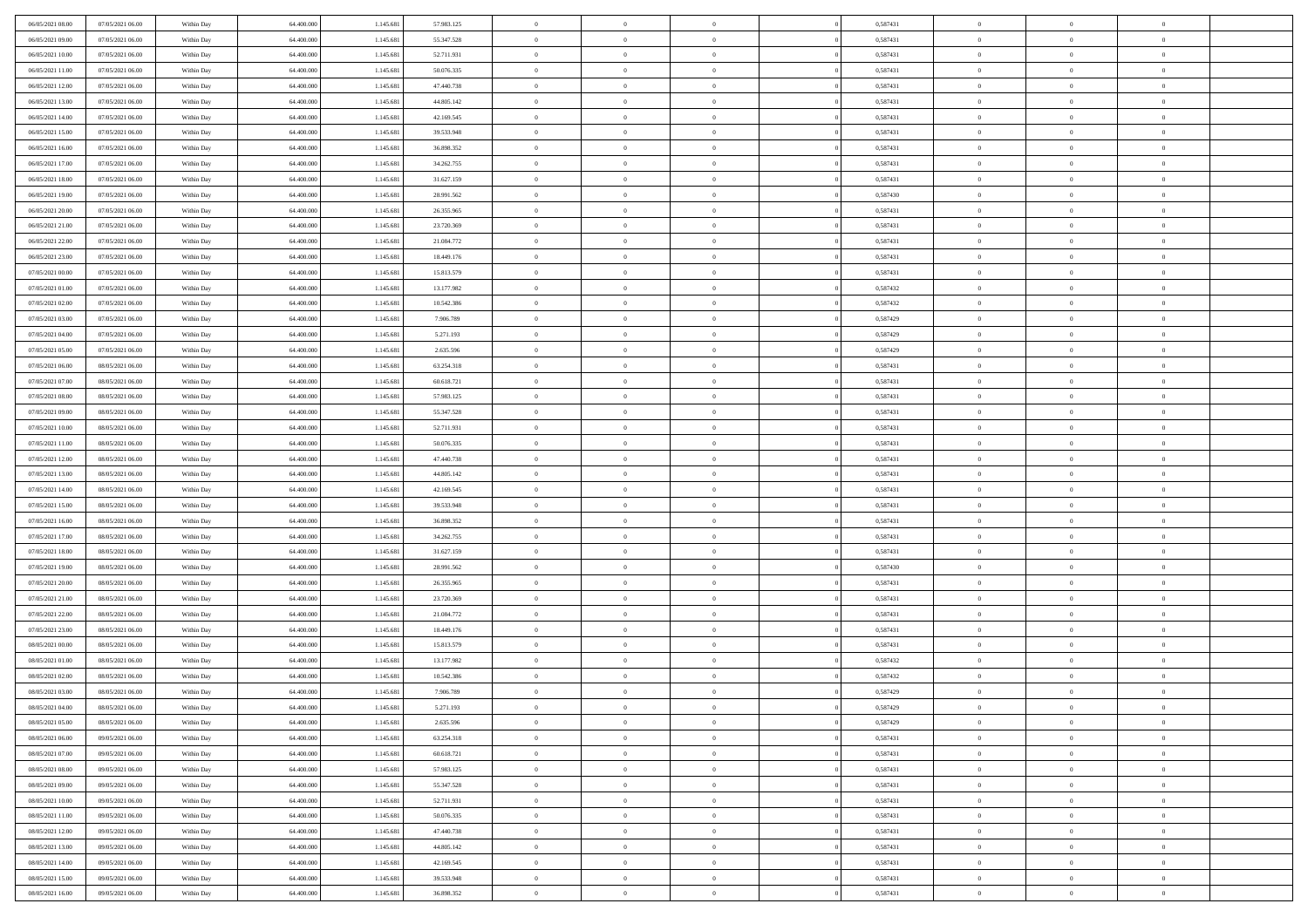| | | | | | | | | | | | | | | |
|---|---|---|---|---|---|---|---|---|---|---|---|---|---|---|
| 06/05/2021 08:00 | 07/05/2021 06:00 | Within Day | 64.400.000 | 1.145.681 | 57.983.125 | 0 | 0 | 0 | 0 | 0,587431 | 0 | 0 | 0 | |
| 06/05/2021 09:00 | 07/05/2021 06:00 | Within Day | 64.400.000 | 1.145.681 | 55.347.528 | 0 | 0 | 0 | 0 | 0,587431 | 0 | 0 | 0 | |
| 06/05/2021 10:00 | 07/05/2021 06:00 | Within Day | 64.400.000 | 1.145.681 | 52.711.931 | 0 | 0 | 0 | 0 | 0,587431 | 0 | 0 | 0 | |
| 06/05/2021 11:00 | 07/05/2021 06:00 | Within Day | 64.400.000 | 1.145.681 | 50.076.335 | 0 | 0 | 0 | 0 | 0,587431 | 0 | 0 | 0 | |
| 06/05/2021 12:00 | 07/05/2021 06:00 | Within Day | 64.400.000 | 1.145.681 | 47.440.738 | 0 | 0 | 0 | 0 | 0,587431 | 0 | 0 | 0 | |
| 06/05/2021 13:00 | 07/05/2021 06:00 | Within Day | 64.400.000 | 1.145.681 | 44.805.142 | 0 | 0 | 0 | 0 | 0,587431 | 0 | 0 | 0 | |
| 06/05/2021 14:00 | 07/05/2021 06:00 | Within Day | 64.400.000 | 1.145.681 | 42.169.545 | 0 | 0 | 0 | 0 | 0,587431 | 0 | 0 | 0 | |
| 06/05/2021 15:00 | 07/05/2021 06:00 | Within Day | 64.400.000 | 1.145.681 | 39.533.948 | 0 | 0 | 0 | 0 | 0,587431 | 0 | 0 | 0 | |
| 06/05/2021 16:00 | 07/05/2021 06:00 | Within Day | 64.400.000 | 1.145.681 | 36.898.352 | 0 | 0 | 0 | 0 | 0,587431 | 0 | 0 | 0 | |
| 06/05/2021 17:00 | 07/05/2021 06:00 | Within Day | 64.400.000 | 1.145.681 | 34.262.755 | 0 | 0 | 0 | 0 | 0,587431 | 0 | 0 | 0 | |
| 06/05/2021 18:00 | 07/05/2021 06:00 | Within Day | 64.400.000 | 1.145.681 | 31.627.159 | 0 | 0 | 0 | 0 | 0,587431 | 0 | 0 | 0 | |
| 06/05/2021 19:00 | 07/05/2021 06:00 | Within Day | 64.400.000 | 1.145.681 | 28.991.562 | 0 | 0 | 0 | 0 | 0,587430 | 0 | 0 | 0 | |
| 06/05/2021 20:00 | 07/05/2021 06:00 | Within Day | 64.400.000 | 1.145.681 | 26.355.965 | 0 | 0 | 0 | 0 | 0,587431 | 0 | 0 | 0 | |
| 06/05/2021 21:00 | 07/05/2021 06:00 | Within Day | 64.400.000 | 1.145.681 | 23.720.369 | 0 | 0 | 0 | 0 | 0,587431 | 0 | 0 | 0 | |
| 06/05/2021 22:00 | 07/05/2021 06:00 | Within Day | 64.400.000 | 1.145.681 | 21.084.772 | 0 | 0 | 0 | 0 | 0,587431 | 0 | 0 | 0 | |
| 06/05/2021 23:00 | 07/05/2021 06:00 | Within Day | 64.400.000 | 1.145.681 | 18.449.176 | 0 | 0 | 0 | 0 | 0,587431 | 0 | 0 | 0 | |
| 07/05/2021 00:00 | 07/05/2021 06:00 | Within Day | 64.400.000 | 1.145.681 | 15.813.579 | 0 | 0 | 0 | 0 | 0,587431 | 0 | 0 | 0 | |
| 07/05/2021 01:00 | 07/05/2021 06:00 | Within Day | 64.400.000 | 1.145.681 | 13.177.982 | 0 | 0 | 0 | 0 | 0,587432 | 0 | 0 | 0 | |
| 07/05/2021 02:00 | 07/05/2021 06:00 | Within Day | 64.400.000 | 1.145.681 | 10.542.386 | 0 | 0 | 0 | 0 | 0,587432 | 0 | 0 | 0 | |
| 07/05/2021 03:00 | 07/05/2021 06:00 | Within Day | 64.400.000 | 1.145.681 | 7.906.789 | 0 | 0 | 0 | 0 | 0,587429 | 0 | 0 | 0 | |
| 07/05/2021 04:00 | 07/05/2021 06:00 | Within Day | 64.400.000 | 1.145.681 | 5.271.193 | 0 | 0 | 0 | 0 | 0,587429 | 0 | 0 | 0 | |
| 07/05/2021 05:00 | 07/05/2021 06:00 | Within Day | 64.400.000 | 1.145.681 | 2.635.596 | 0 | 0 | 0 | 0 | 0,587429 | 0 | 0 | 0 | |
| 07/05/2021 06:00 | 08/05/2021 06:00 | Within Day | 64.400.000 | 1.145.681 | 63.254.318 | 0 | 0 | 0 | 0 | 0,587431 | 0 | 0 | 0 | |
| 07/05/2021 07:00 | 08/05/2021 06:00 | Within Day | 64.400.000 | 1.145.681 | 60.618.721 | 0 | 0 | 0 | 0 | 0,587431 | 0 | 0 | 0 | |
| 07/05/2021 08:00 | 08/05/2021 06:00 | Within Day | 64.400.000 | 1.145.681 | 57.983.125 | 0 | 0 | 0 | 0 | 0,587431 | 0 | 0 | 0 | |
| 07/05/2021 09:00 | 08/05/2021 06:00 | Within Day | 64.400.000 | 1.145.681 | 55.347.528 | 0 | 0 | 0 | 0 | 0,587431 | 0 | 0 | 0 | |
| 07/05/2021 10:00 | 08/05/2021 06:00 | Within Day | 64.400.000 | 1.145.681 | 52.711.931 | 0 | 0 | 0 | 0 | 0,587431 | 0 | 0 | 0 | |
| 07/05/2021 11:00 | 08/05/2021 06:00 | Within Day | 64.400.000 | 1.145.681 | 50.076.335 | 0 | 0 | 0 | 0 | 0,587431 | 0 | 0 | 0 | |
| 07/05/2021 12:00 | 08/05/2021 06:00 | Within Day | 64.400.000 | 1.145.681 | 47.440.738 | 0 | 0 | 0 | 0 | 0,587431 | 0 | 0 | 0 | |
| 07/05/2021 13:00 | 08/05/2021 06:00 | Within Day | 64.400.000 | 1.145.681 | 44.805.142 | 0 | 0 | 0 | 0 | 0,587431 | 0 | 0 | 0 | |
| 07/05/2021 14:00 | 08/05/2021 06:00 | Within Day | 64.400.000 | 1.145.681 | 42.169.545 | 0 | 0 | 0 | 0 | 0,587431 | 0 | 0 | 0 | |
| 07/05/2021 15:00 | 08/05/2021 06:00 | Within Day | 64.400.000 | 1.145.681 | 39.533.948 | 0 | 0 | 0 | 0 | 0,587431 | 0 | 0 | 0 | |
| 07/05/2021 16:00 | 08/05/2021 06:00 | Within Day | 64.400.000 | 1.145.681 | 36.898.352 | 0 | 0 | 0 | 0 | 0,587431 | 0 | 0 | 0 | |
| 07/05/2021 17:00 | 08/05/2021 06:00 | Within Day | 64.400.000 | 1.145.681 | 34.262.755 | 0 | 0 | 0 | 0 | 0,587431 | 0 | 0 | 0 | |
| 07/05/2021 18:00 | 08/05/2021 06:00 | Within Day | 64.400.000 | 1.145.681 | 31.627.159 | 0 | 0 | 0 | 0 | 0,587431 | 0 | 0 | 0 | |
| 07/05/2021 19:00 | 08/05/2021 06:00 | Within Day | 64.400.000 | 1.145.681 | 28.991.562 | 0 | 0 | 0 | 0 | 0,587430 | 0 | 0 | 0 | |
| 07/05/2021 20:00 | 08/05/2021 06:00 | Within Day | 64.400.000 | 1.145.681 | 26.355.965 | 0 | 0 | 0 | 0 | 0,587431 | 0 | 0 | 0 | |
| 07/05/2021 21:00 | 08/05/2021 06:00 | Within Day | 64.400.000 | 1.145.681 | 23.720.369 | 0 | 0 | 0 | 0 | 0,587431 | 0 | 0 | 0 | |
| 07/05/2021 22:00 | 08/05/2021 06:00 | Within Day | 64.400.000 | 1.145.681 | 21.084.772 | 0 | 0 | 0 | 0 | 0,587431 | 0 | 0 | 0 | |
| 07/05/2021 23:00 | 08/05/2021 06:00 | Within Day | 64.400.000 | 1.145.681 | 18.449.176 | 0 | 0 | 0 | 0 | 0,587431 | 0 | 0 | 0 | |
| 08/05/2021 00:00 | 08/05/2021 06:00 | Within Day | 64.400.000 | 1.145.681 | 15.813.579 | 0 | 0 | 0 | 0 | 0,587431 | 0 | 0 | 0 | |
| 08/05/2021 01:00 | 08/05/2021 06:00 | Within Day | 64.400.000 | 1.145.681 | 13.177.982 | 0 | 0 | 0 | 0 | 0,587432 | 0 | 0 | 0 | |
| 08/05/2021 02:00 | 08/05/2021 06:00 | Within Day | 64.400.000 | 1.145.681 | 10.542.386 | 0 | 0 | 0 | 0 | 0,587432 | 0 | 0 | 0 | |
| 08/05/2021 03:00 | 08/05/2021 06:00 | Within Day | 64.400.000 | 1.145.681 | 7.906.789 | 0 | 0 | 0 | 0 | 0,587429 | 0 | 0 | 0 | |
| 08/05/2021 04:00 | 08/05/2021 06:00 | Within Day | 64.400.000 | 1.145.681 | 5.271.193 | 0 | 0 | 0 | 0 | 0,587429 | 0 | 0 | 0 | |
| 08/05/2021 05:00 | 08/05/2021 06:00 | Within Day | 64.400.000 | 1.145.681 | 2.635.596 | 0 | 0 | 0 | 0 | 0,587429 | 0 | 0 | 0 | |
| 08/05/2021 06:00 | 09/05/2021 06:00 | Within Day | 64.400.000 | 1.145.681 | 63.254.318 | 0 | 0 | 0 | 0 | 0,587431 | 0 | 0 | 0 | |
| 08/05/2021 07:00 | 09/05/2021 06:00 | Within Day | 64.400.000 | 1.145.681 | 60.618.721 | 0 | 0 | 0 | 0 | 0,587431 | 0 | 0 | 0 | |
| 08/05/2021 08:00 | 09/05/2021 06:00 | Within Day | 64.400.000 | 1.145.681 | 57.983.125 | 0 | 0 | 0 | 0 | 0,587431 | 0 | 0 | 0 | |
| 08/05/2021 09:00 | 09/05/2021 06:00 | Within Day | 64.400.000 | 1.145.681 | 55.347.528 | 0 | 0 | 0 | 0 | 0,587431 | 0 | 0 | 0 | |
| 08/05/2021 10:00 | 09/05/2021 06:00 | Within Day | 64.400.000 | 1.145.681 | 52.711.931 | 0 | 0 | 0 | 0 | 0,587431 | 0 | 0 | 0 | |
| 08/05/2021 11:00 | 09/05/2021 06:00 | Within Day | 64.400.000 | 1.145.681 | 50.076.335 | 0 | 0 | 0 | 0 | 0,587431 | 0 | 0 | 0 | |
| 08/05/2021 12:00 | 09/05/2021 06:00 | Within Day | 64.400.000 | 1.145.681 | 47.440.738 | 0 | 0 | 0 | 0 | 0,587431 | 0 | 0 | 0 | |
| 08/05/2021 13:00 | 09/05/2021 06:00 | Within Day | 64.400.000 | 1.145.681 | 44.805.142 | 0 | 0 | 0 | 0 | 0,587431 | 0 | 0 | 0 | |
| 08/05/2021 14:00 | 09/05/2021 06:00 | Within Day | 64.400.000 | 1.145.681 | 42.169.545 | 0 | 0 | 0 | 0 | 0,587431 | 0 | 0 | 0 | |
| 08/05/2021 15:00 | 09/05/2021 06:00 | Within Day | 64.400.000 | 1.145.681 | 39.533.948 | 0 | 0 | 0 | 0 | 0,587431 | 0 | 0 | 0 | |
| 08/05/2021 16:00 | 09/05/2021 06:00 | Within Day | 64.400.000 | 1.145.681 | 36.898.352 | 0 | 0 | 0 | 0 | 0,587431 | 0 | 0 | 0 | |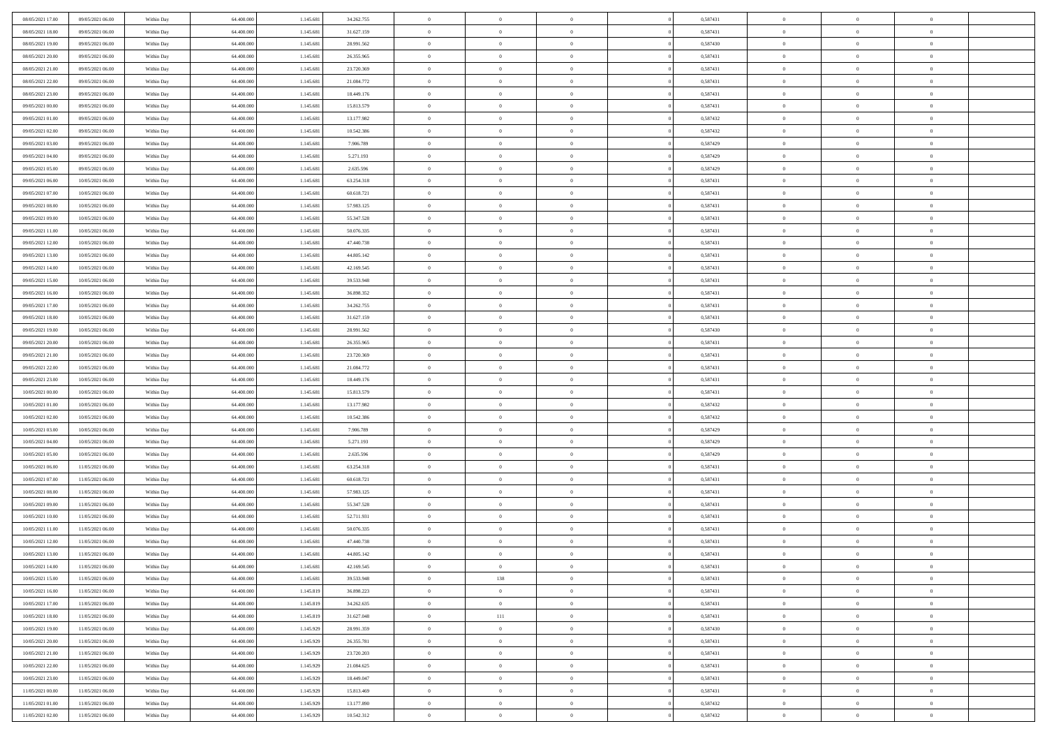| | | | | | | | | | | | | | | |
|---|---|---|---|---|---|---|---|---|---|---|---|---|---|---|
| 08/05/2021 17:00 | 09/05/2021 06:00 | Within Day | 64.400.000 | 1.145.681 | 34.262.755 | 0 | 0 | 0 | | 0,587431 | 0 | 0 | 0 | |
| 08/05/2021 18:00 | 09/05/2021 06:00 | Within Day | 64.400.000 | 1.145.681 | 31.627.159 | 0 | 0 | 0 | | 0,587431 | 0 | 0 | 0 | |
| 08/05/2021 19:00 | 09/05/2021 06:00 | Within Day | 64.400.000 | 1.145.681 | 28.991.562 | 0 | 0 | 0 | | 0,587430 | 0 | 0 | 0 | |
| 08/05/2021 20:00 | 09/05/2021 06:00 | Within Day | 64.400.000 | 1.145.681 | 26.355.965 | 0 | 0 | 0 | | 0,587431 | 0 | 0 | 0 | |
| 08/05/2021 21:00 | 09/05/2021 06:00 | Within Day | 64.400.000 | 1.145.681 | 23.720.369 | 0 | 0 | 0 | | 0,587431 | 0 | 0 | 0 | |
| 08/05/2021 22:00 | 09/05/2021 06:00 | Within Day | 64.400.000 | 1.145.681 | 21.084.772 | 0 | 0 | 0 | | 0,587431 | 0 | 0 | 0 | |
| 08/05/2021 23:00 | 09/05/2021 06:00 | Within Day | 64.400.000 | 1.145.681 | 18.449.176 | 0 | 0 | 0 | | 0,587431 | 0 | 0 | 0 | |
| 09/05/2021 00:00 | 09/05/2021 06:00 | Within Day | 64.400.000 | 1.145.681 | 15.813.579 | 0 | 0 | 0 | | 0,587431 | 0 | 0 | 0 | |
| 09/05/2021 01:00 | 09/05/2021 06:00 | Within Day | 64.400.000 | 1.145.681 | 13.177.982 | 0 | 0 | 0 | | 0,587432 | 0 | 0 | 0 | |
| 09/05/2021 02:00 | 09/05/2021 06:00 | Within Day | 64.400.000 | 1.145.681 | 10.542.386 | 0 | 0 | 0 | | 0,587432 | 0 | 0 | 0 | |
| 09/05/2021 03:00 | 09/05/2021 06:00 | Within Day | 64.400.000 | 1.145.681 | 7.906.789 | 0 | 0 | 0 | | 0,587429 | 0 | 0 | 0 | |
| 09/05/2021 04:00 | 09/05/2021 06:00 | Within Day | 64.400.000 | 1.145.681 | 5.271.193 | 0 | 0 | 0 | | 0,587429 | 0 | 0 | 0 | |
| 09/05/2021 05:00 | 09/05/2021 06:00 | Within Day | 64.400.000 | 1.145.681 | 2.635.596 | 0 | 0 | 0 | | 0,587429 | 0 | 0 | 0 | |
| 09/05/2021 06:00 | 10/05/2021 06:00 | Within Day | 64.400.000 | 1.145.681 | 63.254.318 | 0 | 0 | 0 | | 0,587431 | 0 | 0 | 0 | |
| 09/05/2021 07:00 | 10/05/2021 06:00 | Within Day | 64.400.000 | 1.145.681 | 60.618.721 | 0 | 0 | 0 | | 0,587431 | 0 | 0 | 0 | |
| 09/05/2021 08:00 | 10/05/2021 06:00 | Within Day | 64.400.000 | 1.145.681 | 57.983.125 | 0 | 0 | 0 | | 0,587431 | 0 | 0 | 0 | |
| 09/05/2021 09:00 | 10/05/2021 06:00 | Within Day | 64.400.000 | 1.145.681 | 55.347.528 | 0 | 0 | 0 | | 0,587431 | 0 | 0 | 0 | |
| 09/05/2021 11:00 | 10/05/2021 06:00 | Within Day | 64.400.000 | 1.145.681 | 50.076.335 | 0 | 0 | 0 | | 0,587431 | 0 | 0 | 0 | |
| 09/05/2021 12:00 | 10/05/2021 06:00 | Within Day | 64.400.000 | 1.145.681 | 47.440.738 | 0 | 0 | 0 | | 0,587431 | 0 | 0 | 0 | |
| 09/05/2021 13:00 | 10/05/2021 06:00 | Within Day | 64.400.000 | 1.145.681 | 44.805.142 | 0 | 0 | 0 | | 0,587431 | 0 | 0 | 0 | |
| 09/05/2021 14:00 | 10/05/2021 06:00 | Within Day | 64.400.000 | 1.145.681 | 42.169.545 | 0 | 0 | 0 | | 0,587431 | 0 | 0 | 0 | |
| 09/05/2021 15:00 | 10/05/2021 06:00 | Within Day | 64.400.000 | 1.145.681 | 39.533.948 | 0 | 0 | 0 | | 0,587431 | 0 | 0 | 0 | |
| 09/05/2021 16:00 | 10/05/2021 06:00 | Within Day | 64.400.000 | 1.145.681 | 36.898.352 | 0 | 0 | 0 | | 0,587431 | 0 | 0 | 0 | |
| 09/05/2021 17:00 | 10/05/2021 06:00 | Within Day | 64.400.000 | 1.145.681 | 34.262.755 | 0 | 0 | 0 | | 0,587431 | 0 | 0 | 0 | |
| 09/05/2021 18:00 | 10/05/2021 06:00 | Within Day | 64.400.000 | 1.145.681 | 31.627.159 | 0 | 0 | 0 | | 0,587431 | 0 | 0 | 0 | |
| 09/05/2021 19:00 | 10/05/2021 06:00 | Within Day | 64.400.000 | 1.145.681 | 28.991.562 | 0 | 0 | 0 | | 0,587430 | 0 | 0 | 0 | |
| 09/05/2021 20:00 | 10/05/2021 06:00 | Within Day | 64.400.000 | 1.145.681 | 26.355.965 | 0 | 0 | 0 | | 0,587431 | 0 | 0 | 0 | |
| 09/05/2021 21:00 | 10/05/2021 06:00 | Within Day | 64.400.000 | 1.145.681 | 23.720.369 | 0 | 0 | 0 | | 0,587431 | 0 | 0 | 0 | |
| 09/05/2021 22:00 | 10/05/2021 06:00 | Within Day | 64.400.000 | 1.145.681 | 21.084.772 | 0 | 0 | 0 | | 0,587431 | 0 | 0 | 0 | |
| 09/05/2021 23:00 | 10/05/2021 06:00 | Within Day | 64.400.000 | 1.145.681 | 18.449.176 | 0 | 0 | 0 | | 0,587431 | 0 | 0 | 0 | |
| 10/05/2021 00:00 | 10/05/2021 06:00 | Within Day | 64.400.000 | 1.145.681 | 15.813.579 | 0 | 0 | 0 | | 0,587431 | 0 | 0 | 0 | |
| 10/05/2021 01:00 | 10/05/2021 06:00 | Within Day | 64.400.000 | 1.145.681 | 13.177.982 | 0 | 0 | 0 | | 0,587432 | 0 | 0 | 0 | |
| 10/05/2021 02:00 | 10/05/2021 06:00 | Within Day | 64.400.000 | 1.145.681 | 10.542.386 | 0 | 0 | 0 | | 0,587432 | 0 | 0 | 0 | |
| 10/05/2021 03:00 | 10/05/2021 06:00 | Within Day | 64.400.000 | 1.145.681 | 7.906.789 | 0 | 0 | 0 | | 0,587429 | 0 | 0 | 0 | |
| 10/05/2021 04:00 | 10/05/2021 06:00 | Within Day | 64.400.000 | 1.145.681 | 5.271.193 | 0 | 0 | 0 | | 0,587429 | 0 | 0 | 0 | |
| 10/05/2021 05:00 | 10/05/2021 06:00 | Within Day | 64.400.000 | 1.145.681 | 2.635.596 | 0 | 0 | 0 | | 0,587429 | 0 | 0 | 0 | |
| 10/05/2021 06:00 | 11/05/2021 06:00 | Within Day | 64.400.000 | 1.145.681 | 63.254.318 | 0 | 0 | 0 | | 0,587431 | 0 | 0 | 0 | |
| 10/05/2021 07:00 | 11/05/2021 06:00 | Within Day | 64.400.000 | 1.145.681 | 60.618.721 | 0 | 0 | 0 | | 0,587431 | 0 | 0 | 0 | |
| 10/05/2021 08:00 | 11/05/2021 06:00 | Within Day | 64.400.000 | 1.145.681 | 57.983.125 | 0 | 0 | 0 | | 0,587431 | 0 | 0 | 0 | |
| 10/05/2021 09:00 | 11/05/2021 06:00 | Within Day | 64.400.000 | 1.145.681 | 55.347.528 | 0 | 0 | 0 | | 0,587431 | 0 | 0 | 0 | |
| 10/05/2021 10:00 | 11/05/2021 06:00 | Within Day | 64.400.000 | 1.145.681 | 52.711.931 | 0 | 0 | 0 | | 0,587431 | 0 | 0 | 0 | |
| 10/05/2021 11:00 | 11/05/2021 06:00 | Within Day | 64.400.000 | 1.145.681 | 50.076.335 | 0 | 0 | 0 | | 0,587431 | 0 | 0 | 0 | |
| 10/05/2021 12:00 | 11/05/2021 06:00 | Within Day | 64.400.000 | 1.145.681 | 47.440.738 | 0 | 0 | 0 | | 0,587431 | 0 | 0 | 0 | |
| 10/05/2021 13:00 | 11/05/2021 06:00 | Within Day | 64.400.000 | 1.145.681 | 44.805.142 | 0 | 0 | 0 | | 0,587431 | 0 | 0 | 0 | |
| 10/05/2021 14:00 | 11/05/2021 06:00 | Within Day | 64.400.000 | 1.145.681 | 42.169.545 | 0 | 0 | 0 | | 0,587431 | 0 | 0 | 0 | |
| 10/05/2021 15:00 | 11/05/2021 06:00 | Within Day | 64.400.000 | 1.145.681 | 39.533.948 | 0 | 138 | 0 | | 0,587431 | 0 | 0 | 0 | |
| 10/05/2021 16:00 | 11/05/2021 06:00 | Within Day | 64.400.000 | 1.145.819 | 36.898.223 | 0 | 0 | 0 | | 0,587431 | 0 | 0 | 0 | |
| 10/05/2021 17:00 | 11/05/2021 06:00 | Within Day | 64.400.000 | 1.145.819 | 34.262.635 | 0 | 0 | 0 | | 0,587431 | 0 | 0 | 0 | |
| 10/05/2021 18:00 | 11/05/2021 06:00 | Within Day | 64.400.000 | 1.145.819 | 31.627.048 | 0 | 111 | 0 | | 0,587431 | 0 | 0 | 0 | |
| 10/05/2021 19:00 | 11/05/2021 06:00 | Within Day | 64.400.000 | 1.145.929 | 28.991.359 | 0 | 0 | 0 | | 0,587430 | 0 | 0 | 0 | |
| 10/05/2021 20:00 | 11/05/2021 06:00 | Within Day | 64.400.000 | 1.145.929 | 26.355.781 | 0 | 0 | 0 | | 0,587431 | 0 | 0 | 0 | |
| 10/05/2021 21:00 | 11/05/2021 06:00 | Within Day | 64.400.000 | 1.145.929 | 23.720.203 | 0 | 0 | 0 | | 0,587431 | 0 | 0 | 0 | |
| 10/05/2021 22:00 | 11/05/2021 06:00 | Within Day | 64.400.000 | 1.145.929 | 21.084.625 | 0 | 0 | 0 | | 0,587431 | 0 | 0 | 0 | |
| 10/05/2021 23:00 | 11/05/2021 06:00 | Within Day | 64.400.000 | 1.145.929 | 18.449.047 | 0 | 0 | 0 | | 0,587431 | 0 | 0 | 0 | |
| 11/05/2021 00:00 | 11/05/2021 06:00 | Within Day | 64.400.000 | 1.145.929 | 15.813.469 | 0 | 0 | 0 | | 0,587431 | 0 | 0 | 0 | |
| 11/05/2021 01:00 | 11/05/2021 06:00 | Within Day | 64.400.000 | 1.145.929 | 13.177.890 | 0 | 0 | 0 | | 0,587432 | 0 | 0 | 0 | |
| 11/05/2021 02:00 | 11/05/2021 06:00 | Within Day | 64.400.000 | 1.145.929 | 10.542.312 | 0 | 0 | 0 | | 0,587432 | 0 | 0 | 0 | |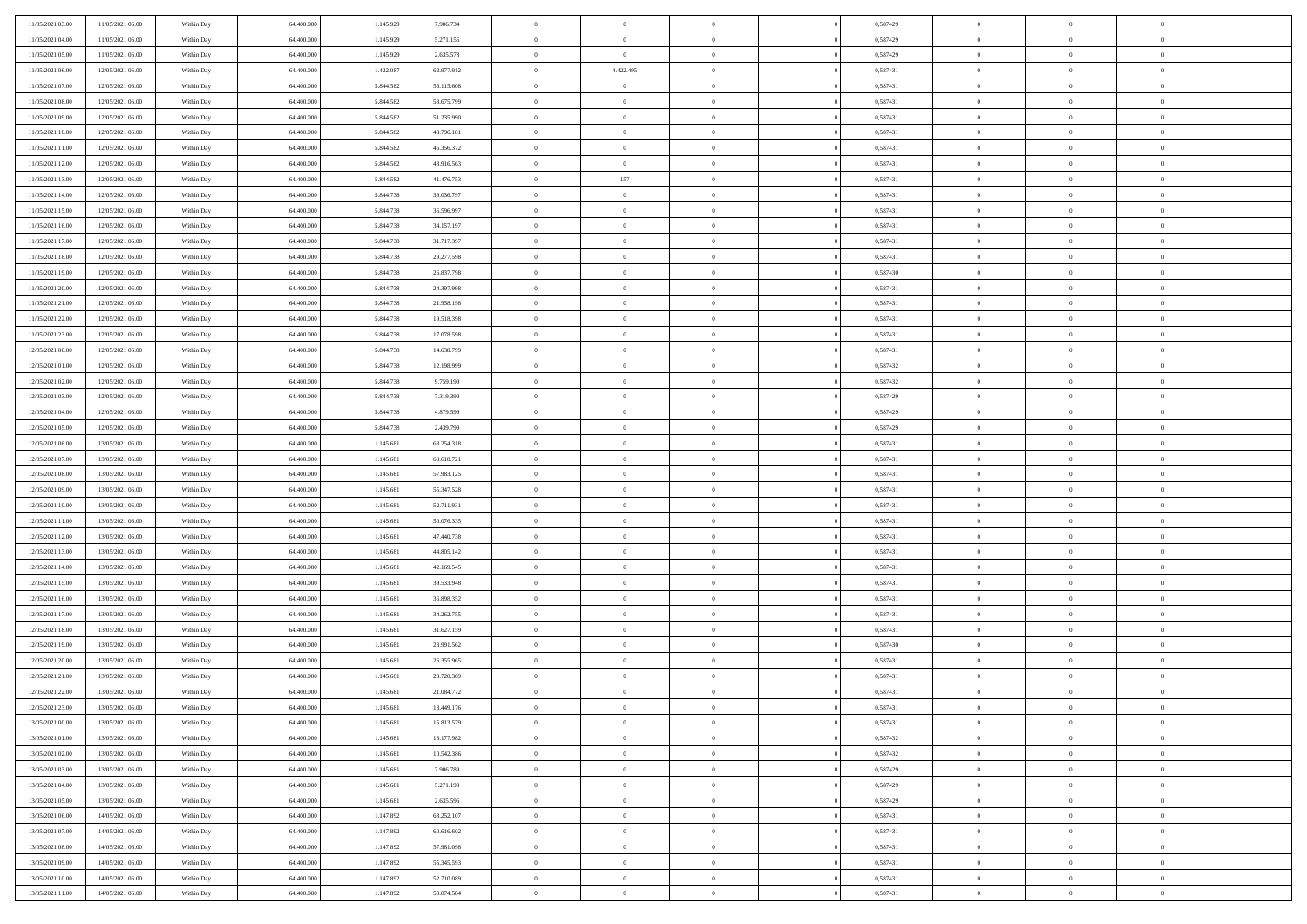| | | | | | | | | | | | | | | |
|---|---|---|---|---|---|---|---|---|---|---|---|---|---|---|
| 11/05/2021 03:00 | 11/05/2021 06:00 | Within Day | 64.400.000 | 1.145.929 | 7.906.734 | 0 | 0 | 0 | | 0,587429 | 0 | 0 | 0 | |
| 11/05/2021 04:00 | 11/05/2021 06:00 | Within Day | 64.400.000 | 1.145.929 | 5.271.156 | 0 | 0 | 0 | | 0,587429 | 0 | 0 | 0 | |
| 11/05/2021 05:00 | 11/05/2021 06:00 | Within Day | 64.400.000 | 1.145.929 | 2.635.578 | 0 | 0 | 0 | | 0,587429 | 0 | 0 | 0 | |
| 11/05/2021 06:00 | 12/05/2021 06:00 | Within Day | 64.400.000 | 1.422.087 | 62.977.912 | 0 | 4.422.495 | 0 | | 0,587431 | 0 | 0 | 0 | |
| 11/05/2021 07:00 | 12/05/2021 06:00 | Within Day | 64.400.000 | 5.844.582 | 56.115.608 | 0 | 0 | 0 | | 0,587431 | 0 | 0 | 0 | |
| 11/05/2021 08:00 | 12/05/2021 06:00 | Within Day | 64.400.000 | 5.844.582 | 53.675.799 | 0 | 0 | 0 | | 0,587431 | 0 | 0 | 0 | |
| 11/05/2021 09:00 | 12/05/2021 06:00 | Within Day | 64.400.000 | 5.844.582 | 51.235.990 | 0 | 0 | 0 | | 0,587431 | 0 | 0 | 0 | |
| 11/05/2021 10:00 | 12/05/2021 06:00 | Within Day | 64.400.000 | 5.844.582 | 48.796.181 | 0 | 0 | 0 | | 0,587431 | 0 | 0 | 0 | |
| 11/05/2021 11:00 | 12/05/2021 06:00 | Within Day | 64.400.000 | 5.844.582 | 46.356.372 | 0 | 0 | 0 | | 0,587431 | 0 | 0 | 0 | |
| 11/05/2021 12:00 | 12/05/2021 06:00 | Within Day | 64.400.000 | 5.844.582 | 43.916.563 | 0 | 0 | 0 | | 0,587431 | 0 | 0 | 0 | |
| 11/05/2021 13:00 | 12/05/2021 06:00 | Within Day | 64.400.000 | 5.844.582 | 41.476.753 | 0 | 157 | 0 | | 0,587431 | 0 | 0 | 0 | |
| 11/05/2021 14:00 | 12/05/2021 06:00 | Within Day | 64.400.000 | 5.844.738 | 39.036.797 | 0 | 0 | 0 | | 0,587431 | 0 | 0 | 0 | |
| 11/05/2021 15:00 | 12/05/2021 06:00 | Within Day | 64.400.000 | 5.844.738 | 36.596.997 | 0 | 0 | 0 | | 0,587431 | 0 | 0 | 0 | |
| 11/05/2021 16:00 | 12/05/2021 06:00 | Within Day | 64.400.000 | 5.844.738 | 34.157.197 | 0 | 0 | 0 | | 0,587431 | 0 | 0 | 0 | |
| 11/05/2021 17:00 | 12/05/2021 06:00 | Within Day | 64.400.000 | 5.844.738 | 31.717.397 | 0 | 0 | 0 | | 0,587431 | 0 | 0 | 0 | |
| 11/05/2021 18:00 | 12/05/2021 06:00 | Within Day | 64.400.000 | 5.844.738 | 29.277.598 | 0 | 0 | 0 | | 0,587431 | 0 | 0 | 0 | |
| 11/05/2021 19:00 | 12/05/2021 06:00 | Within Day | 64.400.000 | 5.844.738 | 26.837.798 | 0 | 0 | 0 | | 0,587430 | 0 | 0 | 0 | |
| 11/05/2021 20:00 | 12/05/2021 06:00 | Within Day | 64.400.000 | 5.844.738 | 24.397.998 | 0 | 0 | 0 | | 0,587431 | 0 | 0 | 0 | |
| 11/05/2021 21:00 | 12/05/2021 06:00 | Within Day | 64.400.000 | 5.844.738 | 21.958.198 | 0 | 0 | 0 | | 0,587431 | 0 | 0 | 0 | |
| 11/05/2021 22:00 | 12/05/2021 06:00 | Within Day | 64.400.000 | 5.844.738 | 19.518.398 | 0 | 0 | 0 | | 0,587431 | 0 | 0 | 0 | |
| 11/05/2021 23:00 | 12/05/2021 06:00 | Within Day | 64.400.000 | 5.844.738 | 17.078.598 | 0 | 0 | 0 | | 0,587431 | 0 | 0 | 0 | |
| 12/05/2021 00:00 | 12/05/2021 06:00 | Within Day | 64.400.000 | 5.844.738 | 14.638.799 | 0 | 0 | 0 | | 0,587431 | 0 | 0 | 0 | |
| 12/05/2021 01:00 | 12/05/2021 06:00 | Within Day | 64.400.000 | 5.844.738 | 12.198.999 | 0 | 0 | 0 | | 0,587432 | 0 | 0 | 0 | |
| 12/05/2021 02:00 | 12/05/2021 06:00 | Within Day | 64.400.000 | 5.844.738 | 9.759.199 | 0 | 0 | 0 | | 0,587432 | 0 | 0 | 0 | |
| 12/05/2021 03:00 | 12/05/2021 06:00 | Within Day | 64.400.000 | 5.844.738 | 7.319.399 | 0 | 0 | 0 | | 0,587429 | 0 | 0 | 0 | |
| 12/05/2021 04:00 | 12/05/2021 06:00 | Within Day | 64.400.000 | 5.844.738 | 4.879.599 | 0 | 0 | 0 | | 0,587429 | 0 | 0 | 0 | |
| 12/05/2021 05:00 | 12/05/2021 06:00 | Within Day | 64.400.000 | 5.844.738 | 2.439.799 | 0 | 0 | 0 | | 0,587429 | 0 | 0 | 0 | |
| 12/05/2021 06:00 | 13/05/2021 06:00 | Within Day | 64.400.000 | 1.145.681 | 63.254.318 | 0 | 0 | 0 | | 0,587431 | 0 | 0 | 0 | |
| 12/05/2021 07:00 | 13/05/2021 06:00 | Within Day | 64.400.000 | 1.145.681 | 60.618.721 | 0 | 0 | 0 | | 0,587431 | 0 | 0 | 0 | |
| 12/05/2021 08:00 | 13/05/2021 06:00 | Within Day | 64.400.000 | 1.145.681 | 57.983.125 | 0 | 0 | 0 | | 0,587431 | 0 | 0 | 0 | |
| 12/05/2021 09:00 | 13/05/2021 06:00 | Within Day | 64.400.000 | 1.145.681 | 55.347.528 | 0 | 0 | 0 | | 0,587431 | 0 | 0 | 0 | |
| 12/05/2021 10:00 | 13/05/2021 06:00 | Within Day | 64.400.000 | 1.145.681 | 52.711.931 | 0 | 0 | 0 | | 0,587431 | 0 | 0 | 0 | |
| 12/05/2021 11:00 | 13/05/2021 06:00 | Within Day | 64.400.000 | 1.145.681 | 50.076.335 | 0 | 0 | 0 | | 0,587431 | 0 | 0 | 0 | |
| 12/05/2021 12:00 | 13/05/2021 06:00 | Within Day | 64.400.000 | 1.145.681 | 47.440.738 | 0 | 0 | 0 | | 0,587431 | 0 | 0 | 0 | |
| 12/05/2021 13:00 | 13/05/2021 06:00 | Within Day | 64.400.000 | 1.145.681 | 44.805.142 | 0 | 0 | 0 | | 0,587431 | 0 | 0 | 0 | |
| 12/05/2021 14:00 | 13/05/2021 06:00 | Within Day | 64.400.000 | 1.145.681 | 42.169.545 | 0 | 0 | 0 | | 0,587431 | 0 | 0 | 0 | |
| 12/05/2021 15:00 | 13/05/2021 06:00 | Within Day | 64.400.000 | 1.145.681 | 39.533.948 | 0 | 0 | 0 | | 0,587431 | 0 | 0 | 0 | |
| 12/05/2021 16:00 | 13/05/2021 06:00 | Within Day | 64.400.000 | 1.145.681 | 36.898.352 | 0 | 0 | 0 | | 0,587431 | 0 | 0 | 0 | |
| 12/05/2021 17:00 | 13/05/2021 06:00 | Within Day | 64.400.000 | 1.145.681 | 34.262.755 | 0 | 0 | 0 | | 0,587431 | 0 | 0 | 0 | |
| 12/05/2021 18:00 | 13/05/2021 06:00 | Within Day | 64.400.000 | 1.145.681 | 31.627.159 | 0 | 0 | 0 | | 0,587431 | 0 | 0 | 0 | |
| 12/05/2021 19:00 | 13/05/2021 06:00 | Within Day | 64.400.000 | 1.145.681 | 28.991.562 | 0 | 0 | 0 | | 0,587430 | 0 | 0 | 0 | |
| 12/05/2021 20:00 | 13/05/2021 06:00 | Within Day | 64.400.000 | 1.145.681 | 26.355.965 | 0 | 0 | 0 | | 0,587431 | 0 | 0 | 0 | |
| 12/05/2021 21:00 | 13/05/2021 06:00 | Within Day | 64.400.000 | 1.145.681 | 23.720.369 | 0 | 0 | 0 | | 0,587431 | 0 | 0 | 0 | |
| 12/05/2021 22:00 | 13/05/2021 06:00 | Within Day | 64.400.000 | 1.145.681 | 21.084.772 | 0 | 0 | 0 | | 0,587431 | 0 | 0 | 0 | |
| 12/05/2021 23:00 | 13/05/2021 06:00 | Within Day | 64.400.000 | 1.145.681 | 18.449.176 | 0 | 0 | 0 | | 0,587431 | 0 | 0 | 0 | |
| 13/05/2021 00:00 | 13/05/2021 06:00 | Within Day | 64.400.000 | 1.145.681 | 15.813.579 | 0 | 0 | 0 | | 0,587431 | 0 | 0 | 0 | |
| 13/05/2021 01:00 | 13/05/2021 06:00 | Within Day | 64.400.000 | 1.145.681 | 13.177.982 | 0 | 0 | 0 | | 0,587432 | 0 | 0 | 0 | |
| 13/05/2021 02:00 | 13/05/2021 06:00 | Within Day | 64.400.000 | 1.145.681 | 10.542.386 | 0 | 0 | 0 | | 0,587432 | 0 | 0 | 0 | |
| 13/05/2021 03:00 | 13/05/2021 06:00 | Within Day | 64.400.000 | 1.145.681 | 7.906.789 | 0 | 0 | 0 | | 0,587429 | 0 | 0 | 0 | |
| 13/05/2021 04:00 | 13/05/2021 06:00 | Within Day | 64.400.000 | 1.145.681 | 5.271.193 | 0 | 0 | 0 | | 0,587429 | 0 | 0 | 0 | |
| 13/05/2021 05:00 | 13/05/2021 06:00 | Within Day | 64.400.000 | 1.145.681 | 2.635.596 | 0 | 0 | 0 | | 0,587429 | 0 | 0 | 0 | |
| 13/05/2021 06:00 | 14/05/2021 06:00 | Within Day | 64.400.000 | 1.147.892 | 63.252.107 | 0 | 0 | 0 | | 0,587431 | 0 | 0 | 0 | |
| 13/05/2021 07:00 | 14/05/2021 06:00 | Within Day | 64.400.000 | 1.147.892 | 60.616.602 | 0 | 0 | 0 | | 0,587431 | 0 | 0 | 0 | |
| 13/05/2021 08:00 | 14/05/2021 06:00 | Within Day | 64.400.000 | 1.147.892 | 57.981.098 | 0 | 0 | 0 | | 0,587431 | 0 | 0 | 0 | |
| 13/05/2021 09:00 | 14/05/2021 06:00 | Within Day | 64.400.000 | 1.147.892 | 55.345.593 | 0 | 0 | 0 | | 0,587431 | 0 | 0 | 0 | |
| 13/05/2021 10:00 | 14/05/2021 06:00 | Within Day | 64.400.000 | 1.147.892 | 52.710.089 | 0 | 0 | 0 | | 0,587431 | 0 | 0 | 0 | |
| 13/05/2021 11:00 | 14/05/2021 06:00 | Within Day | 64.400.000 | 1.147.892 | 50.074.584 | 0 | 0 | 0 | | 0,587431 | 0 | 0 | 0 | |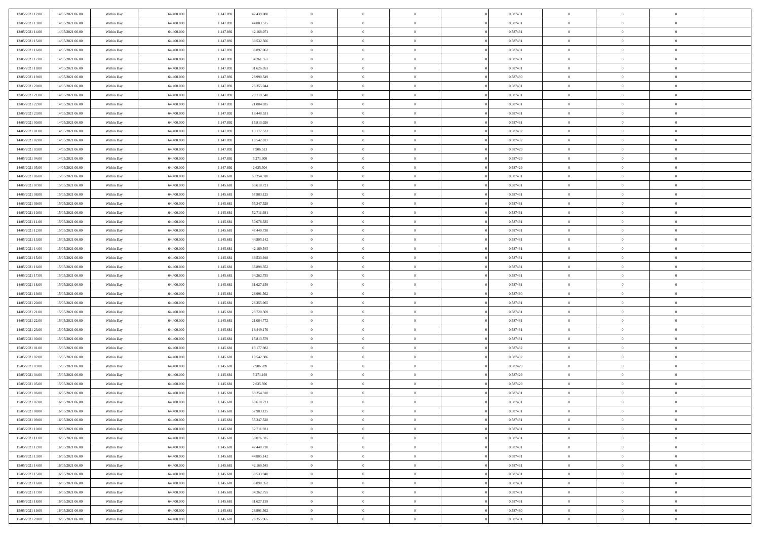| | | | | | | | | | | | | | | |
|---|---|---|---|---|---|---|---|---|---|---|---|---|---|---|
| 13/05/2021 12:00 | 14/05/2021 06:00 | Within Day | 64.400.000 | 1.147.892 | 47.439.080 | 0 | 0 | 0 | | 0,587431 | 0 | 0 | 0 | |
| 13/05/2021 13:00 | 14/05/2021 06:00 | Within Day | 64.400.000 | 1.147.892 | 44.803.575 | 0 | 0 | 0 | | 0,587431 | 0 | 0 | 0 | |
| 13/05/2021 14:00 | 14/05/2021 06:00 | Within Day | 64.400.000 | 1.147.892 | 42.168.071 | 0 | 0 | 0 | | 0,587431 | 0 | 0 | 0 | |
| 13/05/2021 15:00 | 14/05/2021 06:00 | Within Day | 64.400.000 | 1.147.892 | 39.532.566 | 0 | 0 | 0 | | 0,587431 | 0 | 0 | 0 | |
| 13/05/2021 16:00 | 14/05/2021 06:00 | Within Day | 64.400.000 | 1.147.892 | 36.897.062 | 0 | 0 | 0 | | 0,587431 | 0 | 0 | 0 | |
| 13/05/2021 17:00 | 14/05/2021 06:00 | Within Day | 64.400.000 | 1.147.892 | 34.261.557 | 0 | 0 | 0 | | 0,587431 | 0 | 0 | 0 | |
| 13/05/2021 18:00 | 14/05/2021 06:00 | Within Day | 64.400.000 | 1.147.892 | 31.626.053 | 0 | 0 | 0 | | 0,587431 | 0 | 0 | 0 | |
| 13/05/2021 19:00 | 14/05/2021 06:00 | Within Day | 64.400.000 | 1.147.892 | 28.990.549 | 0 | 0 | 0 | | 0,587430 | 0 | 0 | 0 | |
| 13/05/2021 20:00 | 14/05/2021 06:00 | Within Day | 64.400.000 | 1.147.892 | 26.355.044 | 0 | 0 | 0 | | 0,587431 | 0 | 0 | 0 | |
| 13/05/2021 21:00 | 14/05/2021 06:00 | Within Day | 64.400.000 | 1.147.892 | 23.719.540 | 0 | 0 | 0 | | 0,587431 | 0 | 0 | 0 | |
| 13/05/2021 22:00 | 14/05/2021 06:00 | Within Day | 64.400.000 | 1.147.892 | 21.084.035 | 0 | 0 | 0 | | 0,587431 | 0 | 0 | 0 | |
| 13/05/2021 23:00 | 14/05/2021 06:00 | Within Day | 64.400.000 | 1.147.892 | 18.448.531 | 0 | 0 | 0 | | 0,587431 | 0 | 0 | 0 | |
| 14/05/2021 00:00 | 14/05/2021 06:00 | Within Day | 64.400.000 | 1.147.892 | 15.813.026 | 0 | 0 | 0 | | 0,587431 | 0 | 0 | 0 | |
| 14/05/2021 01:00 | 14/05/2021 06:00 | Within Day | 64.400.000 | 1.147.892 | 13.177.522 | 0 | 0 | 0 | | 0,587432 | 0 | 0 | 0 | |
| 14/05/2021 02:00 | 14/05/2021 06:00 | Within Day | 64.400.000 | 1.147.892 | 10.542.017 | 0 | 0 | 0 | | 0,587432 | 0 | 0 | 0 | |
| 14/05/2021 03:00 | 14/05/2021 06:00 | Within Day | 64.400.000 | 1.147.892 | 7.906.513 | 0 | 0 | 0 | | 0,587429 | 0 | 0 | 0 | |
| 14/05/2021 04:00 | 14/05/2021 06:00 | Within Day | 64.400.000 | 1.147.892 | 5.271.008 | 0 | 0 | 0 | | 0,587429 | 0 | 0 | 0 | |
| 14/05/2021 05:00 | 14/05/2021 06:00 | Within Day | 64.400.000 | 1.147.892 | 2.635.504 | 0 | 0 | 0 | | 0,587429 | 0 | 0 | 0 | |
| 14/05/2021 06:00 | 15/05/2021 06:00 | Within Day | 64.400.000 | 1.145.681 | 63.254.318 | 0 | 0 | 0 | | 0,587431 | 0 | 0 | 0 | |
| 14/05/2021 07:00 | 15/05/2021 06:00 | Within Day | 64.400.000 | 1.145.681 | 60.618.721 | 0 | 0 | 0 | | 0,587431 | 0 | 0 | 0 | |
| 14/05/2021 08:00 | 15/05/2021 06:00 | Within Day | 64.400.000 | 1.145.681 | 57.983.125 | 0 | 0 | 0 | | 0,587431 | 0 | 0 | 0 | |
| 14/05/2021 09:00 | 15/05/2021 06:00 | Within Day | 64.400.000 | 1.145.681 | 55.347.528 | 0 | 0 | 0 | | 0,587431 | 0 | 0 | 0 | |
| 14/05/2021 10:00 | 15/05/2021 06:00 | Within Day | 64.400.000 | 1.145.681 | 52.711.931 | 0 | 0 | 0 | | 0,587431 | 0 | 0 | 0 | |
| 14/05/2021 11:00 | 15/05/2021 06:00 | Within Day | 64.400.000 | 1.145.681 | 50.076.335 | 0 | 0 | 0 | | 0,587431 | 0 | 0 | 0 | |
| 14/05/2021 12:00 | 15/05/2021 06:00 | Within Day | 64.400.000 | 1.145.681 | 47.440.738 | 0 | 0 | 0 | | 0,587431 | 0 | 0 | 0 | |
| 14/05/2021 13:00 | 15/05/2021 06:00 | Within Day | 64.400.000 | 1.145.681 | 44.805.142 | 0 | 0 | 0 | | 0,587431 | 0 | 0 | 0 | |
| 14/05/2021 14:00 | 15/05/2021 06:00 | Within Day | 64.400.000 | 1.145.681 | 42.169.545 | 0 | 0 | 0 | | 0,587431 | 0 | 0 | 0 | |
| 14/05/2021 15:00 | 15/05/2021 06:00 | Within Day | 64.400.000 | 1.145.681 | 39.533.948 | 0 | 0 | 0 | | 0,587431 | 0 | 0 | 0 | |
| 14/05/2021 16:00 | 15/05/2021 06:00 | Within Day | 64.400.000 | 1.145.681 | 36.898.352 | 0 | 0 | 0 | | 0,587431 | 0 | 0 | 0 | |
| 14/05/2021 17:00 | 15/05/2021 06:00 | Within Day | 64.400.000 | 1.145.681 | 34.262.755 | 0 | 0 | 0 | | 0,587431 | 0 | 0 | 0 | |
| 14/05/2021 18:00 | 15/05/2021 06:00 | Within Day | 64.400.000 | 1.145.681 | 31.627.159 | 0 | 0 | 0 | | 0,587431 | 0 | 0 | 0 | |
| 14/05/2021 19:00 | 15/05/2021 06:00 | Within Day | 64.400.000 | 1.145.681 | 28.991.562 | 0 | 0 | 0 | | 0,587430 | 0 | 0 | 0 | |
| 14/05/2021 20:00 | 15/05/2021 06:00 | Within Day | 64.400.000 | 1.145.681 | 26.355.965 | 0 | 0 | 0 | | 0,587431 | 0 | 0 | 0 | |
| 14/05/2021 21:00 | 15/05/2021 06:00 | Within Day | 64.400.000 | 1.145.681 | 23.720.369 | 0 | 0 | 0 | | 0,587431 | 0 | 0 | 0 | |
| 14/05/2021 22:00 | 15/05/2021 06:00 | Within Day | 64.400.000 | 1.145.681 | 21.084.772 | 0 | 0 | 0 | | 0,587431 | 0 | 0 | 0 | |
| 14/05/2021 23:00 | 15/05/2021 06:00 | Within Day | 64.400.000 | 1.145.681 | 18.449.176 | 0 | 0 | 0 | | 0,587431 | 0 | 0 | 0 | |
| 15/05/2021 00:00 | 15/05/2021 06:00 | Within Day | 64.400.000 | 1.145.681 | 15.813.579 | 0 | 0 | 0 | | 0,587431 | 0 | 0 | 0 | |
| 15/05/2021 01:00 | 15/05/2021 06:00 | Within Day | 64.400.000 | 1.145.681 | 13.177.982 | 0 | 0 | 0 | | 0,587432 | 0 | 0 | 0 | |
| 15/05/2021 02:00 | 15/05/2021 06:00 | Within Day | 64.400.000 | 1.145.681 | 10.542.386 | 0 | 0 | 0 | | 0,587432 | 0 | 0 | 0 | |
| 15/05/2021 03:00 | 15/05/2021 06:00 | Within Day | 64.400.000 | 1.145.681 | 7.906.789 | 0 | 0 | 0 | | 0,587429 | 0 | 0 | 0 | |
| 15/05/2021 04:00 | 15/05/2021 06:00 | Within Day | 64.400.000 | 1.145.681 | 5.271.193 | 0 | 0 | 0 | | 0,587429 | 0 | 0 | 0 | |
| 15/05/2021 05:00 | 15/05/2021 06:00 | Within Day | 64.400.000 | 1.145.681 | 2.635.596 | 0 | 0 | 0 | | 0,587429 | 0 | 0 | 0 | |
| 15/05/2021 06:00 | 16/05/2021 06:00 | Within Day | 64.400.000 | 1.145.681 | 63.254.318 | 0 | 0 | 0 | | 0,587431 | 0 | 0 | 0 | |
| 15/05/2021 07:00 | 16/05/2021 06:00 | Within Day | 64.400.000 | 1.145.681 | 60.618.721 | 0 | 0 | 0 | | 0,587431 | 0 | 0 | 0 | |
| 15/05/2021 08:00 | 16/05/2021 06:00 | Within Day | 64.400.000 | 1.145.681 | 57.983.125 | 0 | 0 | 0 | | 0,587431 | 0 | 0 | 0 | |
| 15/05/2021 09:00 | 16/05/2021 06:00 | Within Day | 64.400.000 | 1.145.681 | 55.347.528 | 0 | 0 | 0 | | 0,587431 | 0 | 0 | 0 | |
| 15/05/2021 10:00 | 16/05/2021 06:00 | Within Day | 64.400.000 | 1.145.681 | 52.711.931 | 0 | 0 | 0 | | 0,587431 | 0 | 0 | 0 | |
| 15/05/2021 11:00 | 16/05/2021 06:00 | Within Day | 64.400.000 | 1.145.681 | 50.076.335 | 0 | 0 | 0 | | 0,587431 | 0 | 0 | 0 | |
| 15/05/2021 12:00 | 16/05/2021 06:00 | Within Day | 64.400.000 | 1.145.681 | 47.440.738 | 0 | 0 | 0 | | 0,587431 | 0 | 0 | 0 | |
| 15/05/2021 13:00 | 16/05/2021 06:00 | Within Day | 64.400.000 | 1.145.681 | 44.805.142 | 0 | 0 | 0 | | 0,587431 | 0 | 0 | 0 | |
| 15/05/2021 14:00 | 16/05/2021 06:00 | Within Day | 64.400.000 | 1.145.681 | 42.169.545 | 0 | 0 | 0 | | 0,587431 | 0 | 0 | 0 | |
| 15/05/2021 15:00 | 16/05/2021 06:00 | Within Day | 64.400.000 | 1.145.681 | 39.533.948 | 0 | 0 | 0 | | 0,587431 | 0 | 0 | 0 | |
| 15/05/2021 16:00 | 16/05/2021 06:00 | Within Day | 64.400.000 | 1.145.681 | 36.898.352 | 0 | 0 | 0 | | 0,587431 | 0 | 0 | 0 | |
| 15/05/2021 17:00 | 16/05/2021 06:00 | Within Day | 64.400.000 | 1.145.681 | 34.262.755 | 0 | 0 | 0 | | 0,587431 | 0 | 0 | 0 | |
| 15/05/2021 18:00 | 16/05/2021 06:00 | Within Day | 64.400.000 | 1.145.681 | 31.627.159 | 0 | 0 | 0 | | 0,587431 | 0 | 0 | 0 | |
| 15/05/2021 19:00 | 16/05/2021 06:00 | Within Day | 64.400.000 | 1.145.681 | 28.991.562 | 0 | 0 | 0 | | 0,587430 | 0 | 0 | 0 | |
| 15/05/2021 20:00 | 16/05/2021 06:00 | Within Day | 64.400.000 | 1.145.681 | 26.355.965 | 0 | 0 | 0 | | 0,587431 | 0 | 0 | 0 | |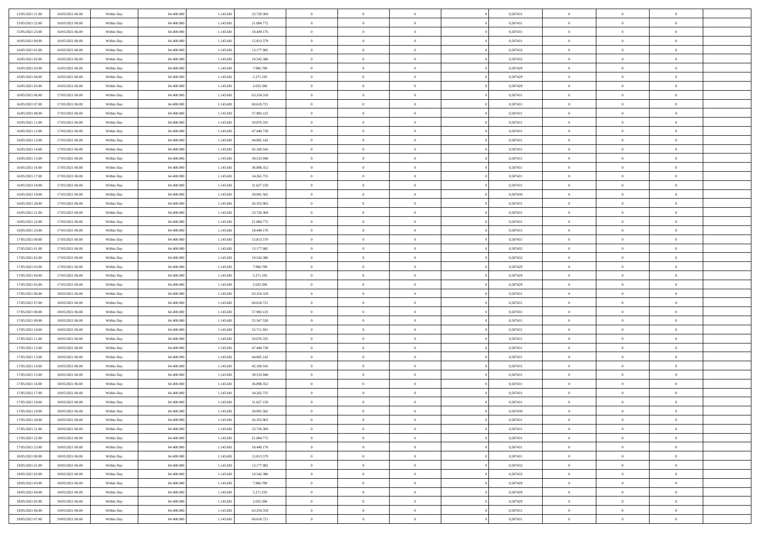| | | | | | | | | | | | | | | |
|---|---|---|---|---|---|---|---|---|---|---|---|---|---|---|
| 15/05/2021 21:00 | 16/05/2021 06:00 | Within Day | 64.400.000 | 1.145.681 | 23.720.369 | 0 | 0 | 0 | | 0 | 0,587431 | 0 | 0 | 0 |
| 15/05/2021 22:00 | 16/05/2021 06:00 | Within Day | 64.400.000 | 1.145.681 | 21.084.772 | 0 | 0 | 0 | | 0 | 0,587431 | 0 | 0 | 0 |
| 15/05/2021 23:00 | 16/05/2021 06:00 | Within Day | 64.400.000 | 1.145.681 | 18.449.176 | 0 | 0 | 0 | | 0 | 0,587431 | 0 | 0 | 0 |
| 16/05/2021 00:00 | 16/05/2021 06:00 | Within Day | 64.400.000 | 1.145.681 | 15.813.579 | 0 | 0 | 0 | | 0 | 0,587431 | 0 | 0 | 0 |
| 16/05/2021 01:00 | 16/05/2021 06:00 | Within Day | 64.400.000 | 1.145.681 | 13.177.982 | 0 | 0 | 0 | | 0 | 0,587432 | 0 | 0 | 0 |
| 16/05/2021 02:00 | 16/05/2021 06:00 | Within Day | 64.400.000 | 1.145.681 | 10.542.386 | 0 | 0 | 0 | | 0 | 0,587432 | 0 | 0 | 0 |
| 16/05/2021 03:00 | 16/05/2021 06:00 | Within Day | 64.400.000 | 1.145.681 | 7.906.789 | 0 | 0 | 0 | | 0 | 0,587429 | 0 | 0 | 0 |
| 16/05/2021 04:00 | 16/05/2021 06:00 | Within Day | 64.400.000 | 1.145.681 | 5.271.193 | 0 | 0 | 0 | | 0 | 0,587429 | 0 | 0 | 0 |
| 16/05/2021 05:00 | 16/05/2021 06:00 | Within Day | 64.400.000 | 1.145.681 | 2.635.596 | 0 | 0 | 0 | | 0 | 0,587429 | 0 | 0 | 0 |
| 16/05/2021 06:00 | 17/05/2021 06:00 | Within Day | 64.400.000 | 1.145.681 | 63.254.318 | 0 | 0 | 0 | | 0 | 0,587431 | 0 | 0 | 0 |
| 16/05/2021 07:00 | 17/05/2021 06:00 | Within Day | 64.400.000 | 1.145.681 | 60.618.721 | 0 | 0 | 0 | | 0 | 0,587431 | 0 | 0 | 0 |
| 16/05/2021 08:00 | 17/05/2021 06:00 | Within Day | 64.400.000 | 1.145.681 | 57.983.125 | 0 | 0 | 0 | | 0 | 0,587431 | 0 | 0 | 0 |
| 16/05/2021 11:00 | 17/05/2021 06:00 | Within Day | 64.400.000 | 1.145.681 | 50.076.335 | 0 | 0 | 0 | | 0 | 0,587431 | 0 | 0 | 0 |
| 16/05/2021 12:00 | 17/05/2021 06:00 | Within Day | 64.400.000 | 1.145.681 | 47.440.738 | 0 | 0 | 0 | | 0 | 0,587431 | 0 | 0 | 0 |
| 16/05/2021 13:00 | 17/05/2021 06:00 | Within Day | 64.400.000 | 1.145.681 | 44.805.142 | 0 | 0 | 0 | | 0 | 0,587431 | 0 | 0 | 0 |
| 16/05/2021 14:00 | 17/05/2021 06:00 | Within Day | 64.400.000 | 1.145.681 | 42.169.545 | 0 | 0 | 0 | | 0 | 0,587431 | 0 | 0 | 0 |
| 16/05/2021 15:00 | 17/05/2021 06:00 | Within Day | 64.400.000 | 1.145.681 | 39.533.948 | 0 | 0 | 0 | | 0 | 0,587431 | 0 | 0 | 0 |
| 16/05/2021 16:00 | 17/05/2021 06:00 | Within Day | 64.400.000 | 1.145.681 | 36.898.352 | 0 | 0 | 0 | | 0 | 0,587431 | 0 | 0 | 0 |
| 16/05/2021 17:00 | 17/05/2021 06:00 | Within Day | 64.400.000 | 1.145.681 | 34.262.755 | 0 | 0 | 0 | | 0 | 0,587431 | 0 | 0 | 0 |
| 16/05/2021 18:00 | 17/05/2021 06:00 | Within Day | 64.400.000 | 1.145.681 | 31.627.159 | 0 | 0 | 0 | | 0 | 0,587431 | 0 | 0 | 0 |
| 16/05/2021 19:00 | 17/05/2021 06:00 | Within Day | 64.400.000 | 1.145.681 | 28.991.562 | 0 | 0 | 0 | | 0 | 0,587430 | 0 | 0 | 0 |
| 16/05/2021 20:00 | 17/05/2021 06:00 | Within Day | 64.400.000 | 1.145.681 | 26.355.965 | 0 | 0 | 0 | | 0 | 0,587431 | 0 | 0 | 0 |
| 16/05/2021 21:00 | 17/05/2021 06:00 | Within Day | 64.400.000 | 1.145.681 | 23.720.369 | 0 | 0 | 0 | | 0 | 0,587431 | 0 | 0 | 0 |
| 16/05/2021 22:00 | 17/05/2021 06:00 | Within Day | 64.400.000 | 1.145.681 | 21.084.772 | 0 | 0 | 0 | | 0 | 0,587431 | 0 | 0 | 0 |
| 16/05/2021 23:00 | 17/05/2021 06:00 | Within Day | 64.400.000 | 1.145.681 | 18.449.176 | 0 | 0 | 0 | | 0 | 0,587431 | 0 | 0 | 0 |
| 17/05/2021 00:00 | 17/05/2021 06:00 | Within Day | 64.400.000 | 1.145.681 | 15.813.579 | 0 | 0 | 0 | | 0 | 0,587431 | 0 | 0 | 0 |
| 17/05/2021 01:00 | 17/05/2021 06:00 | Within Day | 64.400.000 | 1.145.681 | 13.177.982 | 0 | 0 | 0 | | 0 | 0,587432 | 0 | 0 | 0 |
| 17/05/2021 02:00 | 17/05/2021 06:00 | Within Day | 64.400.000 | 1.145.681 | 10.542.386 | 0 | 0 | 0 | | 0 | 0,587432 | 0 | 0 | 0 |
| 17/05/2021 03:00 | 17/05/2021 06:00 | Within Day | 64.400.000 | 1.145.681 | 7.906.789 | 0 | 0 | 0 | | 0 | 0,587429 | 0 | 0 | 0 |
| 17/05/2021 04:00 | 17/05/2021 06:00 | Within Day | 64.400.000 | 1.145.681 | 5.271.193 | 0 | 0 | 0 | | 0 | 0,587429 | 0 | 0 | 0 |
| 17/05/2021 05:00 | 17/05/2021 06:00 | Within Day | 64.400.000 | 1.145.681 | 2.635.596 | 0 | 0 | 0 | | 0 | 0,587429 | 0 | 0 | 0 |
| 17/05/2021 06:00 | 18/05/2021 06:00 | Within Day | 64.400.000 | 1.145.681 | 63.254.318 | 0 | 0 | 0 | | 0 | 0,587431 | 0 | 0 | 0 |
| 17/05/2021 07:00 | 18/05/2021 06:00 | Within Day | 64.400.000 | 1.145.681 | 60.618.721 | 0 | 0 | 0 | | 0 | 0,587431 | 0 | 0 | 0 |
| 17/05/2021 08:00 | 18/05/2021 06:00 | Within Day | 64.400.000 | 1.145.681 | 57.983.125 | 0 | 0 | 0 | | 0 | 0,587431 | 0 | 0 | 0 |
| 17/05/2021 09:00 | 18/05/2021 06:00 | Within Day | 64.400.000 | 1.145.681 | 55.347.528 | 0 | 0 | 0 | | 0 | 0,587431 | 0 | 0 | 0 |
| 17/05/2021 10:00 | 18/05/2021 06:00 | Within Day | 64.400.000 | 1.145.681 | 52.711.931 | 0 | 0 | 0 | | 0 | 0,587431 | 0 | 0 | 0 |
| 17/05/2021 11:00 | 18/05/2021 06:00 | Within Day | 64.400.000 | 1.145.681 | 50.076.335 | 0 | 0 | 0 | | 0 | 0,587431 | 0 | 0 | 0 |
| 17/05/2021 12:00 | 18/05/2021 06:00 | Within Day | 64.400.000 | 1.145.681 | 47.440.738 | 0 | 0 | 0 | | 0 | 0,587431 | 0 | 0 | 0 |
| 17/05/2021 13:00 | 18/05/2021 06:00 | Within Day | 64.400.000 | 1.145.681 | 44.805.142 | 0 | 0 | 0 | | 0 | 0,587431 | 0 | 0 | 0 |
| 17/05/2021 14:00 | 18/05/2021 06:00 | Within Day | 64.400.000 | 1.145.681 | 42.169.545 | 0 | 0 | 0 | | 0 | 0,587431 | 0 | 0 | 0 |
| 17/05/2021 15:00 | 18/05/2021 06:00 | Within Day | 64.400.000 | 1.145.681 | 39.533.948 | 0 | 0 | 0 | | 0 | 0,587431 | 0 | 0 | 0 |
| 17/05/2021 16:00 | 18/05/2021 06:00 | Within Day | 64.400.000 | 1.145.681 | 36.898.352 | 0 | 0 | 0 | | 0 | 0,587431 | 0 | 0 | 0 |
| 17/05/2021 17:00 | 18/05/2021 06:00 | Within Day | 64.400.000 | 1.145.681 | 34.262.755 | 0 | 0 | 0 | | 0 | 0,587431 | 0 | 0 | 0 |
| 17/05/2021 18:00 | 18/05/2021 06:00 | Within Day | 64.400.000 | 1.145.681 | 31.627.159 | 0 | 0 | 0 | | 0 | 0,587431 | 0 | 0 | 0 |
| 17/05/2021 19:00 | 18/05/2021 06:00 | Within Day | 64.400.000 | 1.145.681 | 28.991.562 | 0 | 0 | 0 | | 0 | 0,587430 | 0 | 0 | 0 |
| 17/05/2021 20:00 | 18/05/2021 06:00 | Within Day | 64.400.000 | 1.145.681 | 26.355.965 | 0 | 0 | 0 | | 0 | 0,587431 | 0 | 0 | 0 |
| 17/05/2021 21:00 | 18/05/2021 06:00 | Within Day | 64.400.000 | 1.145.681 | 23.720.369 | 0 | 0 | 0 | | 0 | 0,587431 | 0 | 0 | 0 |
| 17/05/2021 22:00 | 18/05/2021 06:00 | Within Day | 64.400.000 | 1.145.681 | 21.084.772 | 0 | 0 | 0 | | 0 | 0,587431 | 0 | 0 | 0 |
| 17/05/2021 23:00 | 18/05/2021 06:00 | Within Day | 64.400.000 | 1.145.681 | 18.449.176 | 0 | 0 | 0 | | 0 | 0,587431 | 0 | 0 | 0 |
| 18/05/2021 00:00 | 18/05/2021 06:00 | Within Day | 64.400.000 | 1.145.681 | 15.813.579 | 0 | 0 | 0 | | 0 | 0,587431 | 0 | 0 | 0 |
| 18/05/2021 01:00 | 18/05/2021 06:00 | Within Day | 64.400.000 | 1.145.681 | 13.177.982 | 0 | 0 | 0 | | 0 | 0,587432 | 0 | 0 | 0 |
| 18/05/2021 02:00 | 18/05/2021 06:00 | Within Day | 64.400.000 | 1.145.681 | 10.542.386 | 0 | 0 | 0 | | 0 | 0,587432 | 0 | 0 | 0 |
| 18/05/2021 03:00 | 18/05/2021 06:00 | Within Day | 64.400.000 | 1.145.681 | 7.906.789 | 0 | 0 | 0 | | 0 | 0,587429 | 0 | 0 | 0 |
| 18/05/2021 04:00 | 18/05/2021 06:00 | Within Day | 64.400.000 | 1.145.681 | 5.271.193 | 0 | 0 | 0 | | 0 | 0,587429 | 0 | 0 | 0 |
| 18/05/2021 05:00 | 18/05/2021 06:00 | Within Day | 64.400.000 | 1.145.681 | 2.635.596 | 0 | 0 | 0 | | 0 | 0,587429 | 0 | 0 | 0 |
| 18/05/2021 06:00 | 19/05/2021 06:00 | Within Day | 64.400.000 | 1.145.681 | 63.254.318 | 0 | 0 | 0 | | 0 | 0,587431 | 0 | 0 | 0 |
| 18/05/2021 07:00 | 19/05/2021 06:00 | Within Day | 64.400.000 | 1.145.681 | 60.618.721 | 0 | 0 | 0 | | 0 | 0,587431 | 0 | 0 | 0 |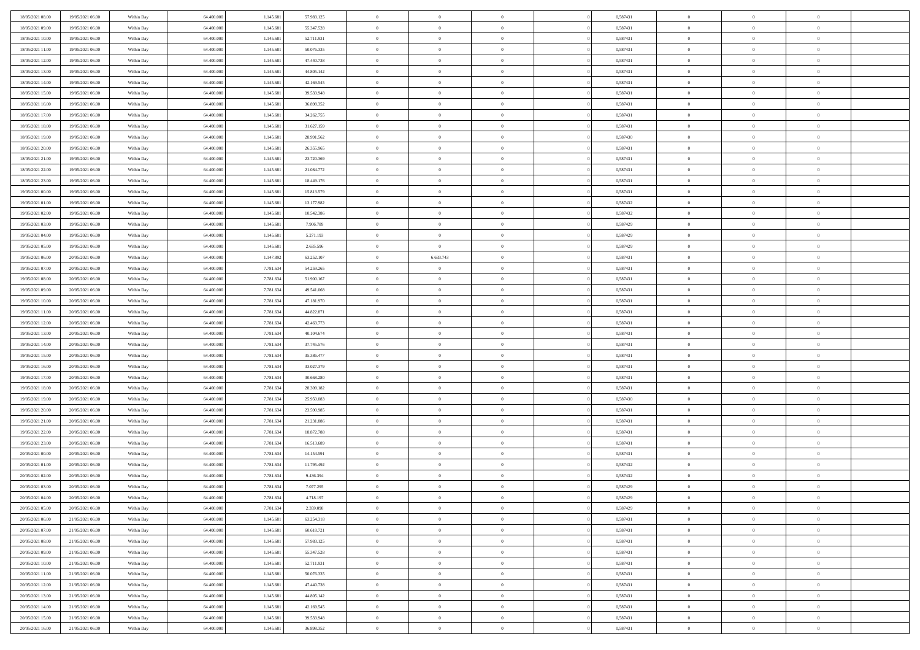| | | | | | | | | | | | | | | |
|---|---|---|---|---|---|---|---|---|---|---|---|---|---|---|
| 18/05/2021 08:00 | 19/05/2021 06:00 | Within Day | 64.400.000 | 1.145.681 | 57.983.125 | 0 | 0 | 0 | | 0,587431 | 0 | 0 | 0 | |
| 18/05/2021 09:00 | 19/05/2021 06:00 | Within Day | 64.400.000 | 1.145.681 | 55.347.528 | 0 | 0 | 0 | | 0,587431 | 0 | 0 | 0 | |
| 18/05/2021 10:00 | 19/05/2021 06:00 | Within Day | 64.400.000 | 1.145.681 | 52.711.931 | 0 | 0 | 0 | | 0,587431 | 0 | 0 | 0 | |
| 18/05/2021 11:00 | 19/05/2021 06:00 | Within Day | 64.400.000 | 1.145.681 | 50.076.335 | 0 | 0 | 0 | | 0,587431 | 0 | 0 | 0 | |
| 18/05/2021 12:00 | 19/05/2021 06:00 | Within Day | 64.400.000 | 1.145.681 | 47.440.738 | 0 | 0 | 0 | | 0,587431 | 0 | 0 | 0 | |
| 18/05/2021 13:00 | 19/05/2021 06:00 | Within Day | 64.400.000 | 1.145.681 | 44.805.142 | 0 | 0 | 0 | | 0,587431 | 0 | 0 | 0 | |
| 18/05/2021 14:00 | 19/05/2021 06:00 | Within Day | 64.400.000 | 1.145.681 | 42.169.545 | 0 | 0 | 0 | | 0,587431 | 0 | 0 | 0 | |
| 18/05/2021 15:00 | 19/05/2021 06:00 | Within Day | 64.400.000 | 1.145.681 | 39.533.948 | 0 | 0 | 0 | | 0,587431 | 0 | 0 | 0 | |
| 18/05/2021 16:00 | 19/05/2021 06:00 | Within Day | 64.400.000 | 1.145.681 | 36.898.352 | 0 | 0 | 0 | | 0,587431 | 0 | 0 | 0 | |
| 18/05/2021 17:00 | 19/05/2021 06:00 | Within Day | 64.400.000 | 1.145.681 | 34.262.755 | 0 | 0 | 0 | | 0,587431 | 0 | 0 | 0 | |
| 18/05/2021 18:00 | 19/05/2021 06:00 | Within Day | 64.400.000 | 1.145.681 | 31.627.159 | 0 | 0 | 0 | | 0,587431 | 0 | 0 | 0 | |
| 18/05/2021 19:00 | 19/05/2021 06:00 | Within Day | 64.400.000 | 1.145.681 | 28.991.562 | 0 | 0 | 0 | | 0,587430 | 0 | 0 | 0 | |
| 18/05/2021 20:00 | 19/05/2021 06:00 | Within Day | 64.400.000 | 1.145.681 | 26.355.965 | 0 | 0 | 0 | | 0,587431 | 0 | 0 | 0 | |
| 18/05/2021 21:00 | 19/05/2021 06:00 | Within Day | 64.400.000 | 1.145.681 | 23.720.369 | 0 | 0 | 0 | | 0,587431 | 0 | 0 | 0 | |
| 18/05/2021 22:00 | 19/05/2021 06:00 | Within Day | 64.400.000 | 1.145.681 | 21.084.772 | 0 | 0 | 0 | | 0,587431 | 0 | 0 | 0 | |
| 18/05/2021 23:00 | 19/05/2021 06:00 | Within Day | 64.400.000 | 1.145.681 | 18.449.176 | 0 | 0 | 0 | | 0,587431 | 0 | 0 | 0 | |
| 19/05/2021 00:00 | 19/05/2021 06:00 | Within Day | 64.400.000 | 1.145.681 | 15.813.579 | 0 | 0 | 0 | | 0,587431 | 0 | 0 | 0 | |
| 19/05/2021 01:00 | 19/05/2021 06:00 | Within Day | 64.400.000 | 1.145.681 | 13.177.982 | 0 | 0 | 0 | | 0,587432 | 0 | 0 | 0 | |
| 19/05/2021 02:00 | 19/05/2021 06:00 | Within Day | 64.400.000 | 1.145.681 | 10.542.386 | 0 | 0 | 0 | | 0,587432 | 0 | 0 | 0 | |
| 19/05/2021 03:00 | 19/05/2021 06:00 | Within Day | 64.400.000 | 1.145.681 | 7.906.789 | 0 | 0 | 0 | | 0,587429 | 0 | 0 | 0 | |
| 19/05/2021 04:00 | 19/05/2021 06:00 | Within Day | 64.400.000 | 1.145.681 | 5.271.193 | 0 | 0 | 0 | | 0,587429 | 0 | 0 | 0 | |
| 19/05/2021 05:00 | 19/05/2021 06:00 | Within Day | 64.400.000 | 1.145.681 | 2.635.596 | 0 | 0 | 0 | | 0,587429 | 0 | 0 | 0 | |
| 19/05/2021 06:00 | 20/05/2021 06:00 | Within Day | 64.400.000 | 1.147.892 | 63.252.107 | 0 | 6.633.743 | 0 | | 0,587431 | 0 | 0 | 0 | |
| 19/05/2021 07:00 | 20/05/2021 06:00 | Within Day | 64.400.000 | 7.781.634 | 54.259.265 | 0 | 0 | 0 | | 0,587431 | 0 | 0 | 0 | |
| 19/05/2021 08:00 | 20/05/2021 06:00 | Within Day | 64.400.000 | 7.781.634 | 51.900.167 | 0 | 0 | 0 | | 0,587431 | 0 | 0 | 0 | |
| 19/05/2021 09:00 | 20/05/2021 06:00 | Within Day | 64.400.000 | 7.781.634 | 49.541.068 | 0 | 0 | 0 | | 0,587431 | 0 | 0 | 0 | |
| 19/05/2021 10:00 | 20/05/2021 06:00 | Within Day | 64.400.000 | 7.781.634 | 47.181.970 | 0 | 0 | 0 | | 0,587431 | 0 | 0 | 0 | |
| 19/05/2021 11:00 | 20/05/2021 06:00 | Within Day | 64.400.000 | 7.781.634 | 44.822.871 | 0 | 0 | 0 | | 0,587431 | 0 | 0 | 0 | |
| 19/05/2021 12:00 | 20/05/2021 06:00 | Within Day | 64.400.000 | 7.781.634 | 42.463.773 | 0 | 0 | 0 | | 0,587431 | 0 | 0 | 0 | |
| 19/05/2021 13:00 | 20/05/2021 06:00 | Within Day | 64.400.000 | 7.781.634 | 40.104.674 | 0 | 0 | 0 | | 0,587431 | 0 | 0 | 0 | |
| 19/05/2021 14:00 | 20/05/2021 06:00 | Within Day | 64.400.000 | 7.781.634 | 37.745.576 | 0 | 0 | 0 | | 0,587431 | 0 | 0 | 0 | |
| 19/05/2021 15:00 | 20/05/2021 06:00 | Within Day | 64.400.000 | 7.781.634 | 35.386.477 | 0 | 0 | 0 | | 0,587431 | 0 | 0 | 0 | |
| 19/05/2021 16:00 | 20/05/2021 06:00 | Within Day | 64.400.000 | 7.781.634 | 33.027.379 | 0 | 0 | 0 | | 0,587431 | 0 | 0 | 0 | |
| 19/05/2021 17:00 | 20/05/2021 06:00 | Within Day | 64.400.000 | 7.781.634 | 30.668.280 | 0 | 0 | 0 | | 0,587431 | 0 | 0 | 0 | |
| 19/05/2021 18:00 | 20/05/2021 06:00 | Within Day | 64.400.000 | 7.781.634 | 28.309.182 | 0 | 0 | 0 | | 0,587431 | 0 | 0 | 0 | |
| 19/05/2021 19:00 | 20/05/2021 06:00 | Within Day | 64.400.000 | 7.781.634 | 25.950.083 | 0 | 0 | 0 | | 0,587430 | 0 | 0 | 0 | |
| 19/05/2021 20:00 | 20/05/2021 06:00 | Within Day | 64.400.000 | 7.781.634 | 23.590.985 | 0 | 0 | 0 | | 0,587431 | 0 | 0 | 0 | |
| 19/05/2021 21:00 | 20/05/2021 06:00 | Within Day | 64.400.000 | 7.781.634 | 21.231.886 | 0 | 0 | 0 | | 0,587431 | 0 | 0 | 0 | |
| 19/05/2021 22:00 | 20/05/2021 06:00 | Within Day | 64.400.000 | 7.781.634 | 18.872.788 | 0 | 0 | 0 | | 0,587431 | 0 | 0 | 0 | |
| 19/05/2021 23:00 | 20/05/2021 06:00 | Within Day | 64.400.000 | 7.781.634 | 16.513.689 | 0 | 0 | 0 | | 0,587431 | 0 | 0 | 0 | |
| 20/05/2021 00:00 | 20/05/2021 06:00 | Within Day | 64.400.000 | 7.781.634 | 14.154.591 | 0 | 0 | 0 | | 0,587431 | 0 | 0 | 0 | |
| 20/05/2021 01:00 | 20/05/2021 06:00 | Within Day | 64.400.000 | 7.781.634 | 11.795.492 | 0 | 0 | 0 | | 0,587432 | 0 | 0 | 0 | |
| 20/05/2021 02:00 | 20/05/2021 06:00 | Within Day | 64.400.000 | 7.781.634 | 9.436.394 | 0 | 0 | 0 | | 0,587432 | 0 | 0 | 0 | |
| 20/05/2021 03:00 | 20/05/2021 06:00 | Within Day | 64.400.000 | 7.781.634 | 7.077.295 | 0 | 0 | 0 | | 0,587429 | 0 | 0 | 0 | |
| 20/05/2021 04:00 | 20/05/2021 06:00 | Within Day | 64.400.000 | 7.781.634 | 4.718.197 | 0 | 0 | 0 | | 0,587429 | 0 | 0 | 0 | |
| 20/05/2021 05:00 | 20/05/2021 06:00 | Within Day | 64.400.000 | 7.781.634 | 2.359.098 | 0 | 0 | 0 | | 0,587429 | 0 | 0 | 0 | |
| 20/05/2021 06:00 | 21/05/2021 06:00 | Within Day | 64.400.000 | 1.145.681 | 63.254.318 | 0 | 0 | 0 | | 0,587431 | 0 | 0 | 0 | |
| 20/05/2021 07:00 | 21/05/2021 06:00 | Within Day | 64.400.000 | 1.145.681 | 60.618.721 | 0 | 0 | 0 | | 0,587431 | 0 | 0 | 0 | |
| 20/05/2021 08:00 | 21/05/2021 06:00 | Within Day | 64.400.000 | 1.145.681 | 57.983.125 | 0 | 0 | 0 | | 0,587431 | 0 | 0 | 0 | |
| 20/05/2021 09:00 | 21/05/2021 06:00 | Within Day | 64.400.000 | 1.145.681 | 55.347.528 | 0 | 0 | 0 | | 0,587431 | 0 | 0 | 0 | |
| 20/05/2021 10:00 | 21/05/2021 06:00 | Within Day | 64.400.000 | 1.145.681 | 52.711.931 | 0 | 0 | 0 | | 0,587431 | 0 | 0 | 0 | |
| 20/05/2021 11:00 | 21/05/2021 06:00 | Within Day | 64.400.000 | 1.145.681 | 50.076.335 | 0 | 0 | 0 | | 0,587431 | 0 | 0 | 0 | |
| 20/05/2021 12:00 | 21/05/2021 06:00 | Within Day | 64.400.000 | 1.145.681 | 47.440.738 | 0 | 0 | 0 | | 0,587431 | 0 | 0 | 0 | |
| 20/05/2021 13:00 | 21/05/2021 06:00 | Within Day | 64.400.000 | 1.145.681 | 44.805.142 | 0 | 0 | 0 | | 0,587431 | 0 | 0 | 0 | |
| 20/05/2021 14:00 | 21/05/2021 06:00 | Within Day | 64.400.000 | 1.145.681 | 42.169.545 | 0 | 0 | 0 | | 0,587431 | 0 | 0 | 0 | |
| 20/05/2021 15:00 | 21/05/2021 06:00 | Within Day | 64.400.000 | 1.145.681 | 39.533.948 | 0 | 0 | 0 | | 0,587431 | 0 | 0 | 0 | |
| 20/05/2021 16:00 | 21/05/2021 06:00 | Within Day | 64.400.000 | 1.145.681 | 36.898.352 | 0 | 0 | 0 | | 0,587431 | 0 | 0 | 0 | |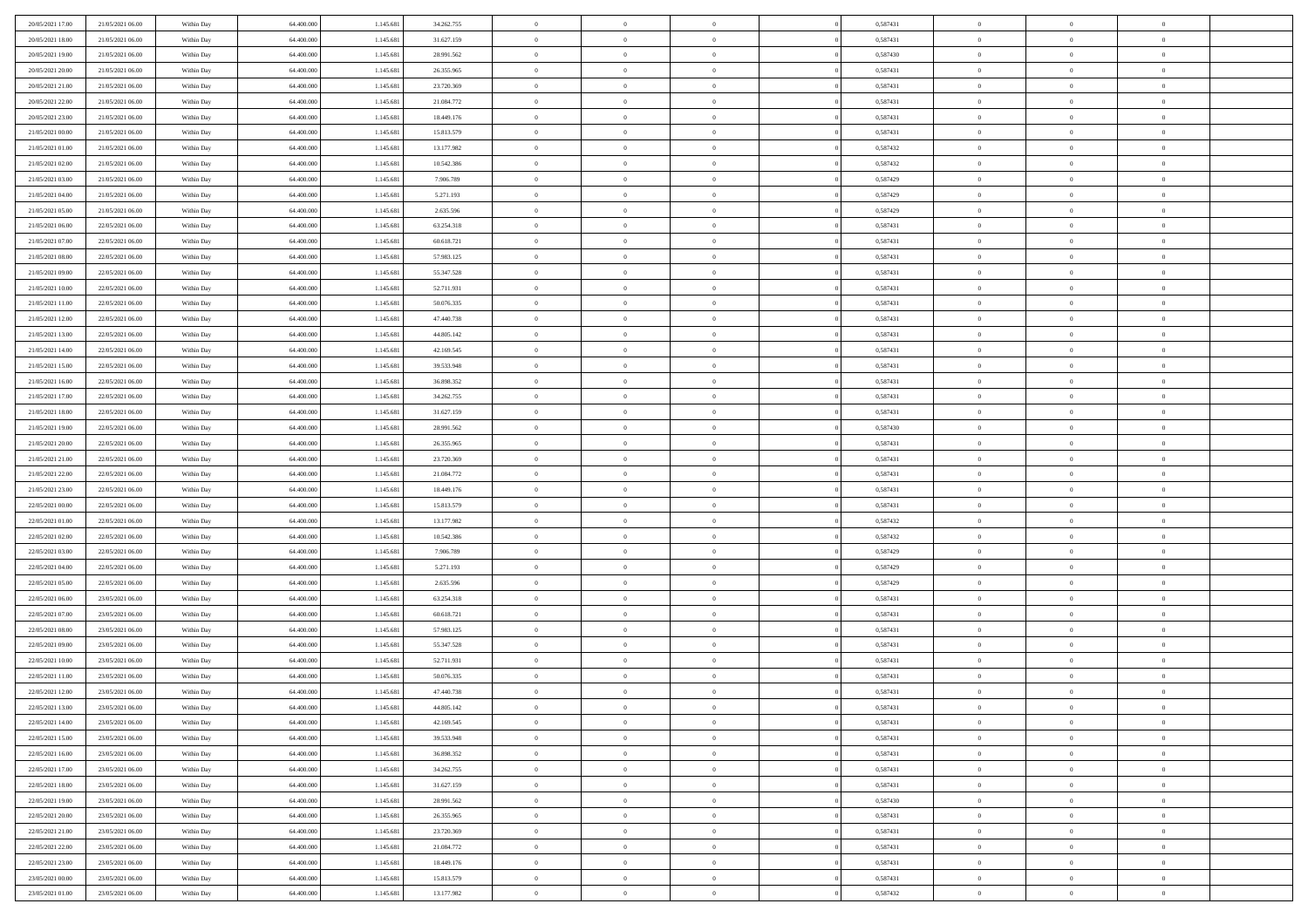| | | | | | | | | | | | | | | |
|---|---|---|---|---|---|---|---|---|---|---|---|---|---|---|
| 20/05/2021 17:00 | 21/05/2021 06:00 | Within Day | 64.400.000 | 1.145.681 | 34.262.755 | 0 | 0 | 0 | | 0 | 0,587431 | 0 | 0 | 0 |
| 20/05/2021 18:00 | 21/05/2021 06:00 | Within Day | 64.400.000 | 1.145.681 | 31.627.159 | 0 | 0 | 0 | | 0 | 0,587431 | 0 | 0 | 0 |
| 20/05/2021 19:00 | 21/05/2021 06:00 | Within Day | 64.400.000 | 1.145.681 | 28.991.562 | 0 | 0 | 0 | | 0 | 0,587430 | 0 | 0 | 0 |
| 20/05/2021 20:00 | 21/05/2021 06:00 | Within Day | 64.400.000 | 1.145.681 | 26.355.965 | 0 | 0 | 0 | | 0 | 0,587431 | 0 | 0 | 0 |
| 20/05/2021 21:00 | 21/05/2021 06:00 | Within Day | 64.400.000 | 1.145.681 | 23.720.369 | 0 | 0 | 0 | | 0 | 0,587431 | 0 | 0 | 0 |
| 20/05/2021 22:00 | 21/05/2021 06:00 | Within Day | 64.400.000 | 1.145.681 | 21.084.772 | 0 | 0 | 0 | | 0 | 0,587431 | 0 | 0 | 0 |
| 20/05/2021 23:00 | 21/05/2021 06:00 | Within Day | 64.400.000 | 1.145.681 | 18.449.176 | 0 | 0 | 0 | | 0 | 0,587431 | 0 | 0 | 0 |
| 21/05/2021 00:00 | 21/05/2021 06:00 | Within Day | 64.400.000 | 1.145.681 | 15.813.579 | 0 | 0 | 0 | | 0 | 0,587431 | 0 | 0 | 0 |
| 21/05/2021 01:00 | 21/05/2021 06:00 | Within Day | 64.400.000 | 1.145.681 | 13.177.982 | 0 | 0 | 0 | | 0 | 0,587432 | 0 | 0 | 0 |
| 21/05/2021 02:00 | 21/05/2021 06:00 | Within Day | 64.400.000 | 1.145.681 | 10.542.386 | 0 | 0 | 0 | | 0 | 0,587432 | 0 | 0 | 0 |
| 21/05/2021 03:00 | 21/05/2021 06:00 | Within Day | 64.400.000 | 1.145.681 | 7.906.789 | 0 | 0 | 0 | | 0 | 0,587429 | 0 | 0 | 0 |
| 21/05/2021 04:00 | 21/05/2021 06:00 | Within Day | 64.400.000 | 1.145.681 | 5.271.193 | 0 | 0 | 0 | | 0 | 0,587429 | 0 | 0 | 0 |
| 21/05/2021 05:00 | 21/05/2021 06:00 | Within Day | 64.400.000 | 1.145.681 | 2.635.596 | 0 | 0 | 0 | | 0 | 0,587429 | 0 | 0 | 0 |
| 21/05/2021 06:00 | 22/05/2021 06:00 | Within Day | 64.400.000 | 1.145.681 | 63.254.318 | 0 | 0 | 0 | | 0 | 0,587431 | 0 | 0 | 0 |
| 21/05/2021 07:00 | 22/05/2021 06:00 | Within Day | 64.400.000 | 1.145.681 | 60.618.721 | 0 | 0 | 0 | | 0 | 0,587431 | 0 | 0 | 0 |
| 21/05/2021 08:00 | 22/05/2021 06:00 | Within Day | 64.400.000 | 1.145.681 | 57.983.125 | 0 | 0 | 0 | | 0 | 0,587431 | 0 | 0 | 0 |
| 21/05/2021 09:00 | 22/05/2021 06:00 | Within Day | 64.400.000 | 1.145.681 | 55.347.528 | 0 | 0 | 0 | | 0 | 0,587431 | 0 | 0 | 0 |
| 21/05/2021 10:00 | 22/05/2021 06:00 | Within Day | 64.400.000 | 1.145.681 | 52.711.931 | 0 | 0 | 0 | | 0 | 0,587431 | 0 | 0 | 0 |
| 21/05/2021 11:00 | 22/05/2021 06:00 | Within Day | 64.400.000 | 1.145.681 | 50.076.335 | 0 | 0 | 0 | | 0 | 0,587431 | 0 | 0 | 0 |
| 21/05/2021 12:00 | 22/05/2021 06:00 | Within Day | 64.400.000 | 1.145.681 | 47.440.738 | 0 | 0 | 0 | | 0 | 0,587431 | 0 | 0 | 0 |
| 21/05/2021 13:00 | 22/05/2021 06:00 | Within Day | 64.400.000 | 1.145.681 | 44.805.142 | 0 | 0 | 0 | | 0 | 0,587431 | 0 | 0 | 0 |
| 21/05/2021 14:00 | 22/05/2021 06:00 | Within Day | 64.400.000 | 1.145.681 | 42.169.545 | 0 | 0 | 0 | | 0 | 0,587431 | 0 | 0 | 0 |
| 21/05/2021 15:00 | 22/05/2021 06:00 | Within Day | 64.400.000 | 1.145.681 | 39.533.948 | 0 | 0 | 0 | | 0 | 0,587431 | 0 | 0 | 0 |
| 21/05/2021 16:00 | 22/05/2021 06:00 | Within Day | 64.400.000 | 1.145.681 | 36.898.352 | 0 | 0 | 0 | | 0 | 0,587431 | 0 | 0 | 0 |
| 21/05/2021 17:00 | 22/05/2021 06:00 | Within Day | 64.400.000 | 1.145.681 | 34.262.755 | 0 | 0 | 0 | | 0 | 0,587431 | 0 | 0 | 0 |
| 21/05/2021 18:00 | 22/05/2021 06:00 | Within Day | 64.400.000 | 1.145.681 | 31.627.159 | 0 | 0 | 0 | | 0 | 0,587431 | 0 | 0 | 0 |
| 21/05/2021 19:00 | 22/05/2021 06:00 | Within Day | 64.400.000 | 1.145.681 | 28.991.562 | 0 | 0 | 0 | | 0 | 0,587430 | 0 | 0 | 0 |
| 21/05/2021 20:00 | 22/05/2021 06:00 | Within Day | 64.400.000 | 1.145.681 | 26.355.965 | 0 | 0 | 0 | | 0 | 0,587431 | 0 | 0 | 0 |
| 21/05/2021 21:00 | 22/05/2021 06:00 | Within Day | 64.400.000 | 1.145.681 | 23.720.369 | 0 | 0 | 0 | | 0 | 0,587431 | 0 | 0 | 0 |
| 21/05/2021 22:00 | 22/05/2021 06:00 | Within Day | 64.400.000 | 1.145.681 | 21.084.772 | 0 | 0 | 0 | | 0 | 0,587431 | 0 | 0 | 0 |
| 21/05/2021 23:00 | 22/05/2021 06:00 | Within Day | 64.400.000 | 1.145.681 | 18.449.176 | 0 | 0 | 0 | | 0 | 0,587431 | 0 | 0 | 0 |
| 22/05/2021 00:00 | 22/05/2021 06:00 | Within Day | 64.400.000 | 1.145.681 | 15.813.579 | 0 | 0 | 0 | | 0 | 0,587431 | 0 | 0 | 0 |
| 22/05/2021 01:00 | 22/05/2021 06:00 | Within Day | 64.400.000 | 1.145.681 | 13.177.982 | 0 | 0 | 0 | | 0 | 0,587432 | 0 | 0 | 0 |
| 22/05/2021 02:00 | 22/05/2021 06:00 | Within Day | 64.400.000 | 1.145.681 | 10.542.386 | 0 | 0 | 0 | | 0 | 0,587432 | 0 | 0 | 0 |
| 22/05/2021 03:00 | 22/05/2021 06:00 | Within Day | 64.400.000 | 1.145.681 | 7.906.789 | 0 | 0 | 0 | | 0 | 0,587429 | 0 | 0 | 0 |
| 22/05/2021 04:00 | 22/05/2021 06:00 | Within Day | 64.400.000 | 1.145.681 | 5.271.193 | 0 | 0 | 0 | | 0 | 0,587429 | 0 | 0 | 0 |
| 22/05/2021 05:00 | 22/05/2021 06:00 | Within Day | 64.400.000 | 1.145.681 | 2.635.596 | 0 | 0 | 0 | | 0 | 0,587429 | 0 | 0 | 0 |
| 22/05/2021 06:00 | 23/05/2021 06:00 | Within Day | 64.400.000 | 1.145.681 | 63.254.318 | 0 | 0 | 0 | | 0 | 0,587431 | 0 | 0 | 0 |
| 22/05/2021 07:00 | 23/05/2021 06:00 | Within Day | 64.400.000 | 1.145.681 | 60.618.721 | 0 | 0 | 0 | | 0 | 0,587431 | 0 | 0 | 0 |
| 22/05/2021 08:00 | 23/05/2021 06:00 | Within Day | 64.400.000 | 1.145.681 | 57.983.125 | 0 | 0 | 0 | | 0 | 0,587431 | 0 | 0 | 0 |
| 22/05/2021 09:00 | 23/05/2021 06:00 | Within Day | 64.400.000 | 1.145.681 | 55.347.528 | 0 | 0 | 0 | | 0 | 0,587431 | 0 | 0 | 0 |
| 22/05/2021 10:00 | 23/05/2021 06:00 | Within Day | 64.400.000 | 1.145.681 | 52.711.931 | 0 | 0 | 0 | | 0 | 0,587431 | 0 | 0 | 0 |
| 22/05/2021 11:00 | 23/05/2021 06:00 | Within Day | 64.400.000 | 1.145.681 | 50.076.335 | 0 | 0 | 0 | | 0 | 0,587431 | 0 | 0 | 0 |
| 22/05/2021 12:00 | 23/05/2021 06:00 | Within Day | 64.400.000 | 1.145.681 | 47.440.738 | 0 | 0 | 0 | | 0 | 0,587431 | 0 | 0 | 0 |
| 22/05/2021 13:00 | 23/05/2021 06:00 | Within Day | 64.400.000 | 1.145.681 | 44.805.142 | 0 | 0 | 0 | | 0 | 0,587431 | 0 | 0 | 0 |
| 22/05/2021 14:00 | 23/05/2021 06:00 | Within Day | 64.400.000 | 1.145.681 | 42.169.545 | 0 | 0 | 0 | | 0 | 0,587431 | 0 | 0 | 0 |
| 22/05/2021 15:00 | 23/05/2021 06:00 | Within Day | 64.400.000 | 1.145.681 | 39.533.948 | 0 | 0 | 0 | | 0 | 0,587431 | 0 | 0 | 0 |
| 22/05/2021 16:00 | 23/05/2021 06:00 | Within Day | 64.400.000 | 1.145.681 | 36.898.352 | 0 | 0 | 0 | | 0 | 0,587431 | 0 | 0 | 0 |
| 22/05/2021 17:00 | 23/05/2021 06:00 | Within Day | 64.400.000 | 1.145.681 | 34.262.755 | 0 | 0 | 0 | | 0 | 0,587431 | 0 | 0 | 0 |
| 22/05/2021 18:00 | 23/05/2021 06:00 | Within Day | 64.400.000 | 1.145.681 | 31.627.159 | 0 | 0 | 0 | | 0 | 0,587431 | 0 | 0 | 0 |
| 22/05/2021 19:00 | 23/05/2021 06:00 | Within Day | 64.400.000 | 1.145.681 | 28.991.562 | 0 | 0 | 0 | | 0 | 0,587430 | 0 | 0 | 0 |
| 22/05/2021 20:00 | 23/05/2021 06:00 | Within Day | 64.400.000 | 1.145.681 | 26.355.965 | 0 | 0 | 0 | | 0 | 0,587431 | 0 | 0 | 0 |
| 22/05/2021 21:00 | 23/05/2021 06:00 | Within Day | 64.400.000 | 1.145.681 | 23.720.369 | 0 | 0 | 0 | | 0 | 0,587431 | 0 | 0 | 0 |
| 22/05/2021 22:00 | 23/05/2021 06:00 | Within Day | 64.400.000 | 1.145.681 | 21.084.772 | 0 | 0 | 0 | | 0 | 0,587431 | 0 | 0 | 0 |
| 22/05/2021 23:00 | 23/05/2021 06:00 | Within Day | 64.400.000 | 1.145.681 | 18.449.176 | 0 | 0 | 0 | | 0 | 0,587431 | 0 | 0 | 0 |
| 23/05/2021 00:00 | 23/05/2021 06:00 | Within Day | 64.400.000 | 1.145.681 | 15.813.579 | 0 | 0 | 0 | | 0 | 0,587431 | 0 | 0 | 0 |
| 23/05/2021 01:00 | 23/05/2021 06:00 | Within Day | 64.400.000 | 1.145.681 | 13.177.982 | 0 | 0 | 0 | | 0 | 0,587432 | 0 | 0 | 0 |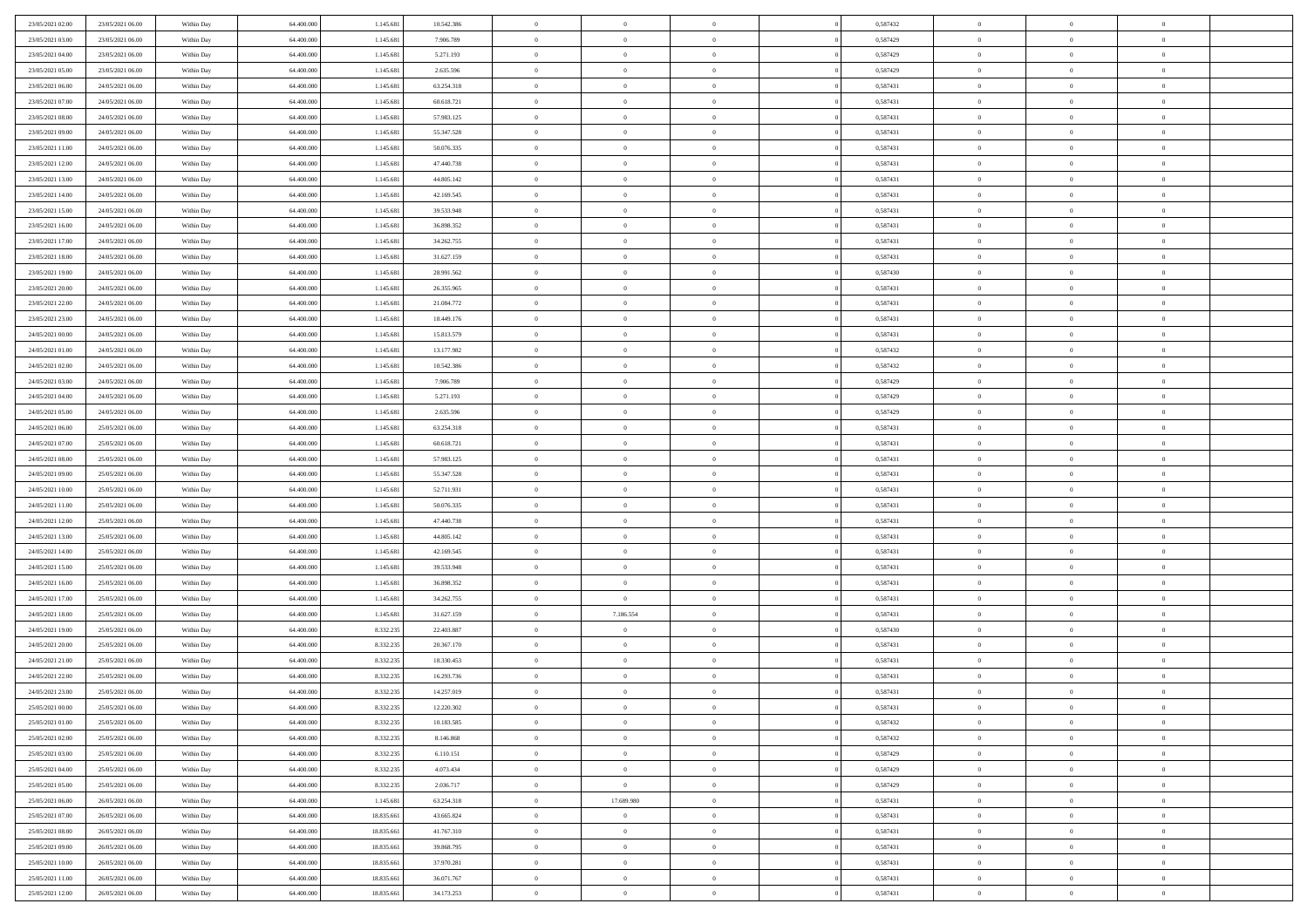| | | | | | | | | | | | | | | |
|---|---|---|---|---|---|---|---|---|---|---|---|---|---|---|
| 23/05/2021 02:00 | 23/05/2021 06:00 | Within Day | 64.400.000 | 1.145.681 | 10.542.386 | 0 | 0 | 0 | | 0,587432 | 0 | 0 | 0 | |
| 23/05/2021 03:00 | 23/05/2021 06:00 | Within Day | 64.400.000 | 1.145.681 | 7.906.789 | 0 | 0 | 0 | | 0,587429 | 0 | 0 | 0 | |
| 23/05/2021 04:00 | 23/05/2021 06:00 | Within Day | 64.400.000 | 1.145.681 | 5.271.193 | 0 | 0 | 0 | | 0,587429 | 0 | 0 | 0 | |
| 23/05/2021 05:00 | 23/05/2021 06:00 | Within Day | 64.400.000 | 1.145.681 | 2.635.596 | 0 | 0 | 0 | | 0,587429 | 0 | 0 | 0 | |
| 23/05/2021 06:00 | 24/05/2021 06:00 | Within Day | 64.400.000 | 1.145.681 | 63.254.318 | 0 | 0 | 0 | | 0,587431 | 0 | 0 | 0 | |
| 23/05/2021 07:00 | 24/05/2021 06:00 | Within Day | 64.400.000 | 1.145.681 | 60.618.721 | 0 | 0 | 0 | | 0,587431 | 0 | 0 | 0 | |
| 23/05/2021 08:00 | 24/05/2021 06:00 | Within Day | 64.400.000 | 1.145.681 | 57.983.125 | 0 | 0 | 0 | | 0,587431 | 0 | 0 | 0 | |
| 23/05/2021 09:00 | 24/05/2021 06:00 | Within Day | 64.400.000 | 1.145.681 | 55.347.528 | 0 | 0 | 0 | | 0,587431 | 0 | 0 | 0 | |
| 23/05/2021 11:00 | 24/05/2021 06:00 | Within Day | 64.400.000 | 1.145.681 | 50.076.335 | 0 | 0 | 0 | | 0,587431 | 0 | 0 | 0 | |
| 23/05/2021 12:00 | 24/05/2021 06:00 | Within Day | 64.400.000 | 1.145.681 | 47.440.738 | 0 | 0 | 0 | | 0,587431 | 0 | 0 | 0 | |
| 23/05/2021 13:00 | 24/05/2021 06:00 | Within Day | 64.400.000 | 1.145.681 | 44.805.142 | 0 | 0 | 0 | | 0,587431 | 0 | 0 | 0 | |
| 23/05/2021 14:00 | 24/05/2021 06:00 | Within Day | 64.400.000 | 1.145.681 | 42.169.545 | 0 | 0 | 0 | | 0,587431 | 0 | 0 | 0 | |
| 23/05/2021 15:00 | 24/05/2021 06:00 | Within Day | 64.400.000 | 1.145.681 | 39.533.948 | 0 | 0 | 0 | | 0,587431 | 0 | 0 | 0 | |
| 23/05/2021 16:00 | 24/05/2021 06:00 | Within Day | 64.400.000 | 1.145.681 | 36.898.352 | 0 | 0 | 0 | | 0,587431 | 0 | 0 | 0 | |
| 23/05/2021 17:00 | 24/05/2021 06:00 | Within Day | 64.400.000 | 1.145.681 | 34.262.755 | 0 | 0 | 0 | | 0,587431 | 0 | 0 | 0 | |
| 23/05/2021 18:00 | 24/05/2021 06:00 | Within Day | 64.400.000 | 1.145.681 | 31.627.159 | 0 | 0 | 0 | | 0,587431 | 0 | 0 | 0 | |
| 23/05/2021 19:00 | 24/05/2021 06:00 | Within Day | 64.400.000 | 1.145.681 | 28.991.562 | 0 | 0 | 0 | | 0,587430 | 0 | 0 | 0 | |
| 23/05/2021 20:00 | 24/05/2021 06:00 | Within Day | 64.400.000 | 1.145.681 | 26.355.965 | 0 | 0 | 0 | | 0,587431 | 0 | 0 | 0 | |
| 23/05/2021 22:00 | 24/05/2021 06:00 | Within Day | 64.400.000 | 1.145.681 | 21.084.772 | 0 | 0 | 0 | | 0,587431 | 0 | 0 | 0 | |
| 23/05/2021 23:00 | 24/05/2021 06:00 | Within Day | 64.400.000 | 1.145.681 | 18.449.176 | 0 | 0 | 0 | | 0,587431 | 0 | 0 | 0 | |
| 24/05/2021 00:00 | 24/05/2021 06:00 | Within Day | 64.400.000 | 1.145.681 | 15.813.579 | 0 | 0 | 0 | | 0,587431 | 0 | 0 | 0 | |
| 24/05/2021 01:00 | 24/05/2021 06:00 | Within Day | 64.400.000 | 1.145.681 | 13.177.982 | 0 | 0 | 0 | | 0,587432 | 0 | 0 | 0 | |
| 24/05/2021 02:00 | 24/05/2021 06:00 | Within Day | 64.400.000 | 1.145.681 | 10.542.386 | 0 | 0 | 0 | | 0,587432 | 0 | 0 | 0 | |
| 24/05/2021 03:00 | 24/05/2021 06:00 | Within Day | 64.400.000 | 1.145.681 | 7.906.789 | 0 | 0 | 0 | | 0,587429 | 0 | 0 | 0 | |
| 24/05/2021 04:00 | 24/05/2021 06:00 | Within Day | 64.400.000 | 1.145.681 | 5.271.193 | 0 | 0 | 0 | | 0,587429 | 0 | 0 | 0 | |
| 24/05/2021 05:00 | 24/05/2021 06:00 | Within Day | 64.400.000 | 1.145.681 | 2.635.596 | 0 | 0 | 0 | | 0,587429 | 0 | 0 | 0 | |
| 24/05/2021 06:00 | 25/05/2021 06:00 | Within Day | 64.400.000 | 1.145.681 | 63.254.318 | 0 | 0 | 0 | | 0,587431 | 0 | 0 | 0 | |
| 24/05/2021 07:00 | 25/05/2021 06:00 | Within Day | 64.400.000 | 1.145.681 | 60.618.721 | 0 | 0 | 0 | | 0,587431 | 0 | 0 | 0 | |
| 24/05/2021 08:00 | 25/05/2021 06:00 | Within Day | 64.400.000 | 1.145.681 | 57.983.125 | 0 | 0 | 0 | | 0,587431 | 0 | 0 | 0 | |
| 24/05/2021 09:00 | 25/05/2021 06:00 | Within Day | 64.400.000 | 1.145.681 | 55.347.528 | 0 | 0 | 0 | | 0,587431 | 0 | 0 | 0 | |
| 24/05/2021 10:00 | 25/05/2021 06:00 | Within Day | 64.400.000 | 1.145.681 | 52.711.931 | 0 | 0 | 0 | | 0,587431 | 0 | 0 | 0 | |
| 24/05/2021 11:00 | 25/05/2021 06:00 | Within Day | 64.400.000 | 1.145.681 | 50.076.335 | 0 | 0 | 0 | | 0,587431 | 0 | 0 | 0 | |
| 24/05/2021 12:00 | 25/05/2021 06:00 | Within Day | 64.400.000 | 1.145.681 | 47.440.738 | 0 | 0 | 0 | | 0,587431 | 0 | 0 | 0 | |
| 24/05/2021 13:00 | 25/05/2021 06:00 | Within Day | 64.400.000 | 1.145.681 | 44.805.142 | 0 | 0 | 0 | | 0,587431 | 0 | 0 | 0 | |
| 24/05/2021 14:00 | 25/05/2021 06:00 | Within Day | 64.400.000 | 1.145.681 | 42.169.545 | 0 | 0 | 0 | | 0,587431 | 0 | 0 | 0 | |
| 24/05/2021 15:00 | 25/05/2021 06:00 | Within Day | 64.400.000 | 1.145.681 | 39.533.948 | 0 | 0 | 0 | | 0,587431 | 0 | 0 | 0 | |
| 24/05/2021 16:00 | 25/05/2021 06:00 | Within Day | 64.400.000 | 1.145.681 | 36.898.352 | 0 | 0 | 0 | | 0,587431 | 0 | 0 | 0 | |
| 24/05/2021 17:00 | 25/05/2021 06:00 | Within Day | 64.400.000 | 1.145.681 | 34.262.755 | 0 | 0 | 0 | | 0,587431 | 0 | 0 | 0 | |
| 24/05/2021 18:00 | 25/05/2021 06:00 | Within Day | 64.400.000 | 1.145.681 | 31.627.159 | 0 | 7.186.554 | 0 | | 0,587431 | 0 | 0 | 0 | |
| 24/05/2021 19:00 | 25/05/2021 06:00 | Within Day | 64.400.000 | 8.332.235 | 22.403.887 | 0 | 0 | 0 | | 0,587430 | 0 | 0 | 0 | |
| 24/05/2021 20:00 | 25/05/2021 06:00 | Within Day | 64.400.000 | 8.332.235 | 20.367.170 | 0 | 0 | 0 | | 0,587431 | 0 | 0 | 0 | |
| 24/05/2021 21:00 | 25/05/2021 06:00 | Within Day | 64.400.000 | 8.332.235 | 18.330.453 | 0 | 0 | 0 | | 0,587431 | 0 | 0 | 0 | |
| 24/05/2021 22:00 | 25/05/2021 06:00 | Within Day | 64.400.000 | 8.332.235 | 16.293.736 | 0 | 0 | 0 | | 0,587431 | 0 | 0 | 0 | |
| 24/05/2021 23:00 | 25/05/2021 06:00 | Within Day | 64.400.000 | 8.332.235 | 14.257.019 | 0 | 0 | 0 | | 0,587431 | 0 | 0 | 0 | |
| 25/05/2021 00:00 | 25/05/2021 06:00 | Within Day | 64.400.000 | 8.332.235 | 12.220.302 | 0 | 0 | 0 | | 0,587431 | 0 | 0 | 0 | |
| 25/05/2021 01:00 | 25/05/2021 06:00 | Within Day | 64.400.000 | 8.332.235 | 10.183.585 | 0 | 0 | 0 | | 0,587432 | 0 | 0 | 0 | |
| 25/05/2021 02:00 | 25/05/2021 06:00 | Within Day | 64.400.000 | 8.332.235 | 8.146.868 | 0 | 0 | 0 | | 0,587432 | 0 | 0 | 0 | |
| 25/05/2021 03:00 | 25/05/2021 06:00 | Within Day | 64.400.000 | 8.332.235 | 6.110.151 | 0 | 0 | 0 | | 0,587429 | 0 | 0 | 0 | |
| 25/05/2021 04:00 | 25/05/2021 06:00 | Within Day | 64.400.000 | 8.332.235 | 4.073.434 | 0 | 0 | 0 | | 0,587429 | 0 | 0 | 0 | |
| 25/05/2021 05:00 | 25/05/2021 06:00 | Within Day | 64.400.000 | 8.332.235 | 2.036.717 | 0 | 0 | 0 | | 0,587429 | 0 | 0 | 0 | |
| 25/05/2021 06:00 | 26/05/2021 06:00 | Within Day | 64.400.000 | 1.145.681 | 63.254.318 | 0 | 17.689.980 | 0 | | 0,587431 | 0 | 0 | 0 | |
| 25/05/2021 07:00 | 26/05/2021 06:00 | Within Day | 64.400.000 | 18.835.661 | 43.665.824 | 0 | 0 | 0 | | 0,587431 | 0 | 0 | 0 | |
| 25/05/2021 08:00 | 26/05/2021 06:00 | Within Day | 64.400.000 | 18.835.661 | 41.767.310 | 0 | 0 | 0 | | 0,587431 | 0 | 0 | 0 | |
| 25/05/2021 09:00 | 26/05/2021 06:00 | Within Day | 64.400.000 | 18.835.661 | 39.868.795 | 0 | 0 | 0 | | 0,587431 | 0 | 0 | 0 | |
| 25/05/2021 10:00 | 26/05/2021 06:00 | Within Day | 64.400.000 | 18.835.661 | 37.970.281 | 0 | 0 | 0 | | 0,587431 | 0 | 0 | 0 | |
| 25/05/2021 11:00 | 26/05/2021 06:00 | Within Day | 64.400.000 | 18.835.661 | 36.071.767 | 0 | 0 | 0 | | 0,587431 | 0 | 0 | 0 | |
| 25/05/2021 12:00 | 26/05/2021 06:00 | Within Day | 64.400.000 | 18.835.661 | 34.173.253 | 0 | 0 | 0 | | 0,587431 | 0 | 0 | 0 | |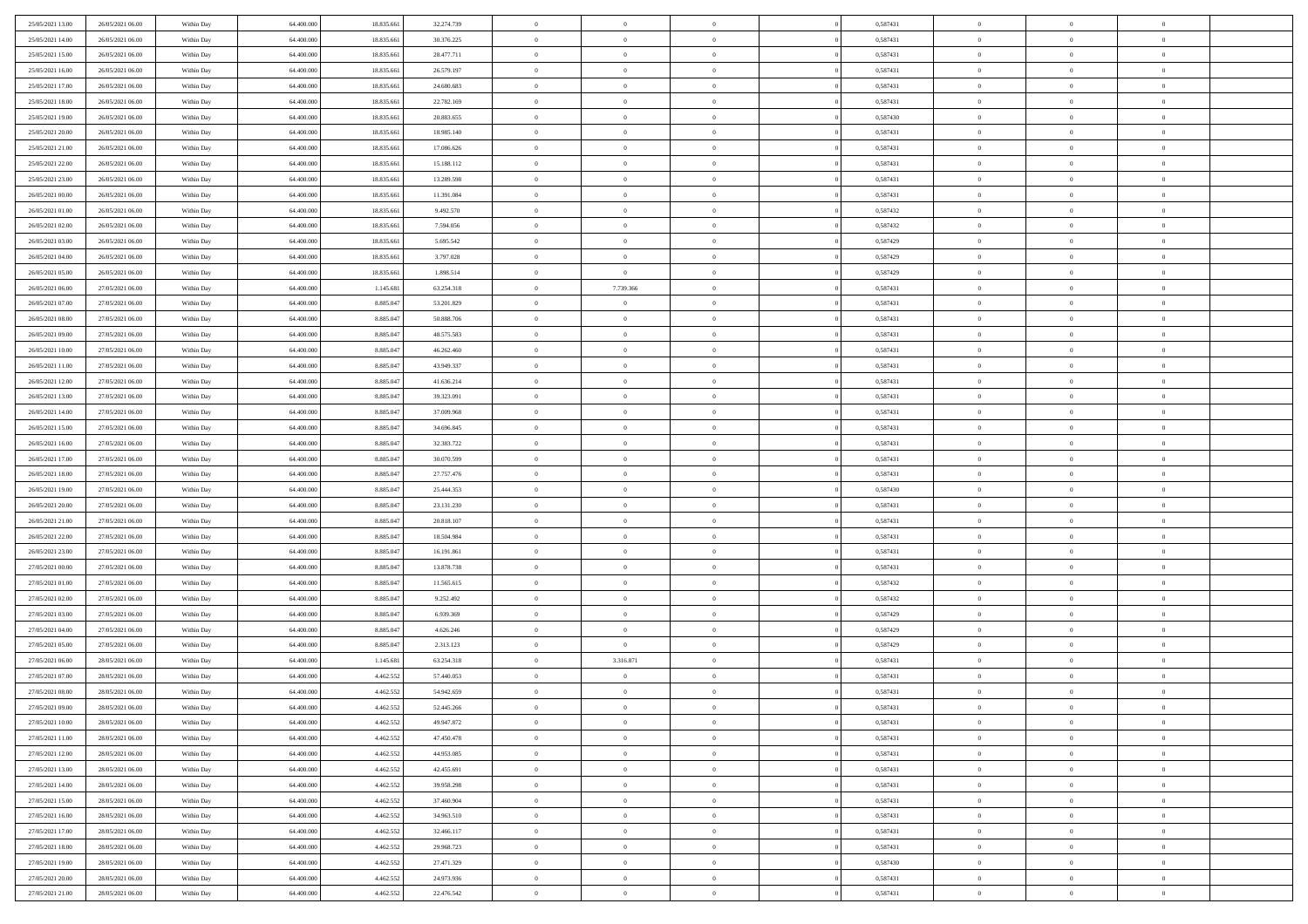| | | | | | | | | | | | | | | |
|---|---|---|---|---|---|---|---|---|---|---|---|---|---|---|
| 25/05/2021 13:00 | 26/05/2021 06:00 | Within Day | 64.400.000 | 18.835.661 | 32.274.739 | 0 | 0 | 0 | | 0 | 0,587431 | 0 | 0 | 0 |
| 25/05/2021 14:00 | 26/05/2021 06:00 | Within Day | 64.400.000 | 18.835.661 | 30.376.225 | 0 | 0 | 0 | | 0 | 0,587431 | 0 | 0 | 0 |
| 25/05/2021 15:00 | 26/05/2021 06:00 | Within Day | 64.400.000 | 18.835.661 | 28.477.711 | 0 | 0 | 0 | | 0 | 0,587431 | 0 | 0 | 0 |
| 25/05/2021 16:00 | 26/05/2021 06:00 | Within Day | 64.400.000 | 18.835.661 | 26.579.197 | 0 | 0 | 0 | | 0 | 0,587431 | 0 | 0 | 0 |
| 25/05/2021 17:00 | 26/05/2021 06:00 | Within Day | 64.400.000 | 18.835.661 | 24.680.683 | 0 | 0 | 0 | | 0 | 0,587431 | 0 | 0 | 0 |
| 25/05/2021 18:00 | 26/05/2021 06:00 | Within Day | 64.400.000 | 18.835.661 | 22.782.169 | 0 | 0 | 0 | | 0 | 0,587431 | 0 | 0 | 0 |
| 25/05/2021 19:00 | 26/05/2021 06:00 | Within Day | 64.400.000 | 18.835.661 | 20.883.655 | 0 | 0 | 0 | | 0 | 0,587430 | 0 | 0 | 0 |
| 25/05/2021 20:00 | 26/05/2021 06:00 | Within Day | 64.400.000 | 18.835.661 | 18.985.140 | 0 | 0 | 0 | | 0 | 0,587431 | 0 | 0 | 0 |
| 25/05/2021 21:00 | 26/05/2021 06:00 | Within Day | 64.400.000 | 18.835.661 | 17.086.626 | 0 | 0 | 0 | | 0 | 0,587431 | 0 | 0 | 0 |
| 25/05/2021 22:00 | 26/05/2021 06:00 | Within Day | 64.400.000 | 18.835.661 | 15.188.112 | 0 | 0 | 0 | | 0 | 0,587431 | 0 | 0 | 0 |
| 25/05/2021 23:00 | 26/05/2021 06:00 | Within Day | 64.400.000 | 18.835.661 | 13.289.598 | 0 | 0 | 0 | | 0 | 0,587431 | 0 | 0 | 0 |
| 26/05/2021 00:00 | 26/05/2021 06:00 | Within Day | 64.400.000 | 18.835.661 | 11.391.084 | 0 | 0 | 0 | | 0 | 0,587431 | 0 | 0 | 0 |
| 26/05/2021 01:00 | 26/05/2021 06:00 | Within Day | 64.400.000 | 18.835.661 | 9.492.570 | 0 | 0 | 0 | | 0 | 0,587432 | 0 | 0 | 0 |
| 26/05/2021 02:00 | 26/05/2021 06:00 | Within Day | 64.400.000 | 18.835.661 | 7.594.056 | 0 | 0 | 0 | | 0 | 0,587432 | 0 | 0 | 0 |
| 26/05/2021 03:00 | 26/05/2021 06:00 | Within Day | 64.400.000 | 18.835.661 | 5.695.542 | 0 | 0 | 0 | | 0 | 0,587429 | 0 | 0 | 0 |
| 26/05/2021 04:00 | 26/05/2021 06:00 | Within Day | 64.400.000 | 18.835.661 | 3.797.028 | 0 | 0 | 0 | | 0 | 0,587429 | 0 | 0 | 0 |
| 26/05/2021 05:00 | 26/05/2021 06:00 | Within Day | 64.400.000 | 18.835.661 | 1.898.514 | 0 | 0 | 0 | | 0 | 0,587429 | 0 | 0 | 0 |
| 26/05/2021 06:00 | 27/05/2021 06:00 | Within Day | 64.400.000 | 1.145.681 | 63.254.318 | 0 | 7.739.366 | 0 | | 0 | 0,587431 | 0 | 0 | 0 |
| 26/05/2021 07:00 | 27/05/2021 06:00 | Within Day | 64.400.000 | 8.885.047 | 53.201.829 | 0 | 0 | 0 | | 0 | 0,587431 | 0 | 0 | 0 |
| 26/05/2021 08:00 | 27/05/2021 06:00 | Within Day | 64.400.000 | 8.885.047 | 50.888.706 | 0 | 0 | 0 | | 0 | 0,587431 | 0 | 0 | 0 |
| 26/05/2021 09:00 | 27/05/2021 06:00 | Within Day | 64.400.000 | 8.885.047 | 48.575.583 | 0 | 0 | 0 | | 0 | 0,587431 | 0 | 0 | 0 |
| 26/05/2021 10:00 | 27/05/2021 06:00 | Within Day | 64.400.000 | 8.885.047 | 46.262.460 | 0 | 0 | 0 | | 0 | 0,587431 | 0 | 0 | 0 |
| 26/05/2021 11:00 | 27/05/2021 06:00 | Within Day | 64.400.000 | 8.885.047 | 43.949.337 | 0 | 0 | 0 | | 0 | 0,587431 | 0 | 0 | 0 |
| 26/05/2021 12:00 | 27/05/2021 06:00 | Within Day | 64.400.000 | 8.885.047 | 41.636.214 | 0 | 0 | 0 | | 0 | 0,587431 | 0 | 0 | 0 |
| 26/05/2021 13:00 | 27/05/2021 06:00 | Within Day | 64.400.000 | 8.885.047 | 39.323.091 | 0 | 0 | 0 | | 0 | 0,587431 | 0 | 0 | 0 |
| 26/05/2021 14:00 | 27/05/2021 06:00 | Within Day | 64.400.000 | 8.885.047 | 37.009.968 | 0 | 0 | 0 | | 0 | 0,587431 | 0 | 0 | 0 |
| 26/05/2021 15:00 | 27/05/2021 06:00 | Within Day | 64.400.000 | 8.885.047 | 34.696.845 | 0 | 0 | 0 | | 0 | 0,587431 | 0 | 0 | 0 |
| 26/05/2021 16:00 | 27/05/2021 06:00 | Within Day | 64.400.000 | 8.885.047 | 32.383.722 | 0 | 0 | 0 | | 0 | 0,587431 | 0 | 0 | 0 |
| 26/05/2021 17:00 | 27/05/2021 06:00 | Within Day | 64.400.000 | 8.885.047 | 30.070.599 | 0 | 0 | 0 | | 0 | 0,587431 | 0 | 0 | 0 |
| 26/05/2021 18:00 | 27/05/2021 06:00 | Within Day | 64.400.000 | 8.885.047 | 27.757.476 | 0 | 0 | 0 | | 0 | 0,587431 | 0 | 0 | 0 |
| 26/05/2021 19:00 | 27/05/2021 06:00 | Within Day | 64.400.000 | 8.885.047 | 25.444.353 | 0 | 0 | 0 | | 0 | 0,587430 | 0 | 0 | 0 |
| 26/05/2021 20:00 | 27/05/2021 06:00 | Within Day | 64.400.000 | 8.885.047 | 23.131.230 | 0 | 0 | 0 | | 0 | 0,587431 | 0 | 0 | 0 |
| 26/05/2021 21:00 | 27/05/2021 06:00 | Within Day | 64.400.000 | 8.885.047 | 20.818.107 | 0 | 0 | 0 | | 0 | 0,587431 | 0 | 0 | 0 |
| 26/05/2021 22:00 | 27/05/2021 06:00 | Within Day | 64.400.000 | 8.885.047 | 18.504.984 | 0 | 0 | 0 | | 0 | 0,587431 | 0 | 0 | 0 |
| 26/05/2021 23:00 | 27/05/2021 06:00 | Within Day | 64.400.000 | 8.885.047 | 16.191.861 | 0 | 0 | 0 | | 0 | 0,587431 | 0 | 0 | 0 |
| 27/05/2021 00:00 | 27/05/2021 06:00 | Within Day | 64.400.000 | 8.885.047 | 13.878.738 | 0 | 0 | 0 | | 0 | 0,587431 | 0 | 0 | 0 |
| 27/05/2021 01:00 | 27/05/2021 06:00 | Within Day | 64.400.000 | 8.885.047 | 11.565.615 | 0 | 0 | 0 | | 0 | 0,587432 | 0 | 0 | 0 |
| 27/05/2021 02:00 | 27/05/2021 06:00 | Within Day | 64.400.000 | 8.885.047 | 9.252.492 | 0 | 0 | 0 | | 0 | 0,587432 | 0 | 0 | 0 |
| 27/05/2021 03:00 | 27/05/2021 06:00 | Within Day | 64.400.000 | 8.885.047 | 6.939.369 | 0 | 0 | 0 | | 0 | 0,587429 | 0 | 0 | 0 |
| 27/05/2021 04:00 | 27/05/2021 06:00 | Within Day | 64.400.000 | 8.885.047 | 4.626.246 | 0 | 0 | 0 | | 0 | 0,587429 | 0 | 0 | 0 |
| 27/05/2021 05:00 | 27/05/2021 06:00 | Within Day | 64.400.000 | 8.885.047 | 2.313.123 | 0 | 0 | 0 | | 0 | 0,587429 | 0 | 0 | 0 |
| 27/05/2021 06:00 | 28/05/2021 06:00 | Within Day | 64.400.000 | 1.145.681 | 63.254.318 | 0 | 3.316.871 | 0 | | 0 | 0,587431 | 0 | 0 | 0 |
| 27/05/2021 07:00 | 28/05/2021 06:00 | Within Day | 64.400.000 | 4.462.552 | 57.440.053 | 0 | 0 | 0 | | 0 | 0,587431 | 0 | 0 | 0 |
| 27/05/2021 08:00 | 28/05/2021 06:00 | Within Day | 64.400.000 | 4.462.552 | 54.942.659 | 0 | 0 | 0 | | 0 | 0,587431 | 0 | 0 | 0 |
| 27/05/2021 09:00 | 28/05/2021 06:00 | Within Day | 64.400.000 | 4.462.552 | 52.445.266 | 0 | 0 | 0 | | 0 | 0,587431 | 0 | 0 | 0 |
| 27/05/2021 10:00 | 28/05/2021 06:00 | Within Day | 64.400.000 | 4.462.552 | 49.947.872 | 0 | 0 | 0 | | 0 | 0,587431 | 0 | 0 | 0 |
| 27/05/2021 11:00 | 28/05/2021 06:00 | Within Day | 64.400.000 | 4.462.552 | 47.450.478 | 0 | 0 | 0 | | 0 | 0,587431 | 0 | 0 | 0 |
| 27/05/2021 12:00 | 28/05/2021 06:00 | Within Day | 64.400.000 | 4.462.552 | 44.953.085 | 0 | 0 | 0 | | 0 | 0,587431 | 0 | 0 | 0 |
| 27/05/2021 13:00 | 28/05/2021 06:00 | Within Day | 64.400.000 | 4.462.552 | 42.455.691 | 0 | 0 | 0 | | 0 | 0,587431 | 0 | 0 | 0 |
| 27/05/2021 14:00 | 28/05/2021 06:00 | Within Day | 64.400.000 | 4.462.552 | 39.958.298 | 0 | 0 | 0 | | 0 | 0,587431 | 0 | 0 | 0 |
| 27/05/2021 15:00 | 28/05/2021 06:00 | Within Day | 64.400.000 | 4.462.552 | 37.460.904 | 0 | 0 | 0 | | 0 | 0,587431 | 0 | 0 | 0 |
| 27/05/2021 16:00 | 28/05/2021 06:00 | Within Day | 64.400.000 | 4.462.552 | 34.963.510 | 0 | 0 | 0 | | 0 | 0,587431 | 0 | 0 | 0 |
| 27/05/2021 17:00 | 28/05/2021 06:00 | Within Day | 64.400.000 | 4.462.552 | 32.466.117 | 0 | 0 | 0 | | 0 | 0,587431 | 0 | 0 | 0 |
| 27/05/2021 18:00 | 28/05/2021 06:00 | Within Day | 64.400.000 | 4.462.552 | 29.968.723 | 0 | 0 | 0 | | 0 | 0,587431 | 0 | 0 | 0 |
| 27/05/2021 19:00 | 28/05/2021 06:00 | Within Day | 64.400.000 | 4.462.552 | 27.471.329 | 0 | 0 | 0 | | 0 | 0,587430 | 0 | 0 | 0 |
| 27/05/2021 20:00 | 28/05/2021 06:00 | Within Day | 64.400.000 | 4.462.552 | 24.973.936 | 0 | 0 | 0 | | 0 | 0,587431 | 0 | 0 | 0 |
| 27/05/2021 21:00 | 28/05/2021 06:00 | Within Day | 64.400.000 | 4.462.552 | 22.476.542 | 0 | 0 | 0 | | 0 | 0,587431 | 0 | 0 | 0 |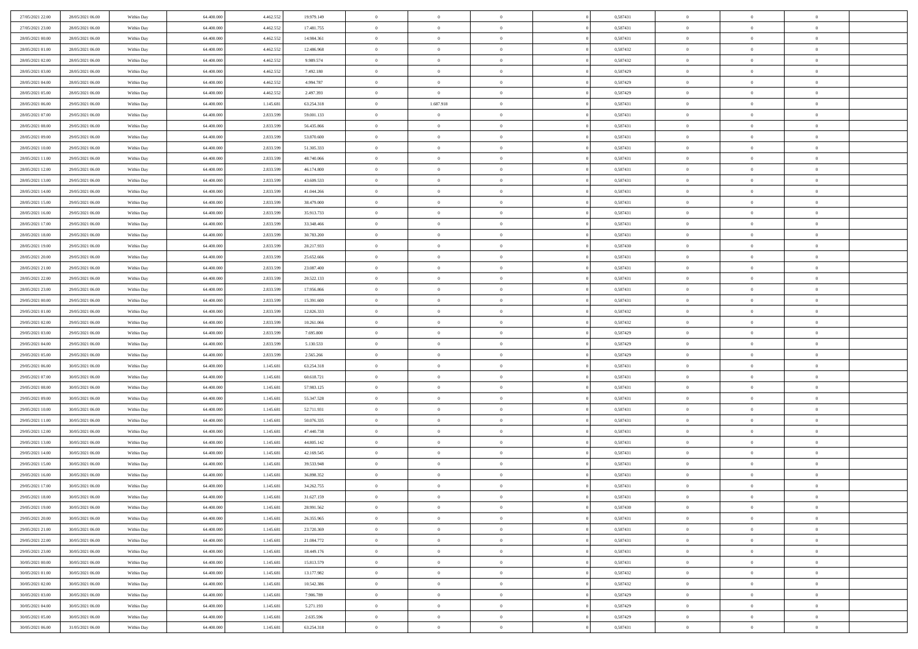| | | | | | | | | | | | | | | |
|---|---|---|---|---|---|---|---|---|---|---|---|---|---|---|
| 27/05/2021 22.00 | 28/05/2021 06.00 | Within Day | 64.400.000 | 4.462.552 | 19.979.149 | 0 | 0 | 0 | 0 | 0,587431 | 0 | 0 | 0 | |
| 27/05/2021 23.00 | 28/05/2021 06.00 | Within Day | 64.400.000 | 4.462.552 | 17.481.755 | 0 | 0 | 0 | 0 | 0,587431 | 0 | 0 | 0 | |
| 28/05/2021 00.00 | 28/05/2021 06.00 | Within Day | 64.400.000 | 4.462.552 | 14.984.361 | 0 | 0 | 0 | 0 | 0,587431 | 0 | 0 | 0 | |
| 28/05/2021 01.00 | 28/05/2021 06.00 | Within Day | 64.400.000 | 4.462.552 | 12.486.968 | 0 | 0 | 0 | 0 | 0,587432 | 0 | 0 | 0 | |
| 28/05/2021 02.00 | 28/05/2021 06.00 | Within Day | 64.400.000 | 4.462.552 | 9.989.574 | 0 | 0 | 0 | 0 | 0,587432 | 0 | 0 | 0 | |
| 28/05/2021 03.00 | 28/05/2021 06.00 | Within Day | 64.400.000 | 4.462.552 | 7.492.180 | 0 | 0 | 0 | 0 | 0,587429 | 0 | 0 | 0 | |
| 28/05/2021 04.00 | 28/05/2021 06.00 | Within Day | 64.400.000 | 4.462.552 | 4.994.787 | 0 | 0 | 0 | 0 | 0,587429 | 0 | 0 | 0 | |
| 28/05/2021 05.00 | 28/05/2021 06.00 | Within Day | 64.400.000 | 4.462.552 | 2.497.393 | 0 | 0 | 0 | 0 | 0,587429 | 0 | 0 | 0 | |
| 28/05/2021 06.00 | 29/05/2021 06.00 | Within Day | 64.400.000 | 1.145.681 | 63.254.318 | 0 | 1.687.918 | 0 | 0 | 0,587431 | 0 | 0 | 0 | |
| 28/05/2021 07.00 | 29/05/2021 06.00 | Within Day | 64.400.000 | 2.833.599 | 59.001.133 | 0 | 0 | 0 | 0 | 0,587431 | 0 | 0 | 0 | |
| 28/05/2021 08.00 | 29/05/2021 06.00 | Within Day | 64.400.000 | 2.833.599 | 56.435.866 | 0 | 0 | 0 | 0 | 0,587431 | 0 | 0 | 0 | |
| 28/05/2021 09.00 | 29/05/2021 06.00 | Within Day | 64.400.000 | 2.833.599 | 53.870.600 | 0 | 0 | 0 | 0 | 0,587431 | 0 | 0 | 0 | |
| 28/05/2021 10.00 | 29/05/2021 06.00 | Within Day | 64.400.000 | 2.833.599 | 51.305.333 | 0 | 0 | 0 | 0 | 0,587431 | 0 | 0 | 0 | |
| 28/05/2021 11.00 | 29/05/2021 06.00 | Within Day | 64.400.000 | 2.833.599 | 48.740.066 | 0 | 0 | 0 | 0 | 0,587431 | 0 | 0 | 0 | |
| 28/05/2021 12.00 | 29/05/2021 06.00 | Within Day | 64.400.000 | 2.833.599 | 46.174.800 | 0 | 0 | 0 | 0 | 0,587431 | 0 | 0 | 0 | |
| 28/05/2021 13.00 | 29/05/2021 06.00 | Within Day | 64.400.000 | 2.833.599 | 43.609.533 | 0 | 0 | 0 | 0 | 0,587431 | 0 | 0 | 0 | |
| 28/05/2021 14.00 | 29/05/2021 06.00 | Within Day | 64.400.000 | 2.833.599 | 41.044.266 | 0 | 0 | 0 | 0 | 0,587431 | 0 | 0 | 0 | |
| 28/05/2021 15.00 | 29/05/2021 06.00 | Within Day | 64.400.000 | 2.833.599 | 38.479.000 | 0 | 0 | 0 | 0 | 0,587431 | 0 | 0 | 0 | |
| 28/05/2021 16.00 | 29/05/2021 06.00 | Within Day | 64.400.000 | 2.833.599 | 35.913.733 | 0 | 0 | 0 | 0 | 0,587431 | 0 | 0 | 0 | |
| 28/05/2021 17.00 | 29/05/2021 06.00 | Within Day | 64.400.000 | 2.833.599 | 33.348.466 | 0 | 0 | 0 | 0 | 0,587431 | 0 | 0 | 0 | |
| 28/05/2021 18.00 | 29/05/2021 06.00 | Within Day | 64.400.000 | 2.833.599 | 30.783.200 | 0 | 0 | 0 | 0 | 0,587431 | 0 | 0 | 0 | |
| 28/05/2021 19.00 | 29/05/2021 06.00 | Within Day | 64.400.000 | 2.833.599 | 28.217.933 | 0 | 0 | 0 | 0 | 0,587430 | 0 | 0 | 0 | |
| 28/05/2021 20.00 | 29/05/2021 06.00 | Within Day | 64.400.000 | 2.833.599 | 25.652.666 | 0 | 0 | 0 | 0 | 0,587431 | 0 | 0 | 0 | |
| 28/05/2021 21.00 | 29/05/2021 06.00 | Within Day | 64.400.000 | 2.833.599 | 23.087.400 | 0 | 0 | 0 | 0 | 0,587431 | 0 | 0 | 0 | |
| 28/05/2021 22.00 | 29/05/2021 06.00 | Within Day | 64.400.000 | 2.833.599 | 20.522.133 | 0 | 0 | 0 | 0 | 0,587431 | 0 | 0 | 0 | |
| 28/05/2021 23.00 | 29/05/2021 06.00 | Within Day | 64.400.000 | 2.833.599 | 17.956.866 | 0 | 0 | 0 | 0 | 0,587431 | 0 | 0 | 0 | |
| 29/05/2021 00.00 | 29/05/2021 06.00 | Within Day | 64.400.000 | 2.833.599 | 15.391.600 | 0 | 0 | 0 | 0 | 0,587431 | 0 | 0 | 0 | |
| 29/05/2021 01.00 | 29/05/2021 06.00 | Within Day | 64.400.000 | 2.833.599 | 12.826.333 | 0 | 0 | 0 | 0 | 0,587432 | 0 | 0 | 0 | |
| 29/05/2021 02.00 | 29/05/2021 06.00 | Within Day | 64.400.000 | 2.833.599 | 10.261.066 | 0 | 0 | 0 | 0 | 0,587432 | 0 | 0 | 0 | |
| 29/05/2021 03.00 | 29/05/2021 06.00 | Within Day | 64.400.000 | 2.833.599 | 7.695.800 | 0 | 0 | 0 | 0 | 0,587429 | 0 | 0 | 0 | |
| 29/05/2021 04.00 | 29/05/2021 06.00 | Within Day | 64.400.000 | 2.833.599 | 5.130.533 | 0 | 0 | 0 | 0 | 0,587429 | 0 | 0 | 0 | |
| 29/05/2021 05.00 | 29/05/2021 06.00 | Within Day | 64.400.000 | 2.833.599 | 2.565.266 | 0 | 0 | 0 | 0 | 0,587429 | 0 | 0 | 0 | |
| 29/05/2021 06.00 | 30/05/2021 06.00 | Within Day | 64.400.000 | 1.145.681 | 63.254.318 | 0 | 0 | 0 | 0 | 0,587431 | 0 | 0 | 0 | |
| 29/05/2021 07.00 | 30/05/2021 06.00 | Within Day | 64.400.000 | 1.145.681 | 60.618.721 | 0 | 0 | 0 | 0 | 0,587431 | 0 | 0 | 0 | |
| 29/05/2021 08.00 | 30/05/2021 06.00 | Within Day | 64.400.000 | 1.145.681 | 57.983.125 | 0 | 0 | 0 | 0 | 0,587431 | 0 | 0 | 0 | |
| 29/05/2021 09.00 | 30/05/2021 06.00 | Within Day | 64.400.000 | 1.145.681 | 55.347.528 | 0 | 0 | 0 | 0 | 0,587431 | 0 | 0 | 0 | |
| 29/05/2021 10.00 | 30/05/2021 06.00 | Within Day | 64.400.000 | 1.145.681 | 52.711.931 | 0 | 0 | 0 | 0 | 0,587431 | 0 | 0 | 0 | |
| 29/05/2021 11.00 | 30/05/2021 06.00 | Within Day | 64.400.000 | 1.145.681 | 50.076.335 | 0 | 0 | 0 | 0 | 0,587431 | 0 | 0 | 0 | |
| 29/05/2021 12.00 | 30/05/2021 06.00 | Within Day | 64.400.000 | 1.145.681 | 47.440.738 | 0 | 0 | 0 | 0 | 0,587431 | 0 | 0 | 0 | |
| 29/05/2021 13.00 | 30/05/2021 06.00 | Within Day | 64.400.000 | 1.145.681 | 44.805.142 | 0 | 0 | 0 | 0 | 0,587431 | 0 | 0 | 0 | |
| 29/05/2021 14.00 | 30/05/2021 06.00 | Within Day | 64.400.000 | 1.145.681 | 42.169.545 | 0 | 0 | 0 | 0 | 0,587431 | 0 | 0 | 0 | |
| 29/05/2021 15.00 | 30/05/2021 06.00 | Within Day | 64.400.000 | 1.145.681 | 39.533.948 | 0 | 0 | 0 | 0 | 0,587431 | 0 | 0 | 0 | |
| 29/05/2021 16.00 | 30/05/2021 06.00 | Within Day | 64.400.000 | 1.145.681 | 36.898.352 | 0 | 0 | 0 | 0 | 0,587431 | 0 | 0 | 0 | |
| 29/05/2021 17.00 | 30/05/2021 06.00 | Within Day | 64.400.000 | 1.145.681 | 34.262.755 | 0 | 0 | 0 | 0 | 0,587431 | 0 | 0 | 0 | |
| 29/05/2021 18.00 | 30/05/2021 06.00 | Within Day | 64.400.000 | 1.145.681 | 31.627.159 | 0 | 0 | 0 | 0 | 0,587431 | 0 | 0 | 0 | |
| 29/05/2021 19.00 | 30/05/2021 06.00 | Within Day | 64.400.000 | 1.145.681 | 28.991.562 | 0 | 0 | 0 | 0 | 0,587430 | 0 | 0 | 0 | |
| 29/05/2021 20.00 | 30/05/2021 06.00 | Within Day | 64.400.000 | 1.145.681 | 26.355.965 | 0 | 0 | 0 | 0 | 0,587431 | 0 | 0 | 0 | |
| 29/05/2021 21.00 | 30/05/2021 06.00 | Within Day | 64.400.000 | 1.145.681 | 23.720.369 | 0 | 0 | 0 | 0 | 0,587431 | 0 | 0 | 0 | |
| 29/05/2021 22.00 | 30/05/2021 06.00 | Within Day | 64.400.000 | 1.145.681 | 21.084.772 | 0 | 0 | 0 | 0 | 0,587431 | 0 | 0 | 0 | |
| 29/05/2021 23.00 | 30/05/2021 06.00 | Within Day | 64.400.000 | 1.145.681 | 18.449.176 | 0 | 0 | 0 | 0 | 0,587431 | 0 | 0 | 0 | |
| 30/05/2021 00.00 | 30/05/2021 06.00 | Within Day | 64.400.000 | 1.145.681 | 15.813.579 | 0 | 0 | 0 | 0 | 0,587431 | 0 | 0 | 0 | |
| 30/05/2021 01.00 | 30/05/2021 06.00 | Within Day | 64.400.000 | 1.145.681 | 13.177.982 | 0 | 0 | 0 | 0 | 0,587432 | 0 | 0 | 0 | |
| 30/05/2021 02.00 | 30/05/2021 06.00 | Within Day | 64.400.000 | 1.145.681 | 10.542.386 | 0 | 0 | 0 | 0 | 0,587432 | 0 | 0 | 0 | |
| 30/05/2021 03.00 | 30/05/2021 06.00 | Within Day | 64.400.000 | 1.145.681 | 7.906.789 | 0 | 0 | 0 | 0 | 0,587429 | 0 | 0 | 0 | |
| 30/05/2021 04.00 | 30/05/2021 06.00 | Within Day | 64.400.000 | 1.145.681 | 5.271.193 | 0 | 0 | 0 | 0 | 0,587429 | 0 | 0 | 0 | |
| 30/05/2021 05.00 | 30/05/2021 06.00 | Within Day | 64.400.000 | 1.145.681 | 2.635.596 | 0 | 0 | 0 | 0 | 0,587429 | 0 | 0 | 0 | |
| 30/05/2021 06.00 | 31/05/2021 06.00 | Within Day | 64.400.000 | 1.145.681 | 63.254.318 | 0 | 0 | 0 | 0 | 0,587431 | 0 | 0 | 0 | |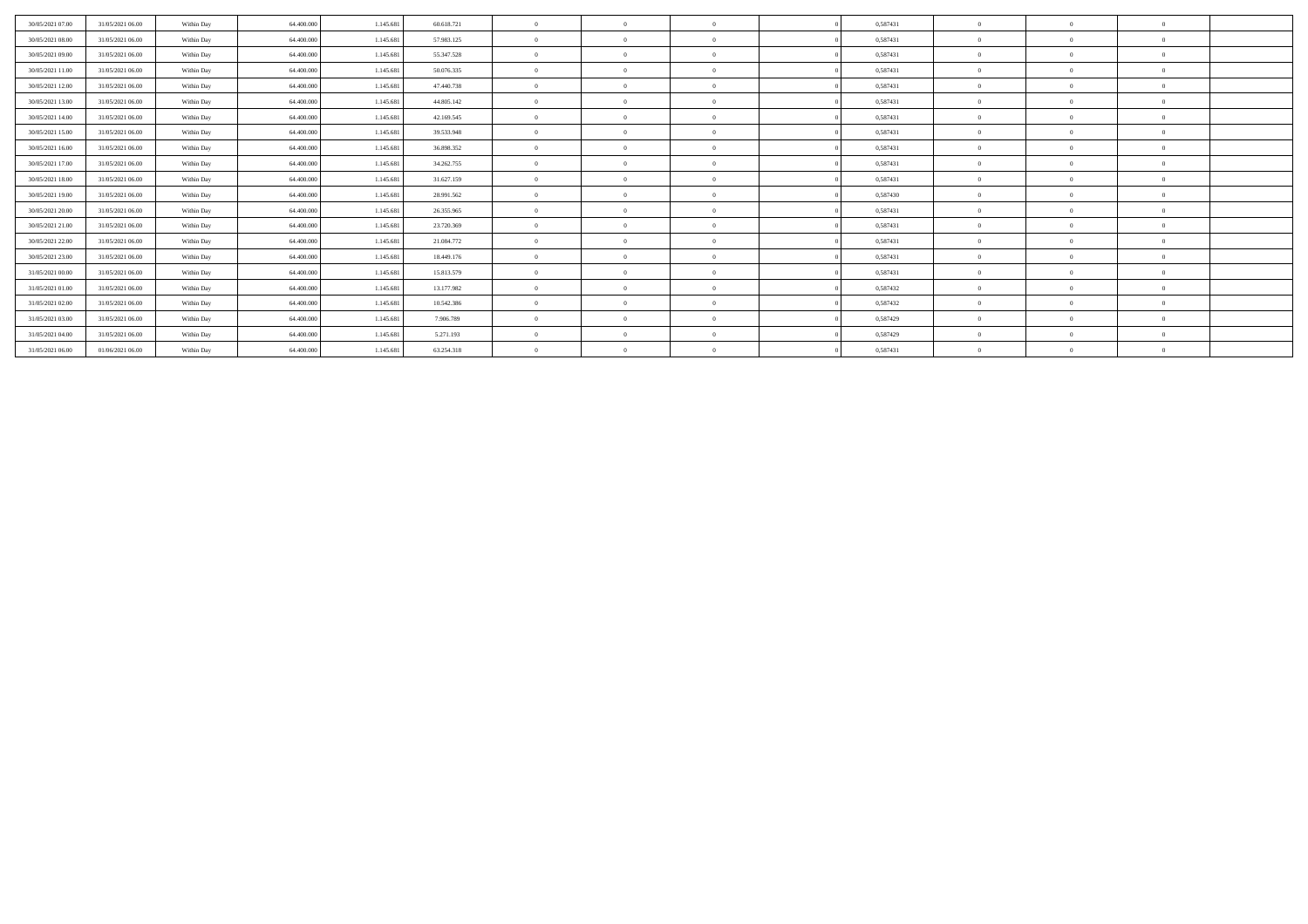| | | | | | | | | | | | | | | |
|---|---|---|---|---|---|---|---|---|---|---|---|---|---|---|
| 30/05/2021 07:00 | 31/05/2021 06:00 | Within Day | 64.400.000 | 1.145.681 | 60.618.721 | 0 | 0 | 0 | 0 | 0,587431 | 0 | 0 | 0 | |
| 30/05/2021 08:00 | 31/05/2021 06:00 | Within Day | 64.400.000 | 1.145.681 | 57.983.125 | 0 | 0 | 0 | 0 | 0,587431 | 0 | 0 | 0 | |
| 30/05/2021 09:00 | 31/05/2021 06:00 | Within Day | 64.400.000 | 1.145.681 | 55.347.528 | 0 | 0 | 0 | 0 | 0,587431 | 0 | 0 | 0 | |
| 30/05/2021 11:00 | 31/05/2021 06:00 | Within Day | 64.400.000 | 1.145.681 | 50.076.335 | 0 | 0 | 0 | 0 | 0,587431 | 0 | 0 | 0 | |
| 30/05/2021 12:00 | 31/05/2021 06:00 | Within Day | 64.400.000 | 1.145.681 | 47.440.738 | 0 | 0 | 0 | 0 | 0,587431 | 0 | 0 | 0 | |
| 30/05/2021 13:00 | 31/05/2021 06:00 | Within Day | 64.400.000 | 1.145.681 | 44.805.142 | 0 | 0 | 0 | 0 | 0,587431 | 0 | 0 | 0 | |
| 30/05/2021 14:00 | 31/05/2021 06:00 | Within Day | 64.400.000 | 1.145.681 | 42.169.545 | 0 | 0 | 0 | 0 | 0,587431 | 0 | 0 | 0 | |
| 30/05/2021 15:00 | 31/05/2021 06:00 | Within Day | 64.400.000 | 1.145.681 | 39.533.948 | 0 | 0 | 0 | 0 | 0,587431 | 0 | 0 | 0 | |
| 30/05/2021 16:00 | 31/05/2021 06:00 | Within Day | 64.400.000 | 1.145.681 | 36.898.352 | 0 | 0 | 0 | 0 | 0,587431 | 0 | 0 | 0 | |
| 30/05/2021 17:00 | 31/05/2021 06:00 | Within Day | 64.400.000 | 1.145.681 | 34.262.755 | 0 | 0 | 0 | 0 | 0,587431 | 0 | 0 | 0 | |
| 30/05/2021 18:00 | 31/05/2021 06:00 | Within Day | 64.400.000 | 1.145.681 | 31.627.159 | 0 | 0 | 0 | 0 | 0,587431 | 0 | 0 | 0 | |
| 30/05/2021 19:00 | 31/05/2021 06:00 | Within Day | 64.400.000 | 1.145.681 | 28.991.562 | 0 | 0 | 0 | 0 | 0,587430 | 0 | 0 | 0 | |
| 30/05/2021 20:00 | 31/05/2021 06:00 | Within Day | 64.400.000 | 1.145.681 | 26.355.965 | 0 | 0 | 0 | 0 | 0,587431 | 0 | 0 | 0 | |
| 30/05/2021 21:00 | 31/05/2021 06:00 | Within Day | 64.400.000 | 1.145.681 | 23.720.369 | 0 | 0 | 0 | 0 | 0,587431 | 0 | 0 | 0 | |
| 30/05/2021 22:00 | 31/05/2021 06:00 | Within Day | 64.400.000 | 1.145.681 | 21.084.772 | 0 | 0 | 0 | 0 | 0,587431 | 0 | 0 | 0 | |
| 30/05/2021 23:00 | 31/05/2021 06:00 | Within Day | 64.400.000 | 1.145.681 | 18.449.176 | 0 | 0 | 0 | 0 | 0,587431 | 0 | 0 | 0 | |
| 31/05/2021 00:00 | 31/05/2021 06:00 | Within Day | 64.400.000 | 1.145.681 | 15.813.579 | 0 | 0 | 0 | 0 | 0,587431 | 0 | 0 | 0 | |
| 31/05/2021 01:00 | 31/05/2021 06:00 | Within Day | 64.400.000 | 1.145.681 | 13.177.982 | 0 | 0 | 0 | 0 | 0,587432 | 0 | 0 | 0 | |
| 31/05/2021 02:00 | 31/05/2021 06:00 | Within Day | 64.400.000 | 1.145.681 | 10.542.386 | 0 | 0 | 0 | 0 | 0,587432 | 0 | 0 | 0 | |
| 31/05/2021 03:00 | 31/05/2021 06:00 | Within Day | 64.400.000 | 1.145.681 | 7.906.789 | 0 | 0 | 0 | 0 | 0,587429 | 0 | 0 | 0 | |
| 31/05/2021 04:00 | 31/05/2021 06:00 | Within Day | 64.400.000 | 1.145.681 | 5.271.193 | 0 | 0 | 0 | 0 | 0,587429 | 0 | 0 | 0 | |
| 31/05/2021 06:00 | 01/06/2021 06:00 | Within Day | 64.400.000 | 1.145.681 | 63.254.318 | 0 | 0 | 0 | 0 | 0,587431 | 0 | 0 | 0 | |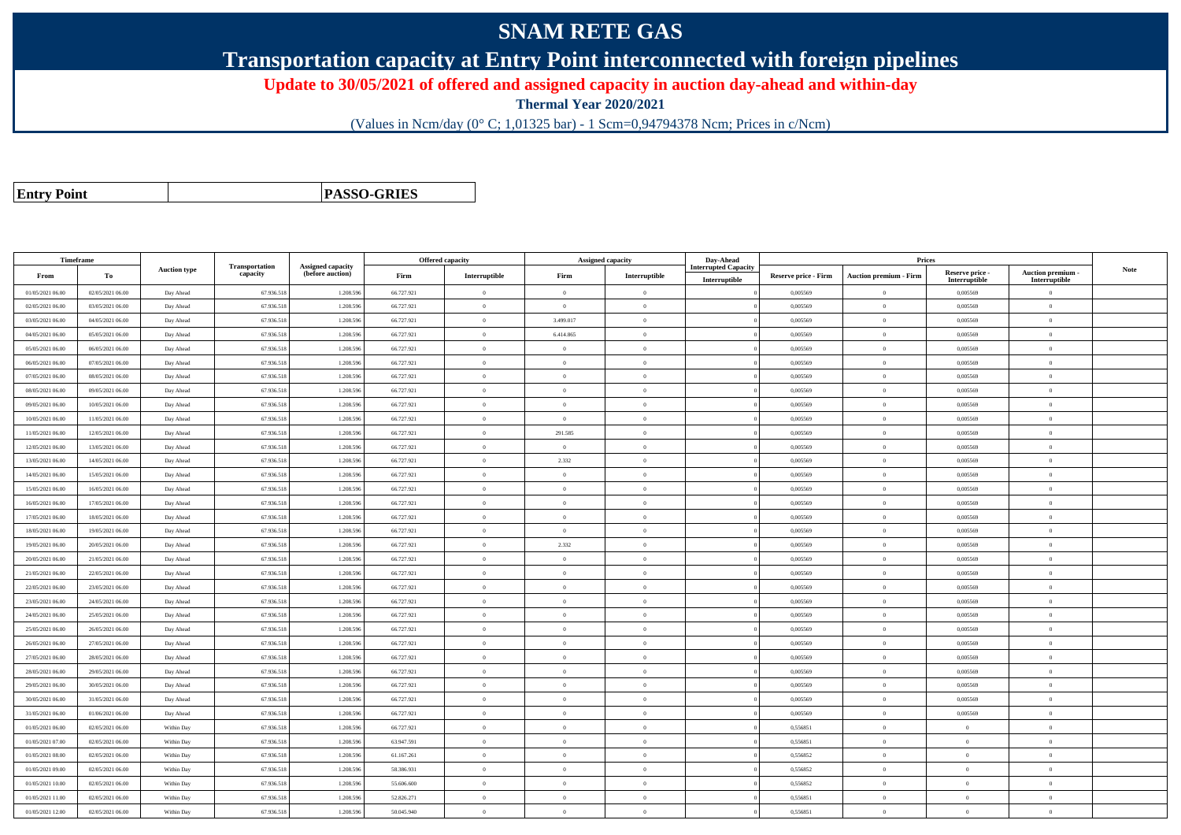# SNAM RETE GAS

## Transportation capacity at Entry Point interconnected with foreign pipelines

**Update to 30/05/2021 of offered and assigned capacity in auction day-ahead and within-day**

**Thermal Year 2020/2021**

(Values in Ncm/day (0° C; 1,01325 bar) - 1 Scm=0,94794378 Ncm; Prices in c/Ncm)

| **Entry Point** | | **PASSO-GRIES** |
|---|---|---|

| Timeframe | | Auction type | Transportation capacity | Assigned capacity (before auction) | Offered capacity | | Assigned capacity | | Day-Ahead Interrupted Capacity | Prices | | | | Note |
|---|---|---|---|---|---|---|---|---|---|---|---|---|---|---|
| From | To | | | | Firm | Interruptible | Firm | Interruptible | Interruptible | Reserve price - Firm | Auction premium - Firm | Reserve price - Interruptible | Auction premium - Interruptible | |
| 01/05/2021 06.00 | 02/05/2021 06.00 | Day Ahead | 67.936.518 | 1.208.596 | 66.727.921 | 0 | 0 | 0 | 0 | 0,005569 | 0 | 0,005569 | 0 | |
| 02/05/2021 06.00 | 03/05/2021 06.00 | Day Ahead | 67.936.518 | 1.208.596 | 66.727.921 | 0 | 0 | 0 | 0 | 0,005569 | 0 | 0,005569 | 0 | |
| 03/05/2021 06.00 | 04/05/2021 06.00 | Day Ahead | 67.936.518 | 1.208.596 | 66.727.921 | 0 | 3.499.017 | 0 | 0 | 0,005569 | 0 | 0,005569 | 0 | |
| 04/05/2021 06.00 | 05/05/2021 06.00 | Day Ahead | 67.936.518 | 1.208.596 | 66.727.921 | 0 | 6.414.865 | 0 | 0 | 0,005569 | 0 | 0,005569 | 0 | |
| 05/05/2021 06.00 | 06/05/2021 06.00 | Day Ahead | 67.936.518 | 1.208.596 | 66.727.921 | 0 | 0 | 0 | 0 | 0,005569 | 0 | 0,005569 | 0 | |
| 06/05/2021 06.00 | 07/05/2021 06.00 | Day Ahead | 67.936.518 | 1.208.596 | 66.727.921 | 0 | 0 | 0 | 0 | 0,005569 | 0 | 0,005569 | 0 | |
| 07/05/2021 06.00 | 08/05/2021 06.00 | Day Ahead | 67.936.518 | 1.208.596 | 66.727.921 | 0 | 0 | 0 | 0 | 0,005569 | 0 | 0,005569 | 0 | |
| 08/05/2021 06.00 | 09/05/2021 06.00 | Day Ahead | 67.936.518 | 1.208.596 | 66.727.921 | 0 | 0 | 0 | 0 | 0,005569 | 0 | 0,005569 | 0 | |
| 09/05/2021 06.00 | 10/05/2021 06.00 | Day Ahead | 67.936.518 | 1.208.596 | 66.727.921 | 0 | 0 | 0 | 0 | 0,005569 | 0 | 0,005569 | 0 | |
| 10/05/2021 06.00 | 11/05/2021 06.00 | Day Ahead | 67.936.518 | 1.208.596 | 66.727.921 | 0 | 0 | 0 | 0 | 0,005569 | 0 | 0,005569 | 0 | |
| 11/05/2021 06.00 | 12/05/2021 06.00 | Day Ahead | 67.936.518 | 1.208.596 | 66.727.921 | 0 | 291.585 | 0 | 0 | 0,005569 | 0 | 0,005569 | 0 | |
| 12/05/2021 06.00 | 13/05/2021 06.00 | Day Ahead | 67.936.518 | 1.208.596 | 66.727.921 | 0 | 0 | 0 | 0 | 0,005569 | 0 | 0,005569 | 0 | |
| 13/05/2021 06.00 | 14/05/2021 06.00 | Day Ahead | 67.936.518 | 1.208.596 | 66.727.921 | 0 | 2.332 | 0 | 0 | 0,005569 | 0 | 0,005569 | 0 | |
| 14/05/2021 06.00 | 15/05/2021 06.00 | Day Ahead | 67.936.518 | 1.208.596 | 66.727.921 | 0 | 0 | 0 | 0 | 0,005569 | 0 | 0,005569 | 0 | |
| 15/05/2021 06.00 | 16/05/2021 06.00 | Day Ahead | 67.936.518 | 1.208.596 | 66.727.921 | 0 | 0 | 0 | 0 | 0,005569 | 0 | 0,005569 | 0 | |
| 16/05/2021 06.00 | 17/05/2021 06.00 | Day Ahead | 67.936.518 | 1.208.596 | 66.727.921 | 0 | 0 | 0 | 0 | 0,005569 | 0 | 0,005569 | 0 | |
| 17/05/2021 06.00 | 18/05/2021 06.00 | Day Ahead | 67.936.518 | 1.208.596 | 66.727.921 | 0 | 0 | 0 | 0 | 0,005569 | 0 | 0,005569 | 0 | |
| 18/05/2021 06.00 | 19/05/2021 06.00 | Day Ahead | 67.936.518 | 1.208.596 | 66.727.921 | 0 | 0 | 0 | 0 | 0,005569 | 0 | 0,005569 | 0 | |
| 19/05/2021 06.00 | 20/05/2021 06.00 | Day Ahead | 67.936.518 | 1.208.596 | 66.727.921 | 0 | 2.332 | 0 | 0 | 0,005569 | 0 | 0,005569 | 0 | |
| 20/05/2021 06.00 | 21/05/2021 06.00 | Day Ahead | 67.936.518 | 1.208.596 | 66.727.921 | 0 | 0 | 0 | 0 | 0,005569 | 0 | 0,005569 | 0 | |
| 21/05/2021 06.00 | 22/05/2021 06.00 | Day Ahead | 67.936.518 | 1.208.596 | 66.727.921 | 0 | 0 | 0 | 0 | 0,005569 | 0 | 0,005569 | 0 | |
| 22/05/2021 06.00 | 23/05/2021 06.00 | Day Ahead | 67.936.518 | 1.208.596 | 66.727.921 | 0 | 0 | 0 | 0 | 0,005569 | 0 | 0,005569 | 0 | |
| 23/05/2021 06.00 | 24/05/2021 06.00 | Day Ahead | 67.936.518 | 1.208.596 | 66.727.921 | 0 | 0 | 0 | 0 | 0,005569 | 0 | 0,005569 | 0 | |
| 24/05/2021 06.00 | 25/05/2021 06.00 | Day Ahead | 67.936.518 | 1.208.596 | 66.727.921 | 0 | 0 | 0 | 0 | 0,005569 | 0 | 0,005569 | 0 | |
| 25/05/2021 06.00 | 26/05/2021 06.00 | Day Ahead | 67.936.518 | 1.208.596 | 66.727.921 | 0 | 0 | 0 | 0 | 0,005569 | 0 | 0,005569 | 0 | |
| 26/05/2021 06.00 | 27/05/2021 06.00 | Day Ahead | 67.936.518 | 1.208.596 | 66.727.921 | 0 | 0 | 0 | 0 | 0,005569 | 0 | 0,005569 | 0 | |
| 27/05/2021 06.00 | 28/05/2021 06.00 | Day Ahead | 67.936.518 | 1.208.596 | 66.727.921 | 0 | 0 | 0 | 0 | 0,005569 | 0 | 0,005569 | 0 | |
| 28/05/2021 06.00 | 29/05/2021 06.00 | Day Ahead | 67.936.518 | 1.208.596 | 66.727.921 | 0 | 0 | 0 | 0 | 0,005569 | 0 | 0,005569 | 0 | |
| 29/05/2021 06.00 | 30/05/2021 06.00 | Day Ahead | 67.936.518 | 1.208.596 | 66.727.921 | 0 | 0 | 0 | 0 | 0,005569 | 0 | 0,005569 | 0 | |
| 30/05/2021 06.00 | 31/05/2021 06.00 | Day Ahead | 67.936.518 | 1.208.596 | 66.727.921 | 0 | 0 | 0 | 0 | 0,005569 | 0 | 0,005569 | 0 | |
| 31/05/2021 06.00 | 01/06/2021 06.00 | Day Ahead | 67.936.518 | 1.208.596 | 66.727.921 | 0 | 0 | 0 | 0 | 0,005569 | 0 | 0,005569 | 0 | |
| 01/05/2021 06.00 | 02/05/2021 06.00 | Within Day | 67.936.518 | 1.208.596 | 66.727.921 | 0 | 0 | 0 | 0 | 0,556851 | 0 | 0 | 0 | |
| 01/05/2021 07.00 | 02/05/2021 06.00 | Within Day | 67.936.518 | 1.208.596 | 63.947.591 | 0 | 0 | 0 | 0 | 0,556851 | 0 | 0 | 0 | |
| 01/05/2021 08.00 | 02/05/2021 06.00 | Within Day | 67.936.518 | 1.208.596 | 61.167.261 | 0 | 0 | 0 | 0 | 0,556852 | 0 | 0 | 0 | |
| 01/05/2021 09.00 | 02/05/2021 06.00 | Within Day | 67.936.518 | 1.208.596 | 58.386.931 | 0 | 0 | 0 | 0 | 0,556852 | 0 | 0 | 0 | |
| 01/05/2021 10.00 | 02/05/2021 06.00 | Within Day | 67.936.518 | 1.208.596 | 55.606.600 | 0 | 0 | 0 | 0 | 0,556852 | 0 | 0 | 0 | |
| 01/05/2021 11.00 | 02/05/2021 06.00 | Within Day | 67.936.518 | 1.208.596 | 52.826.271 | 0 | 0 | 0 | 0 | 0,556851 | 0 | 0 | 0 | |
| 01/05/2021 12.00 | 02/05/2021 06.00 | Within Day | 67.936.518 | 1.208.596 | 50.045.940 | 0 | 0 | 0 | 0 | 0,556851 | 0 | 0 | 0 | |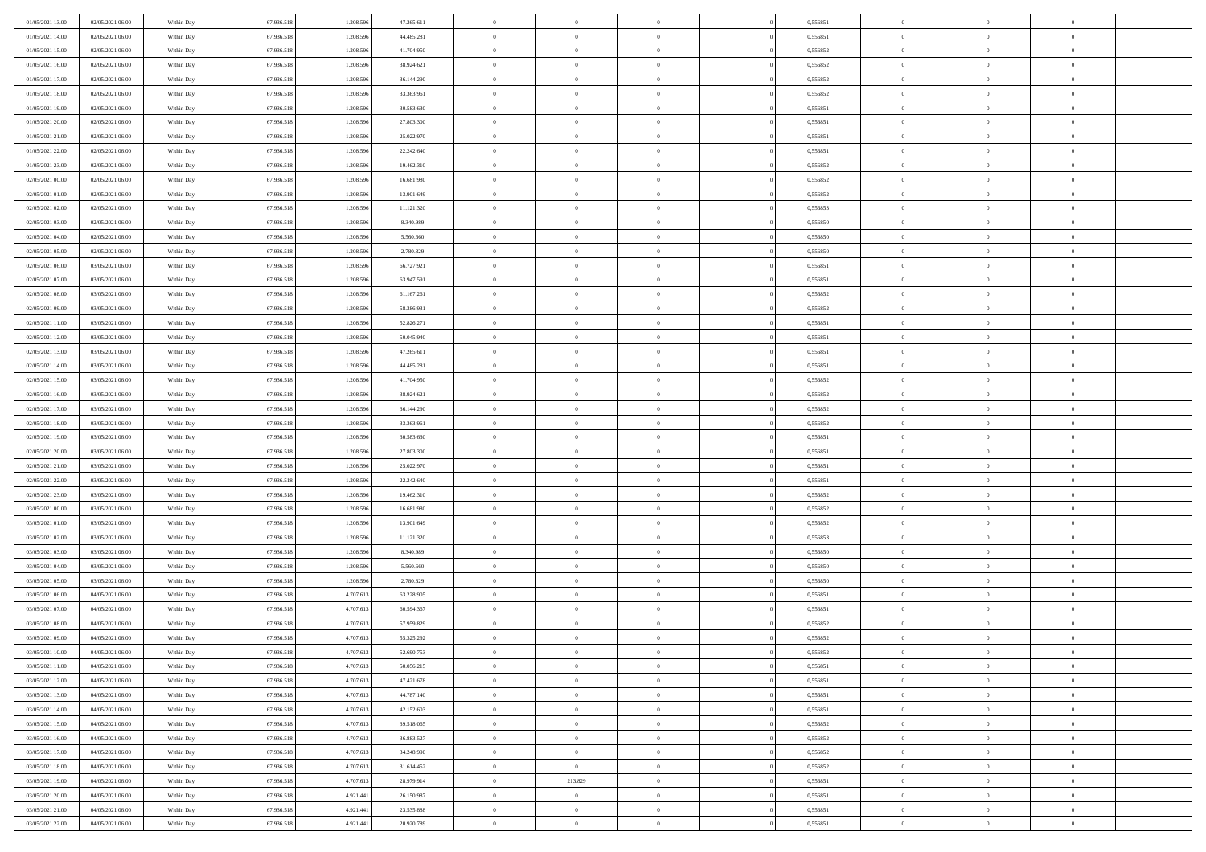| | | | | | | | | | | | | | | |
|---|---|---|---|---|---|---|---|---|---|---|---|---|---|---|
| 01/05/2021 13:00 | 02/05/2021 06:00 | Within Day | 67.936.518 | 1.208.596 | 47.265.611 | 0 | 0 | 0 | | 0 | 0,556851 | 0 | 0 | 0 |
| 01/05/2021 14:00 | 02/05/2021 06:00 | Within Day | 67.936.518 | 1.208.596 | 44.485.281 | 0 | 0 | 0 | | 0 | 0,556851 | 0 | 0 | 0 |
| 01/05/2021 15:00 | 02/05/2021 06:00 | Within Day | 67.936.518 | 1.208.596 | 41.704.950 | 0 | 0 | 0 | | 0 | 0,556852 | 0 | 0 | 0 |
| 01/05/2021 16:00 | 02/05/2021 06:00 | Within Day | 67.936.518 | 1.208.596 | 38.924.621 | 0 | 0 | 0 | | 0 | 0,556852 | 0 | 0 | 0 |
| 01/05/2021 17:00 | 02/05/2021 06:00 | Within Day | 67.936.518 | 1.208.596 | 36.144.290 | 0 | 0 | 0 | | 0 | 0,556852 | 0 | 0 | 0 |
| 01/05/2021 18:00 | 02/05/2021 06:00 | Within Day | 67.936.518 | 1.208.596 | 33.363.961 | 0 | 0 | 0 | | 0 | 0,556852 | 0 | 0 | 0 |
| 01/05/2021 19:00 | 02/05/2021 06:00 | Within Day | 67.936.518 | 1.208.596 | 30.583.630 | 0 | 0 | 0 | | 0 | 0,556851 | 0 | 0 | 0 |
| 01/05/2021 20:00 | 02/05/2021 06:00 | Within Day | 67.936.518 | 1.208.596 | 27.803.300 | 0 | 0 | 0 | | 0 | 0,556851 | 0 | 0 | 0 |
| 01/05/2021 21:00 | 02/05/2021 06:00 | Within Day | 67.936.518 | 1.208.596 | 25.022.970 | 0 | 0 | 0 | | 0 | 0,556851 | 0 | 0 | 0 |
| 01/05/2021 22:00 | 02/05/2021 06:00 | Within Day | 67.936.518 | 1.208.596 | 22.242.640 | 0 | 0 | 0 | | 0 | 0,556851 | 0 | 0 | 0 |
| 01/05/2021 23:00 | 02/05/2021 06:00 | Within Day | 67.936.518 | 1.208.596 | 19.462.310 | 0 | 0 | 0 | | 0 | 0,556852 | 0 | 0 | 0 |
| 02/05/2021 00:00 | 02/05/2021 06:00 | Within Day | 67.936.518 | 1.208.596 | 16.681.980 | 0 | 0 | 0 | | 0 | 0,556852 | 0 | 0 | 0 |
| 02/05/2021 01:00 | 02/05/2021 06:00 | Within Day | 67.936.518 | 1.208.596 | 13.901.649 | 0 | 0 | 0 | | 0 | 0,556852 | 0 | 0 | 0 |
| 02/05/2021 02:00 | 02/05/2021 06:00 | Within Day | 67.936.518 | 1.208.596 | 11.121.320 | 0 | 0 | 0 | | 0 | 0,556853 | 0 | 0 | 0 |
| 02/05/2021 03:00 | 02/05/2021 06:00 | Within Day | 67.936.518 | 1.208.596 | 8.340.989 | 0 | 0 | 0 | | 0 | 0,556850 | 0 | 0 | 0 |
| 02/05/2021 04:00 | 02/05/2021 06:00 | Within Day | 67.936.518 | 1.208.596 | 5.560.660 | 0 | 0 | 0 | | 0 | 0,556850 | 0 | 0 | 0 |
| 02/05/2021 05:00 | 02/05/2021 06:00 | Within Day | 67.936.518 | 1.208.596 | 2.780.329 | 0 | 0 | 0 | | 0 | 0,556850 | 0 | 0 | 0 |
| 02/05/2021 06:00 | 03/05/2021 06:00 | Within Day | 67.936.518 | 1.208.596 | 66.727.921 | 0 | 0 | 0 | | 0 | 0,556851 | 0 | 0 | 0 |
| 02/05/2021 07:00 | 03/05/2021 06:00 | Within Day | 67.936.518 | 1.208.596 | 63.947.591 | 0 | 0 | 0 | | 0 | 0,556851 | 0 | 0 | 0 |
| 02/05/2021 08:00 | 03/05/2021 06:00 | Within Day | 67.936.518 | 1.208.596 | 61.167.261 | 0 | 0 | 0 | | 0 | 0,556852 | 0 | 0 | 0 |
| 02/05/2021 09:00 | 03/05/2021 06:00 | Within Day | 67.936.518 | 1.208.596 | 58.386.931 | 0 | 0 | 0 | | 0 | 0,556852 | 0 | 0 | 0 |
| 02/05/2021 11:00 | 03/05/2021 06:00 | Within Day | 67.936.518 | 1.208.596 | 52.826.271 | 0 | 0 | 0 | | 0 | 0,556851 | 0 | 0 | 0 |
| 02/05/2021 12:00 | 03/05/2021 06:00 | Within Day | 67.936.518 | 1.208.596 | 50.045.940 | 0 | 0 | 0 | | 0 | 0,556851 | 0 | 0 | 0 |
| 02/05/2021 13:00 | 03/05/2021 06:00 | Within Day | 67.936.518 | 1.208.596 | 47.265.611 | 0 | 0 | 0 | | 0 | 0,556851 | 0 | 0 | 0 |
| 02/05/2021 14:00 | 03/05/2021 06:00 | Within Day | 67.936.518 | 1.208.596 | 44.485.281 | 0 | 0 | 0 | | 0 | 0,556851 | 0 | 0 | 0 |
| 02/05/2021 15:00 | 03/05/2021 06:00 | Within Day | 67.936.518 | 1.208.596 | 41.704.950 | 0 | 0 | 0 | | 0 | 0,556852 | 0 | 0 | 0 |
| 02/05/2021 16:00 | 03/05/2021 06:00 | Within Day | 67.936.518 | 1.208.596 | 38.924.621 | 0 | 0 | 0 | | 0 | 0,556852 | 0 | 0 | 0 |
| 02/05/2021 17:00 | 03/05/2021 06:00 | Within Day | 67.936.518 | 1.208.596 | 36.144.290 | 0 | 0 | 0 | | 0 | 0,556852 | 0 | 0 | 0 |
| 02/05/2021 18:00 | 03/05/2021 06:00 | Within Day | 67.936.518 | 1.208.596 | 33.363.961 | 0 | 0 | 0 | | 0 | 0,556852 | 0 | 0 | 0 |
| 02/05/2021 19:00 | 03/05/2021 06:00 | Within Day | 67.936.518 | 1.208.596 | 30.583.630 | 0 | 0 | 0 | | 0 | 0,556851 | 0 | 0 | 0 |
| 02/05/2021 20:00 | 03/05/2021 06:00 | Within Day | 67.936.518 | 1.208.596 | 27.803.300 | 0 | 0 | 0 | | 0 | 0,556851 | 0 | 0 | 0 |
| 02/05/2021 21:00 | 03/05/2021 06:00 | Within Day | 67.936.518 | 1.208.596 | 25.022.970 | 0 | 0 | 0 | | 0 | 0,556851 | 0 | 0 | 0 |
| 02/05/2021 22:00 | 03/05/2021 06:00 | Within Day | 67.936.518 | 1.208.596 | 22.242.640 | 0 | 0 | 0 | | 0 | 0,556851 | 0 | 0 | 0 |
| 02/05/2021 23:00 | 03/05/2021 06:00 | Within Day | 67.936.518 | 1.208.596 | 19.462.310 | 0 | 0 | 0 | | 0 | 0,556852 | 0 | 0 | 0 |
| 03/05/2021 00:00 | 03/05/2021 06:00 | Within Day | 67.936.518 | 1.208.596 | 16.681.980 | 0 | 0 | 0 | | 0 | 0,556852 | 0 | 0 | 0 |
| 03/05/2021 01:00 | 03/05/2021 06:00 | Within Day | 67.936.518 | 1.208.596 | 13.901.649 | 0 | 0 | 0 | | 0 | 0,556852 | 0 | 0 | 0 |
| 03/05/2021 02:00 | 03/05/2021 06:00 | Within Day | 67.936.518 | 1.208.596 | 11.121.320 | 0 | 0 | 0 | | 0 | 0,556853 | 0 | 0 | 0 |
| 03/05/2021 03:00 | 03/05/2021 06:00 | Within Day | 67.936.518 | 1.208.596 | 8.340.989 | 0 | 0 | 0 | | 0 | 0,556850 | 0 | 0 | 0 |
| 03/05/2021 04:00 | 03/05/2021 06:00 | Within Day | 67.936.518 | 1.208.596 | 5.560.660 | 0 | 0 | 0 | | 0 | 0,556850 | 0 | 0 | 0 |
| 03/05/2021 05:00 | 03/05/2021 06:00 | Within Day | 67.936.518 | 1.208.596 | 2.780.329 | 0 | 0 | 0 | | 0 | 0,556850 | 0 | 0 | 0 |
| 03/05/2021 06:00 | 04/05/2021 06:00 | Within Day | 67.936.518 | 4.707.613 | 63.228.905 | 0 | 0 | 0 | | 0 | 0,556851 | 0 | 0 | 0 |
| 03/05/2021 07:00 | 04/05/2021 06:00 | Within Day | 67.936.518 | 4.707.613 | 60.594.367 | 0 | 0 | 0 | | 0 | 0,556851 | 0 | 0 | 0 |
| 03/05/2021 08:00 | 04/05/2021 06:00 | Within Day | 67.936.518 | 4.707.613 | 57.959.829 | 0 | 0 | 0 | | 0 | 0,556852 | 0 | 0 | 0 |
| 03/05/2021 09:00 | 04/05/2021 06:00 | Within Day | 67.936.518 | 4.707.613 | 55.325.292 | 0 | 0 | 0 | | 0 | 0,556852 | 0 | 0 | 0 |
| 03/05/2021 10:00 | 04/05/2021 06:00 | Within Day | 67.936.518 | 4.707.613 | 52.690.753 | 0 | 0 | 0 | | 0 | 0,556852 | 0 | 0 | 0 |
| 03/05/2021 11:00 | 04/05/2021 06:00 | Within Day | 67.936.518 | 4.707.613 | 50.056.215 | 0 | 0 | 0 | | 0 | 0,556851 | 0 | 0 | 0 |
| 03/05/2021 12:00 | 04/05/2021 06:00 | Within Day | 67.936.518 | 4.707.613 | 47.421.678 | 0 | 0 | 0 | | 0 | 0,556851 | 0 | 0 | 0 |
| 03/05/2021 13:00 | 04/05/2021 06:00 | Within Day | 67.936.518 | 4.707.613 | 44.787.140 | 0 | 0 | 0 | | 0 | 0,556851 | 0 | 0 | 0 |
| 03/05/2021 14:00 | 04/05/2021 06:00 | Within Day | 67.936.518 | 4.707.613 | 42.152.603 | 0 | 0 | 0 | | 0 | 0,556851 | 0 | 0 | 0 |
| 03/05/2021 15:00 | 04/05/2021 06:00 | Within Day | 67.936.518 | 4.707.613 | 39.518.065 | 0 | 0 | 0 | | 0 | 0,556852 | 0 | 0 | 0 |
| 03/05/2021 16:00 | 04/05/2021 06:00 | Within Day | 67.936.518 | 4.707.613 | 36.883.527 | 0 | 0 | 0 | | 0 | 0,556852 | 0 | 0 | 0 |
| 03/05/2021 17:00 | 04/05/2021 06:00 | Within Day | 67.936.518 | 4.707.613 | 34.248.990 | 0 | 0 | 0 | | 0 | 0,556852 | 0 | 0 | 0 |
| 03/05/2021 18:00 | 04/05/2021 06:00 | Within Day | 67.936.518 | 4.707.613 | 31.614.452 | 0 | 0 | 0 | | 0 | 0,556852 | 0 | 0 | 0 |
| 03/05/2021 19:00 | 04/05/2021 06:00 | Within Day | 67.936.518 | 4.707.613 | 28.979.914 | 0 | 213.829 | 0 | | 0 | 0,556851 | 0 | 0 | 0 |
| 03/05/2021 20:00 | 04/05/2021 06:00 | Within Day | 67.936.518 | 4.921.441 | 26.150.987 | 0 | 0 | 0 | | 0 | 0,556851 | 0 | 0 | 0 |
| 03/05/2021 21:00 | 04/05/2021 06:00 | Within Day | 67.936.518 | 4.921.441 | 23.535.888 | 0 | 0 | 0 | | 0 | 0,556851 | 0 | 0 | 0 |
| 03/05/2021 22:00 | 04/05/2021 06:00 | Within Day | 67.936.518 | 4.921.441 | 20.920.789 | 0 | 0 | 0 | | 0 | 0,556851 | 0 | 0 | 0 |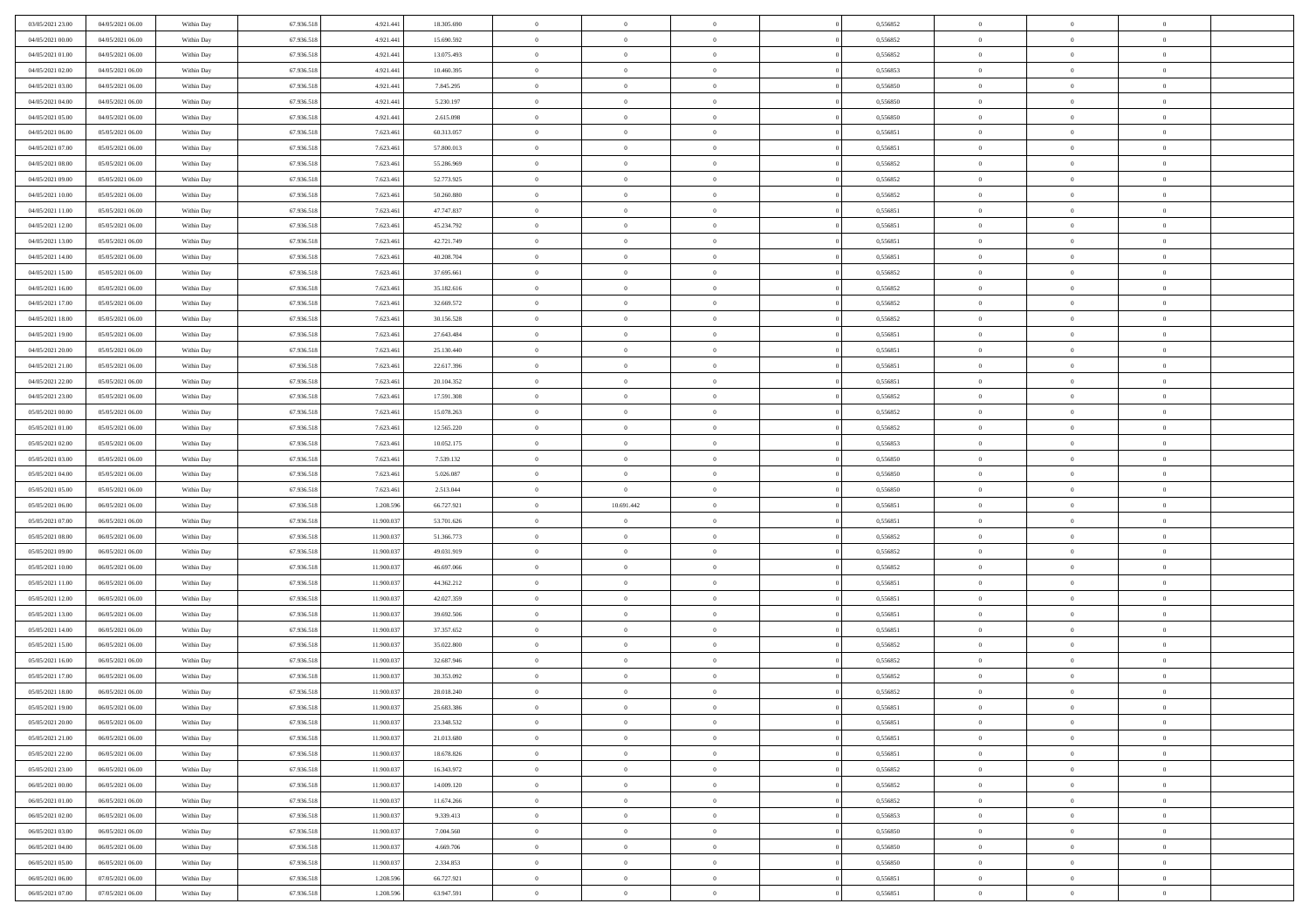| 03/05/2021 23:00 | 04/05/2021 06:00 | Within Day | 67.936.518 | 4.921.441 | 18.305.690 | 0 | 0 | 0 | | 0 | 0,556852 | 0 | 0 | 0 | |
|---|---|---|---|---|---|---|---|---|---|---|---|---|---|---|---|
| 04/05/2021 00:00 | 04/05/2021 06:00 | Within Day | 67.936.518 | 4.921.441 | 15.690.592 | 0 | 0 | 0 | | 0 | 0,556852 | 0 | 0 | 0 | |
| 04/05/2021 01:00 | 04/05/2021 06:00 | Within Day | 67.936.518 | 4.921.441 | 13.075.493 | 0 | 0 | 0 | | 0 | 0,556852 | 0 | 0 | 0 | |
| 04/05/2021 02:00 | 04/05/2021 06:00 | Within Day | 67.936.518 | 4.921.441 | 10.460.395 | 0 | 0 | 0 | | 0 | 0,556853 | 0 | 0 | 0 | |
| 04/05/2021 03:00 | 04/05/2021 06:00 | Within Day | 67.936.518 | 4.921.441 | 7.845.295 | 0 | 0 | 0 | | 0 | 0,556850 | 0 | 0 | 0 | |
| 04/05/2021 04:00 | 04/05/2021 06:00 | Within Day | 67.936.518 | 4.921.441 | 5.230.197 | 0 | 0 | 0 | | 0 | 0,556850 | 0 | 0 | 0 | |
| 04/05/2021 05:00 | 04/05/2021 06:00 | Within Day | 67.936.518 | 4.921.441 | 2.615.098 | 0 | 0 | 0 | | 0 | 0,556850 | 0 | 0 | 0 | |
| 04/05/2021 06:00 | 05/05/2021 06:00 | Within Day | 67.936.518 | 7.623.461 | 60.313.057 | 0 | 0 | 0 | | 0 | 0,556851 | 0 | 0 | 0 | |
| 04/05/2021 07:00 | 05/05/2021 06:00 | Within Day | 67.936.518 | 7.623.461 | 57.800.013 | 0 | 0 | 0 | | 0 | 0,556851 | 0 | 0 | 0 | |
| 04/05/2021 08:00 | 05/05/2021 06:00 | Within Day | 67.936.518 | 7.623.461 | 55.286.969 | 0 | 0 | 0 | | 0 | 0,556852 | 0 | 0 | 0 | |
| 04/05/2021 09:00 | 05/05/2021 06:00 | Within Day | 67.936.518 | 7.623.461 | 52.773.925 | 0 | 0 | 0 | | 0 | 0,556852 | 0 | 0 | 0 | |
| 04/05/2021 10:00 | 05/05/2021 06:00 | Within Day | 67.936.518 | 7.623.461 | 50.260.880 | 0 | 0 | 0 | | 0 | 0,556852 | 0 | 0 | 0 | |
| 04/05/2021 11:00 | 05/05/2021 06:00 | Within Day | 67.936.518 | 7.623.461 | 47.747.837 | 0 | 0 | 0 | | 0 | 0,556851 | 0 | 0 | 0 | |
| 04/05/2021 12:00 | 05/05/2021 06:00 | Within Day | 67.936.518 | 7.623.461 | 45.234.792 | 0 | 0 | 0 | | 0 | 0,556851 | 0 | 0 | 0 | |
| 04/05/2021 13:00 | 05/05/2021 06:00 | Within Day | 67.936.518 | 7.623.461 | 42.721.749 | 0 | 0 | 0 | | 0 | 0,556851 | 0 | 0 | 0 | |
| 04/05/2021 14:00 | 05/05/2021 06:00 | Within Day | 67.936.518 | 7.623.461 | 40.208.704 | 0 | 0 | 0 | | 0 | 0,556851 | 0 | 0 | 0 | |
| 04/05/2021 15:00 | 05/05/2021 06:00 | Within Day | 67.936.518 | 7.623.461 | 37.695.661 | 0 | 0 | 0 | | 0 | 0,556852 | 0 | 0 | 0 | |
| 04/05/2021 16:00 | 05/05/2021 06:00 | Within Day | 67.936.518 | 7.623.461 | 35.182.616 | 0 | 0 | 0 | | 0 | 0,556852 | 0 | 0 | 0 | |
| 04/05/2021 17:00 | 05/05/2021 06:00 | Within Day | 67.936.518 | 7.623.461 | 32.669.572 | 0 | 0 | 0 | | 0 | 0,556852 | 0 | 0 | 0 | |
| 04/05/2021 18:00 | 05/05/2021 06:00 | Within Day | 67.936.518 | 7.623.461 | 30.156.528 | 0 | 0 | 0 | | 0 | 0,556852 | 0 | 0 | 0 | |
| 04/05/2021 19:00 | 05/05/2021 06:00 | Within Day | 67.936.518 | 7.623.461 | 27.643.484 | 0 | 0 | 0 | | 0 | 0,556851 | 0 | 0 | 0 | |
| 04/05/2021 20:00 | 05/05/2021 06:00 | Within Day | 67.936.518 | 7.623.461 | 25.130.440 | 0 | 0 | 0 | | 0 | 0,556851 | 0 | 0 | 0 | |
| 04/05/2021 21:00 | 05/05/2021 06:00 | Within Day | 67.936.518 | 7.623.461 | 22.617.396 | 0 | 0 | 0 | | 0 | 0,556851 | 0 | 0 | 0 | |
| 04/05/2021 22:00 | 05/05/2021 06:00 | Within Day | 67.936.518 | 7.623.461 | 20.104.352 | 0 | 0 | 0 | | 0 | 0,556851 | 0 | 0 | 0 | |
| 04/05/2021 23:00 | 05/05/2021 06:00 | Within Day | 67.936.518 | 7.623.461 | 17.591.308 | 0 | 0 | 0 | | 0 | 0,556852 | 0 | 0 | 0 | |
| 05/05/2021 00:00 | 05/05/2021 06:00 | Within Day | 67.936.518 | 7.623.461 | 15.078.263 | 0 | 0 | 0 | | 0 | 0,556852 | 0 | 0 | 0 | |
| 05/05/2021 01:00 | 05/05/2021 06:00 | Within Day | 67.936.518 | 7.623.461 | 12.565.220 | 0 | 0 | 0 | | 0 | 0,556852 | 0 | 0 | 0 | |
| 05/05/2021 02:00 | 05/05/2021 06:00 | Within Day | 67.936.518 | 7.623.461 | 10.052.175 | 0 | 0 | 0 | | 0 | 0,556853 | 0 | 0 | 0 | |
| 05/05/2021 03:00 | 05/05/2021 06:00 | Within Day | 67.936.518 | 7.623.461 | 7.539.132 | 0 | 0 | 0 | | 0 | 0,556850 | 0 | 0 | 0 | |
| 05/05/2021 04:00 | 05/05/2021 06:00 | Within Day | 67.936.518 | 7.623.461 | 5.026.087 | 0 | 0 | 0 | | 0 | 0,556850 | 0 | 0 | 0 | |
| 05/05/2021 05:00 | 05/05/2021 06:00 | Within Day | 67.936.518 | 7.623.461 | 2.513.044 | 0 | 0 | 0 | | 0 | 0,556850 | 0 | 0 | 0 | |
| 05/05/2021 06:00 | 06/05/2021 06:00 | Within Day | 67.936.518 | 1.208.596 | 66.727.921 | 0 | 10.691.442 | 0 | | 0 | 0,556851 | 0 | 0 | 0 | |
| 05/05/2021 07:00 | 06/05/2021 06:00 | Within Day | 67.936.518 | 11.900.037 | 53.701.626 | 0 | 0 | 0 | | 0 | 0,556851 | 0 | 0 | 0 | |
| 05/05/2021 08:00 | 06/05/2021 06:00 | Within Day | 67.936.518 | 11.900.037 | 51.366.773 | 0 | 0 | 0 | | 0 | 0,556852 | 0 | 0 | 0 | |
| 05/05/2021 09:00 | 06/05/2021 06:00 | Within Day | 67.936.518 | 11.900.037 | 49.031.919 | 0 | 0 | 0 | | 0 | 0,556852 | 0 | 0 | 0 | |
| 05/05/2021 10:00 | 06/05/2021 06:00 | Within Day | 67.936.518 | 11.900.037 | 46.697.066 | 0 | 0 | 0 | | 0 | 0,556852 | 0 | 0 | 0 | |
| 05/05/2021 11:00 | 06/05/2021 06:00 | Within Day | 67.936.518 | 11.900.037 | 44.362.212 | 0 | 0 | 0 | | 0 | 0,556851 | 0 | 0 | 0 | |
| 05/05/2021 12:00 | 06/05/2021 06:00 | Within Day | 67.936.518 | 11.900.037 | 42.027.359 | 0 | 0 | 0 | | 0 | 0,556851 | 0 | 0 | 0 | |
| 05/05/2021 13:00 | 06/05/2021 06:00 | Within Day | 67.936.518 | 11.900.037 | 39.692.506 | 0 | 0 | 0 | | 0 | 0,556851 | 0 | 0 | 0 | |
| 05/05/2021 14:00 | 06/05/2021 06:00 | Within Day | 67.936.518 | 11.900.037 | 37.357.652 | 0 | 0 | 0 | | 0 | 0,556851 | 0 | 0 | 0 | |
| 05/05/2021 15:00 | 06/05/2021 06:00 | Within Day | 67.936.518 | 11.900.037 | 35.022.800 | 0 | 0 | 0 | | 0 | 0,556852 | 0 | 0 | 0 | |
| 05/05/2021 16:00 | 06/05/2021 06:00 | Within Day | 67.936.518 | 11.900.037 | 32.687.946 | 0 | 0 | 0 | | 0 | 0,556852 | 0 | 0 | 0 | |
| 05/05/2021 17:00 | 06/05/2021 06:00 | Within Day | 67.936.518 | 11.900.037 | 30.353.092 | 0 | 0 | 0 | | 0 | 0,556852 | 0 | 0 | 0 | |
| 05/05/2021 18:00 | 06/05/2021 06:00 | Within Day | 67.936.518 | 11.900.037 | 28.018.240 | 0 | 0 | 0 | | 0 | 0,556852 | 0 | 0 | 0 | |
| 05/05/2021 19:00 | 06/05/2021 06:00 | Within Day | 67.936.518 | 11.900.037 | 25.683.386 | 0 | 0 | 0 | | 0 | 0,556851 | 0 | 0 | 0 | |
| 05/05/2021 20:00 | 06/05/2021 06:00 | Within Day | 67.936.518 | 11.900.037 | 23.348.532 | 0 | 0 | 0 | | 0 | 0,556851 | 0 | 0 | 0 | |
| 05/05/2021 21:00 | 06/05/2021 06:00 | Within Day | 67.936.518 | 11.900.037 | 21.013.680 | 0 | 0 | 0 | | 0 | 0,556851 | 0 | 0 | 0 | |
| 05/05/2021 22:00 | 06/05/2021 06:00 | Within Day | 67.936.518 | 11.900.037 | 18.678.826 | 0 | 0 | 0 | | 0 | 0,556851 | 0 | 0 | 0 | |
| 05/05/2021 23:00 | 06/05/2021 06:00 | Within Day | 67.936.518 | 11.900.037 | 16.343.972 | 0 | 0 | 0 | | 0 | 0,556852 | 0 | 0 | 0 | |
| 06/05/2021 00:00 | 06/05/2021 06:00 | Within Day | 67.936.518 | 11.900.037 | 14.009.120 | 0 | 0 | 0 | | 0 | 0,556852 | 0 | 0 | 0 | |
| 06/05/2021 01:00 | 06/05/2021 06:00 | Within Day | 67.936.518 | 11.900.037 | 11.674.266 | 0 | 0 | 0 | | 0 | 0,556852 | 0 | 0 | 0 | |
| 06/05/2021 02:00 | 06/05/2021 06:00 | Within Day | 67.936.518 | 11.900.037 | 9.339.413 | 0 | 0 | 0 | | 0 | 0,556853 | 0 | 0 | 0 | |
| 06/05/2021 03:00 | 06/05/2021 06:00 | Within Day | 67.936.518 | 11.900.037 | 7.004.560 | 0 | 0 | 0 | | 0 | 0,556850 | 0 | 0 | 0 | |
| 06/05/2021 04:00 | 06/05/2021 06:00 | Within Day | 67.936.518 | 11.900.037 | 4.669.706 | 0 | 0 | 0 | | 0 | 0,556850 | 0 | 0 | 0 | |
| 06/05/2021 05:00 | 06/05/2021 06:00 | Within Day | 67.936.518 | 11.900.037 | 2.334.853 | 0 | 0 | 0 | | 0 | 0,556850 | 0 | 0 | 0 | |
| 06/05/2021 06:00 | 07/05/2021 06:00 | Within Day | 67.936.518 | 1.208.596 | 66.727.921 | 0 | 0 | 0 | | 0 | 0,556851 | 0 | 0 | 0 | |
| 06/05/2021 07:00 | 07/05/2021 06:00 | Within Day | 67.936.518 | 1.208.596 | 63.947.591 | 0 | 0 | 0 | | 0 | 0,556851 | 0 | 0 | 0 | |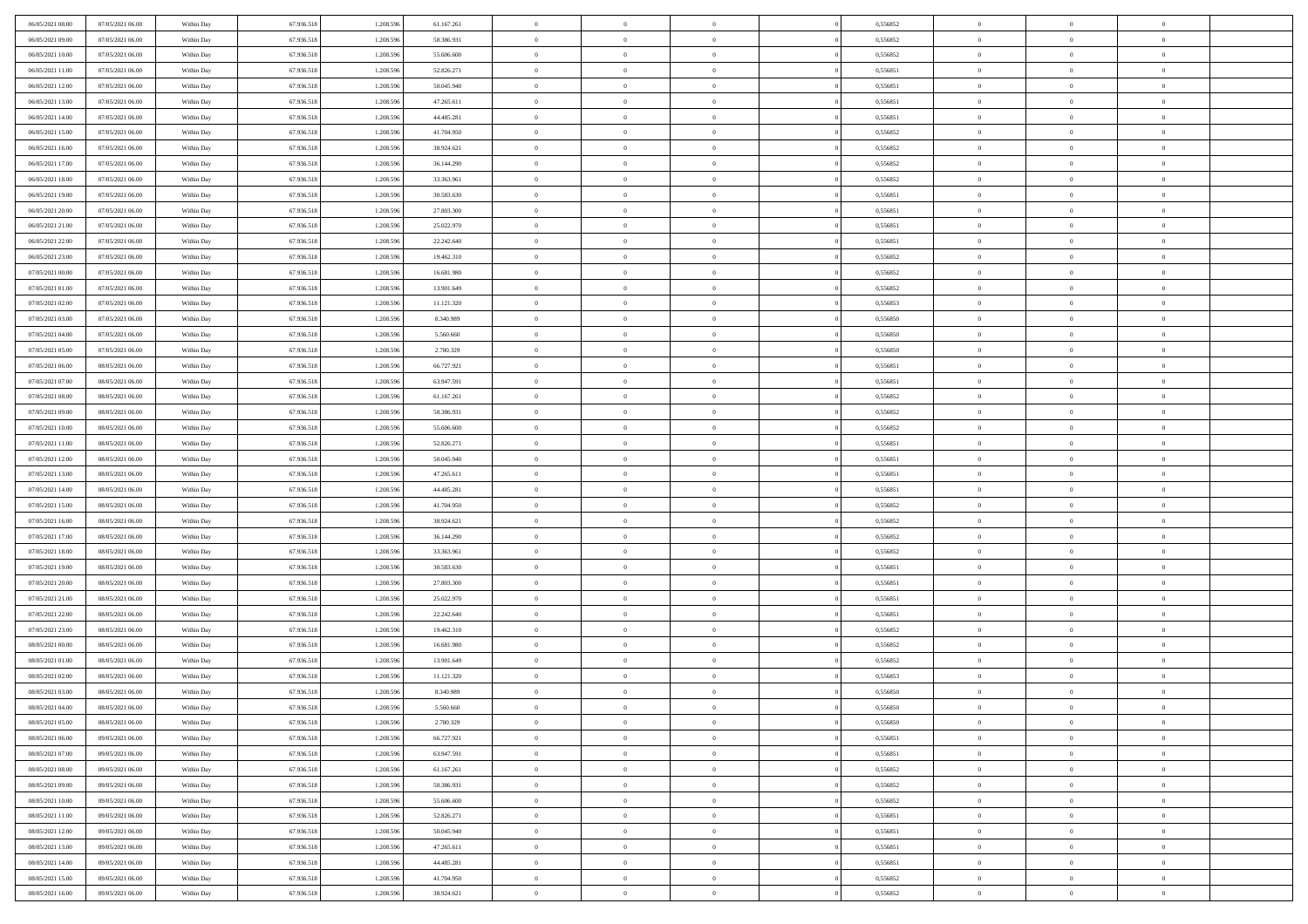| | | | | | | | | | | | | | | |
|---|---|---|---|---|---|---|---|---|---|---|---|---|---|---|
| 06/05/2021 08.00 | 07/05/2021 06.00 | Within Day | 67.936.518 | 1.208.596 | 61.167.261 | 0 | 0 | 0 | 0 | 0,556852 | 0 | 0 | 0 | |
| 06/05/2021 09.00 | 07/05/2021 06.00 | Within Day | 67.936.518 | 1.208.596 | 58.386.931 | 0 | 0 | 0 | 0 | 0,556852 | 0 | 0 | 0 | |
| 06/05/2021 10.00 | 07/05/2021 06.00 | Within Day | 67.936.518 | 1.208.596 | 55.606.600 | 0 | 0 | 0 | 0 | 0,556852 | 0 | 0 | 0 | |
| 06/05/2021 11.00 | 07/05/2021 06.00 | Within Day | 67.936.518 | 1.208.596 | 52.826.271 | 0 | 0 | 0 | 0 | 0,556851 | 0 | 0 | 0 | |
| 06/05/2021 12.00 | 07/05/2021 06.00 | Within Day | 67.936.518 | 1.208.596 | 50.045.940 | 0 | 0 | 0 | 0 | 0,556851 | 0 | 0 | 0 | |
| 06/05/2021 13.00 | 07/05/2021 06.00 | Within Day | 67.936.518 | 1.208.596 | 47.265.611 | 0 | 0 | 0 | 0 | 0,556851 | 0 | 0 | 0 | |
| 06/05/2021 14.00 | 07/05/2021 06.00 | Within Day | 67.936.518 | 1.208.596 | 44.485.281 | 0 | 0 | 0 | 0 | 0,556851 | 0 | 0 | 0 | |
| 06/05/2021 15.00 | 07/05/2021 06.00 | Within Day | 67.936.518 | 1.208.596 | 41.704.950 | 0 | 0 | 0 | 0 | 0,556852 | 0 | 0 | 0 | |
| 06/05/2021 16.00 | 07/05/2021 06.00 | Within Day | 67.936.518 | 1.208.596 | 38.924.621 | 0 | 0 | 0 | 0 | 0,556852 | 0 | 0 | 0 | |
| 06/05/2021 17.00 | 07/05/2021 06.00 | Within Day | 67.936.518 | 1.208.596 | 36.144.290 | 0 | 0 | 0 | 0 | 0,556852 | 0 | 0 | 0 | |
| 06/05/2021 18.00 | 07/05/2021 06.00 | Within Day | 67.936.518 | 1.208.596 | 33.363.961 | 0 | 0 | 0 | 0 | 0,556852 | 0 | 0 | 0 | |
| 06/05/2021 19.00 | 07/05/2021 06.00 | Within Day | 67.936.518 | 1.208.596 | 30.583.630 | 0 | 0 | 0 | 0 | 0,556851 | 0 | 0 | 0 | |
| 06/05/2021 20.00 | 07/05/2021 06.00 | Within Day | 67.936.518 | 1.208.596 | 27.803.300 | 0 | 0 | 0 | 0 | 0,556851 | 0 | 0 | 0 | |
| 06/05/2021 21.00 | 07/05/2021 06.00 | Within Day | 67.936.518 | 1.208.596 | 25.022.970 | 0 | 0 | 0 | 0 | 0,556851 | 0 | 0 | 0 | |
| 06/05/2021 22.00 | 07/05/2021 06.00 | Within Day | 67.936.518 | 1.208.596 | 22.242.640 | 0 | 0 | 0 | 0 | 0,556851 | 0 | 0 | 0 | |
| 06/05/2021 23.00 | 07/05/2021 06.00 | Within Day | 67.936.518 | 1.208.596 | 19.462.310 | 0 | 0 | 0 | 0 | 0,556852 | 0 | 0 | 0 | |
| 07/05/2021 00.00 | 07/05/2021 06.00 | Within Day | 67.936.518 | 1.208.596 | 16.681.980 | 0 | 0 | 0 | 0 | 0,556852 | 0 | 0 | 0 | |
| 07/05/2021 01.00 | 07/05/2021 06.00 | Within Day | 67.936.518 | 1.208.596 | 13.901.649 | 0 | 0 | 0 | 0 | 0,556852 | 0 | 0 | 0 | |
| 07/05/2021 02.00 | 07/05/2021 06.00 | Within Day | 67.936.518 | 1.208.596 | 11.121.320 | 0 | 0 | 0 | 0 | 0,556853 | 0 | 0 | 0 | |
| 07/05/2021 03.00 | 07/05/2021 06.00 | Within Day | 67.936.518 | 1.208.596 | 8.340.989 | 0 | 0 | 0 | 0 | 0,556850 | 0 | 0 | 0 | |
| 07/05/2021 04.00 | 07/05/2021 06.00 | Within Day | 67.936.518 | 1.208.596 | 5.560.660 | 0 | 0 | 0 | 0 | 0,556850 | 0 | 0 | 0 | |
| 07/05/2021 05.00 | 07/05/2021 06.00 | Within Day | 67.936.518 | 1.208.596 | 2.780.329 | 0 | 0 | 0 | 0 | 0,556850 | 0 | 0 | 0 | |
| 07/05/2021 06.00 | 08/05/2021 06.00 | Within Day | 67.936.518 | 1.208.596 | 66.727.921 | 0 | 0 | 0 | 0 | 0,556851 | 0 | 0 | 0 | |
| 07/05/2021 07.00 | 08/05/2021 06.00 | Within Day | 67.936.518 | 1.208.596 | 63.947.591 | 0 | 0 | 0 | 0 | 0,556851 | 0 | 0 | 0 | |
| 07/05/2021 08.00 | 08/05/2021 06.00 | Within Day | 67.936.518 | 1.208.596 | 61.167.261 | 0 | 0 | 0 | 0 | 0,556852 | 0 | 0 | 0 | |
| 07/05/2021 09.00 | 08/05/2021 06.00 | Within Day | 67.936.518 | 1.208.596 | 58.386.931 | 0 | 0 | 0 | 0 | 0,556852 | 0 | 0 | 0 | |
| 07/05/2021 10.00 | 08/05/2021 06.00 | Within Day | 67.936.518 | 1.208.596 | 55.606.600 | 0 | 0 | 0 | 0 | 0,556852 | 0 | 0 | 0 | |
| 07/05/2021 11.00 | 08/05/2021 06.00 | Within Day | 67.936.518 | 1.208.596 | 52.826.271 | 0 | 0 | 0 | 0 | 0,556851 | 0 | 0 | 0 | |
| 07/05/2021 12.00 | 08/05/2021 06.00 | Within Day | 67.936.518 | 1.208.596 | 50.045.940 | 0 | 0 | 0 | 0 | 0,556851 | 0 | 0 | 0 | |
| 07/05/2021 13.00 | 08/05/2021 06.00 | Within Day | 67.936.518 | 1.208.596 | 47.265.611 | 0 | 0 | 0 | 0 | 0,556851 | 0 | 0 | 0 | |
| 07/05/2021 14.00 | 08/05/2021 06.00 | Within Day | 67.936.518 | 1.208.596 | 44.485.281 | 0 | 0 | 0 | 0 | 0,556851 | 0 | 0 | 0 | |
| 07/05/2021 15.00 | 08/05/2021 06.00 | Within Day | 67.936.518 | 1.208.596 | 41.704.950 | 0 | 0 | 0 | 0 | 0,556852 | 0 | 0 | 0 | |
| 07/05/2021 16.00 | 08/05/2021 06.00 | Within Day | 67.936.518 | 1.208.596 | 38.924.621 | 0 | 0 | 0 | 0 | 0,556852 | 0 | 0 | 0 | |
| 07/05/2021 17.00 | 08/05/2021 06.00 | Within Day | 67.936.518 | 1.208.596 | 36.144.290 | 0 | 0 | 0 | 0 | 0,556852 | 0 | 0 | 0 | |
| 07/05/2021 18.00 | 08/05/2021 06.00 | Within Day | 67.936.518 | 1.208.596 | 33.363.961 | 0 | 0 | 0 | 0 | 0,556852 | 0 | 0 | 0 | |
| 07/05/2021 19.00 | 08/05/2021 06.00 | Within Day | 67.936.518 | 1.208.596 | 30.583.630 | 0 | 0 | 0 | 0 | 0,556851 | 0 | 0 | 0 | |
| 07/05/2021 20.00 | 08/05/2021 06.00 | Within Day | 67.936.518 | 1.208.596 | 27.803.300 | 0 | 0 | 0 | 0 | 0,556851 | 0 | 0 | 0 | |
| 07/05/2021 21.00 | 08/05/2021 06.00 | Within Day | 67.936.518 | 1.208.596 | 25.022.970 | 0 | 0 | 0 | 0 | 0,556851 | 0 | 0 | 0 | |
| 07/05/2021 22.00 | 08/05/2021 06.00 | Within Day | 67.936.518 | 1.208.596 | 22.242.640 | 0 | 0 | 0 | 0 | 0,556851 | 0 | 0 | 0 | |
| 07/05/2021 23.00 | 08/05/2021 06.00 | Within Day | 67.936.518 | 1.208.596 | 19.462.310 | 0 | 0 | 0 | 0 | 0,556852 | 0 | 0 | 0 | |
| 08/05/2021 00.00 | 08/05/2021 06.00 | Within Day | 67.936.518 | 1.208.596 | 16.681.980 | 0 | 0 | 0 | 0 | 0,556852 | 0 | 0 | 0 | |
| 08/05/2021 01.00 | 08/05/2021 06.00 | Within Day | 67.936.518 | 1.208.596 | 13.901.649 | 0 | 0 | 0 | 0 | 0,556852 | 0 | 0 | 0 | |
| 08/05/2021 02.00 | 08/05/2021 06.00 | Within Day | 67.936.518 | 1.208.596 | 11.121.320 | 0 | 0 | 0 | 0 | 0,556853 | 0 | 0 | 0 | |
| 08/05/2021 03.00 | 08/05/2021 06.00 | Within Day | 67.936.518 | 1.208.596 | 8.340.989 | 0 | 0 | 0 | 0 | 0,556850 | 0 | 0 | 0 | |
| 08/05/2021 04.00 | 08/05/2021 06.00 | Within Day | 67.936.518 | 1.208.596 | 5.560.660 | 0 | 0 | 0 | 0 | 0,556850 | 0 | 0 | 0 | |
| 08/05/2021 05.00 | 08/05/2021 06.00 | Within Day | 67.936.518 | 1.208.596 | 2.780.329 | 0 | 0 | 0 | 0 | 0,556850 | 0 | 0 | 0 | |
| 08/05/2021 06.00 | 09/05/2021 06.00 | Within Day | 67.936.518 | 1.208.596 | 66.727.921 | 0 | 0 | 0 | 0 | 0,556851 | 0 | 0 | 0 | |
| 08/05/2021 07.00 | 09/05/2021 06.00 | Within Day | 67.936.518 | 1.208.596 | 63.947.591 | 0 | 0 | 0 | 0 | 0,556851 | 0 | 0 | 0 | |
| 08/05/2021 08.00 | 09/05/2021 06.00 | Within Day | 67.936.518 | 1.208.596 | 61.167.261 | 0 | 0 | 0 | 0 | 0,556852 | 0 | 0 | 0 | |
| 08/05/2021 09.00 | 09/05/2021 06.00 | Within Day | 67.936.518 | 1.208.596 | 58.386.931 | 0 | 0 | 0 | 0 | 0,556852 | 0 | 0 | 0 | |
| 08/05/2021 10.00 | 09/05/2021 06.00 | Within Day | 67.936.518 | 1.208.596 | 55.606.600 | 0 | 0 | 0 | 0 | 0,556852 | 0 | 0 | 0 | |
| 08/05/2021 11.00 | 09/05/2021 06.00 | Within Day | 67.936.518 | 1.208.596 | 52.826.271 | 0 | 0 | 0 | 0 | 0,556851 | 0 | 0 | 0 | |
| 08/05/2021 12.00 | 09/05/2021 06.00 | Within Day | 67.936.518 | 1.208.596 | 50.045.940 | 0 | 0 | 0 | 0 | 0,556851 | 0 | 0 | 0 | |
| 08/05/2021 13.00 | 09/05/2021 06.00 | Within Day | 67.936.518 | 1.208.596 | 47.265.611 | 0 | 0 | 0 | 0 | 0,556851 | 0 | 0 | 0 | |
| 08/05/2021 14.00 | 09/05/2021 06.00 | Within Day | 67.936.518 | 1.208.596 | 44.485.281 | 0 | 0 | 0 | 0 | 0,556851 | 0 | 0 | 0 | |
| 08/05/2021 15.00 | 09/05/2021 06.00 | Within Day | 67.936.518 | 1.208.596 | 41.704.950 | 0 | 0 | 0 | 0 | 0,556852 | 0 | 0 | 0 | |
| 08/05/2021 16.00 | 09/05/2021 06.00 | Within Day | 67.936.518 | 1.208.596 | 38.924.621 | 0 | 0 | 0 | 0 | 0,556852 | 0 | 0 | 0 | |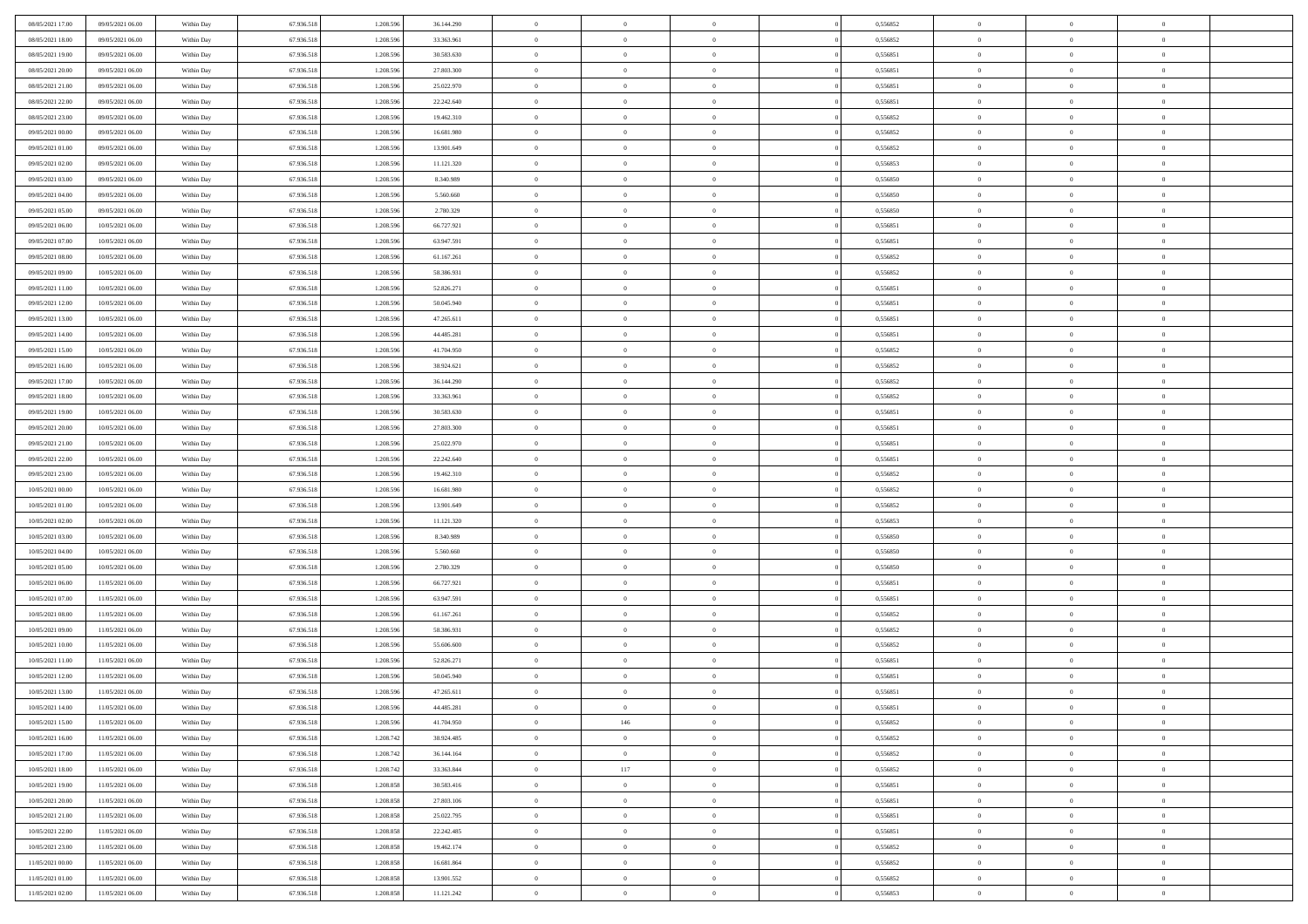| | | | | | | | | | | | | | | |
|---|---|---|---|---|---|---|---|---|---|---|---|---|---|---|
| 08/05/2021 17:00 | 09/05/2021 06:00 | Within Day | 67.936.518 | 1.208.596 | 36.144.290 | 0 | 0 | 0 | | 0 | 0,556852 | 0 | 0 | 0 |
| 08/05/2021 18:00 | 09/05/2021 06:00 | Within Day | 67.936.518 | 1.208.596 | 33.363.961 | 0 | 0 | 0 | | 0 | 0,556852 | 0 | 0 | 0 |
| 08/05/2021 19:00 | 09/05/2021 06:00 | Within Day | 67.936.518 | 1.208.596 | 30.583.630 | 0 | 0 | 0 | | 0 | 0,556851 | 0 | 0 | 0 |
| 08/05/2021 20:00 | 09/05/2021 06:00 | Within Day | 67.936.518 | 1.208.596 | 27.803.300 | 0 | 0 | 0 | | 0 | 0,556851 | 0 | 0 | 0 |
| 08/05/2021 21:00 | 09/05/2021 06:00 | Within Day | 67.936.518 | 1.208.596 | 25.022.970 | 0 | 0 | 0 | | 0 | 0,556851 | 0 | 0 | 0 |
| 08/05/2021 22:00 | 09/05/2021 06:00 | Within Day | 67.936.518 | 1.208.596 | 22.242.640 | 0 | 0 | 0 | | 0 | 0,556851 | 0 | 0 | 0 |
| 08/05/2021 23:00 | 09/05/2021 06:00 | Within Day | 67.936.518 | 1.208.596 | 19.462.310 | 0 | 0 | 0 | | 0 | 0,556852 | 0 | 0 | 0 |
| 09/05/2021 00:00 | 09/05/2021 06:00 | Within Day | 67.936.518 | 1.208.596 | 16.681.980 | 0 | 0 | 0 | | 0 | 0,556852 | 0 | 0 | 0 |
| 09/05/2021 01:00 | 09/05/2021 06:00 | Within Day | 67.936.518 | 1.208.596 | 13.901.649 | 0 | 0 | 0 | | 0 | 0,556852 | 0 | 0 | 0 |
| 09/05/2021 02:00 | 09/05/2021 06:00 | Within Day | 67.936.518 | 1.208.596 | 11.121.320 | 0 | 0 | 0 | | 0 | 0,556853 | 0 | 0 | 0 |
| 09/05/2021 03:00 | 09/05/2021 06:00 | Within Day | 67.936.518 | 1.208.596 | 8.340.989 | 0 | 0 | 0 | | 0 | 0,556850 | 0 | 0 | 0 |
| 09/05/2021 04:00 | 09/05/2021 06:00 | Within Day | 67.936.518 | 1.208.596 | 5.560.660 | 0 | 0 | 0 | | 0 | 0,556850 | 0 | 0 | 0 |
| 09/05/2021 05:00 | 09/05/2021 06:00 | Within Day | 67.936.518 | 1.208.596 | 2.780.329 | 0 | 0 | 0 | | 0 | 0,556850 | 0 | 0 | 0 |
| 09/05/2021 06:00 | 10/05/2021 06:00 | Within Day | 67.936.518 | 1.208.596 | 66.727.921 | 0 | 0 | 0 | | 0 | 0,556851 | 0 | 0 | 0 |
| 09/05/2021 07:00 | 10/05/2021 06:00 | Within Day | 67.936.518 | 1.208.596 | 63.947.591 | 0 | 0 | 0 | | 0 | 0,556851 | 0 | 0 | 0 |
| 09/05/2021 08:00 | 10/05/2021 06:00 | Within Day | 67.936.518 | 1.208.596 | 61.167.261 | 0 | 0 | 0 | | 0 | 0,556852 | 0 | 0 | 0 |
| 09/05/2021 09:00 | 10/05/2021 06:00 | Within Day | 67.936.518 | 1.208.596 | 58.386.931 | 0 | 0 | 0 | | 0 | 0,556852 | 0 | 0 | 0 |
| 09/05/2021 11:00 | 10/05/2021 06:00 | Within Day | 67.936.518 | 1.208.596 | 52.826.271 | 0 | 0 | 0 | | 0 | 0,556851 | 0 | 0 | 0 |
| 09/05/2021 12:00 | 10/05/2021 06:00 | Within Day | 67.936.518 | 1.208.596 | 50.045.940 | 0 | 0 | 0 | | 0 | 0,556851 | 0 | 0 | 0 |
| 09/05/2021 13:00 | 10/05/2021 06:00 | Within Day | 67.936.518 | 1.208.596 | 47.265.611 | 0 | 0 | 0 | | 0 | 0,556851 | 0 | 0 | 0 |
| 09/05/2021 14:00 | 10/05/2021 06:00 | Within Day | 67.936.518 | 1.208.596 | 44.485.281 | 0 | 0 | 0 | | 0 | 0,556851 | 0 | 0 | 0 |
| 09/05/2021 15:00 | 10/05/2021 06:00 | Within Day | 67.936.518 | 1.208.596 | 41.704.950 | 0 | 0 | 0 | | 0 | 0,556852 | 0 | 0 | 0 |
| 09/05/2021 16:00 | 10/05/2021 06:00 | Within Day | 67.936.518 | 1.208.596 | 38.924.621 | 0 | 0 | 0 | | 0 | 0,556852 | 0 | 0 | 0 |
| 09/05/2021 17:00 | 10/05/2021 06:00 | Within Day | 67.936.518 | 1.208.596 | 36.144.290 | 0 | 0 | 0 | | 0 | 0,556852 | 0 | 0 | 0 |
| 09/05/2021 18:00 | 10/05/2021 06:00 | Within Day | 67.936.518 | 1.208.596 | 33.363.961 | 0 | 0 | 0 | | 0 | 0,556852 | 0 | 0 | 0 |
| 09/05/2021 19:00 | 10/05/2021 06:00 | Within Day | 67.936.518 | 1.208.596 | 30.583.630 | 0 | 0 | 0 | | 0 | 0,556851 | 0 | 0 | 0 |
| 09/05/2021 20:00 | 10/05/2021 06:00 | Within Day | 67.936.518 | 1.208.596 | 27.803.300 | 0 | 0 | 0 | | 0 | 0,556851 | 0 | 0 | 0 |
| 09/05/2021 21:00 | 10/05/2021 06:00 | Within Day | 67.936.518 | 1.208.596 | 25.022.970 | 0 | 0 | 0 | | 0 | 0,556851 | 0 | 0 | 0 |
| 09/05/2021 22:00 | 10/05/2021 06:00 | Within Day | 67.936.518 | 1.208.596 | 22.242.640 | 0 | 0 | 0 | | 0 | 0,556851 | 0 | 0 | 0 |
| 09/05/2021 23:00 | 10/05/2021 06:00 | Within Day | 67.936.518 | 1.208.596 | 19.462.310 | 0 | 0 | 0 | | 0 | 0,556852 | 0 | 0 | 0 |
| 10/05/2021 00:00 | 10/05/2021 06:00 | Within Day | 67.936.518 | 1.208.596 | 16.681.980 | 0 | 0 | 0 | | 0 | 0,556852 | 0 | 0 | 0 |
| 10/05/2021 01:00 | 10/05/2021 06:00 | Within Day | 67.936.518 | 1.208.596 | 13.901.649 | 0 | 0 | 0 | | 0 | 0,556852 | 0 | 0 | 0 |
| 10/05/2021 02:00 | 10/05/2021 06:00 | Within Day | 67.936.518 | 1.208.596 | 11.121.320 | 0 | 0 | 0 | | 0 | 0,556853 | 0 | 0 | 0 |
| 10/05/2021 03:00 | 10/05/2021 06:00 | Within Day | 67.936.518 | 1.208.596 | 8.340.989 | 0 | 0 | 0 | | 0 | 0,556850 | 0 | 0 | 0 |
| 10/05/2021 04:00 | 10/05/2021 06:00 | Within Day | 67.936.518 | 1.208.596 | 5.560.660 | 0 | 0 | 0 | | 0 | 0,556850 | 0 | 0 | 0 |
| 10/05/2021 05:00 | 10/05/2021 06:00 | Within Day | 67.936.518 | 1.208.596 | 2.780.329 | 0 | 0 | 0 | | 0 | 0,556850 | 0 | 0 | 0 |
| 10/05/2021 06:00 | 11/05/2021 06:00 | Within Day | 67.936.518 | 1.208.596 | 66.727.921 | 0 | 0 | 0 | | 0 | 0,556851 | 0 | 0 | 0 |
| 10/05/2021 07:00 | 11/05/2021 06:00 | Within Day | 67.936.518 | 1.208.596 | 63.947.591 | 0 | 0 | 0 | | 0 | 0,556851 | 0 | 0 | 0 |
| 10/05/2021 08:00 | 11/05/2021 06:00 | Within Day | 67.936.518 | 1.208.596 | 61.167.261 | 0 | 0 | 0 | | 0 | 0,556852 | 0 | 0 | 0 |
| 10/05/2021 09:00 | 11/05/2021 06:00 | Within Day | 67.936.518 | 1.208.596 | 58.386.931 | 0 | 0 | 0 | | 0 | 0,556852 | 0 | 0 | 0 |
| 10/05/2021 10:00 | 11/05/2021 06:00 | Within Day | 67.936.518 | 1.208.596 | 55.606.600 | 0 | 0 | 0 | | 0 | 0,556852 | 0 | 0 | 0 |
| 10/05/2021 11:00 | 11/05/2021 06:00 | Within Day | 67.936.518 | 1.208.596 | 52.826.271 | 0 | 0 | 0 | | 0 | 0,556851 | 0 | 0 | 0 |
| 10/05/2021 12:00 | 11/05/2021 06:00 | Within Day | 67.936.518 | 1.208.596 | 50.045.940 | 0 | 0 | 0 | | 0 | 0,556851 | 0 | 0 | 0 |
| 10/05/2021 13:00 | 11/05/2021 06:00 | Within Day | 67.936.518 | 1.208.596 | 47.265.611 | 0 | 0 | 0 | | 0 | 0,556851 | 0 | 0 | 0 |
| 10/05/2021 14:00 | 11/05/2021 06:00 | Within Day | 67.936.518 | 1.208.596 | 44.485.281 | 0 | 0 | 0 | | 0 | 0,556851 | 0 | 0 | 0 |
| 10/05/2021 15:00 | 11/05/2021 06:00 | Within Day | 67.936.518 | 1.208.596 | 41.704.950 | 0 | 146 | 0 | | 0 | 0,556852 | 0 | 0 | 0 |
| 10/05/2021 16:00 | 11/05/2021 06:00 | Within Day | 67.936.518 | 1.208.742 | 38.924.485 | 0 | 0 | 0 | | 0 | 0,556852 | 0 | 0 | 0 |
| 10/05/2021 17:00 | 11/05/2021 06:00 | Within Day | 67.936.518 | 1.208.742 | 36.144.164 | 0 | 0 | 0 | | 0 | 0,556852 | 0 | 0 | 0 |
| 10/05/2021 18:00 | 11/05/2021 06:00 | Within Day | 67.936.518 | 1.208.742 | 33.363.844 | 0 | 117 | 0 | | 0 | 0,556852 | 0 | 0 | 0 |
| 10/05/2021 19:00 | 11/05/2021 06:00 | Within Day | 67.936.518 | 1.208.858 | 30.583.416 | 0 | 0 | 0 | | 0 | 0,556851 | 0 | 0 | 0 |
| 10/05/2021 20:00 | 11/05/2021 06:00 | Within Day | 67.936.518 | 1.208.858 | 27.803.106 | 0 | 0 | 0 | | 0 | 0,556851 | 0 | 0 | 0 |
| 10/05/2021 21:00 | 11/05/2021 06:00 | Within Day | 67.936.518 | 1.208.858 | 25.022.795 | 0 | 0 | 0 | | 0 | 0,556851 | 0 | 0 | 0 |
| 10/05/2021 22:00 | 11/05/2021 06:00 | Within Day | 67.936.518 | 1.208.858 | 22.242.485 | 0 | 0 | 0 | | 0 | 0,556851 | 0 | 0 | 0 |
| 10/05/2021 23:00 | 11/05/2021 06:00 | Within Day | 67.936.518 | 1.208.858 | 19.462.174 | 0 | 0 | 0 | | 0 | 0,556852 | 0 | 0 | 0 |
| 11/05/2021 00:00 | 11/05/2021 06:00 | Within Day | 67.936.518 | 1.208.858 | 16.681.864 | 0 | 0 | 0 | | 0 | 0,556852 | 0 | 0 | 0 |
| 11/05/2021 01:00 | 11/05/2021 06:00 | Within Day | 67.936.518 | 1.208.858 | 13.901.552 | 0 | 0 | 0 | | 0 | 0,556852 | 0 | 0 | 0 |
| 11/05/2021 02:00 | 11/05/2021 06:00 | Within Day | 67.936.518 | 1.208.858 | 11.121.242 | 0 | 0 | 0 | | 0 | 0,556853 | 0 | 0 | 0 |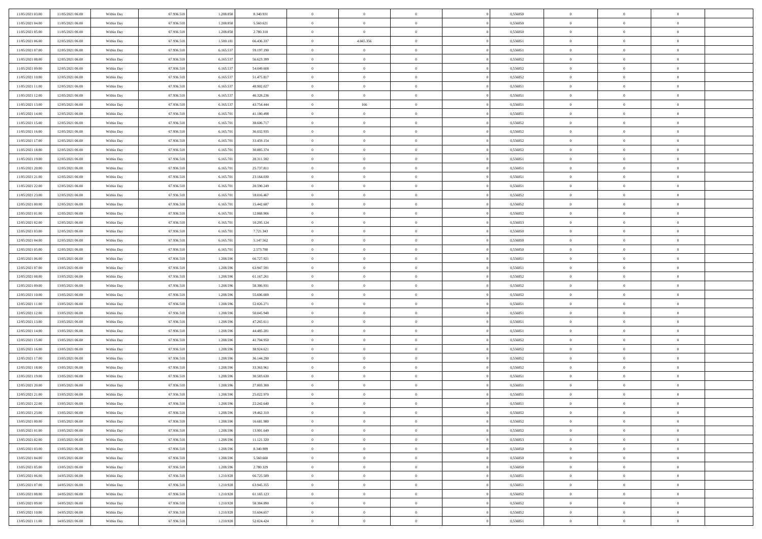| | | | | | | | | | | | | | | |
|---|---|---|---|---|---|---|---|---|---|---|---|---|---|---|
| 11/05/2021 03:00 | 11/05/2021 06:00 | Within Day | 67.936.518 | 1.208.858 | 8.340.931 | 0 | 0 | 0 | | 0,556850 | 0 | 0 | 0 | |
| 11/05/2021 04:00 | 11/05/2021 06:00 | Within Day | 67.936.518 | 1.208.858 | 5.560.621 | 0 | 0 | 0 | | 0,556850 | 0 | 0 | 0 | |
| 11/05/2021 05:00 | 11/05/2021 06:00 | Within Day | 67.936.518 | 1.208.858 | 2.780.310 | 0 | 0 | 0 | | 0,556850 | 0 | 0 | 0 | |
| 11/05/2021 06:00 | 12/05/2021 06:00 | Within Day | 67.936.518 | 1.500.181 | 66.436.337 | 0 | 4.665.356 | 0 | | 0,556851 | 0 | 0 | 0 | |
| 11/05/2021 07:00 | 12/05/2021 06:00 | Within Day | 67.936.518 | 6.165.537 | 59.197.190 | 0 | 0 | 0 | | 0,556851 | 0 | 0 | 0 | |
| 11/05/2021 08:00 | 12/05/2021 06:00 | Within Day | 67.936.518 | 6.165.537 | 56.623.399 | 0 | 0 | 0 | | 0,556852 | 0 | 0 | 0 | |
| 11/05/2021 09:00 | 12/05/2021 06:00 | Within Day | 67.936.518 | 6.165.537 | 54.049.608 | 0 | 0 | 0 | | 0,556852 | 0 | 0 | 0 | |
| 11/05/2021 10:00 | 12/05/2021 06:00 | Within Day | 67.936.518 | 6.165.537 | 51.475.817 | 0 | 0 | 0 | | 0,556852 | 0 | 0 | 0 | |
| 11/05/2021 11:00 | 12/05/2021 06:00 | Within Day | 67.936.518 | 6.165.537 | 48.902.027 | 0 | 0 | 0 | | 0,556851 | 0 | 0 | 0 | |
| 11/05/2021 12:00 | 12/05/2021 06:00 | Within Day | 67.936.518 | 6.165.537 | 46.328.236 | 0 | 0 | 0 | | 0,556851 | 0 | 0 | 0 | |
| 11/05/2021 13:00 | 12/05/2021 06:00 | Within Day | 67.936.518 | 6.165.537 | 43.754.444 | 0 | 166 | 0 | | 0,556851 | 0 | 0 | 0 | |
| 11/05/2021 14:00 | 12/05/2021 06:00 | Within Day | 67.936.518 | 6.165.701 | 41.180.498 | 0 | 0 | 0 | | 0,556851 | 0 | 0 | 0 | |
| 11/05/2021 15:00 | 12/05/2021 06:00 | Within Day | 67.936.518 | 6.165.701 | 38.606.717 | 0 | 0 | 0 | | 0,556852 | 0 | 0 | 0 | |
| 11/05/2021 16:00 | 12/05/2021 06:00 | Within Day | 67.936.518 | 6.165.701 | 36.032.935 | 0 | 0 | 0 | | 0,556852 | 0 | 0 | 0 | |
| 11/05/2021 17:00 | 12/05/2021 06:00 | Within Day | 67.936.518 | 6.165.701 | 33.459.154 | 0 | 0 | 0 | | 0,556852 | 0 | 0 | 0 | |
| 11/05/2021 18:00 | 12/05/2021 06:00 | Within Day | 67.936.518 | 6.165.701 | 30.885.374 | 0 | 0 | 0 | | 0,556852 | 0 | 0 | 0 | |
| 11/05/2021 19:00 | 12/05/2021 06:00 | Within Day | 67.936.518 | 6.165.701 | 28.311.592 | 0 | 0 | 0 | | 0,556851 | 0 | 0 | 0 | |
| 11/05/2021 20:00 | 12/05/2021 06:00 | Within Day | 67.936.518 | 6.165.701 | 25.737.811 | 0 | 0 | 0 | | 0,556851 | 0 | 0 | 0 | |
| 11/05/2021 21:00 | 12/05/2021 06:00 | Within Day | 67.936.518 | 6.165.701 | 23.164.030 | 0 | 0 | 0 | | 0,556851 | 0 | 0 | 0 | |
| 11/05/2021 22:00 | 12/05/2021 06:00 | Within Day | 67.936.518 | 6.165.701 | 20.590.249 | 0 | 0 | 0 | | 0,556851 | 0 | 0 | 0 | |
| 11/05/2021 23:00 | 12/05/2021 06:00 | Within Day | 67.936.518 | 6.165.701 | 18.016.467 | 0 | 0 | 0 | | 0,556852 | 0 | 0 | 0 | |
| 12/05/2021 00:00 | 12/05/2021 06:00 | Within Day | 67.936.518 | 6.165.701 | 15.442.687 | 0 | 0 | 0 | | 0,556852 | 0 | 0 | 0 | |
| 12/05/2021 01:00 | 12/05/2021 06:00 | Within Day | 67.936.518 | 6.165.701 | 12.868.906 | 0 | 0 | 0 | | 0,556852 | 0 | 0 | 0 | |
| 12/05/2021 02:00 | 12/05/2021 06:00 | Within Day | 67.936.518 | 6.165.701 | 10.295.124 | 0 | 0 | 0 | | 0,556853 | 0 | 0 | 0 | |
| 12/05/2021 03:00 | 12/05/2021 06:00 | Within Day | 67.936.518 | 6.165.701 | 7.721.343 | 0 | 0 | 0 | | 0,556850 | 0 | 0 | 0 | |
| 12/05/2021 04:00 | 12/05/2021 06:00 | Within Day | 67.936.518 | 6.165.701 | 5.147.562 | 0 | 0 | 0 | | 0,556850 | 0 | 0 | 0 | |
| 12/05/2021 05:00 | 12/05/2021 06:00 | Within Day | 67.936.518 | 6.165.701 | 2.573.780 | 0 | 0 | 0 | | 0,556850 | 0 | 0 | 0 | |
| 12/05/2021 06:00 | 13/05/2021 06:00 | Within Day | 67.936.518 | 1.208.596 | 66.727.921 | 0 | 0 | 0 | | 0,556851 | 0 | 0 | 0 | |
| 12/05/2021 07:00 | 13/05/2021 06:00 | Within Day | 67.936.518 | 1.208.596 | 63.947.591 | 0 | 0 | 0 | | 0,556851 | 0 | 0 | 0 | |
| 12/05/2021 08:00 | 13/05/2021 06:00 | Within Day | 67.936.518 | 1.208.596 | 61.167.261 | 0 | 0 | 0 | | 0,556852 | 0 | 0 | 0 | |
| 12/05/2021 09:00 | 13/05/2021 06:00 | Within Day | 67.936.518 | 1.208.596 | 58.386.931 | 0 | 0 | 0 | | 0,556852 | 0 | 0 | 0 | |
| 12/05/2021 10:00 | 13/05/2021 06:00 | Within Day | 67.936.518 | 1.208.596 | 55.606.600 | 0 | 0 | 0 | | 0,556852 | 0 | 0 | 0 | |
| 12/05/2021 11:00 | 13/05/2021 06:00 | Within Day | 67.936.518 | 1.208.596 | 52.826.271 | 0 | 0 | 0 | | 0,556851 | 0 | 0 | 0 | |
| 12/05/2021 12:00 | 13/05/2021 06:00 | Within Day | 67.936.518 | 1.208.596 | 50.045.940 | 0 | 0 | 0 | | 0,556851 | 0 | 0 | 0 | |
| 12/05/2021 13:00 | 13/05/2021 06:00 | Within Day | 67.936.518 | 1.208.596 | 47.265.611 | 0 | 0 | 0 | | 0,556851 | 0 | 0 | 0 | |
| 12/05/2021 14:00 | 13/05/2021 06:00 | Within Day | 67.936.518 | 1.208.596 | 44.485.281 | 0 | 0 | 0 | | 0,556851 | 0 | 0 | 0 | |
| 12/05/2021 15:00 | 13/05/2021 06:00 | Within Day | 67.936.518 | 1.208.596 | 41.704.950 | 0 | 0 | 0 | | 0,556852 | 0 | 0 | 0 | |
| 12/05/2021 16:00 | 13/05/2021 06:00 | Within Day | 67.936.518 | 1.208.596 | 38.924.621 | 0 | 0 | 0 | | 0,556852 | 0 | 0 | 0 | |
| 12/05/2021 17:00 | 13/05/2021 06:00 | Within Day | 67.936.518 | 1.208.596 | 36.144.290 | 0 | 0 | 0 | | 0,556852 | 0 | 0 | 0 | |
| 12/05/2021 18:00 | 13/05/2021 06:00 | Within Day | 67.936.518 | 1.208.596 | 33.363.961 | 0 | 0 | 0 | | 0,556852 | 0 | 0 | 0 | |
| 12/05/2021 19:00 | 13/05/2021 06:00 | Within Day | 67.936.518 | 1.208.596 | 30.583.630 | 0 | 0 | 0 | | 0,556851 | 0 | 0 | 0 | |
| 12/05/2021 20:00 | 13/05/2021 06:00 | Within Day | 67.936.518 | 1.208.596 | 27.803.300 | 0 | 0 | 0 | | 0,556851 | 0 | 0 | 0 | |
| 12/05/2021 21:00 | 13/05/2021 06:00 | Within Day | 67.936.518 | 1.208.596 | 25.022.970 | 0 | 0 | 0 | | 0,556851 | 0 | 0 | 0 | |
| 12/05/2021 22:00 | 13/05/2021 06:00 | Within Day | 67.936.518 | 1.208.596 | 22.242.640 | 0 | 0 | 0 | | 0,556851 | 0 | 0 | 0 | |
| 12/05/2021 23:00 | 13/05/2021 06:00 | Within Day | 67.936.518 | 1.208.596 | 19.462.310 | 0 | 0 | 0 | | 0,556852 | 0 | 0 | 0 | |
| 13/05/2021 00:00 | 13/05/2021 06:00 | Within Day | 67.936.518 | 1.208.596 | 16.681.980 | 0 | 0 | 0 | | 0,556852 | 0 | 0 | 0 | |
| 13/05/2021 01:00 | 13/05/2021 06:00 | Within Day | 67.936.518 | 1.208.596 | 13.901.649 | 0 | 0 | 0 | | 0,556852 | 0 | 0 | 0 | |
| 13/05/2021 02:00 | 13/05/2021 06:00 | Within Day | 67.936.518 | 1.208.596 | 11.121.320 | 0 | 0 | 0 | | 0,556853 | 0 | 0 | 0 | |
| 13/05/2021 03:00 | 13/05/2021 06:00 | Within Day | 67.936.518 | 1.208.596 | 8.340.989 | 0 | 0 | 0 | | 0,556850 | 0 | 0 | 0 | |
| 13/05/2021 04:00 | 13/05/2021 06:00 | Within Day | 67.936.518 | 1.208.596 | 5.560.660 | 0 | 0 | 0 | | 0,556850 | 0 | 0 | 0 | |
| 13/05/2021 05:00 | 13/05/2021 06:00 | Within Day | 67.936.518 | 1.208.596 | 2.780.329 | 0 | 0 | 0 | | 0,556850 | 0 | 0 | 0 | |
| 13/05/2021 06:00 | 14/05/2021 06:00 | Within Day | 67.936.518 | 1.210.928 | 66.725.589 | 0 | 0 | 0 | | 0,556851 | 0 | 0 | 0 | |
| 13/05/2021 07:00 | 14/05/2021 06:00 | Within Day | 67.936.518 | 1.210.928 | 63.945.355 | 0 | 0 | 0 | | 0,556851 | 0 | 0 | 0 | |
| 13/05/2021 08:00 | 14/05/2021 06:00 | Within Day | 67.936.518 | 1.210.928 | 61.165.123 | 0 | 0 | 0 | | 0,556852 | 0 | 0 | 0 | |
| 13/05/2021 09:00 | 14/05/2021 06:00 | Within Day | 67.936.518 | 1.210.928 | 58.384.890 | 0 | 0 | 0 | | 0,556852 | 0 | 0 | 0 | |
| 13/05/2021 10:00 | 14/05/2021 06:00 | Within Day | 67.936.518 | 1.210.928 | 55.604.657 | 0 | 0 | 0 | | 0,556852 | 0 | 0 | 0 | |
| 13/05/2021 11:00 | 14/05/2021 06:00 | Within Day | 67.936.518 | 1.210.928 | 52.824.424 | 0 | 0 | 0 | | 0,556851 | 0 | 0 | 0 | |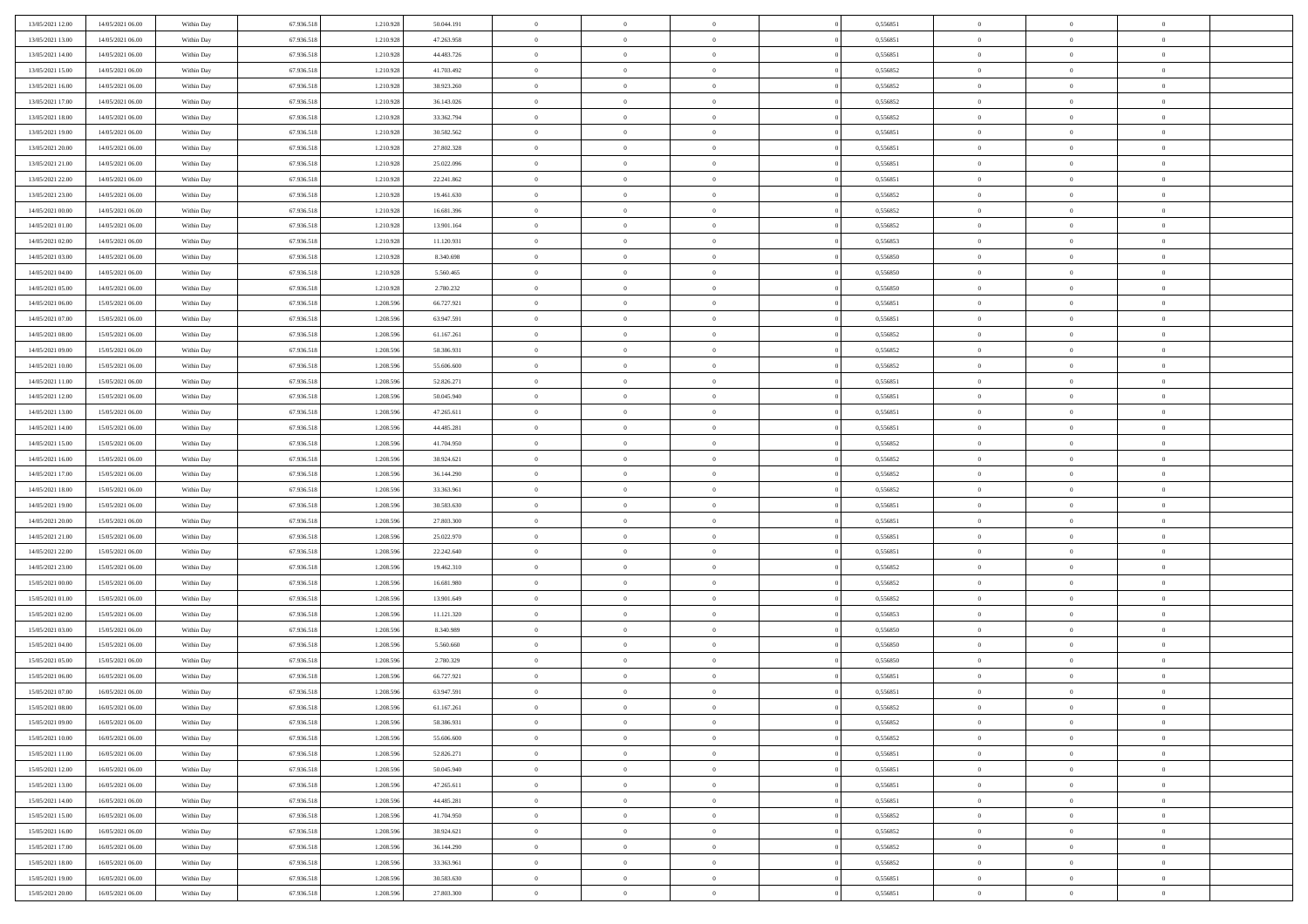| | | | | | | | | | | | | | | |
|---|---|---|---|---|---|---|---|---|---|---|---|---|---|---|
| 13/05/2021 12:00 | 14/05/2021 06:00 | Within Day | 67.936.518 | 1.210.928 | 50.044.191 | 0 | 0 | 0 | | 0 | 0,556851 | 0 | 0 | 0 |
| 13/05/2021 13:00 | 14/05/2021 06:00 | Within Day | 67.936.518 | 1.210.928 | 47.263.958 | 0 | 0 | 0 | | 0 | 0,556851 | 0 | 0 | 0 |
| 13/05/2021 14:00 | 14/05/2021 06:00 | Within Day | 67.936.518 | 1.210.928 | 44.483.726 | 0 | 0 | 0 | | 0 | 0,556851 | 0 | 0 | 0 |
| 13/05/2021 15:00 | 14/05/2021 06:00 | Within Day | 67.936.518 | 1.210.928 | 41.703.492 | 0 | 0 | 0 | | 0 | 0,556852 | 0 | 0 | 0 |
| 13/05/2021 16:00 | 14/05/2021 06:00 | Within Day | 67.936.518 | 1.210.928 | 38.923.260 | 0 | 0 | 0 | | 0 | 0,556852 | 0 | 0 | 0 |
| 13/05/2021 17:00 | 14/05/2021 06:00 | Within Day | 67.936.518 | 1.210.928 | 36.143.026 | 0 | 0 | 0 | | 0 | 0,556852 | 0 | 0 | 0 |
| 13/05/2021 18:00 | 14/05/2021 06:00 | Within Day | 67.936.518 | 1.210.928 | 33.362.794 | 0 | 0 | 0 | | 0 | 0,556852 | 0 | 0 | 0 |
| 13/05/2021 19:00 | 14/05/2021 06:00 | Within Day | 67.936.518 | 1.210.928 | 30.582.562 | 0 | 0 | 0 | | 0 | 0,556851 | 0 | 0 | 0 |
| 13/05/2021 20:00 | 14/05/2021 06:00 | Within Day | 67.936.518 | 1.210.928 | 27.802.328 | 0 | 0 | 0 | | 0 | 0,556851 | 0 | 0 | 0 |
| 13/05/2021 21:00 | 14/05/2021 06:00 | Within Day | 67.936.518 | 1.210.928 | 25.022.096 | 0 | 0 | 0 | | 0 | 0,556851 | 0 | 0 | 0 |
| 13/05/2021 22:00 | 14/05/2021 06:00 | Within Day | 67.936.518 | 1.210.928 | 22.241.862 | 0 | 0 | 0 | | 0 | 0,556851 | 0 | 0 | 0 |
| 13/05/2021 23:00 | 14/05/2021 06:00 | Within Day | 67.936.518 | 1.210.928 | 19.461.630 | 0 | 0 | 0 | | 0 | 0,556852 | 0 | 0 | 0 |
| 14/05/2021 00:00 | 14/05/2021 06:00 | Within Day | 67.936.518 | 1.210.928 | 16.681.396 | 0 | 0 | 0 | | 0 | 0,556852 | 0 | 0 | 0 |
| 14/05/2021 01:00 | 14/05/2021 06:00 | Within Day | 67.936.518 | 1.210.928 | 13.901.164 | 0 | 0 | 0 | | 0 | 0,556852 | 0 | 0 | 0 |
| 14/05/2021 02:00 | 14/05/2021 06:00 | Within Day | 67.936.518 | 1.210.928 | 11.120.931 | 0 | 0 | 0 | | 0 | 0,556853 | 0 | 0 | 0 |
| 14/05/2021 03:00 | 14/05/2021 06:00 | Within Day | 67.936.518 | 1.210.928 | 8.340.698 | 0 | 0 | 0 | | 0 | 0,556850 | 0 | 0 | 0 |
| 14/05/2021 04:00 | 14/05/2021 06:00 | Within Day | 67.936.518 | 1.210.928 | 5.560.465 | 0 | 0 | 0 | | 0 | 0,556850 | 0 | 0 | 0 |
| 14/05/2021 05:00 | 14/05/2021 06:00 | Within Day | 67.936.518 | 1.210.928 | 2.780.232 | 0 | 0 | 0 | | 0 | 0,556850 | 0 | 0 | 0 |
| 14/05/2021 06:00 | 15/05/2021 06:00 | Within Day | 67.936.518 | 1.208.596 | 66.727.921 | 0 | 0 | 0 | | 0 | 0,556851 | 0 | 0 | 0 |
| 14/05/2021 07:00 | 15/05/2021 06:00 | Within Day | 67.936.518 | 1.208.596 | 63.947.591 | 0 | 0 | 0 | | 0 | 0,556851 | 0 | 0 | 0 |
| 14/05/2021 08:00 | 15/05/2021 06:00 | Within Day | 67.936.518 | 1.208.596 | 61.167.261 | 0 | 0 | 0 | | 0 | 0,556852 | 0 | 0 | 0 |
| 14/05/2021 09:00 | 15/05/2021 06:00 | Within Day | 67.936.518 | 1.208.596 | 58.386.931 | 0 | 0 | 0 | | 0 | 0,556852 | 0 | 0 | 0 |
| 14/05/2021 10:00 | 15/05/2021 06:00 | Within Day | 67.936.518 | 1.208.596 | 55.606.600 | 0 | 0 | 0 | | 0 | 0,556852 | 0 | 0 | 0 |
| 14/05/2021 11:00 | 15/05/2021 06:00 | Within Day | 67.936.518 | 1.208.596 | 52.826.271 | 0 | 0 | 0 | | 0 | 0,556851 | 0 | 0 | 0 |
| 14/05/2021 12:00 | 15/05/2021 06:00 | Within Day | 67.936.518 | 1.208.596 | 50.045.940 | 0 | 0 | 0 | | 0 | 0,556851 | 0 | 0 | 0 |
| 14/05/2021 13:00 | 15/05/2021 06:00 | Within Day | 67.936.518 | 1.208.596 | 47.265.611 | 0 | 0 | 0 | | 0 | 0,556851 | 0 | 0 | 0 |
| 14/05/2021 14:00 | 15/05/2021 06:00 | Within Day | 67.936.518 | 1.208.596 | 44.485.281 | 0 | 0 | 0 | | 0 | 0,556851 | 0 | 0 | 0 |
| 14/05/2021 15:00 | 15/05/2021 06:00 | Within Day | 67.936.518 | 1.208.596 | 41.704.950 | 0 | 0 | 0 | | 0 | 0,556852 | 0 | 0 | 0 |
| 14/05/2021 16:00 | 15/05/2021 06:00 | Within Day | 67.936.518 | 1.208.596 | 38.924.621 | 0 | 0 | 0 | | 0 | 0,556852 | 0 | 0 | 0 |
| 14/05/2021 17:00 | 15/05/2021 06:00 | Within Day | 67.936.518 | 1.208.596 | 36.144.290 | 0 | 0 | 0 | | 0 | 0,556852 | 0 | 0 | 0 |
| 14/05/2021 18:00 | 15/05/2021 06:00 | Within Day | 67.936.518 | 1.208.596 | 33.363.961 | 0 | 0 | 0 | | 0 | 0,556852 | 0 | 0 | 0 |
| 14/05/2021 19:00 | 15/05/2021 06:00 | Within Day | 67.936.518 | 1.208.596 | 30.583.630 | 0 | 0 | 0 | | 0 | 0,556851 | 0 | 0 | 0 |
| 14/05/2021 20:00 | 15/05/2021 06:00 | Within Day | 67.936.518 | 1.208.596 | 27.803.300 | 0 | 0 | 0 | | 0 | 0,556851 | 0 | 0 | 0 |
| 14/05/2021 21:00 | 15/05/2021 06:00 | Within Day | 67.936.518 | 1.208.596 | 25.022.970 | 0 | 0 | 0 | | 0 | 0,556851 | 0 | 0 | 0 |
| 14/05/2021 22:00 | 15/05/2021 06:00 | Within Day | 67.936.518 | 1.208.596 | 22.242.640 | 0 | 0 | 0 | | 0 | 0,556851 | 0 | 0 | 0 |
| 14/05/2021 23:00 | 15/05/2021 06:00 | Within Day | 67.936.518 | 1.208.596 | 19.462.310 | 0 | 0 | 0 | | 0 | 0,556852 | 0 | 0 | 0 |
| 15/05/2021 00:00 | 15/05/2021 06:00 | Within Day | 67.936.518 | 1.208.596 | 16.681.980 | 0 | 0 | 0 | | 0 | 0,556852 | 0 | 0 | 0 |
| 15/05/2021 01:00 | 15/05/2021 06:00 | Within Day | 67.936.518 | 1.208.596 | 13.901.649 | 0 | 0 | 0 | | 0 | 0,556852 | 0 | 0 | 0 |
| 15/05/2021 02:00 | 15/05/2021 06:00 | Within Day | 67.936.518 | 1.208.596 | 11.121.320 | 0 | 0 | 0 | | 0 | 0,556853 | 0 | 0 | 0 |
| 15/05/2021 03:00 | 15/05/2021 06:00 | Within Day | 67.936.518 | 1.208.596 | 8.340.989 | 0 | 0 | 0 | | 0 | 0,556850 | 0 | 0 | 0 |
| 15/05/2021 04:00 | 15/05/2021 06:00 | Within Day | 67.936.518 | 1.208.596 | 5.560.660 | 0 | 0 | 0 | | 0 | 0,556850 | 0 | 0 | 0 |
| 15/05/2021 05:00 | 15/05/2021 06:00 | Within Day | 67.936.518 | 1.208.596 | 2.780.329 | 0 | 0 | 0 | | 0 | 0,556850 | 0 | 0 | 0 |
| 15/05/2021 06:00 | 16/05/2021 06:00 | Within Day | 67.936.518 | 1.208.596 | 66.727.921 | 0 | 0 | 0 | | 0 | 0,556851 | 0 | 0 | 0 |
| 15/05/2021 07:00 | 16/05/2021 06:00 | Within Day | 67.936.518 | 1.208.596 | 63.947.591 | 0 | 0 | 0 | | 0 | 0,556851 | 0 | 0 | 0 |
| 15/05/2021 08:00 | 16/05/2021 06:00 | Within Day | 67.936.518 | 1.208.596 | 61.167.261 | 0 | 0 | 0 | | 0 | 0,556852 | 0 | 0 | 0 |
| 15/05/2021 09:00 | 16/05/2021 06:00 | Within Day | 67.936.518 | 1.208.596 | 58.386.931 | 0 | 0 | 0 | | 0 | 0,556852 | 0 | 0 | 0 |
| 15/05/2021 10:00 | 16/05/2021 06:00 | Within Day | 67.936.518 | 1.208.596 | 55.606.600 | 0 | 0 | 0 | | 0 | 0,556852 | 0 | 0 | 0 |
| 15/05/2021 11:00 | 16/05/2021 06:00 | Within Day | 67.936.518 | 1.208.596 | 52.826.271 | 0 | 0 | 0 | | 0 | 0,556851 | 0 | 0 | 0 |
| 15/05/2021 12:00 | 16/05/2021 06:00 | Within Day | 67.936.518 | 1.208.596 | 50.045.940 | 0 | 0 | 0 | | 0 | 0,556851 | 0 | 0 | 0 |
| 15/05/2021 13:00 | 16/05/2021 06:00 | Within Day | 67.936.518 | 1.208.596 | 47.265.611 | 0 | 0 | 0 | | 0 | 0,556851 | 0 | 0 | 0 |
| 15/05/2021 14:00 | 16/05/2021 06:00 | Within Day | 67.936.518 | 1.208.596 | 44.485.281 | 0 | 0 | 0 | | 0 | 0,556851 | 0 | 0 | 0 |
| 15/05/2021 15:00 | 16/05/2021 06:00 | Within Day | 67.936.518 | 1.208.596 | 41.704.950 | 0 | 0 | 0 | | 0 | 0,556852 | 0 | 0 | 0 |
| 15/05/2021 16:00 | 16/05/2021 06:00 | Within Day | 67.936.518 | 1.208.596 | 38.924.621 | 0 | 0 | 0 | | 0 | 0,556852 | 0 | 0 | 0 |
| 15/05/2021 17:00 | 16/05/2021 06:00 | Within Day | 67.936.518 | 1.208.596 | 36.144.290 | 0 | 0 | 0 | | 0 | 0,556852 | 0 | 0 | 0 |
| 15/05/2021 18:00 | 16/05/2021 06:00 | Within Day | 67.936.518 | 1.208.596 | 33.363.961 | 0 | 0 | 0 | | 0 | 0,556852 | 0 | 0 | 0 |
| 15/05/2021 19:00 | 16/05/2021 06:00 | Within Day | 67.936.518 | 1.208.596 | 30.583.630 | 0 | 0 | 0 | | 0 | 0,556851 | 0 | 0 | 0 |
| 15/05/2021 20:00 | 16/05/2021 06:00 | Within Day | 67.936.518 | 1.208.596 | 27.803.300 | 0 | 0 | 0 | | 0 | 0,556851 | 0 | 0 | 0 |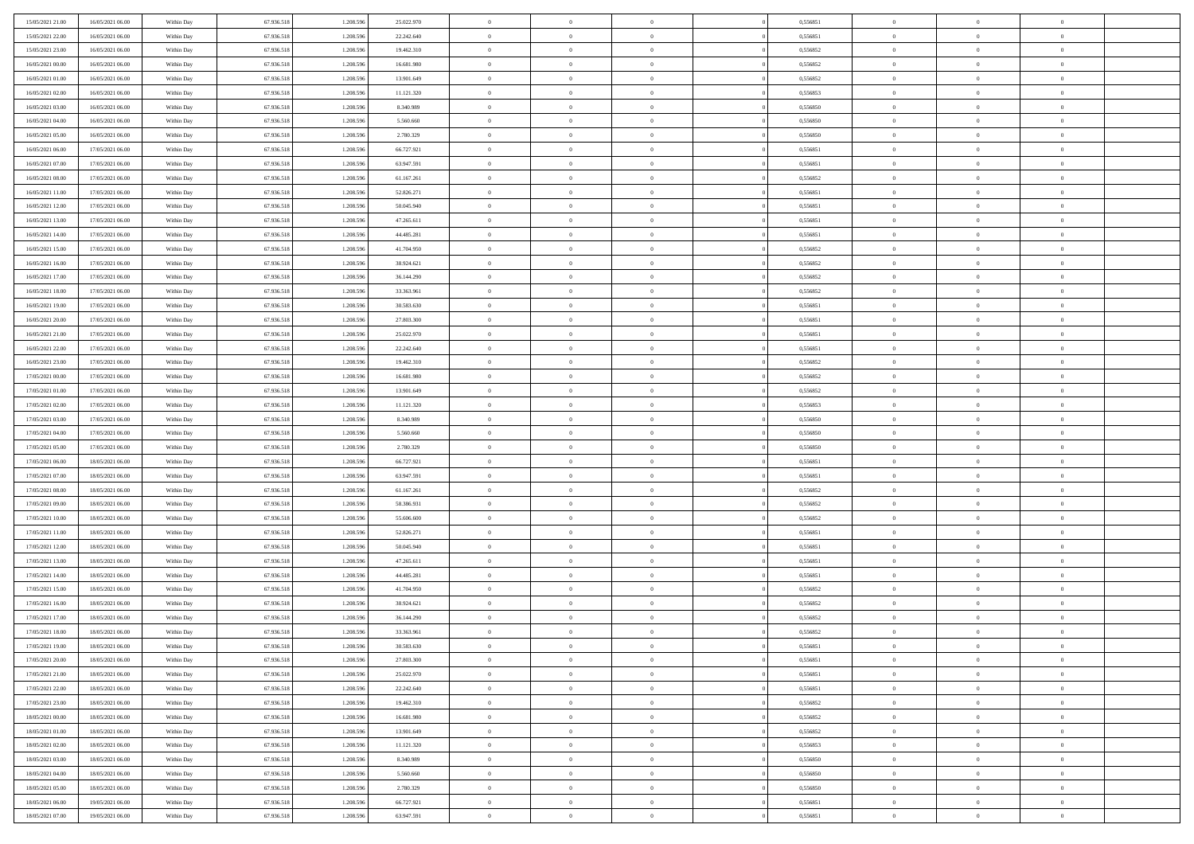| | | | | | | | | | | | | | | |
|---|---|---|---|---|---|---|---|---|---|---|---|---|---|---|
| 15/05/2021 21:00 | 16/05/2021 06:00 | Within Day | 67.936.518 | 1.208.596 | 25.022.970 | 0 | 0 | 0 | 0 | 0,556851 | 0 | 0 | 0 | |
| 15/05/2021 22:00 | 16/05/2021 06:00 | Within Day | 67.936.518 | 1.208.596 | 22.242.640 | 0 | 0 | 0 | 0 | 0,556851 | 0 | 0 | 0 | |
| 15/05/2021 23:00 | 16/05/2021 06:00 | Within Day | 67.936.518 | 1.208.596 | 19.462.310 | 0 | 0 | 0 | 0 | 0,556852 | 0 | 0 | 0 | |
| 16/05/2021 00:00 | 16/05/2021 06:00 | Within Day | 67.936.518 | 1.208.596 | 16.681.980 | 0 | 0 | 0 | 0 | 0,556852 | 0 | 0 | 0 | |
| 16/05/2021 01:00 | 16/05/2021 06:00 | Within Day | 67.936.518 | 1.208.596 | 13.901.649 | 0 | 0 | 0 | 0 | 0,556852 | 0 | 0 | 0 | |
| 16/05/2021 02:00 | 16/05/2021 06:00 | Within Day | 67.936.518 | 1.208.596 | 11.121.320 | 0 | 0 | 0 | 0 | 0,556853 | 0 | 0 | 0 | |
| 16/05/2021 03:00 | 16/05/2021 06:00 | Within Day | 67.936.518 | 1.208.596 | 8.340.989 | 0 | 0 | 0 | 0 | 0,556850 | 0 | 0 | 0 | |
| 16/05/2021 04:00 | 16/05/2021 06:00 | Within Day | 67.936.518 | 1.208.596 | 5.560.660 | 0 | 0 | 0 | 0 | 0,556850 | 0 | 0 | 0 | |
| 16/05/2021 05:00 | 16/05/2021 06:00 | Within Day | 67.936.518 | 1.208.596 | 2.780.329 | 0 | 0 | 0 | 0 | 0,556850 | 0 | 0 | 0 | |
| 16/05/2021 06:00 | 17/05/2021 06:00 | Within Day | 67.936.518 | 1.208.596 | 66.727.921 | 0 | 0 | 0 | 0 | 0,556851 | 0 | 0 | 0 | |
| 16/05/2021 07:00 | 17/05/2021 06:00 | Within Day | 67.936.518 | 1.208.596 | 63.947.591 | 0 | 0 | 0 | 0 | 0,556851 | 0 | 0 | 0 | |
| 16/05/2021 08:00 | 17/05/2021 06:00 | Within Day | 67.936.518 | 1.208.596 | 61.167.261 | 0 | 0 | 0 | 0 | 0,556852 | 0 | 0 | 0 | |
| 16/05/2021 11:00 | 17/05/2021 06:00 | Within Day | 67.936.518 | 1.208.596 | 52.826.271 | 0 | 0 | 0 | 0 | 0,556851 | 0 | 0 | 0 | |
| 16/05/2021 12:00 | 17/05/2021 06:00 | Within Day | 67.936.518 | 1.208.596 | 50.045.940 | 0 | 0 | 0 | 0 | 0,556851 | 0 | 0 | 0 | |
| 16/05/2021 13:00 | 17/05/2021 06:00 | Within Day | 67.936.518 | 1.208.596 | 47.265.611 | 0 | 0 | 0 | 0 | 0,556851 | 0 | 0 | 0 | |
| 16/05/2021 14:00 | 17/05/2021 06:00 | Within Day | 67.936.518 | 1.208.596 | 44.485.281 | 0 | 0 | 0 | 0 | 0,556851 | 0 | 0 | 0 | |
| 16/05/2021 15:00 | 17/05/2021 06:00 | Within Day | 67.936.518 | 1.208.596 | 41.704.950 | 0 | 0 | 0 | 0 | 0,556852 | 0 | 0 | 0 | |
| 16/05/2021 16:00 | 17/05/2021 06:00 | Within Day | 67.936.518 | 1.208.596 | 38.924.621 | 0 | 0 | 0 | 0 | 0,556852 | 0 | 0 | 0 | |
| 16/05/2021 17:00 | 17/05/2021 06:00 | Within Day | 67.936.518 | 1.208.596 | 36.144.290 | 0 | 0 | 0 | 0 | 0,556852 | 0 | 0 | 0 | |
| 16/05/2021 18:00 | 17/05/2021 06:00 | Within Day | 67.936.518 | 1.208.596 | 33.363.961 | 0 | 0 | 0 | 0 | 0,556852 | 0 | 0 | 0 | |
| 16/05/2021 19:00 | 17/05/2021 06:00 | Within Day | 67.936.518 | 1.208.596 | 30.583.630 | 0 | 0 | 0 | 0 | 0,556851 | 0 | 0 | 0 | |
| 16/05/2021 20:00 | 17/05/2021 06:00 | Within Day | 67.936.518 | 1.208.596 | 27.803.300 | 0 | 0 | 0 | 0 | 0,556851 | 0 | 0 | 0 | |
| 16/05/2021 21:00 | 17/05/2021 06:00 | Within Day | 67.936.518 | 1.208.596 | 25.022.970 | 0 | 0 | 0 | 0 | 0,556851 | 0 | 0 | 0 | |
| 16/05/2021 22:00 | 17/05/2021 06:00 | Within Day | 67.936.518 | 1.208.596 | 22.242.640 | 0 | 0 | 0 | 0 | 0,556851 | 0 | 0 | 0 | |
| 16/05/2021 23:00 | 17/05/2021 06:00 | Within Day | 67.936.518 | 1.208.596 | 19.462.310 | 0 | 0 | 0 | 0 | 0,556852 | 0 | 0 | 0 | |
| 17/05/2021 00:00 | 17/05/2021 06:00 | Within Day | 67.936.518 | 1.208.596 | 16.681.980 | 0 | 0 | 0 | 0 | 0,556852 | 0 | 0 | 0 | |
| 17/05/2021 01:00 | 17/05/2021 06:00 | Within Day | 67.936.518 | 1.208.596 | 13.901.649 | 0 | 0 | 0 | 0 | 0,556852 | 0 | 0 | 0 | |
| 17/05/2021 02:00 | 17/05/2021 06:00 | Within Day | 67.936.518 | 1.208.596 | 11.121.320 | 0 | 0 | 0 | 0 | 0,556853 | 0 | 0 | 0 | |
| 17/05/2021 03:00 | 17/05/2021 06:00 | Within Day | 67.936.518 | 1.208.596 | 8.340.989 | 0 | 0 | 0 | 0 | 0,556850 | 0 | 0 | 0 | |
| 17/05/2021 04:00 | 17/05/2021 06:00 | Within Day | 67.936.518 | 1.208.596 | 5.560.660 | 0 | 0 | 0 | 0 | 0,556850 | 0 | 0 | 0 | |
| 17/05/2021 05:00 | 17/05/2021 06:00 | Within Day | 67.936.518 | 1.208.596 | 2.780.329 | 0 | 0 | 0 | 0 | 0,556850 | 0 | 0 | 0 | |
| 17/05/2021 06:00 | 18/05/2021 06:00 | Within Day | 67.936.518 | 1.208.596 | 66.727.921 | 0 | 0 | 0 | 0 | 0,556851 | 0 | 0 | 0 | |
| 17/05/2021 07:00 | 18/05/2021 06:00 | Within Day | 67.936.518 | 1.208.596 | 63.947.591 | 0 | 0 | 0 | 0 | 0,556851 | 0 | 0 | 0 | |
| 17/05/2021 08:00 | 18/05/2021 06:00 | Within Day | 67.936.518 | 1.208.596 | 61.167.261 | 0 | 0 | 0 | 0 | 0,556852 | 0 | 0 | 0 | |
| 17/05/2021 09:00 | 18/05/2021 06:00 | Within Day | 67.936.518 | 1.208.596 | 58.386.931 | 0 | 0 | 0 | 0 | 0,556852 | 0 | 0 | 0 | |
| 17/05/2021 10:00 | 18/05/2021 06:00 | Within Day | 67.936.518 | 1.208.596 | 55.606.600 | 0 | 0 | 0 | 0 | 0,556852 | 0 | 0 | 0 | |
| 17/05/2021 11:00 | 18/05/2021 06:00 | Within Day | 67.936.518 | 1.208.596 | 52.826.271 | 0 | 0 | 0 | 0 | 0,556851 | 0 | 0 | 0 | |
| 17/05/2021 12:00 | 18/05/2021 06:00 | Within Day | 67.936.518 | 1.208.596 | 50.045.940 | 0 | 0 | 0 | 0 | 0,556851 | 0 | 0 | 0 | |
| 17/05/2021 13:00 | 18/05/2021 06:00 | Within Day | 67.936.518 | 1.208.596 | 47.265.611 | 0 | 0 | 0 | 0 | 0,556851 | 0 | 0 | 0 | |
| 17/05/2021 14:00 | 18/05/2021 06:00 | Within Day | 67.936.518 | 1.208.596 | 44.485.281 | 0 | 0 | 0 | 0 | 0,556851 | 0 | 0 | 0 | |
| 17/05/2021 15:00 | 18/05/2021 06:00 | Within Day | 67.936.518 | 1.208.596 | 41.704.950 | 0 | 0 | 0 | 0 | 0,556852 | 0 | 0 | 0 | |
| 17/05/2021 16:00 | 18/05/2021 06:00 | Within Day | 67.936.518 | 1.208.596 | 38.924.621 | 0 | 0 | 0 | 0 | 0,556852 | 0 | 0 | 0 | |
| 17/05/2021 17:00 | 18/05/2021 06:00 | Within Day | 67.936.518 | 1.208.596 | 36.144.290 | 0 | 0 | 0 | 0 | 0,556852 | 0 | 0 | 0 | |
| 17/05/2021 18:00 | 18/05/2021 06:00 | Within Day | 67.936.518 | 1.208.596 | 33.363.961 | 0 | 0 | 0 | 0 | 0,556852 | 0 | 0 | 0 | |
| 17/05/2021 19:00 | 18/05/2021 06:00 | Within Day | 67.936.518 | 1.208.596 | 30.583.630 | 0 | 0 | 0 | 0 | 0,556851 | 0 | 0 | 0 | |
| 17/05/2021 20:00 | 18/05/2021 06:00 | Within Day | 67.936.518 | 1.208.596 | 27.803.300 | 0 | 0 | 0 | 0 | 0,556851 | 0 | 0 | 0 | |
| 17/05/2021 21:00 | 18/05/2021 06:00 | Within Day | 67.936.518 | 1.208.596 | 25.022.970 | 0 | 0 | 0 | 0 | 0,556851 | 0 | 0 | 0 | |
| 17/05/2021 22:00 | 18/05/2021 06:00 | Within Day | 67.936.518 | 1.208.596 | 22.242.640 | 0 | 0 | 0 | 0 | 0,556851 | 0 | 0 | 0 | |
| 17/05/2021 23:00 | 18/05/2021 06:00 | Within Day | 67.936.518 | 1.208.596 | 19.462.310 | 0 | 0 | 0 | 0 | 0,556852 | 0 | 0 | 0 | |
| 18/05/2021 00:00 | 18/05/2021 06:00 | Within Day | 67.936.518 | 1.208.596 | 16.681.980 | 0 | 0 | 0 | 0 | 0,556852 | 0 | 0 | 0 | |
| 18/05/2021 01:00 | 18/05/2021 06:00 | Within Day | 67.936.518 | 1.208.596 | 13.901.649 | 0 | 0 | 0 | 0 | 0,556852 | 0 | 0 | 0 | |
| 18/05/2021 02:00 | 18/05/2021 06:00 | Within Day | 67.936.518 | 1.208.596 | 11.121.320 | 0 | 0 | 0 | 0 | 0,556853 | 0 | 0 | 0 | |
| 18/05/2021 03:00 | 18/05/2021 06:00 | Within Day | 67.936.518 | 1.208.596 | 8.340.989 | 0 | 0 | 0 | 0 | 0,556850 | 0 | 0 | 0 | |
| 18/05/2021 04:00 | 18/05/2021 06:00 | Within Day | 67.936.518 | 1.208.596 | 5.560.660 | 0 | 0 | 0 | 0 | 0,556850 | 0 | 0 | 0 | |
| 18/05/2021 05:00 | 18/05/2021 06:00 | Within Day | 67.936.518 | 1.208.596 | 2.780.329 | 0 | 0 | 0 | 0 | 0,556850 | 0 | 0 | 0 | |
| 18/05/2021 06:00 | 19/05/2021 06:00 | Within Day | 67.936.518 | 1.208.596 | 66.727.921 | 0 | 0 | 0 | 0 | 0,556851 | 0 | 0 | 0 | |
| 18/05/2021 07:00 | 19/05/2021 06:00 | Within Day | 67.936.518 | 1.208.596 | 63.947.591 | 0 | 0 | 0 | 0 | 0,556851 | 0 | 0 | 0 | |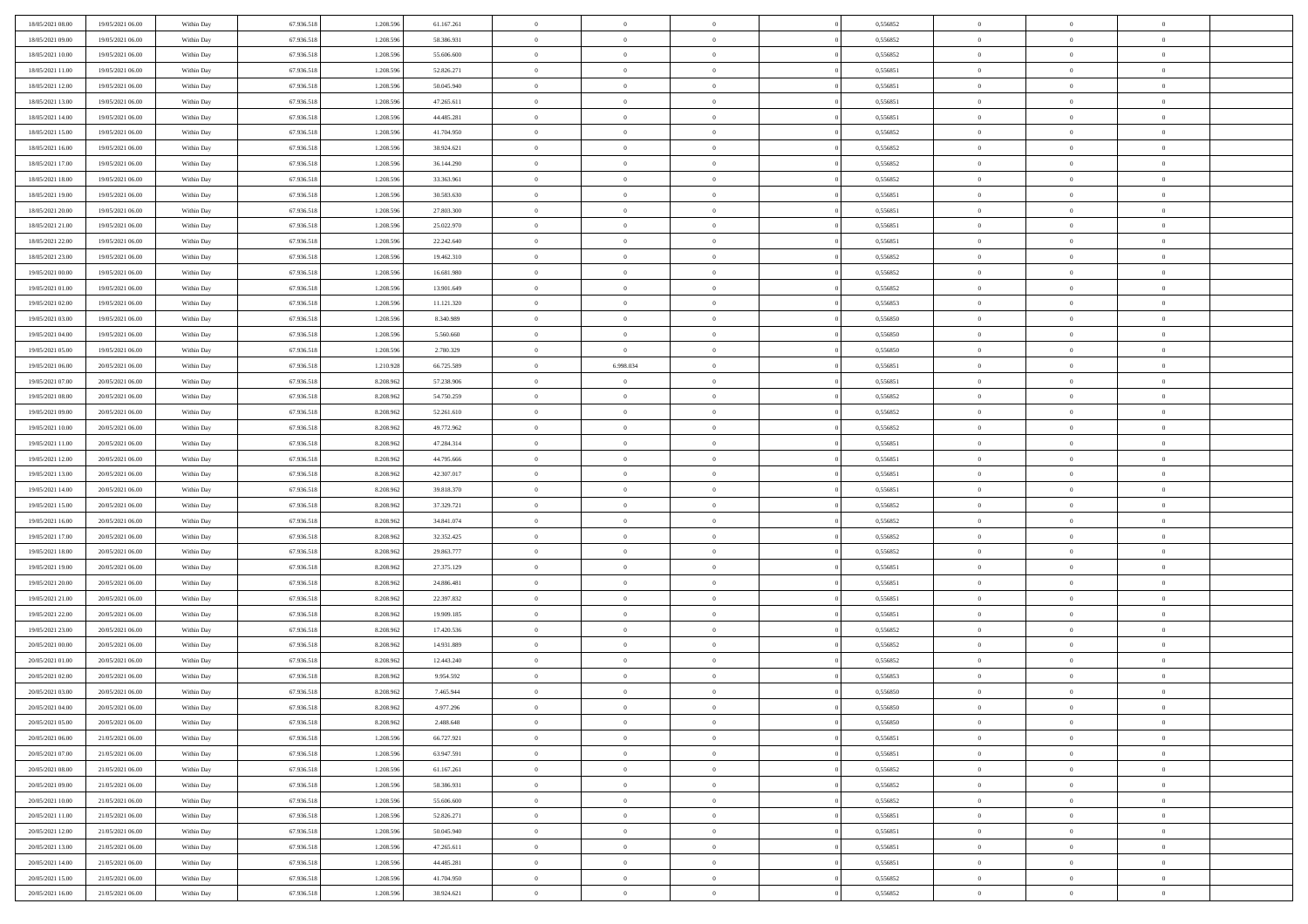| | | | | | | | | | | | | | | |
|---|---|---|---|---|---|---|---|---|---|---|---|---|---|---|
| 18/05/2021 08:00 | 19/05/2021 06:00 | Within Day | 67.936.518 | 1.208.596 | 61.167.261 | 0 | 0 | 0 | | 0,556852 | 0 | 0 | 0 | |
| 18/05/2021 09:00 | 19/05/2021 06:00 | Within Day | 67.936.518 | 1.208.596 | 58.386.931 | 0 | 0 | 0 | | 0,556852 | 0 | 0 | 0 | |
| 18/05/2021 10:00 | 19/05/2021 06:00 | Within Day | 67.936.518 | 1.208.596 | 55.606.600 | 0 | 0 | 0 | | 0,556852 | 0 | 0 | 0 | |
| 18/05/2021 11:00 | 19/05/2021 06:00 | Within Day | 67.936.518 | 1.208.596 | 52.826.271 | 0 | 0 | 0 | | 0,556851 | 0 | 0 | 0 | |
| 18/05/2021 12:00 | 19/05/2021 06:00 | Within Day | 67.936.518 | 1.208.596 | 50.045.940 | 0 | 0 | 0 | | 0,556851 | 0 | 0 | 0 | |
| 18/05/2021 13:00 | 19/05/2021 06:00 | Within Day | 67.936.518 | 1.208.596 | 47.265.611 | 0 | 0 | 0 | | 0,556851 | 0 | 0 | 0 | |
| 18/05/2021 14:00 | 19/05/2021 06:00 | Within Day | 67.936.518 | 1.208.596 | 44.485.281 | 0 | 0 | 0 | | 0,556851 | 0 | 0 | 0 | |
| 18/05/2021 15:00 | 19/05/2021 06:00 | Within Day | 67.936.518 | 1.208.596 | 41.704.950 | 0 | 0 | 0 | | 0,556852 | 0 | 0 | 0 | |
| 18/05/2021 16:00 | 19/05/2021 06:00 | Within Day | 67.936.518 | 1.208.596 | 38.924.621 | 0 | 0 | 0 | | 0,556852 | 0 | 0 | 0 | |
| 18/05/2021 17:00 | 19/05/2021 06:00 | Within Day | 67.936.518 | 1.208.596 | 36.144.290 | 0 | 0 | 0 | | 0,556852 | 0 | 0 | 0 | |
| 18/05/2021 18:00 | 19/05/2021 06:00 | Within Day | 67.936.518 | 1.208.596 | 33.363.961 | 0 | 0 | 0 | | 0,556852 | 0 | 0 | 0 | |
| 18/05/2021 19:00 | 19/05/2021 06:00 | Within Day | 67.936.518 | 1.208.596 | 30.583.630 | 0 | 0 | 0 | | 0,556851 | 0 | 0 | 0 | |
| 18/05/2021 20:00 | 19/05/2021 06:00 | Within Day | 67.936.518 | 1.208.596 | 27.803.300 | 0 | 0 | 0 | | 0,556851 | 0 | 0 | 0 | |
| 18/05/2021 21:00 | 19/05/2021 06:00 | Within Day | 67.936.518 | 1.208.596 | 25.022.970 | 0 | 0 | 0 | | 0,556851 | 0 | 0 | 0 | |
| 18/05/2021 22:00 | 19/05/2021 06:00 | Within Day | 67.936.518 | 1.208.596 | 22.242.640 | 0 | 0 | 0 | | 0,556851 | 0 | 0 | 0 | |
| 18/05/2021 23:00 | 19/05/2021 06:00 | Within Day | 67.936.518 | 1.208.596 | 19.462.310 | 0 | 0 | 0 | | 0,556852 | 0 | 0 | 0 | |
| 19/05/2021 00:00 | 19/05/2021 06:00 | Within Day | 67.936.518 | 1.208.596 | 16.681.980 | 0 | 0 | 0 | | 0,556852 | 0 | 0 | 0 | |
| 19/05/2021 01:00 | 19/05/2021 06:00 | Within Day | 67.936.518 | 1.208.596 | 13.901.649 | 0 | 0 | 0 | | 0,556852 | 0 | 0 | 0 | |
| 19/05/2021 02:00 | 19/05/2021 06:00 | Within Day | 67.936.518 | 1.208.596 | 11.121.320 | 0 | 0 | 0 | | 0,556853 | 0 | 0 | 0 | |
| 19/05/2021 03:00 | 19/05/2021 06:00 | Within Day | 67.936.518 | 1.208.596 | 8.340.989 | 0 | 0 | 0 | | 0,556850 | 0 | 0 | 0 | |
| 19/05/2021 04:00 | 19/05/2021 06:00 | Within Day | 67.936.518 | 1.208.596 | 5.560.660 | 0 | 0 | 0 | | 0,556850 | 0 | 0 | 0 | |
| 19/05/2021 05:00 | 19/05/2021 06:00 | Within Day | 67.936.518 | 1.208.596 | 2.780.329 | 0 | 0 | 0 | | 0,556850 | 0 | 0 | 0 | |
| 19/05/2021 06:00 | 20/05/2021 06:00 | Within Day | 67.936.518 | 1.210.928 | 66.725.589 | 0 | 6.998.034 | 0 | | 0,556851 | 0 | 0 | 0 | |
| 19/05/2021 07:00 | 20/05/2021 06:00 | Within Day | 67.936.518 | 8.208.962 | 57.238.906 | 0 | 0 | 0 | | 0,556851 | 0 | 0 | 0 | |
| 19/05/2021 08:00 | 20/05/2021 06:00 | Within Day | 67.936.518 | 8.208.962 | 54.750.259 | 0 | 0 | 0 | | 0,556852 | 0 | 0 | 0 | |
| 19/05/2021 09:00 | 20/05/2021 06:00 | Within Day | 67.936.518 | 8.208.962 | 52.261.610 | 0 | 0 | 0 | | 0,556852 | 0 | 0 | 0 | |
| 19/05/2021 10:00 | 20/05/2021 06:00 | Within Day | 67.936.518 | 8.208.962 | 49.772.962 | 0 | 0 | 0 | | 0,556852 | 0 | 0 | 0 | |
| 19/05/2021 11:00 | 20/05/2021 06:00 | Within Day | 67.936.518 | 8.208.962 | 47.284.314 | 0 | 0 | 0 | | 0,556851 | 0 | 0 | 0 | |
| 19/05/2021 12:00 | 20/05/2021 06:00 | Within Day | 67.936.518 | 8.208.962 | 44.795.666 | 0 | 0 | 0 | | 0,556851 | 0 | 0 | 0 | |
| 19/05/2021 13:00 | 20/05/2021 06:00 | Within Day | 67.936.518 | 8.208.962 | 42.307.017 | 0 | 0 | 0 | | 0,556851 | 0 | 0 | 0 | |
| 19/05/2021 14:00 | 20/05/2021 06:00 | Within Day | 67.936.518 | 8.208.962 | 39.818.370 | 0 | 0 | 0 | | 0,556851 | 0 | 0 | 0 | |
| 19/05/2021 15:00 | 20/05/2021 06:00 | Within Day | 67.936.518 | 8.208.962 | 37.329.721 | 0 | 0 | 0 | | 0,556852 | 0 | 0 | 0 | |
| 19/05/2021 16:00 | 20/05/2021 06:00 | Within Day | 67.936.518 | 8.208.962 | 34.841.074 | 0 | 0 | 0 | | 0,556852 | 0 | 0 | 0 | |
| 19/05/2021 17:00 | 20/05/2021 06:00 | Within Day | 67.936.518 | 8.208.962 | 32.352.425 | 0 | 0 | 0 | | 0,556852 | 0 | 0 | 0 | |
| 19/05/2021 18:00 | 20/05/2021 06:00 | Within Day | 67.936.518 | 8.208.962 | 29.863.777 | 0 | 0 | 0 | | 0,556852 | 0 | 0 | 0 | |
| 19/05/2021 19:00 | 20/05/2021 06:00 | Within Day | 67.936.518 | 8.208.962 | 27.375.129 | 0 | 0 | 0 | | 0,556851 | 0 | 0 | 0 | |
| 19/05/2021 20:00 | 20/05/2021 06:00 | Within Day | 67.936.518 | 8.208.962 | 24.886.481 | 0 | 0 | 0 | | 0,556851 | 0 | 0 | 0 | |
| 19/05/2021 21:00 | 20/05/2021 06:00 | Within Day | 67.936.518 | 8.208.962 | 22.397.832 | 0 | 0 | 0 | | 0,556851 | 0 | 0 | 0 | |
| 19/05/2021 22:00 | 20/05/2021 06:00 | Within Day | 67.936.518 | 8.208.962 | 19.909.185 | 0 | 0 | 0 | | 0,556851 | 0 | 0 | 0 | |
| 19/05/2021 23:00 | 20/05/2021 06:00 | Within Day | 67.936.518 | 8.208.962 | 17.420.536 | 0 | 0 | 0 | | 0,556852 | 0 | 0 | 0 | |
| 20/05/2021 00:00 | 20/05/2021 06:00 | Within Day | 67.936.518 | 8.208.962 | 14.931.889 | 0 | 0 | 0 | | 0,556852 | 0 | 0 | 0 | |
| 20/05/2021 01:00 | 20/05/2021 06:00 | Within Day | 67.936.518 | 8.208.962 | 12.443.240 | 0 | 0 | 0 | | 0,556852 | 0 | 0 | 0 | |
| 20/05/2021 02:00 | 20/05/2021 06:00 | Within Day | 67.936.518 | 8.208.962 | 9.954.592 | 0 | 0 | 0 | | 0,556853 | 0 | 0 | 0 | |
| 20/05/2021 03:00 | 20/05/2021 06:00 | Within Day | 67.936.518 | 8.208.962 | 7.465.944 | 0 | 0 | 0 | | 0,556850 | 0 | 0 | 0 | |
| 20/05/2021 04:00 | 20/05/2021 06:00 | Within Day | 67.936.518 | 8.208.962 | 4.977.296 | 0 | 0 | 0 | | 0,556850 | 0 | 0 | 0 | |
| 20/05/2021 05:00 | 20/05/2021 06:00 | Within Day | 67.936.518 | 8.208.962 | 2.488.648 | 0 | 0 | 0 | | 0,556850 | 0 | 0 | 0 | |
| 20/05/2021 06:00 | 21/05/2021 06:00 | Within Day | 67.936.518 | 1.208.596 | 66.727.921 | 0 | 0 | 0 | | 0,556851 | 0 | 0 | 0 | |
| 20/05/2021 07:00 | 21/05/2021 06:00 | Within Day | 67.936.518 | 1.208.596 | 63.947.591 | 0 | 0 | 0 | | 0,556851 | 0 | 0 | 0 | |
| 20/05/2021 08:00 | 21/05/2021 06:00 | Within Day | 67.936.518 | 1.208.596 | 61.167.261 | 0 | 0 | 0 | | 0,556852 | 0 | 0 | 0 | |
| 20/05/2021 09:00 | 21/05/2021 06:00 | Within Day | 67.936.518 | 1.208.596 | 58.386.931 | 0 | 0 | 0 | | 0,556852 | 0 | 0 | 0 | |
| 20/05/2021 10:00 | 21/05/2021 06:00 | Within Day | 67.936.518 | 1.208.596 | 55.606.600 | 0 | 0 | 0 | | 0,556852 | 0 | 0 | 0 | |
| 20/05/2021 11:00 | 21/05/2021 06:00 | Within Day | 67.936.518 | 1.208.596 | 52.826.271 | 0 | 0 | 0 | | 0,556851 | 0 | 0 | 0 | |
| 20/05/2021 12:00 | 21/05/2021 06:00 | Within Day | 67.936.518 | 1.208.596 | 50.045.940 | 0 | 0 | 0 | | 0,556851 | 0 | 0 | 0 | |
| 20/05/2021 13:00 | 21/05/2021 06:00 | Within Day | 67.936.518 | 1.208.596 | 47.265.611 | 0 | 0 | 0 | | 0,556851 | 0 | 0 | 0 | |
| 20/05/2021 14:00 | 21/05/2021 06:00 | Within Day | 67.936.518 | 1.208.596 | 44.485.281 | 0 | 0 | 0 | | 0,556851 | 0 | 0 | 0 | |
| 20/05/2021 15:00 | 21/05/2021 06:00 | Within Day | 67.936.518 | 1.208.596 | 41.704.950 | 0 | 0 | 0 | | 0,556852 | 0 | 0 | 0 | |
| 20/05/2021 16:00 | 21/05/2021 06:00 | Within Day | 67.936.518 | 1.208.596 | 38.924.621 | 0 | 0 | 0 | | 0,556852 | 0 | 0 | 0 | |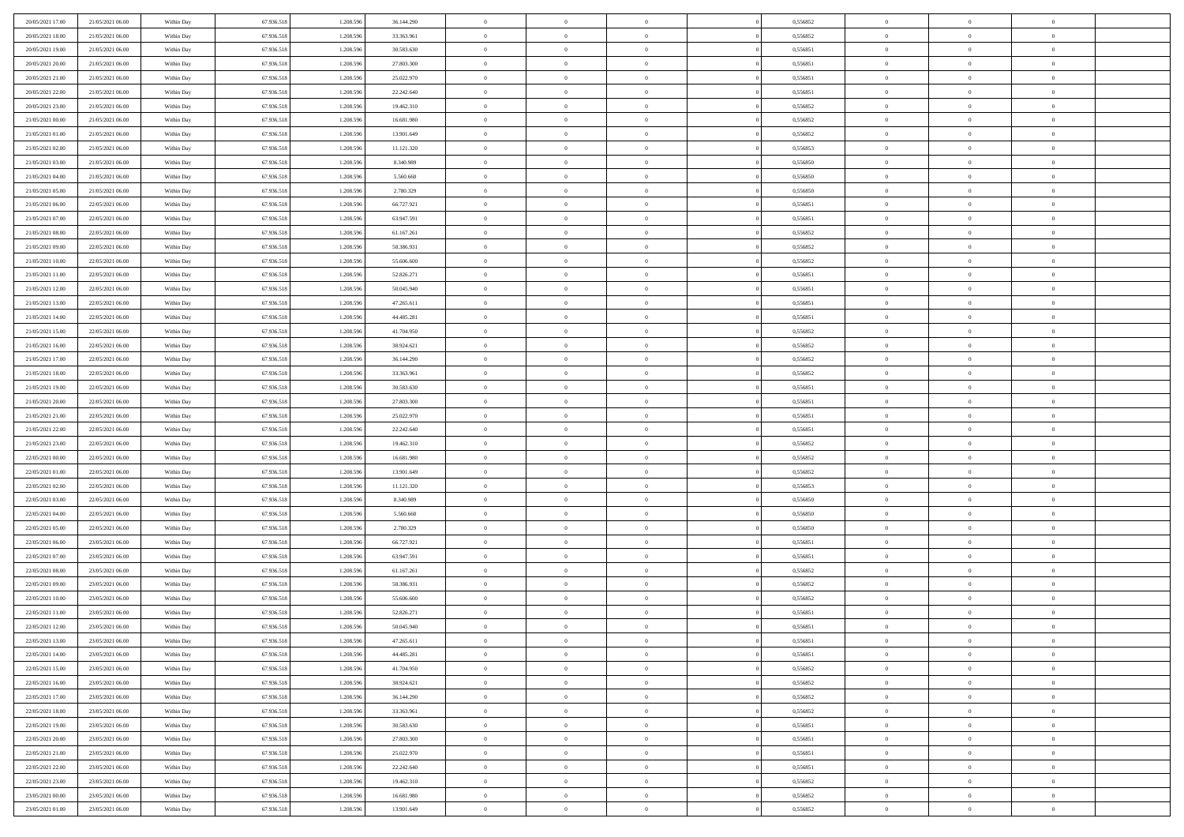| | | | | | | | | | | | | | | |
|---|---|---|---|---|---|---|---|---|---|---|---|---|---|---|
| 20/05/2021 17:00 | 21/05/2021 06:00 | Within Day | 67.936.518 | 1.208.596 | 36.144.290 | 0 | 0 | 0 | | 0,556852 | 0 | 0 | 0 | |
| 20/05/2021 18:00 | 21/05/2021 06:00 | Within Day | 67.936.518 | 1.208.596 | 33.363.961 | 0 | 0 | 0 | | 0,556852 | 0 | 0 | 0 | |
| 20/05/2021 19:00 | 21/05/2021 06:00 | Within Day | 67.936.518 | 1.208.596 | 30.583.630 | 0 | 0 | 0 | | 0,556851 | 0 | 0 | 0 | |
| 20/05/2021 20:00 | 21/05/2021 06:00 | Within Day | 67.936.518 | 1.208.596 | 27.803.300 | 0 | 0 | 0 | | 0,556851 | 0 | 0 | 0 | |
| 20/05/2021 21:00 | 21/05/2021 06:00 | Within Day | 67.936.518 | 1.208.596 | 25.022.970 | 0 | 0 | 0 | | 0,556851 | 0 | 0 | 0 | |
| 20/05/2021 22:00 | 21/05/2021 06:00 | Within Day | 67.936.518 | 1.208.596 | 22.242.640 | 0 | 0 | 0 | | 0,556851 | 0 | 0 | 0 | |
| 20/05/2021 23:00 | 21/05/2021 06:00 | Within Day | 67.936.518 | 1.208.596 | 19.462.310 | 0 | 0 | 0 | | 0,556852 | 0 | 0 | 0 | |
| 21/05/2021 00:00 | 21/05/2021 06:00 | Within Day | 67.936.518 | 1.208.596 | 16.681.980 | 0 | 0 | 0 | | 0,556852 | 0 | 0 | 0 | |
| 21/05/2021 01:00 | 21/05/2021 06:00 | Within Day | 67.936.518 | 1.208.596 | 13.901.649 | 0 | 0 | 0 | | 0,556852 | 0 | 0 | 0 | |
| 21/05/2021 02:00 | 21/05/2021 06:00 | Within Day | 67.936.518 | 1.208.596 | 11.121.320 | 0 | 0 | 0 | | 0,556853 | 0 | 0 | 0 | |
| 21/05/2021 03:00 | 21/05/2021 06:00 | Within Day | 67.936.518 | 1.208.596 | 8.340.989 | 0 | 0 | 0 | | 0,556850 | 0 | 0 | 0 | |
| 21/05/2021 04:00 | 21/05/2021 06:00 | Within Day | 67.936.518 | 1.208.596 | 5.560.660 | 0 | 0 | 0 | | 0,556850 | 0 | 0 | 0 | |
| 21/05/2021 05:00 | 21/05/2021 06:00 | Within Day | 67.936.518 | 1.208.596 | 2.780.329 | 0 | 0 | 0 | | 0,556850 | 0 | 0 | 0 | |
| 21/05/2021 06:00 | 22/05/2021 06:00 | Within Day | 67.936.518 | 1.208.596 | 66.727.921 | 0 | 0 | 0 | | 0,556851 | 0 | 0 | 0 | |
| 21/05/2021 07:00 | 22/05/2021 06:00 | Within Day | 67.936.518 | 1.208.596 | 63.947.591 | 0 | 0 | 0 | | 0,556851 | 0 | 0 | 0 | |
| 21/05/2021 08:00 | 22/05/2021 06:00 | Within Day | 67.936.518 | 1.208.596 | 61.167.261 | 0 | 0 | 0 | | 0,556852 | 0 | 0 | 0 | |
| 21/05/2021 09:00 | 22/05/2021 06:00 | Within Day | 67.936.518 | 1.208.596 | 58.386.931 | 0 | 0 | 0 | | 0,556852 | 0 | 0 | 0 | |
| 21/05/2021 10:00 | 22/05/2021 06:00 | Within Day | 67.936.518 | 1.208.596 | 55.606.600 | 0 | 0 | 0 | | 0,556852 | 0 | 0 | 0 | |
| 21/05/2021 11:00 | 22/05/2021 06:00 | Within Day | 67.936.518 | 1.208.596 | 52.826.271 | 0 | 0 | 0 | | 0,556851 | 0 | 0 | 0 | |
| 21/05/2021 12:00 | 22/05/2021 06:00 | Within Day | 67.936.518 | 1.208.596 | 50.045.940 | 0 | 0 | 0 | | 0,556851 | 0 | 0 | 0 | |
| 21/05/2021 13:00 | 22/05/2021 06:00 | Within Day | 67.936.518 | 1.208.596 | 47.265.611 | 0 | 0 | 0 | | 0,556851 | 0 | 0 | 0 | |
| 21/05/2021 14:00 | 22/05/2021 06:00 | Within Day | 67.936.518 | 1.208.596 | 44.485.281 | 0 | 0 | 0 | | 0,556851 | 0 | 0 | 0 | |
| 21/05/2021 15:00 | 22/05/2021 06:00 | Within Day | 67.936.518 | 1.208.596 | 41.704.950 | 0 | 0 | 0 | | 0,556852 | 0 | 0 | 0 | |
| 21/05/2021 16:00 | 22/05/2021 06:00 | Within Day | 67.936.518 | 1.208.596 | 38.924.621 | 0 | 0 | 0 | | 0,556852 | 0 | 0 | 0 | |
| 21/05/2021 17:00 | 22/05/2021 06:00 | Within Day | 67.936.518 | 1.208.596 | 36.144.290 | 0 | 0 | 0 | | 0,556852 | 0 | 0 | 0 | |
| 21/05/2021 18:00 | 22/05/2021 06:00 | Within Day | 67.936.518 | 1.208.596 | 33.363.961 | 0 | 0 | 0 | | 0,556852 | 0 | 0 | 0 | |
| 21/05/2021 19:00 | 22/05/2021 06:00 | Within Day | 67.936.518 | 1.208.596 | 30.583.630 | 0 | 0 | 0 | | 0,556851 | 0 | 0 | 0 | |
| 21/05/2021 20:00 | 22/05/2021 06:00 | Within Day | 67.936.518 | 1.208.596 | 27.803.300 | 0 | 0 | 0 | | 0,556851 | 0 | 0 | 0 | |
| 21/05/2021 21:00 | 22/05/2021 06:00 | Within Day | 67.936.518 | 1.208.596 | 25.022.970 | 0 | 0 | 0 | | 0,556851 | 0 | 0 | 0 | |
| 21/05/2021 22:00 | 22/05/2021 06:00 | Within Day | 67.936.518 | 1.208.596 | 22.242.640 | 0 | 0 | 0 | | 0,556851 | 0 | 0 | 0 | |
| 21/05/2021 23:00 | 22/05/2021 06:00 | Within Day | 67.936.518 | 1.208.596 | 19.462.310 | 0 | 0 | 0 | | 0,556852 | 0 | 0 | 0 | |
| 22/05/2021 00:00 | 22/05/2021 06:00 | Within Day | 67.936.518 | 1.208.596 | 16.681.980 | 0 | 0 | 0 | | 0,556852 | 0 | 0 | 0 | |
| 22/05/2021 01:00 | 22/05/2021 06:00 | Within Day | 67.936.518 | 1.208.596 | 13.901.649 | 0 | 0 | 0 | | 0,556852 | 0 | 0 | 0 | |
| 22/05/2021 02:00 | 22/05/2021 06:00 | Within Day | 67.936.518 | 1.208.596 | 11.121.320 | 0 | 0 | 0 | | 0,556853 | 0 | 0 | 0 | |
| 22/05/2021 03:00 | 22/05/2021 06:00 | Within Day | 67.936.518 | 1.208.596 | 8.340.989 | 0 | 0 | 0 | | 0,556850 | 0 | 0 | 0 | |
| 22/05/2021 04:00 | 22/05/2021 06:00 | Within Day | 67.936.518 | 1.208.596 | 5.560.660 | 0 | 0 | 0 | | 0,556850 | 0 | 0 | 0 | |
| 22/05/2021 05:00 | 22/05/2021 06:00 | Within Day | 67.936.518 | 1.208.596 | 2.780.329 | 0 | 0 | 0 | | 0,556850 | 0 | 0 | 0 | |
| 22/05/2021 06:00 | 23/05/2021 06:00 | Within Day | 67.936.518 | 1.208.596 | 66.727.921 | 0 | 0 | 0 | | 0,556851 | 0 | 0 | 0 | |
| 22/05/2021 07:00 | 23/05/2021 06:00 | Within Day | 67.936.518 | 1.208.596 | 63.947.591 | 0 | 0 | 0 | | 0,556851 | 0 | 0 | 0 | |
| 22/05/2021 08:00 | 23/05/2021 06:00 | Within Day | 67.936.518 | 1.208.596 | 61.167.261 | 0 | 0 | 0 | | 0,556852 | 0 | 0 | 0 | |
| 22/05/2021 09:00 | 23/05/2021 06:00 | Within Day | 67.936.518 | 1.208.596 | 58.386.931 | 0 | 0 | 0 | | 0,556852 | 0 | 0 | 0 | |
| 22/05/2021 10:00 | 23/05/2021 06:00 | Within Day | 67.936.518 | 1.208.596 | 55.606.600 | 0 | 0 | 0 | | 0,556852 | 0 | 0 | 0 | |
| 22/05/2021 11:00 | 23/05/2021 06:00 | Within Day | 67.936.518 | 1.208.596 | 52.826.271 | 0 | 0 | 0 | | 0,556851 | 0 | 0 | 0 | |
| 22/05/2021 12:00 | 23/05/2021 06:00 | Within Day | 67.936.518 | 1.208.596 | 50.045.940 | 0 | 0 | 0 | | 0,556851 | 0 | 0 | 0 | |
| 22/05/2021 13:00 | 23/05/2021 06:00 | Within Day | 67.936.518 | 1.208.596 | 47.265.611 | 0 | 0 | 0 | | 0,556851 | 0 | 0 | 0 | |
| 22/05/2021 14:00 | 23/05/2021 06:00 | Within Day | 67.936.518 | 1.208.596 | 44.485.281 | 0 | 0 | 0 | | 0,556851 | 0 | 0 | 0 | |
| 22/05/2021 15:00 | 23/05/2021 06:00 | Within Day | 67.936.518 | 1.208.596 | 41.704.950 | 0 | 0 | 0 | | 0,556852 | 0 | 0 | 0 | |
| 22/05/2021 16:00 | 23/05/2021 06:00 | Within Day | 67.936.518 | 1.208.596 | 38.924.621 | 0 | 0 | 0 | | 0,556852 | 0 | 0 | 0 | |
| 22/05/2021 17:00 | 23/05/2021 06:00 | Within Day | 67.936.518 | 1.208.596 | 36.144.290 | 0 | 0 | 0 | | 0,556852 | 0 | 0 | 0 | |
| 22/05/2021 18:00 | 23/05/2021 06:00 | Within Day | 67.936.518 | 1.208.596 | 33.363.961 | 0 | 0 | 0 | | 0,556852 | 0 | 0 | 0 | |
| 22/05/2021 19:00 | 23/05/2021 06:00 | Within Day | 67.936.518 | 1.208.596 | 30.583.630 | 0 | 0 | 0 | | 0,556851 | 0 | 0 | 0 | |
| 22/05/2021 20:00 | 23/05/2021 06:00 | Within Day | 67.936.518 | 1.208.596 | 27.803.300 | 0 | 0 | 0 | | 0,556851 | 0 | 0 | 0 | |
| 22/05/2021 21:00 | 23/05/2021 06:00 | Within Day | 67.936.518 | 1.208.596 | 25.022.970 | 0 | 0 | 0 | | 0,556851 | 0 | 0 | 0 | |
| 22/05/2021 22:00 | 23/05/2021 06:00 | Within Day | 67.936.518 | 1.208.596 | 22.242.640 | 0 | 0 | 0 | | 0,556851 | 0 | 0 | 0 | |
| 22/05/2021 23:00 | 23/05/2021 06:00 | Within Day | 67.936.518 | 1.208.596 | 19.462.310 | 0 | 0 | 0 | | 0,556852 | 0 | 0 | 0 | |
| 23/05/2021 00:00 | 23/05/2021 06:00 | Within Day | 67.936.518 | 1.208.596 | 16.681.980 | 0 | 0 | 0 | | 0,556852 | 0 | 0 | 0 | |
| 23/05/2021 01:00 | 23/05/2021 06:00 | Within Day | 67.936.518 | 1.208.596 | 13.901.649 | 0 | 0 | 0 | | 0,556852 | 0 | 0 | 0 | |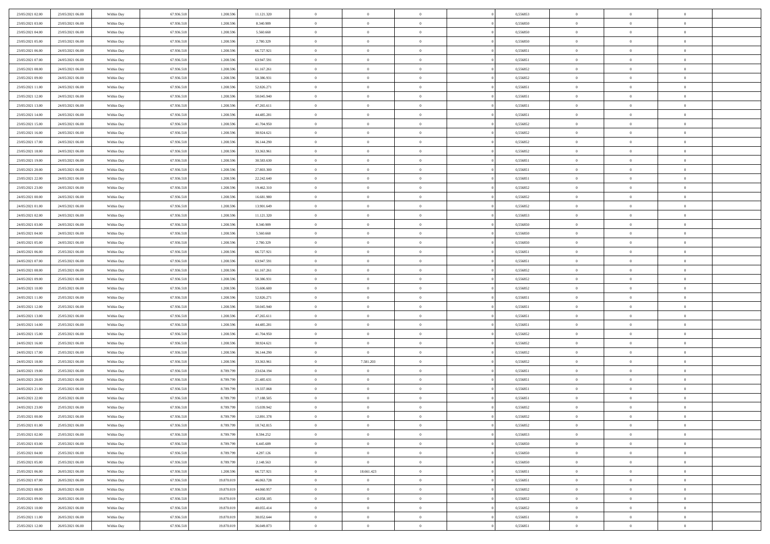| | | | | | | | | | | | | | | |
|---|---|---|---|---|---|---|---|---|---|---|---|---|---|---|
| 23/05/2021 02:00 | 23/05/2021 06:00 | Within Day | 67.936.518 | 1.208.596 | 11.121.320 | 0 | 0 | 0 | 0 | 0,556853 | 0 | 0 | 0 | |
| 23/05/2021 03:00 | 23/05/2021 06:00 | Within Day | 67.936.518 | 1.208.596 | 8.340.989 | 0 | 0 | 0 | 0 | 0,556850 | 0 | 0 | 0 | |
| 23/05/2021 04:00 | 23/05/2021 06:00 | Within Day | 67.936.518 | 1.208.596 | 5.560.660 | 0 | 0 | 0 | 0 | 0,556850 | 0 | 0 | 0 | |
| 23/05/2021 05:00 | 23/05/2021 06:00 | Within Day | 67.936.518 | 1.208.596 | 2.780.329 | 0 | 0 | 0 | 0 | 0,556850 | 0 | 0 | 0 | |
| 23/05/2021 06:00 | 24/05/2021 06:00 | Within Day | 67.936.518 | 1.208.596 | 66.727.921 | 0 | 0 | 0 | 0 | 0,556851 | 0 | 0 | 0 | |
| 23/05/2021 07:00 | 24/05/2021 06:00 | Within Day | 67.936.518 | 1.208.596 | 63.947.591 | 0 | 0 | 0 | 0 | 0,556851 | 0 | 0 | 0 | |
| 23/05/2021 08:00 | 24/05/2021 06:00 | Within Day | 67.936.518 | 1.208.596 | 61.167.261 | 0 | 0 | 0 | 0 | 0,556852 | 0 | 0 | 0 | |
| 23/05/2021 09:00 | 24/05/2021 06:00 | Within Day | 67.936.518 | 1.208.596 | 58.386.931 | 0 | 0 | 0 | 0 | 0,556852 | 0 | 0 | 0 | |
| 23/05/2021 11:00 | 24/05/2021 06:00 | Within Day | 67.936.518 | 1.208.596 | 52.826.271 | 0 | 0 | 0 | 0 | 0,556851 | 0 | 0 | 0 | |
| 23/05/2021 12:00 | 24/05/2021 06:00 | Within Day | 67.936.518 | 1.208.596 | 50.045.940 | 0 | 0 | 0 | 0 | 0,556851 | 0 | 0 | 0 | |
| 23/05/2021 13:00 | 24/05/2021 06:00 | Within Day | 67.936.518 | 1.208.596 | 47.265.611 | 0 | 0 | 0 | 0 | 0,556851 | 0 | 0 | 0 | |
| 23/05/2021 14:00 | 24/05/2021 06:00 | Within Day | 67.936.518 | 1.208.596 | 44.485.281 | 0 | 0 | 0 | 0 | 0,556851 | 0 | 0 | 0 | |
| 23/05/2021 15:00 | 24/05/2021 06:00 | Within Day | 67.936.518 | 1.208.596 | 41.704.950 | 0 | 0 | 0 | 0 | 0,556852 | 0 | 0 | 0 | |
| 23/05/2021 16:00 | 24/05/2021 06:00 | Within Day | 67.936.518 | 1.208.596 | 38.924.621 | 0 | 0 | 0 | 0 | 0,556852 | 0 | 0 | 0 | |
| 23/05/2021 17:00 | 24/05/2021 06:00 | Within Day | 67.936.518 | 1.208.596 | 36.144.290 | 0 | 0 | 0 | 0 | 0,556852 | 0 | 0 | 0 | |
| 23/05/2021 18:00 | 24/05/2021 06:00 | Within Day | 67.936.518 | 1.208.596 | 33.363.961 | 0 | 0 | 0 | 0 | 0,556852 | 0 | 0 | 0 | |
| 23/05/2021 19:00 | 24/05/2021 06:00 | Within Day | 67.936.518 | 1.208.596 | 30.583.630 | 0 | 0 | 0 | 0 | 0,556851 | 0 | 0 | 0 | |
| 23/05/2021 20:00 | 24/05/2021 06:00 | Within Day | 67.936.518 | 1.208.596 | 27.803.300 | 0 | 0 | 0 | 0 | 0,556851 | 0 | 0 | 0 | |
| 23/05/2021 22:00 | 24/05/2021 06:00 | Within Day | 67.936.518 | 1.208.596 | 22.242.640 | 0 | 0 | 0 | 0 | 0,556851 | 0 | 0 | 0 | |
| 23/05/2021 23:00 | 24/05/2021 06:00 | Within Day | 67.936.518 | 1.208.596 | 19.462.310 | 0 | 0 | 0 | 0 | 0,556852 | 0 | 0 | 0 | |
| 24/05/2021 00:00 | 24/05/2021 06:00 | Within Day | 67.936.518 | 1.208.596 | 16.681.980 | 0 | 0 | 0 | 0 | 0,556852 | 0 | 0 | 0 | |
| 24/05/2021 01:00 | 24/05/2021 06:00 | Within Day | 67.936.518 | 1.208.596 | 13.901.649 | 0 | 0 | 0 | 0 | 0,556852 | 0 | 0 | 0 | |
| 24/05/2021 02:00 | 24/05/2021 06:00 | Within Day | 67.936.518 | 1.208.596 | 11.121.320 | 0 | 0 | 0 | 0 | 0,556853 | 0 | 0 | 0 | |
| 24/05/2021 03:00 | 24/05/2021 06:00 | Within Day | 67.936.518 | 1.208.596 | 8.340.989 | 0 | 0 | 0 | 0 | 0,556850 | 0 | 0 | 0 | |
| 24/05/2021 04:00 | 24/05/2021 06:00 | Within Day | 67.936.518 | 1.208.596 | 5.560.660 | 0 | 0 | 0 | 0 | 0,556850 | 0 | 0 | 0 | |
| 24/05/2021 05:00 | 24/05/2021 06:00 | Within Day | 67.936.518 | 1.208.596 | 2.780.329 | 0 | 0 | 0 | 0 | 0,556850 | 0 | 0 | 0 | |
| 24/05/2021 06:00 | 25/05/2021 06:00 | Within Day | 67.936.518 | 1.208.596 | 66.727.921 | 0 | 0 | 0 | 0 | 0,556851 | 0 | 0 | 0 | |
| 24/05/2021 07:00 | 25/05/2021 06:00 | Within Day | 67.936.518 | 1.208.596 | 63.947.591 | 0 | 0 | 0 | 0 | 0,556851 | 0 | 0 | 0 | |
| 24/05/2021 08:00 | 25/05/2021 06:00 | Within Day | 67.936.518 | 1.208.596 | 61.167.261 | 0 | 0 | 0 | 0 | 0,556852 | 0 | 0 | 0 | |
| 24/05/2021 09:00 | 25/05/2021 06:00 | Within Day | 67.936.518 | 1.208.596 | 58.386.931 | 0 | 0 | 0 | 0 | 0,556852 | 0 | 0 | 0 | |
| 24/05/2021 10:00 | 25/05/2021 06:00 | Within Day | 67.936.518 | 1.208.596 | 55.606.600 | 0 | 0 | 0 | 0 | 0,556852 | 0 | 0 | 0 | |
| 24/05/2021 11:00 | 25/05/2021 06:00 | Within Day | 67.936.518 | 1.208.596 | 52.826.271 | 0 | 0 | 0 | 0 | 0,556851 | 0 | 0 | 0 | |
| 24/05/2021 12:00 | 25/05/2021 06:00 | Within Day | 67.936.518 | 1.208.596 | 50.045.940 | 0 | 0 | 0 | 0 | 0,556851 | 0 | 0 | 0 | |
| 24/05/2021 13:00 | 25/05/2021 06:00 | Within Day | 67.936.518 | 1.208.596 | 47.265.611 | 0 | 0 | 0 | 0 | 0,556851 | 0 | 0 | 0 | |
| 24/05/2021 14:00 | 25/05/2021 06:00 | Within Day | 67.936.518 | 1.208.596 | 44.485.281 | 0 | 0 | 0 | 0 | 0,556851 | 0 | 0 | 0 | |
| 24/05/2021 15:00 | 25/05/2021 06:00 | Within Day | 67.936.518 | 1.208.596 | 41.704.950 | 0 | 0 | 0 | 0 | 0,556852 | 0 | 0 | 0 | |
| 24/05/2021 16:00 | 25/05/2021 06:00 | Within Day | 67.936.518 | 1.208.596 | 38.924.621 | 0 | 0 | 0 | 0 | 0,556852 | 0 | 0 | 0 | |
| 24/05/2021 17:00 | 25/05/2021 06:00 | Within Day | 67.936.518 | 1.208.596 | 36.144.290 | 0 | 0 | 0 | 0 | 0,556852 | 0 | 0 | 0 | |
| 24/05/2021 18:00 | 25/05/2021 06:00 | Within Day | 67.936.518 | 1.208.596 | 33.363.961 | 0 | 7.581.203 | 0 | 0 | 0,556852 | 0 | 0 | 0 | |
| 24/05/2021 19:00 | 25/05/2021 06:00 | Within Day | 67.936.518 | 8.789.799 | 23.634.194 | 0 | 0 | 0 | 0 | 0,556851 | 0 | 0 | 0 | |
| 24/05/2021 20:00 | 25/05/2021 06:00 | Within Day | 67.936.518 | 8.789.799 | 21.485.631 | 0 | 0 | 0 | 0 | 0,556851 | 0 | 0 | 0 | |
| 24/05/2021 21:00 | 25/05/2021 06:00 | Within Day | 67.936.518 | 8.789.799 | 19.337.068 | 0 | 0 | 0 | 0 | 0,556851 | 0 | 0 | 0 | |
| 24/05/2021 22:00 | 25/05/2021 06:00 | Within Day | 67.936.518 | 8.789.799 | 17.188.505 | 0 | 0 | 0 | 0 | 0,556851 | 0 | 0 | 0 | |
| 24/05/2021 23:00 | 25/05/2021 06:00 | Within Day | 67.936.518 | 8.789.799 | 15.039.942 | 0 | 0 | 0 | 0 | 0,556852 | 0 | 0 | 0 | |
| 25/05/2021 00:00 | 25/05/2021 06:00 | Within Day | 67.936.518 | 8.789.799 | 12.891.378 | 0 | 0 | 0 | 0 | 0,556852 | 0 | 0 | 0 | |
| 25/05/2021 01:00 | 25/05/2021 06:00 | Within Day | 67.936.518 | 8.789.799 | 10.742.815 | 0 | 0 | 0 | 0 | 0,556852 | 0 | 0 | 0 | |
| 25/05/2021 02:00 | 25/05/2021 06:00 | Within Day | 67.936.518 | 8.789.799 | 8.594.252 | 0 | 0 | 0 | 0 | 0,556853 | 0 | 0 | 0 | |
| 25/05/2021 03:00 | 25/05/2021 06:00 | Within Day | 67.936.518 | 8.789.799 | 6.445.689 | 0 | 0 | 0 | 0 | 0,556850 | 0 | 0 | 0 | |
| 25/05/2021 04:00 | 25/05/2021 06:00 | Within Day | 67.936.518 | 8.789.799 | 4.297.126 | 0 | 0 | 0 | 0 | 0,556850 | 0 | 0 | 0 | |
| 25/05/2021 05:00 | 25/05/2021 06:00 | Within Day | 67.936.518 | 8.789.799 | 2.148.563 | 0 | 0 | 0 | 0 | 0,556850 | 0 | 0 | 0 | |
| 25/05/2021 06:00 | 26/05/2021 06:00 | Within Day | 67.936.518 | 1.208.596 | 66.727.921 | 0 | 18.661.423 | 0 | 0 | 0,556851 | 0 | 0 | 0 | |
| 25/05/2021 07:00 | 26/05/2021 06:00 | Within Day | 67.936.518 | 19.870.019 | 46.063.728 | 0 | 0 | 0 | 0 | 0,556851 | 0 | 0 | 0 | |
| 25/05/2021 08:00 | 26/05/2021 06:00 | Within Day | 67.936.518 | 19.870.019 | 44.060.957 | 0 | 0 | 0 | 0 | 0,556852 | 0 | 0 | 0 | |
| 25/05/2021 09:00 | 26/05/2021 06:00 | Within Day | 67.936.518 | 19.870.019 | 42.058.185 | 0 | 0 | 0 | 0 | 0,556852 | 0 | 0 | 0 | |
| 25/05/2021 10:00 | 26/05/2021 06:00 | Within Day | 67.936.518 | 19.870.019 | 40.055.414 | 0 | 0 | 0 | 0 | 0,556852 | 0 | 0 | 0 | |
| 25/05/2021 11:00 | 26/05/2021 06:00 | Within Day | 67.936.518 | 19.870.019 | 38.052.644 | 0 | 0 | 0 | 0 | 0,556851 | 0 | 0 | 0 | |
| 25/05/2021 12:00 | 26/05/2021 06:00 | Within Day | 67.936.518 | 19.870.019 | 36.049.873 | 0 | 0 | 0 | 0 | 0,556851 | 0 | 0 | 0 | |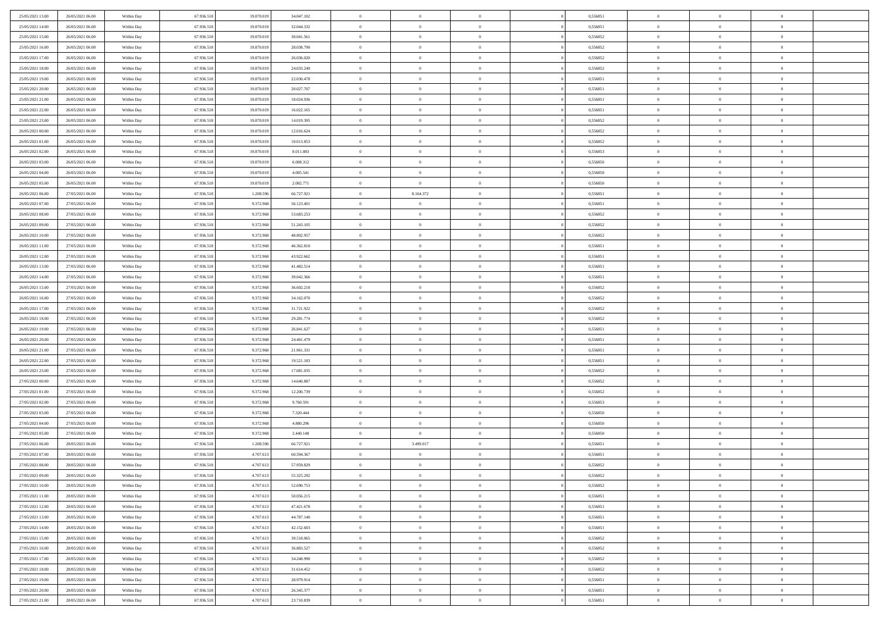| | | | | | | | | | | | | | | |
|---|---|---|---|---|---|---|---|---|---|---|---|---|---|---|
| 25/05/2021 13:00 | 26/05/2021 06:00 | Within Day | 67.936.518 | 19.870.019 | 34.047.102 | 0 | 0 | 0 | | 0 | 0,556851 | 0 | 0 | 0 |
| 25/05/2021 14:00 | 26/05/2021 06:00 | Within Day | 67.936.518 | 19.870.019 | 32.044.332 | 0 | 0 | 0 | | 0 | 0,556851 | 0 | 0 | 0 |
| 25/05/2021 15:00 | 26/05/2021 06:00 | Within Day | 67.936.518 | 19.870.019 | 30.041.561 | 0 | 0 | 0 | | 0 | 0,556852 | 0 | 0 | 0 |
| 25/05/2021 16:00 | 26/05/2021 06:00 | Within Day | 67.936.518 | 19.870.019 | 28.038.790 | 0 | 0 | 0 | | 0 | 0,556852 | 0 | 0 | 0 |
| 25/05/2021 17:00 | 26/05/2021 06:00 | Within Day | 67.936.518 | 19.870.019 | 26.036.020 | 0 | 0 | 0 | | 0 | 0,556852 | 0 | 0 | 0 |
| 25/05/2021 18:00 | 26/05/2021 06:00 | Within Day | 67.936.518 | 19.870.019 | 24.033.249 | 0 | 0 | 0 | | 0 | 0,556852 | 0 | 0 | 0 |
| 25/05/2021 19:00 | 26/05/2021 06:00 | Within Day | 67.936.518 | 19.870.019 | 22.030.478 | 0 | 0 | 0 | | 0 | 0,556851 | 0 | 0 | 0 |
| 25/05/2021 20:00 | 26/05/2021 06:00 | Within Day | 67.936.518 | 19.870.019 | 20.027.707 | 0 | 0 | 0 | | 0 | 0,556851 | 0 | 0 | 0 |
| 25/05/2021 21:00 | 26/05/2021 06:00 | Within Day | 67.936.518 | 19.870.019 | 18.024.936 | 0 | 0 | 0 | | 0 | 0,556851 | 0 | 0 | 0 |
| 25/05/2021 22:00 | 26/05/2021 06:00 | Within Day | 67.936.518 | 19.870.019 | 16.022.165 | 0 | 0 | 0 | | 0 | 0,556851 | 0 | 0 | 0 |
| 25/05/2021 23:00 | 26/05/2021 06:00 | Within Day | 67.936.518 | 19.870.019 | 14.019.395 | 0 | 0 | 0 | | 0 | 0,556852 | 0 | 0 | 0 |
| 26/05/2021 00:00 | 26/05/2021 06:00 | Within Day | 67.936.518 | 19.870.019 | 12.016.624 | 0 | 0 | 0 | | 0 | 0,556852 | 0 | 0 | 0 |
| 26/05/2021 01:00 | 26/05/2021 06:00 | Within Day | 67.936.518 | 19.870.019 | 10.013.853 | 0 | 0 | 0 | | 0 | 0,556852 | 0 | 0 | 0 |
| 26/05/2021 02:00 | 26/05/2021 06:00 | Within Day | 67.936.518 | 19.870.019 | 8.011.083 | 0 | 0 | 0 | | 0 | 0,556853 | 0 | 0 | 0 |
| 26/05/2021 03:00 | 26/05/2021 06:00 | Within Day | 67.936.518 | 19.870.019 | 6.008.312 | 0 | 0 | 0 | | 0 | 0,556850 | 0 | 0 | 0 |
| 26/05/2021 04:00 | 26/05/2021 06:00 | Within Day | 67.936.518 | 19.870.019 | 4.005.541 | 0 | 0 | 0 | | 0 | 0,556850 | 0 | 0 | 0 |
| 26/05/2021 05:00 | 26/05/2021 06:00 | Within Day | 67.936.518 | 19.870.019 | 2.002.771 | 0 | 0 | 0 | | 0 | 0,556850 | 0 | 0 | 0 |
| 26/05/2021 06:00 | 27/05/2021 06:00 | Within Day | 67.936.518 | 1.208.596 | 66.727.921 | 0 | 8.164.372 | 0 | | 0 | 0,556851 | 0 | 0 | 0 |
| 26/05/2021 07:00 | 27/05/2021 06:00 | Within Day | 67.936.518 | 9.372.968 | 56.123.401 | 0 | 0 | 0 | | 0 | 0,556851 | 0 | 0 | 0 |
| 26/05/2021 08:00 | 27/05/2021 06:00 | Within Day | 67.936.518 | 9.372.968 | 53.683.253 | 0 | 0 | 0 | | 0 | 0,556852 | 0 | 0 | 0 |
| 26/05/2021 09:00 | 27/05/2021 06:00 | Within Day | 67.936.518 | 9.372.968 | 51.243.105 | 0 | 0 | 0 | | 0 | 0,556852 | 0 | 0 | 0 |
| 26/05/2021 10:00 | 27/05/2021 06:00 | Within Day | 67.936.518 | 9.372.968 | 48.802.957 | 0 | 0 | 0 | | 0 | 0,556852 | 0 | 0 | 0 |
| 26/05/2021 11:00 | 27/05/2021 06:00 | Within Day | 67.936.518 | 9.372.968 | 46.362.810 | 0 | 0 | 0 | | 0 | 0,556851 | 0 | 0 | 0 |
| 26/05/2021 12:00 | 27/05/2021 06:00 | Within Day | 67.936.518 | 9.372.968 | 43.922.662 | 0 | 0 | 0 | | 0 | 0,556851 | 0 | 0 | 0 |
| 26/05/2021 13:00 | 27/05/2021 06:00 | Within Day | 67.936.518 | 9.372.968 | 41.482.514 | 0 | 0 | 0 | | 0 | 0,556851 | 0 | 0 | 0 |
| 26/05/2021 14:00 | 27/05/2021 06:00 | Within Day | 67.936.518 | 9.372.968 | 39.042.366 | 0 | 0 | 0 | | 0 | 0,556851 | 0 | 0 | 0 |
| 26/05/2021 15:00 | 27/05/2021 06:00 | Within Day | 67.936.518 | 9.372.968 | 36.602.218 | 0 | 0 | 0 | | 0 | 0,556852 | 0 | 0 | 0 |
| 26/05/2021 16:00 | 27/05/2021 06:00 | Within Day | 67.936.518 | 9.372.968 | 34.162.070 | 0 | 0 | 0 | | 0 | 0,556852 | 0 | 0 | 0 |
| 26/05/2021 17:00 | 27/05/2021 06:00 | Within Day | 67.936.518 | 9.372.968 | 31.721.922 | 0 | 0 | 0 | | 0 | 0,556852 | 0 | 0 | 0 |
| 26/05/2021 18:00 | 27/05/2021 06:00 | Within Day | 67.936.518 | 9.372.968 | 29.281.774 | 0 | 0 | 0 | | 0 | 0,556852 | 0 | 0 | 0 |
| 26/05/2021 19:00 | 27/05/2021 06:00 | Within Day | 67.936.518 | 9.372.968 | 26.841.627 | 0 | 0 | 0 | | 0 | 0,556851 | 0 | 0 | 0 |
| 26/05/2021 20:00 | 27/05/2021 06:00 | Within Day | 67.936.518 | 9.372.968 | 24.401.479 | 0 | 0 | 0 | | 0 | 0,556851 | 0 | 0 | 0 |
| 26/05/2021 21:00 | 27/05/2021 06:00 | Within Day | 67.936.518 | 9.372.968 | 21.961.331 | 0 | 0 | 0 | | 0 | 0,556851 | 0 | 0 | 0 |
| 26/05/2021 22:00 | 27/05/2021 06:00 | Within Day | 67.936.518 | 9.372.968 | 19.521.183 | 0 | 0 | 0 | | 0 | 0,556851 | 0 | 0 | 0 |
| 26/05/2021 23:00 | 27/05/2021 06:00 | Within Day | 67.936.518 | 9.372.968 | 17.081.035 | 0 | 0 | 0 | | 0 | 0,556852 | 0 | 0 | 0 |
| 27/05/2021 00:00 | 27/05/2021 06:00 | Within Day | 67.936.518 | 9.372.968 | 14.640.887 | 0 | 0 | 0 | | 0 | 0,556852 | 0 | 0 | 0 |
| 27/05/2021 01:00 | 27/05/2021 06:00 | Within Day | 67.936.518 | 9.372.968 | 12.200.739 | 0 | 0 | 0 | | 0 | 0,556852 | 0 | 0 | 0 |
| 27/05/2021 02:00 | 27/05/2021 06:00 | Within Day | 67.936.518 | 9.372.968 | 9.760.591 | 0 | 0 | 0 | | 0 | 0,556853 | 0 | 0 | 0 |
| 27/05/2021 03:00 | 27/05/2021 06:00 | Within Day | 67.936.518 | 9.372.968 | 7.320.444 | 0 | 0 | 0 | | 0 | 0,556850 | 0 | 0 | 0 |
| 27/05/2021 04:00 | 27/05/2021 06:00 | Within Day | 67.936.518 | 9.372.968 | 4.880.296 | 0 | 0 | 0 | | 0 | 0,556850 | 0 | 0 | 0 |
| 27/05/2021 05:00 | 27/05/2021 06:00 | Within Day | 67.936.518 | 9.372.968 | 2.440.148 | 0 | 0 | 0 | | 0 | 0,556850 | 0 | 0 | 0 |
| 27/05/2021 06:00 | 28/05/2021 06:00 | Within Day | 67.936.518 | 1.208.596 | 66.727.921 | 0 | 3.499.017 | 0 | | 0 | 0,556851 | 0 | 0 | 0 |
| 27/05/2021 07:00 | 28/05/2021 06:00 | Within Day | 67.936.518 | 4.707.613 | 60.594.367 | 0 | 0 | 0 | | 0 | 0,556851 | 0 | 0 | 0 |
| 27/05/2021 08:00 | 28/05/2021 06:00 | Within Day | 67.936.518 | 4.707.613 | 57.959.829 | 0 | 0 | 0 | | 0 | 0,556852 | 0 | 0 | 0 |
| 27/05/2021 09:00 | 28/05/2021 06:00 | Within Day | 67.936.518 | 4.707.613 | 55.325.292 | 0 | 0 | 0 | | 0 | 0,556852 | 0 | 0 | 0 |
| 27/05/2021 10:00 | 28/05/2021 06:00 | Within Day | 67.936.518 | 4.707.613 | 52.690.753 | 0 | 0 | 0 | | 0 | 0,556852 | 0 | 0 | 0 |
| 27/05/2021 11:00 | 28/05/2021 06:00 | Within Day | 67.936.518 | 4.707.613 | 50.056.215 | 0 | 0 | 0 | | 0 | 0,556851 | 0 | 0 | 0 |
| 27/05/2021 12:00 | 28/05/2021 06:00 | Within Day | 67.936.518 | 4.707.613 | 47.421.678 | 0 | 0 | 0 | | 0 | 0,556851 | 0 | 0 | 0 |
| 27/05/2021 13:00 | 28/05/2021 06:00 | Within Day | 67.936.518 | 4.707.613 | 44.787.140 | 0 | 0 | 0 | | 0 | 0,556851 | 0 | 0 | 0 |
| 27/05/2021 14:00 | 28/05/2021 06:00 | Within Day | 67.936.518 | 4.707.613 | 42.152.603 | 0 | 0 | 0 | | 0 | 0,556851 | 0 | 0 | 0 |
| 27/05/2021 15:00 | 28/05/2021 06:00 | Within Day | 67.936.518 | 4.707.613 | 39.518.065 | 0 | 0 | 0 | | 0 | 0,556852 | 0 | 0 | 0 |
| 27/05/2021 16:00 | 28/05/2021 06:00 | Within Day | 67.936.518 | 4.707.613 | 36.883.527 | 0 | 0 | 0 | | 0 | 0,556852 | 0 | 0 | 0 |
| 27/05/2021 17:00 | 28/05/2021 06:00 | Within Day | 67.936.518 | 4.707.613 | 34.248.990 | 0 | 0 | 0 | | 0 | 0,556852 | 0 | 0 | 0 |
| 27/05/2021 18:00 | 28/05/2021 06:00 | Within Day | 67.936.518 | 4.707.613 | 31.614.452 | 0 | 0 | 0 | | 0 | 0,556852 | 0 | 0 | 0 |
| 27/05/2021 19:00 | 28/05/2021 06:00 | Within Day | 67.936.518 | 4.707.613 | 28.979.914 | 0 | 0 | 0 | | 0 | 0,556851 | 0 | 0 | 0 |
| 27/05/2021 20:00 | 28/05/2021 06:00 | Within Day | 67.936.518 | 4.707.613 | 26.345.377 | 0 | 0 | 0 | | 0 | 0,556851 | 0 | 0 | 0 |
| 27/05/2021 21:00 | 28/05/2021 06:00 | Within Day | 67.936.518 | 4.707.613 | 23.710.839 | 0 | 0 | 0 | | 0 | 0,556851 | 0 | 0 | 0 |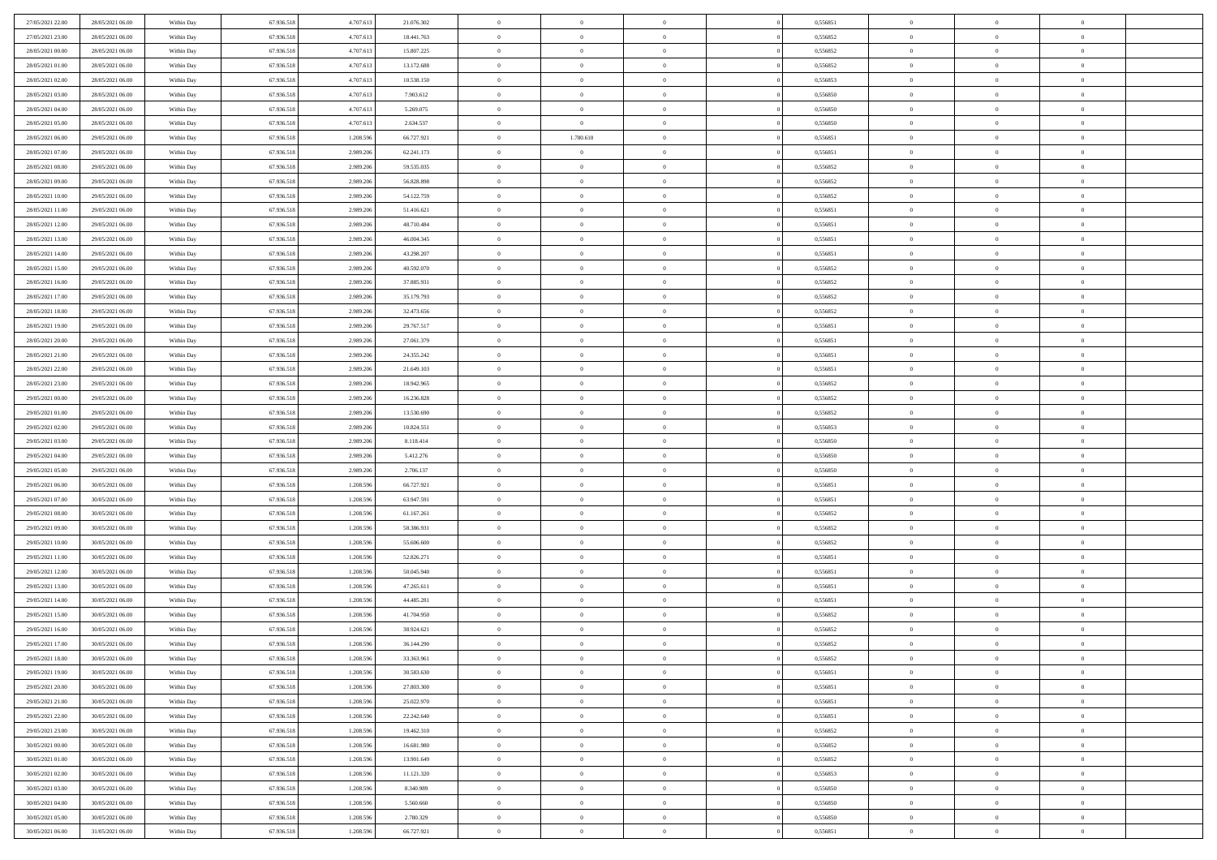| | | | | | | | | | | | | | | |
|---|---|---|---|---|---|---|---|---|---|---|---|---|---|---|
| 27/05/2021 22:00 | 28/05/2021 06:00 | Within Day | 67.936.518 | 4.707.613 | 21.076.302 | 0 | 0 | 0 | | 0 | 0,556851 | 0 | 0 | 0 |
| 27/05/2021 23:00 | 28/05/2021 06:00 | Within Day | 67.936.518 | 4.707.613 | 18.441.763 | 0 | 0 | 0 | | 0 | 0,556852 | 0 | 0 | 0 |
| 28/05/2021 00:00 | 28/05/2021 06:00 | Within Day | 67.936.518 | 4.707.613 | 15.807.225 | 0 | 0 | 0 | | 0 | 0,556852 | 0 | 0 | 0 |
| 28/05/2021 01:00 | 28/05/2021 06:00 | Within Day | 67.936.518 | 4.707.613 | 13.172.688 | 0 | 0 | 0 | | 0 | 0,556852 | 0 | 0 | 0 |
| 28/05/2021 02:00 | 28/05/2021 06:00 | Within Day | 67.936.518 | 4.707.613 | 10.538.150 | 0 | 0 | 0 | | 0 | 0,556853 | 0 | 0 | 0 |
| 28/05/2021 03:00 | 28/05/2021 06:00 | Within Day | 67.936.518 | 4.707.613 | 7.903.612 | 0 | 0 | 0 | | 0 | 0,556850 | 0 | 0 | 0 |
| 28/05/2021 04:00 | 28/05/2021 06:00 | Within Day | 67.936.518 | 4.707.613 | 5.269.075 | 0 | 0 | 0 | | 0 | 0,556850 | 0 | 0 | 0 |
| 28/05/2021 05:00 | 28/05/2021 06:00 | Within Day | 67.936.518 | 4.707.613 | 2.634.537 | 0 | 0 | 0 | | 0 | 0,556850 | 0 | 0 | 0 |
| 28/05/2021 06:00 | 29/05/2021 06:00 | Within Day | 67.936.518 | 1.208.596 | 66.727.921 | 0 | 1.780.610 | 0 | | 0 | 0,556851 | 0 | 0 | 0 |
| 28/05/2021 07:00 | 29/05/2021 06:00 | Within Day | 67.936.518 | 2.989.206 | 62.241.173 | 0 | 0 | 0 | | 0 | 0,556851 | 0 | 0 | 0 |
| 28/05/2021 08:00 | 29/05/2021 06:00 | Within Day | 67.936.518 | 2.989.206 | 59.535.035 | 0 | 0 | 0 | | 0 | 0,556852 | 0 | 0 | 0 |
| 28/05/2021 09:00 | 29/05/2021 06:00 | Within Day | 67.936.518 | 2.989.206 | 56.828.898 | 0 | 0 | 0 | | 0 | 0,556852 | 0 | 0 | 0 |
| 28/05/2021 10:00 | 29/05/2021 06:00 | Within Day | 67.936.518 | 2.989.206 | 54.122.759 | 0 | 0 | 0 | | 0 | 0,556852 | 0 | 0 | 0 |
| 28/05/2021 11:00 | 29/05/2021 06:00 | Within Day | 67.936.518 | 2.989.206 | 51.416.621 | 0 | 0 | 0 | | 0 | 0,556851 | 0 | 0 | 0 |
| 28/05/2021 12:00 | 29/05/2021 06:00 | Within Day | 67.936.518 | 2.989.206 | 48.710.484 | 0 | 0 | 0 | | 0 | 0,556851 | 0 | 0 | 0 |
| 28/05/2021 13:00 | 29/05/2021 06:00 | Within Day | 67.936.518 | 2.989.206 | 46.004.345 | 0 | 0 | 0 | | 0 | 0,556851 | 0 | 0 | 0 |
| 28/05/2021 14:00 | 29/05/2021 06:00 | Within Day | 67.936.518 | 2.989.206 | 43.298.207 | 0 | 0 | 0 | | 0 | 0,556851 | 0 | 0 | 0 |
| 28/05/2021 15:00 | 29/05/2021 06:00 | Within Day | 67.936.518 | 2.989.206 | 40.592.070 | 0 | 0 | 0 | | 0 | 0,556852 | 0 | 0 | 0 |
| 28/05/2021 16:00 | 29/05/2021 06:00 | Within Day | 67.936.518 | 2.989.206 | 37.885.931 | 0 | 0 | 0 | | 0 | 0,556852 | 0 | 0 | 0 |
| 28/05/2021 17:00 | 29/05/2021 06:00 | Within Day | 67.936.518 | 2.989.206 | 35.179.793 | 0 | 0 | 0 | | 0 | 0,556852 | 0 | 0 | 0 |
| 28/05/2021 18:00 | 29/05/2021 06:00 | Within Day | 67.936.518 | 2.989.206 | 32.473.656 | 0 | 0 | 0 | | 0 | 0,556852 | 0 | 0 | 0 |
| 28/05/2021 19:00 | 29/05/2021 06:00 | Within Day | 67.936.518 | 2.989.206 | 29.767.517 | 0 | 0 | 0 | | 0 | 0,556851 | 0 | 0 | 0 |
| 28/05/2021 20:00 | 29/05/2021 06:00 | Within Day | 67.936.518 | 2.989.206 | 27.061.379 | 0 | 0 | 0 | | 0 | 0,556851 | 0 | 0 | 0 |
| 28/05/2021 21:00 | 29/05/2021 06:00 | Within Day | 67.936.518 | 2.989.206 | 24.355.242 | 0 | 0 | 0 | | 0 | 0,556851 | 0 | 0 | 0 |
| 28/05/2021 22:00 | 29/05/2021 06:00 | Within Day | 67.936.518 | 2.989.206 | 21.649.103 | 0 | 0 | 0 | | 0 | 0,556851 | 0 | 0 | 0 |
| 28/05/2021 23:00 | 29/05/2021 06:00 | Within Day | 67.936.518 | 2.989.206 | 18.942.965 | 0 | 0 | 0 | | 0 | 0,556852 | 0 | 0 | 0 |
| 29/05/2021 00:00 | 29/05/2021 06:00 | Within Day | 67.936.518 | 2.989.206 | 16.236.828 | 0 | 0 | 0 | | 0 | 0,556852 | 0 | 0 | 0 |
| 29/05/2021 01:00 | 29/05/2021 06:00 | Within Day | 67.936.518 | 2.989.206 | 13.530.690 | 0 | 0 | 0 | | 0 | 0,556852 | 0 | 0 | 0 |
| 29/05/2021 02:00 | 29/05/2021 06:00 | Within Day | 67.936.518 | 2.989.206 | 10.824.551 | 0 | 0 | 0 | | 0 | 0,556853 | 0 | 0 | 0 |
| 29/05/2021 03:00 | 29/05/2021 06:00 | Within Day | 67.936.518 | 2.989.206 | 8.118.414 | 0 | 0 | 0 | | 0 | 0,556850 | 0 | 0 | 0 |
| 29/05/2021 04:00 | 29/05/2021 06:00 | Within Day | 67.936.518 | 2.989.206 | 5.412.276 | 0 | 0 | 0 | | 0 | 0,556850 | 0 | 0 | 0 |
| 29/05/2021 05:00 | 29/05/2021 06:00 | Within Day | 67.936.518 | 2.989.206 | 2.706.137 | 0 | 0 | 0 | | 0 | 0,556850 | 0 | 0 | 0 |
| 29/05/2021 06:00 | 30/05/2021 06:00 | Within Day | 67.936.518 | 1.208.596 | 66.727.921 | 0 | 0 | 0 | | 0 | 0,556851 | 0 | 0 | 0 |
| 29/05/2021 07:00 | 30/05/2021 06:00 | Within Day | 67.936.518 | 1.208.596 | 63.947.591 | 0 | 0 | 0 | | 0 | 0,556851 | 0 | 0 | 0 |
| 29/05/2021 08:00 | 30/05/2021 06:00 | Within Day | 67.936.518 | 1.208.596 | 61.167.261 | 0 | 0 | 0 | | 0 | 0,556852 | 0 | 0 | 0 |
| 29/05/2021 09:00 | 30/05/2021 06:00 | Within Day | 67.936.518 | 1.208.596 | 58.386.931 | 0 | 0 | 0 | | 0 | 0,556852 | 0 | 0 | 0 |
| 29/05/2021 10:00 | 30/05/2021 06:00 | Within Day | 67.936.518 | 1.208.596 | 55.606.600 | 0 | 0 | 0 | | 0 | 0,556852 | 0 | 0 | 0 |
| 29/05/2021 11:00 | 30/05/2021 06:00 | Within Day | 67.936.518 | 1.208.596 | 52.826.271 | 0 | 0 | 0 | | 0 | 0,556851 | 0 | 0 | 0 |
| 29/05/2021 12:00 | 30/05/2021 06:00 | Within Day | 67.936.518 | 1.208.596 | 50.045.940 | 0 | 0 | 0 | | 0 | 0,556851 | 0 | 0 | 0 |
| 29/05/2021 13:00 | 30/05/2021 06:00 | Within Day | 67.936.518 | 1.208.596 | 47.265.611 | 0 | 0 | 0 | | 0 | 0,556851 | 0 | 0 | 0 |
| 29/05/2021 14:00 | 30/05/2021 06:00 | Within Day | 67.936.518 | 1.208.596 | 44.485.281 | 0 | 0 | 0 | | 0 | 0,556851 | 0 | 0 | 0 |
| 29/05/2021 15:00 | 30/05/2021 06:00 | Within Day | 67.936.518 | 1.208.596 | 41.704.950 | 0 | 0 | 0 | | 0 | 0,556852 | 0 | 0 | 0 |
| 29/05/2021 16:00 | 30/05/2021 06:00 | Within Day | 67.936.518 | 1.208.596 | 38.924.621 | 0 | 0 | 0 | | 0 | 0,556852 | 0 | 0 | 0 |
| 29/05/2021 17:00 | 30/05/2021 06:00 | Within Day | 67.936.518 | 1.208.596 | 36.144.290 | 0 | 0 | 0 | | 0 | 0,556852 | 0 | 0 | 0 |
| 29/05/2021 18:00 | 30/05/2021 06:00 | Within Day | 67.936.518 | 1.208.596 | 33.363.961 | 0 | 0 | 0 | | 0 | 0,556852 | 0 | 0 | 0 |
| 29/05/2021 19:00 | 30/05/2021 06:00 | Within Day | 67.936.518 | 1.208.596 | 30.583.630 | 0 | 0 | 0 | | 0 | 0,556851 | 0 | 0 | 0 |
| 29/05/2021 20:00 | 30/05/2021 06:00 | Within Day | 67.936.518 | 1.208.596 | 27.803.300 | 0 | 0 | 0 | | 0 | 0,556851 | 0 | 0 | 0 |
| 29/05/2021 21:00 | 30/05/2021 06:00 | Within Day | 67.936.518 | 1.208.596 | 25.022.970 | 0 | 0 | 0 | | 0 | 0,556851 | 0 | 0 | 0 |
| 29/05/2021 22:00 | 30/05/2021 06:00 | Within Day | 67.936.518 | 1.208.596 | 22.242.640 | 0 | 0 | 0 | | 0 | 0,556851 | 0 | 0 | 0 |
| 29/05/2021 23:00 | 30/05/2021 06:00 | Within Day | 67.936.518 | 1.208.596 | 19.462.310 | 0 | 0 | 0 | | 0 | 0,556852 | 0 | 0 | 0 |
| 30/05/2021 00:00 | 30/05/2021 06:00 | Within Day | 67.936.518 | 1.208.596 | 16.681.980 | 0 | 0 | 0 | | 0 | 0,556852 | 0 | 0 | 0 |
| 30/05/2021 01:00 | 30/05/2021 06:00 | Within Day | 67.936.518 | 1.208.596 | 13.901.649 | 0 | 0 | 0 | | 0 | 0,556852 | 0 | 0 | 0 |
| 30/05/2021 02:00 | 30/05/2021 06:00 | Within Day | 67.936.518 | 1.208.596 | 11.121.320 | 0 | 0 | 0 | | 0 | 0,556853 | 0 | 0 | 0 |
| 30/05/2021 03:00 | 30/05/2021 06:00 | Within Day | 67.936.518 | 1.208.596 | 8.340.989 | 0 | 0 | 0 | | 0 | 0,556850 | 0 | 0 | 0 |
| 30/05/2021 04:00 | 30/05/2021 06:00 | Within Day | 67.936.518 | 1.208.596 | 5.560.660 | 0 | 0 | 0 | | 0 | 0,556850 | 0 | 0 | 0 |
| 30/05/2021 05:00 | 30/05/2021 06:00 | Within Day | 67.936.518 | 1.208.596 | 2.780.329 | 0 | 0 | 0 | | 0 | 0,556850 | 0 | 0 | 0 |
| 30/05/2021 06:00 | 31/05/2021 06:00 | Within Day | 67.936.518 | 1.208.596 | 66.727.921 | 0 | 0 | 0 | | 0 | 0,556851 | 0 | 0 | 0 |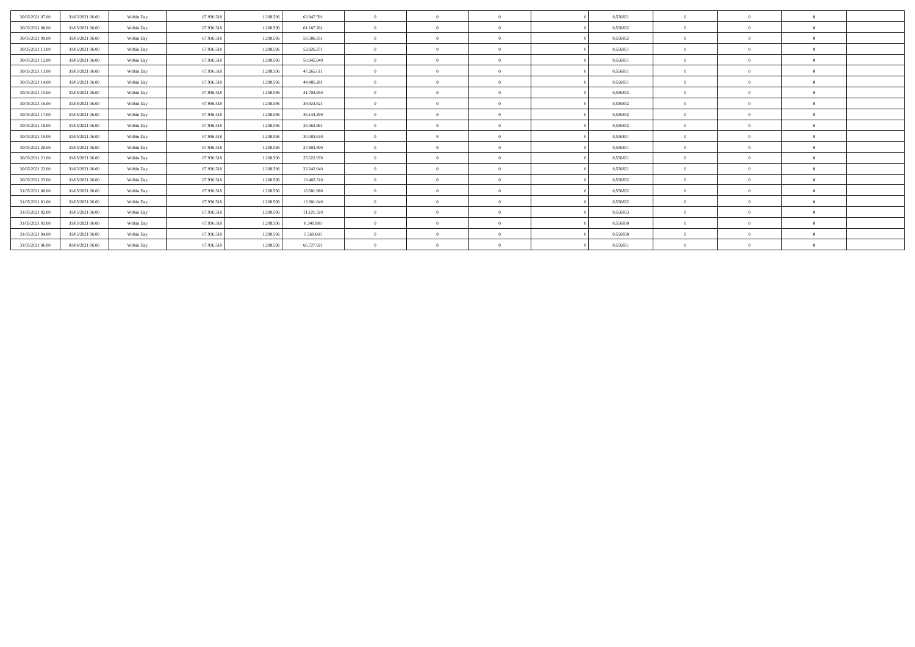| | | | | | | | | | | | | | | |
|---|---|---|---|---|---|---|---|---|---|---|---|---|---|---|
| 30/05/2021 07:00 | 31/05/2021 06:00 | Within Day | 67.936.518 | 1.208.596 | 63.947.591 | 0 | 0 | 0 | 0 | 0,556851 | 0 | 0 | 0 | |
| 30/05/2021 08:00 | 31/05/2021 06:00 | Within Day | 67.936.518 | 1.208.596 | 61.167.261 | 0 | 0 | 0 | 0 | 0,556852 | 0 | 0 | 0 | |
| 30/05/2021 09:00 | 31/05/2021 06:00 | Within Day | 67.936.518 | 1.208.596 | 58.386.931 | 0 | 0 | 0 | 0 | 0,556852 | 0 | 0 | 0 | |
| 30/05/2021 11:00 | 31/05/2021 06:00 | Within Day | 67.936.518 | 1.208.596 | 52.826.271 | 0 | 0 | 0 | 0 | 0,556851 | 0 | 0 | 0 | |
| 30/05/2021 12:00 | 31/05/2021 06:00 | Within Day | 67.936.518 | 1.208.596 | 50.045.940 | 0 | 0 | 0 | 0 | 0,556851 | 0 | 0 | 0 | |
| 30/05/2021 13:00 | 31/05/2021 06:00 | Within Day | 67.936.518 | 1.208.596 | 47.265.611 | 0 | 0 | 0 | 0 | 0,556851 | 0 | 0 | 0 | |
| 30/05/2021 14:00 | 31/05/2021 06:00 | Within Day | 67.936.518 | 1.208.596 | 44.485.281 | 0 | 0 | 0 | 0 | 0,556851 | 0 | 0 | 0 | |
| 30/05/2021 15:00 | 31/05/2021 06:00 | Within Day | 67.936.518 | 1.208.596 | 41.704.950 | 0 | 0 | 0 | 0 | 0,556852 | 0 | 0 | 0 | |
| 30/05/2021 16:00 | 31/05/2021 06:00 | Within Day | 67.936.518 | 1.208.596 | 38.924.621 | 0 | 0 | 0 | 0 | 0,556852 | 0 | 0 | 0 | |
| 30/05/2021 17:00 | 31/05/2021 06:00 | Within Day | 67.936.518 | 1.208.596 | 36.144.290 | 0 | 0 | 0 | 0 | 0,556852 | 0 | 0 | 0 | |
| 30/05/2021 18:00 | 31/05/2021 06:00 | Within Day | 67.936.518 | 1.208.596 | 33.363.961 | 0 | 0 | 0 | 0 | 0,556852 | 0 | 0 | 0 | |
| 30/05/2021 19:00 | 31/05/2021 06:00 | Within Day | 67.936.518 | 1.208.596 | 30.583.630 | 0 | 0 | 0 | 0 | 0,556851 | 0 | 0 | 0 | |
| 30/05/2021 20:00 | 31/05/2021 06:00 | Within Day | 67.936.518 | 1.208.596 | 27.803.300 | 0 | 0 | 0 | 0 | 0,556851 | 0 | 0 | 0 | |
| 30/05/2021 21:00 | 31/05/2021 06:00 | Within Day | 67.936.518 | 1.208.596 | 25.022.970 | 0 | 0 | 0 | 0 | 0,556851 | 0 | 0 | 0 | |
| 30/05/2021 22:00 | 31/05/2021 06:00 | Within Day | 67.936.518 | 1.208.596 | 22.242.640 | 0 | 0 | 0 | 0 | 0,556851 | 0 | 0 | 0 | |
| 30/05/2021 23:00 | 31/05/2021 06:00 | Within Day | 67.936.518 | 1.208.596 | 19.462.310 | 0 | 0 | 0 | 0 | 0,556852 | 0 | 0 | 0 | |
| 31/05/2021 00:00 | 31/05/2021 06:00 | Within Day | 67.936.518 | 1.208.596 | 16.681.980 | 0 | 0 | 0 | 0 | 0,556852 | 0 | 0 | 0 | |
| 31/05/2021 01:00 | 31/05/2021 06:00 | Within Day | 67.936.518 | 1.208.596 | 13.901.649 | 0 | 0 | 0 | 0 | 0,556852 | 0 | 0 | 0 | |
| 31/05/2021 02:00 | 31/05/2021 06:00 | Within Day | 67.936.518 | 1.208.596 | 11.121.320 | 0 | 0 | 0 | 0 | 0,556853 | 0 | 0 | 0 | |
| 31/05/2021 03:00 | 31/05/2021 06:00 | Within Day | 67.936.518 | 1.208.596 | 8.340.989 | 0 | 0 | 0 | 0 | 0,556850 | 0 | 0 | 0 | |
| 31/05/2021 04:00 | 31/05/2021 06:00 | Within Day | 67.936.518 | 1.208.596 | 5.560.660 | 0 | 0 | 0 | 0 | 0,556850 | 0 | 0 | 0 | |
| 31/05/2021 06:00 | 01/06/2021 06:00 | Within Day | 67.936.518 | 1.208.596 | 66.727.921 | 0 | 0 | 0 | 0 | 0,556851 | 0 | 0 | 0 | |